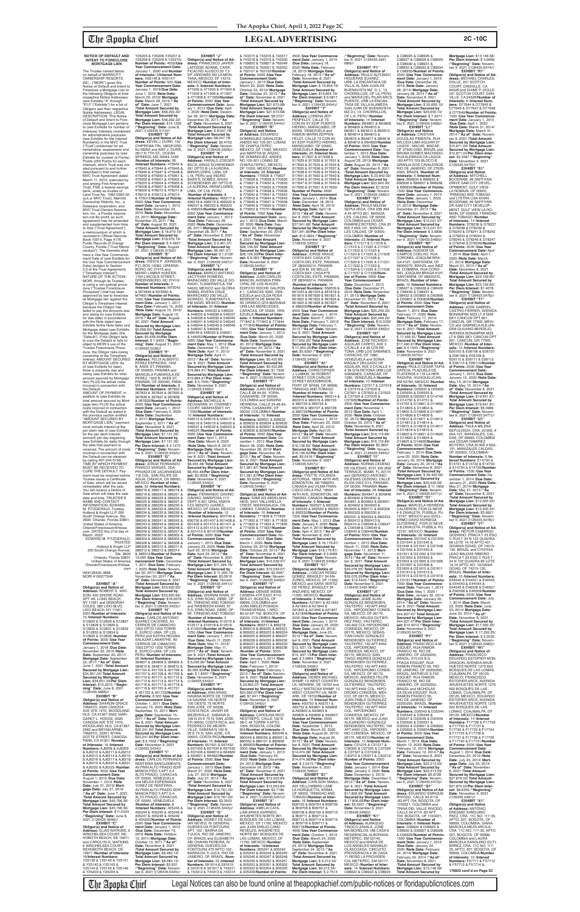**NOTICE OF DEFAULT AND INTENT TO FORECLOSE MORTGAGE LIEN**

The Trustee named below on behalf of MARRIOTT OWNERSHIP RESORTS, INC., ("MORI") gives this Notice of Default and Intent to Foreclose a Mortgage Lien to the following Obligors at their respective Notice Addresses (see Exhibits "A" through "E10" ("Exhibits") for a list of Obligors and their respective Notice Addresses). LEGAL DESCRIPTION: This Notice of Default and Intent to Foreclose Mortgage Lien pertains to (a) Unit Week(s) or Interest(s) (numbered for administrative purposes: (see Exhibits for the Interest Number(s) in the MVC Trust ("Trust") evidenced for administrative, assessment and ownership purposes by (see Exhibits for number of Points) Points (250 Points for each Interest), which Trust was created pursuant to and further described in that certain MVC Trust Agreement dated March 11, 2010, executed by and among First American Trust, FSB, a federal savings bank, solely as trustee of Land Trust No. 1082-0300-00 (a.k.a. MVC Trust), Marriott Ownership Resorts, Inc., a Delaware corporation, and MVC Trust Owners Association, Inc., a Florida corporation not-for-profit, as such agreement may be amended and supplemented from time to time ("Trust Agreement"), a memorandum of which is recorded in Official Records Book 10015, Page 4176, Public Records of Orange County, Florida ("Trust Memorandum"). The Interests shall have a Use Year Commencement Date of (see Exhibits for the Use Year Commencement Date) (subject to Section 3.5 of the Trust Agreement) ("Timeshare Interest"). NATURE OF THE ACTION: MORI, through its Trustee, is using a non-judicial procedure ("Trustee Foreclosure Procedure") that has been approved by law to foreclose its Mortgage lien against the Obligor's Timeshare Interest ("Trustee Procedure"), because the Obligor has failed to pay the amounts due and owing (see Exhibits for due date) in accordance with the Note dated (see Exhibits for the Note date) and Mortgage dated (see Exhibits for the Mortgage date) (the "Default"). If the Obligor fails to cure the Default or fails to object to MORI's use of the Trustee Foreclosure Procedure, the Obligor risks losing ownership of the Timeshare Interest. AMOUNT SECURED BY MORTGAGE LIEN: As of (see Exhibits for date), there is presently due and owing (see Exhibits for total amount secured by Mortgage lien) PLUS the actual costs incurred in connection with the Default. AMOUNT OF PAYMENT: In addition to (see Exhibits for total amount secured by Mortgage lien) PLUS the actual costs incurred in connection with the Default as stated in the previous section entitled "AMOUNT SECURED BY MORTGAGE LIEN," payment must include interest at the per diem rate of (see Exhibits for the per diem interest amount) per day beginning (see Exhibits for date) through the date that payment is received. The amount of costs incurred in connection with the Default can be obtained by calling 407-244-5198. TIME BY WHICH PAYMENT MUST BE RECEIVED TO CURE THE DEFAULT: Payment must be received before Trustee issues a Certificate of Sale, which will be issued immediately after the sale. You will receive a Notice of Sale which will state the sale date and time. TRUSTEE'S NAME AND CONTACT INFORMATION: EDWARD M. FITZGERALD, Trustee, Holland & Knight LLP, 200 South Orange Avenue, Ste. 2600, Orlando, Florida 32801, United States of America, OrlandoForeclosure@hklaw.com. DATED this 21st day of March, 2022.

EDWARD M. FITZGERALD, TRUSTEE
Holland & Knight LLP
200 South Orange Avenue, Ste. 2600
Orlando, Florida 32801
United States of America
OrlandoForeclosure@hklaw.com

HK#126435.4866
MORI #100277549

**EXHIBIT "A"**
**Obligor(s) and Notice of Address:** ROBERT E. WATSON, 426 SHORE ROAD APT 4N, LONG BEACH, NY 11561 and DEBORAH COLES, 385 LIDO BLVD, LIDO BEACH, NY 11561-5000/**Number of Interests:** 10 /**Interest Numbers:** S12826 & S12827 & S12828 & S12829 & S12830 & S12831 & S12832 & S12833 & S12834 & S12835 & S12836 /**Number of Points:** 3000 /**Use Year Commencement Date:** January 1, 2018 /**Due Date:** November 22, 2019 /**Note Date:** November 22, 2017/ **Mortgage Date:** September 22, 2017 /**"As of" Date:** June 7, 2021 /**Total Amount Secured by Mortgage Lien:** $34,621.24/ **Total Amount Secured by Mortgage Lien:** $34,621.24/**Per Diem Interest:** $10.2015 /**"Beginning" Date:** June 8, 2021 /(126435.4866)//

**EXHIBIT "B"**
**Obligor(s) and Notice of Address:** SHARON GRACE TAMAYO, 6320 CANOGA AVE STE 1470, WOODLAND HLS, CA 91367-2562, MARGARET L. HODGE, 6320 CANOGA AVE STE 1470, WOODLAND HLS, CA 91367-2562 and BRYAN ARNEL TAMAYO, 2201 WYAN DOTTE STREET, CANOGA PARK, CA 91361 /**Number of Interests:** 16 /**Interest Numbers:** AJ6208 & AJ6209 & AJ6210 & AJ6211 & AJ6212 & AJ6213 & AJ6214 & AJ6215 & AJ6216 & AJ6217 & AJ6218 & AJ6219 & AJ6220 & AJ6221 & AJ6222 & AJ6223 /**Number of Points:** 4000 /**Use Year Commencement Date:** August 1, 2019 /**Due Date:** November 11, 2019 /**Note Date:** July 31, 2019/ **Mortgage Date:** July 31, 2019 /**"As of" Date:** June 7, 2021 /**Total Amount Secured by Mortgage Lien:** $45,796.36/ **Total Amount Secured by Mortgage Lien:** $45,796.36/ **Per Diem Interest:** $11.5524 /**"Beginning" Date:** June 8, 2021 /(126435.4946)//

**EXHIBIT "C"**
**Obligor(s) and Notice of Address:** ELIAS WATKINS, 6 WINCHELSEA COURT, REHOBOTH BEACH, DE 19971 and CAROLYN G. WATKINS, 6 WINCHELSEA COURT, REHOBOTH BEACH, DE 19971 /**Number of Interests:** 10/**Interest Numbers:** Y25139 & Y25140 & Y25141 & Y25142 & Y25143 & Y25144 & Y25145 & Y25146 & Y25203 & Y25204 & Y25205 & Y25206 Y25207 & Y25208 & Y25209 & Y25210/ **Number of Points:** 4000/**Use Year Commencement Date:** January 1, 2020 and **Number of Interests:** 2/**Interest Numbers:** H35146 & H35147/ **Number of Points:** 500 /**Use Year Commencement Date:** January 1, 2016/**Due Date:** June 1, 2019 /**Note Date:** March 29, 2019/ **Mortgage Date:** March 29, 2019 /**"As of" Date:** June 7, 2021 /**Total Amount Secured by Mortgage Lien:** $58,292.22/ **Total Amount Secured by Mortgage Lien:** $58,292.22/ **Per Diem Interest:** $14.1258 /**"Beginning" Date:** June 8, 2021 /(126435.5110)//

**EXHIBIT "D"**
**Obligor(s) and Notice of Address:** KEVIN J. DURR, 152 CHIPPEWA TRL, MEDFORD, NJ 08055 and AMY J. DURR, 2617 N 7TH ST., OCEAN SPRINGS, MS 39564-1036 /**Number of Interests:** 26 /**Interest Numbers:** 475942 & 475943 & 475944 & 475945 & 475946 & 475947 & 475948 & 475949 & 475950 & 475951 & 475952 & 476001 & 476002 & 476003 & 476004 & 476005 & 476006 & 476007 & 476008 & 476009 & 476010 & 476011 & 476012 & 476013 & 476014 & 476015/**Number of Points:** 6500 /**Use Year Commencement Date:** January 1, 2012 /**Due Date:** November 23, 2019 /**Note Date:** November 23, 2011/ **Mortgage Date:** November 23, 2011 /**"As of" Date:** August 30, 2021 /**Total Amount Secured by Mortgage Lien:** $ 18,979.19/ **Total Amount Secured by Mortgage Lien:** $18,979.19/ **Per Diem Interest:** $ 4.4997 /**"Beginning" Date:** August 31, 2021 /(126435.5156)//

**EXHIBIT "E"**
**Obligor(s) and Notice of Address:** IVESTA P. JOHNSON, P.O. BOX 13082, GREENSBORO, NC 27415 and MARIO LAMAR HUNTER, 1704 ALCOCK STREET, GREENSBORO, NC 27410 /**Number of Interests:** 4 /**Interest Numbers:** M74849 & M74849 & M74850 & M74851/**Number of Points:** 1000 /**Use Year Commencement Date:** January 1, 2017 /**Due Date:** February 15, 2020 /**Note Date:** August 15, 2016/ **Mortgage Date:** August 15, 2016 /**"As of" Date:** August 30, 2021 /**Total Amount Secured by Mortgage Lien:** $5,656.65/ **Total Amount Secured by Mortgage Lien:** $5,656.65/**Per Diem Interest:** $ 1.6403 /**"Beginning" Date:** August 31, 2021 /(126435.5236)//

**EXHIBIT "F"**
**Obligor(s) and Notice of Address:** FELIX ALBERTO PEREZ ESPINOSA, 1502 B. AKEE ST, PANAMA, OF 00000, PANAMA and MARCELA FUMAROLA DE PEREZ, 1502 B. AKEE ST, PANAMA, OF 00000, PANAMA /**Number of Interests:** 8 /**Interest Numbers:** 367832 & 367833 & 367834 & 367835 & 367836 & 367837 & 367838 & 367839/**Number of Points:** 2000 /**Use Year Commencement Date:** January 1, 2012 /**Due Date:** February 2, 2020 /**Note Date:** September 2, 2011/ **Mortgage Date:** September 2, 2011 /**"As of" Date:** November 8, 2021 /**Total Amount Secured by Mortgage Lien:** $7,131.05/ **Total Amount Secured by Mortgage Lien:** $7,131.05/ **Per Diem Interest:** $ 2.1272 /**"Beginning" Date:** November 9, 2021 /(126435.5432)//

**EXHIBIT "G"**
**Obligor(s) and Notice of Address:** JORGE FERNANDO FRANCO VARGAS, 2DA PRIVADA DE JACARANDAS 118 COL. SAN FELIPE DE AGUA, OAXACA, OX 68020, MEXICO /**Number of Interests:** 52 /**Interest Numbers:** 386216 & 386217 & 386218 & 386219 & 386220 & 386221 & 386222 & 386223 & 386224 & 386225 & 386226 & 386227 & 386228 & 386229 & 386230 & 386231 & 386232 & 386233 & 386234 & 386235 & 386236 & 386237 & 386238 & 386239 & 386240 & 386241 & 386242 & 386243 & 386244 & 386245 & 386246 & 386247 & 386248 & 386249 & 386250 & 386251 & 386252 & 386301 & 386302 & 386303 & 386304 & 386305 & 386306 & 386307 & 386308 & 386309 & 386310 & 386311 & 386312 & 386313 & 386314 & 386315/**Number of Points:** 13000 /**Use Year Commencement Date:** December 1, 2020 /**Due Date:** November 30, 2011/ **Mortgage Date:** November 30, 2011 /**"As of" Date:** November 8, 2021 /**Total Amount Secured by Mortgage Lien:** $53,920.63/ **Total Amount Secured by Mortgage Lien:** $53,920.63/ **Per Diem Interest:** $16.6379 /**"Beginning" Date:** November 9, 2021 /(126435.5433)//

**EXHIBIT "H"**
**Obligor(s) and Notice of Address:** CARLOS ANTONIO SUAREZ CACERES, AV CERROS DE CAMACHO 1002 DPTO 1202 TORRE E, SURCO LIMA, OF L33, PERU and KATHIA REGINA SALAZAR LABARTHE, AV CERROS DE CAMACHO 1002 DPTO 1202 TORRE E, SURCO LIMA, OF L33, PERU /**Number of Interests:** 26 /**Interest Numbers:** 384807 & 384808 & 384809 & 384810 & 384811 & 384812 & 401704 & 401705 & 401706 & 401707 & 401708 & 401709 & 401710 & 401711 & 401712 & 401713 & 401714 & 401715 & 401716 & 401717 & 401718 & 401719 & 401720 & 401721 & 401722 & 401723/**Number of Points:** 6,500 /**Use Year Commencement Date:** October 1, 2011 /**Due Date:** January 15, 2020 /**Note Date:** September 15, 2011/ **Mortgage Date:** September 15, 2011 /**"As of" Date:** November 8, 2021 /**Total Amount Secured by Mortgage Lien:** $22,241.84/ **Total Amount Secured by Mortgage Lien:** $22,241.84/**Per Diem Interest:** $ 6.7602 /**"Beginning" Date:** November 9, 2021 /(126435.5434)//

**EXHIBIT "I"**
**Obligor(s) and Notice of Address:** CARLOS FERNANDO RENTERIA SANCLEMENTE, AV PRIN ALTO PRADO EDIF MANCA PISO 5 APT 5-A ALTO PRADO, CARACAS, OF 00000, VENEZUELA and NELDA ESPERANZA YUNEZ DE RENTERIA, AV PRIN ALTO PRADO EDIF MANCA PISO 5 APT 5-A ALTO PRADO, CARACAS, OF 00000, VENEZUELA /**Number of Interests:** 8 /**Interest Numbers:** 405243 & 405244 & 405245 & 405246 & 405247 & 405248 & 405249 & 405250/**Number of Points:** 2000 /**Use Year Commencement Date:** January 1, 2012 /**Due Date:** December 13, 2019 /**Note Date:** October 13, 2011/ **Mortgage Date:** October 13, 2011 /**"As of" Date:** November 8, 2021 /**Total Amount Secured by Mortgage Lien:** $8,483.13/ **Total Amount Secured by Mortgage Lien:** $8,483.13/ **Per Diem Interest:** $2.631 /**"Beginning" Date:** November 9, 2021 /(126435.5435)//

**EXHIBIT "J"**
**Obligor(s) and Notice of Address:** FRANCISCO JAVIER LAPOSSE-ADAME, CARR. PICACHO AJUSCO 52 T-3 DP JARDINES EN LA MONTANA, MEXICO, DF 14210, MEXICO /**Number of Interests:** 8 /**Interest Numbers:** 471904 & 471905 & 471906 & 471907 & 471908 & 471909 & 471908 & 471909/**Number of Points:** 2000 /**Use Year Commencement Date:** January 1, 2013 /**Due Date:** April 1, 2020 /**Note Date:** December 30, 2011/ **Mortgage Date:** December 30, 2011 /**"As of" Date:** November 8, 2021 /**Total Amount Secured by Mortgage Lien:** $ 8,047.78/ **Total Amount Secured by Mortgage Lien:** $8,047.78/ **Per Diem Interest:** $2.4703 /**"Beginning" Date:** November 9, 2021 /(126435.5436)//

**EXHIBIT "K"**
**Obligor(s) and Notice of Address:** HAYMALE CRESPO BACA, ARIAS SCHREIBER 261 DPTO B LA AURORA, MIRAFLORES, LIMA, OF L18, PERU and INGRID BAERTL GOMEZ, ARIAS SCHREIBER 261 DPTO B LA AURORA, MIRAFLORES, LIMA, OF L18, PERU /**Number of Interests:** 8 /**Interest Numbers:** 496217 & 496218 & 496219 & 496220 & 496221 & 496222 & 496223 & 496224/**Number of Points:** 2000 /**Use Year Commencement Date:** January 1, 2012 /**Due Date:** November 20, 2020 /**Note Date:** December 20, 2011/ **Mortgage Date:** December 20, 2011 /**"As of" Date:** November 8, 2021 /**Total Amount Secured by Mortgage Lien:** $5,461.01/ **Total Amount Secured by Mortgage Lien:** $5,461.01/ **Per Diem Interest:** $ 1.9139 /**"Beginning" Date:** November 9, 2021 /(126435.5437)//

**EXHIBIT "L"**
**Obligor(s) and Notice of Address:** MARCO ANTONIO VICTOR RENTERIA ALVARADO, TLALPEÑA COLORADO, TLANEPANTLA, EM 54000, MEXICO and MARGARITA GARCIA ZAMORA, CALLE RIO LERMA, MEXICO, OF 5, OAXACA, C 4 Interests: 4 EDGARDO ROCHE and GLORIA ISABEL RIVERA CRUZ, MARGARITA JUAREZ COLORADO, TLANEPANTLA, EM 54000, MEXICO /**Number of Interests:** 4 /**Interest Numbers:** 546033 & 546034 & 546035 & 546036 & 546037 & 546038 & 546039 & 546040 & 546041 & 546042 & 546043 & 546044 & 546045 & 546046 & 546047 & 546048 & 546049 & 546050 & 546051 & 546052/**Number of Points:** 5000 /**Use Year Commencement Date:** May 1, 2012 /**Due Date:** December 11, 2019 /**Note Date:** April 11, 2012/ **Mortgage Date:** April 11, 2012 /**"As of" Date:** November 8, 2021 /**Total Amount Secured by Mortgage Lien:** $14,884.51/ **Total Amount Secured by Mortgage Lien:** $19,884.81/**Per Diem Interest:** $ 5.7598 /**"Beginning" Date:** November 9, 2021 /(126435.5439)//

**EXHIBIT "M"**
**Obligor(s) and Notice of Address:** MICHELLE A. DEOSARAN, #1 CHARNEY COURT, NEW CITY, NY 11030/**Number of Interests:** 8 /**Interest Numbers:** 546015 & 546016 & 546017 & 546018 & 546019 & 546020 & 546021 & 546022 & 546023 & 546024/**Number of Points:** 2500 /**Use Year Commencement Date:** April 1, 2012 /**Due Date:** April 8, 2020 /**Note Date:** March 8, 2012/ **Mortgage Date:** March 8, 2012 /**"As of" Date:** November 8, 2021 /**Total Amount Secured by Mortgage Lien:** $8,455.48/**Per Diem Interest:** $2.5935 /**"Beginning" Date:** November 9, 2021 /(126435.5440)//

**EXHIBIT "N"**
**Obligor(s) and Notice of Address:** FERNANDO QUINO GAVIÑO, MARRIOTT'S TOLEDO 25-TORRE 400, COL BENITO JUAREZ, MEXICO, DF 0000, MEXICO /**Number of Interests:** 12 /**Interest Numbers:** 600749 & 600750 & 601407 & 601408 & 601409 & 601410 & 601411 & 601412 & 601413 & 601414 & 601415 & 601416/**Number of Points:** 3000 /**Use Year Commencement Date:** January 23, 2020 /**Note Date:** April 23, 2012/ **Mortgage Date:** April 23, 2012 /**"As of" Date:** November 8, 2021 /**Total Amount Secured by Mortgage Lien:** $11,334.79/ **Total Amount Secured by Mortgage Lien:** $ 11,334.79/ **Per Diem Interest:** $3.5916 /**"Beginning" Date:** November 9, 2021 /(126435.5441)//

**EXHIBIT "O"**
**Obligor(s) and Notice of Address:** GRAHAM KHAN, 97 ST. ERIN ROAD, DEBE, OF W, TRINIDAD AND TOBAGO and RASHEEDA KHAN, 97 ST. ERIN ROAD, DEBE, OF W, TRINIDAD AND TOBAGO /**Number of Interests:** 5 /**Interest Numbers:** 612516 & 612517 & 612518 & 612519 & 612520/**Number of Points:** 1250 /**Use Year Commencement Date:** January 1, 2013 /**Due Date:** November 11, 2020 /**Note Date:** May 11, 2012/ **Mortgage Date:** May 11, 2012 /**"As of" Date:** November 8, 2021 /**Total Amount Secured by Mortgage Lien:** $6,069.05/**Per Diem Interest:** $ 1.8497 /**"Beginning" Date:** November 9, 2021 /(126435.5442)//

**EXHIBIT "P"**
**Obligor(s) and Notice of Address:** ANA ARIAS, HAVANA NORTE DE TORRE 12 SAVANA 100 NORTE 100 OESTE TE NORTE, SAN JOSE, OF 10306, COSTA RICA, JAVIER DE MEZAPAS CASA #2 O/S 100 N 25 E 25 N, SAN JOSE, OF 00000, COSTA RICA and FEDERICO DE MEZAPA VILLE, SABANA 100 N 25 E 75 N, SAN JOSE, CR 00000, COSTA RICA /**Number of Interests:** 10 /**Interest Numbers:** 657431 & 657432 & 657433 & 657434 & 657435 & 657436 & 664819 & 664820 & 664821 & 664822/**Number of Points:** 2500 /**Use Year Commencement Date:** January 1, 2013 /**Due Date:** March 27, 2020 /**Note Date:** July 27, 2012/ **Mortgage Date:** July 27, 2012 /**"As of" Date:** November 8, 2021 /**Total Amount Secured by Mortgage Lien:** $10,761.02/ **Total Amount Secured by Mortgage Lien:** $10,761.02/ **Per Diem Interest:** $3.3503 /**"Beginning" Date:** November 9, 2021 /(126435.5443)//

**EXHIBIT "Q"**
**Obligor(s) and Notice of Address:** SIDNEY DE AGUIAR REYES, IN GENERAL GUEDES DA FONTOURA, APT. 102 - BARRA DA TIJUCA, RIO DE JANEIRO, OF BRAZIL and ELISABETH ABI CHAHINE REYES, IN GENERAL GUEDES DA FONTOURA 475 APTO 102 - BARRA DA TI JUCA, RIO DE JANEIRO, OF 00000, BRAZIL /**Number of Interests:** 28 /**Interest Numbers:** 591615 & 591616 & 591617 & 743311 & 743312 & 743313 & 743314 & 743315 & 743316 & 743317 & 743318 & 743319 & 743320 & 759820 & 759821 & 762049 & 762050 & 762051 & 762052 & 762101 & 762102/**Number of Points:** 5000 /**Use Year Commencement Date:** January 1, 2013 /**Due Date:** March 23, 2020 /**Note Date:** October 23, 2012/ **Mortgage Date:** October 23, 2012 /**"As of" Date:** November 8, 2021 /**Total Amount Secured by Mortgage Lien:** $21,673.68/ **Total Amount Secured by Mortgage Lien:** $21,673.68/ **Per Diem Interest:** $6.2127 /**"Beginning" Date:** November 9, 2021 /(126435.5444)//

**EXHIBIT "R"**
**Obligor(s) and Notice of Address:** EDMUNDO DOMINGUEZ GAVALDON, ANDES NO 105-301 LOMAS DE CHAPULTEPEC, MEXICO, OF 11000, MEXICO and SOFIA VAZQUEZ DE DOMINGUEZ, ANDES NO 105-301 LOMAS DE CHAPULTEPEC, MEXICO, DF 11000, MEXICO /**Number of Interests:** 28 /**Interest Numbers:** 770626 & 770627 & 770628 & 770629 & 770630 & 770631 & 770632 & 770633 & 770634 & 770635 & 770636 & 770637 & 770638 & 770639 & 770640 & 770641 & 770642 & 770643 & 770644 & 770645 & 770646 & 770647 & 770648 & 770649 & 770650 & 770651 & 770652 & 770701/**Number of Points:** 7000 /**Use Year Commencement Date:** January 1, 2013 /**Due Date:** January 20, 2020 /**Note Date:** September 20, 2012/ **Mortgage Date:** September 20, 2012 /**"As of" Date:** November 8, 2021 /**Total Amount Secured by Mortgage Lien:** $39,000.93/ **Total Amount Secured by Mortgage Lien:** $39,000.93/ **Per Diem Interest:** $11.9906 /**"Beginning" Date:** November 9, 2021 /(126435.5445)//

**EXHIBIT "S"**
**Obligor(s) and Notice of Address:** JUAN CARLOS AVELINO, PLAZA PRINCIPAL DE LOS RIOS EDIFICIO ROCHE GALPON #1, CARACAS 0000, VENEZUELA and OLGA ROSA BERRIOTE DE MANCINI, AV. ESMACO DE MARIANA RESIDENCIAS MARINA CARACAS 0000, VENEZUELA /**Number of Interests:** 4 /**Interest Numbers:** 771842 & 771843 & 771844 & 771845/**Number of Points:** 1000 /**Use Year Commencement Date:** January 1, 2013 /**Due Date:** March 20, 2020 /**Note Date:** September 20, 2012/ **Mortgage Date:** September 20, 2012 /**"As of" Date:** November 8, 2021 /**Total Amount Secured by Mortgage Lien:** $5,420.86/ **Total Amount Secured by Mortgage Lien:** $5,420.86/ **Per Diem Interest:** $ 1.7336 /**"Beginning" Date:** November 9, 2021 /(126435.5446)//

**EXHIBIT "T"**
**Obligor(s) and Notice of Address:** JUAN SERRANO, CALLE 28 #4-90, YOPAL CASANARE, OF 0000, COLOMBIA and CAROLINA RODRIGUEZ HERRERA, CALLE 24 #6-64, YOPAL CASANARE, OF 00000, COLOMBIA /**Number of Interests:** 16 /**Interest Numbers:** 829631 & 829632 & 829633 & 829634 & 829635 & 829636 & 829637 & 829638 & 829639 & 829640/**Number of Points:** 4000 /**Use Year Commencement Date:** December 1, 2013 /**Due Date:** March 28, 2020 /**Note Date:** November 28, 2012/ **Mortgage Date:** November 28, 2012 /**"As of" Date:** November 8, 2021 /**Total Amount Secured by Mortgage Lien:** $11,581.87/**Per Diem Interest:** $3.6259 /**"Beginning" Date:** November 9, 2021 /(126435.5448)//

**EXHIBIT "U"**
**Obligor(s) and Notice of Address:** SAMI SCHEDLEVSKI, 70 N COUNTRY CREST, MISSISSAUGA, ON L5R5A4, CANADA /**Number of Interests:** 10 /**Interest Numbers:** 771828 & 771829 & 771830 & 771831 & 771832 & 771833 & 771834 & 771835 & 771836 & 771837/**Number of Points:** 2500 /**Use Year Commencement Date:** January 1, 2013 /**Due Date:** March 1, 2020 /**Note Date:** October 29, 2012/ **Mortgage Date:** October 29, 2012 /**"As of" Date:** November 8, 2021 /**Total Amount Secured by Mortgage Lien:** $10,039.07/**Total Amount Secured by Mortgage Lien:** $10,039.07/ **Per Diem Interest:** $2.4057 /**"Beginning" Date:** November 9, 2021 /(126435.5449)//

**EXHIBIT "V"**
**Obligor(s) and Notice of Address:** DENISE WEBB, CALLE 140 #19-67 #110 BES-21, BOGOTA, OF 99999, COLOMBIA and JUAN EMILIO POSADA FRANCESCHI, TRANSV 60-04 AP 702, BOGOTA, OF 00000, COLOMBIA /**Number of Interests:** 12 /**Interest Numbers:** 869217 & 869218 & 869219 & 869220 & 869221 & 869222 & 869223 & 869224 & 869225 & 869226 & 869227 & 869228 & 869229 & 869230 & 869231 & 869232 & 869233 & 869234 & 869235 & 869236/**Number of Points:** 5000 /**Use Year Commencement Date:** January 1, 2014 /**Due Date:** April 1, 2020 /**Note Date:** February 1, 2013/ **Mortgage Date:** February 1, 2013 /**"As of" Date:** November 8, 2021 /**Total Amount Secured by Mortgage Lien:** $24,662.09/**Per Diem Interest:** $7.8441 /**"Beginning" Date:** November 9, 2021 /(126435.5450)//

**EXHIBIT "W"**
**Obligor(s) and Notice of Address:** LUZ MARINA RESTREPO, CALLE 152 B NO. 58 C-96 TORRE 4 APTO 1004, BOGOTA, COLOMBIA /**Number of Interests:** 4 /**Interest Numbers:** 880048 & 880049 & 880050 & 880051 & 880052 & 880101 & 880102 & 880103/**Number of Points:** 2000 /**Use Year Commencement Date:** January 1, 2014 /**Due Date:** December 24, 2019 /**Note Date:** December 24, 2012 /**"As of" Date:** November 8, 2021 /**Total Amount Secured by Mortgage Lien:** $12,003.84/ **Total Amount Secured by Mortgage Lien:** $12,003.84/ **Per Diem Interest:** $3.7188 /**"Beginning" Date:** November 9, 2021 /(126435.5451)//

**EXHIBIT "X"**
**Obligor(s) and Notice of Address:** AMELIA CATALINA ARIAS GARRIDO, AHUEHETES NORTE 825 BOSQUES DE LAS LOMAS, MEXICO, OF 11700, MEXICO and JUAN EMILIO CANO APPLIES, AHUEHETES NORTE 825 BOSQUES DE LAS LOMAS, MEXICO, OF 11700, MEXICO /**Number of Interests:** 28 /**Interest Numbers:** 905247 & 905242 & 905243 & 905244 & 905245 & 905246 & 905247 & 905248 & 905249 & 905250 & 905251 & 905252 & 905301 & 905302 & 905303 & 905304 & 905305 & 905306 & 905307 & 905308 & 905309 & 905310 & 905311 & 905312 & 905313 & 905314/**Number of Points:** 4500 /**Use Year Commencement Date:** January 1, 2014 /**Due Date:** January 18, 2020 /**Note Date:** February 18, 2013/ **Mortgage Date:** February 18, 2013 /**"As of" Date:** November 8, 2021 /**Total Amount Secured by Mortgage Lien:** $ 18,854.19/ **Total Amount Secured by Mortgage Lien:** $18,854.19/ **Per Diem Interest:** $ 6.0817 /**"Beginning" Date:** November 9, 2021 /(126435.5454)//

**EXHIBIT "Y"**
**Obligor(s) and Notice of Address:** LORENA ZEPPENFELDT, CALLE 73 CON AV 5Y EDF PUERTO HIERRO APTO 16, MARACAIBO, OF 00000, VENEZUELA and RAMON MARIN ZEPPENFELDT, CALLE 73 CON AV 5Y EDF PUERTO HIERRO MARACAIBO, OF 00000, VENEZUELA /**Number of Interests:** 26 /**Interest Numbers:** 917627 & 917628 & 917629 & 917630 & 917631 & 917632 & 917633 & 917634 & 917635 & 917636 & 917637 & 917638 & 917639 & 917640 & 917641 & 917642 & 917643 & 917644 & 917645 & 917646 & 917647 & 917648 & 917649 & 917650 & 917651 & 917652/**Number of Points:** 6500 /**Use Year Commencement Date:** January 1, 2014 /**Due Date:** December 18, 2019 /**Note Date:** April 18, 2013/ **Mortgage Date:** April 18, 2013 /**"As of" Date:** November 8, 2021 /**Total Amount Secured by Mortgage Lien:** $37,341.89/ **Total Amount Secured by Mortgage Lien:** $37,341.89/**Per Diem Interest:** $12.0504 /**"Beginning" Date:** November 9, 2021 /(126435.5455)//

**EXHIBIT "Z"**
**Obligor(s) and Notice of Address:** JORGE ARAUZ, COSTA BAY, CASA #79 COSTA DEL ESTE, PANAMA, OF 0834/00214, PANAMA and IDA M. DE BELLO, COSTA BAY, CASA #79 COSTA DEL ESTE, PANAMA, OF 0834/00214, PANAMA /**Number of Interests:** 14 /**Interest Numbers:** 665509 & 661223 & 661224 & 661818 & 661819 & 661820 & 661821 & 661822 & 661823 & 661824 & 661825 & 661826 & 661827 & 661828/**Number of Points:** 3500 /**Use Year Commencement Date:** December 1, 2013 /**Due Date:** December 7, 2019 /**Note Date:** February 7, 2013/ **Mortgage Date:** February 7, 2013 /**"As of" Date:** November 8, 2021 /**Total Amount Secured by Mortgage Lien:** $15,631.33/ **Total Amount Secured by Mortgage Lien:** $17,382.25/**Per Diem Interest:** $5.6301 /**"Beginning" Date:** November 9, 2021 /(126435.5456)//

**EXHIBIT "A1"**
**Obligor(s) and Notice of Address:** CHRISTOPHER J. LUNDIN, 90 ROBERT STREET CORAL COVE STREET WOODBROOK, PORT OF SPAIN, OF 99999, TRINIDAD AND TOBAGO /**Number of Interests:** 10 /**Interest Numbers:** 960314 & 960315 & 960316 & 960322 & 960724 & 960725 & 960726 & 960727 & 960728 & 960729/**Number of Points:** 2500 /**Use Year Commencement Date:** January 1, 2014 /**Due Date:** February 20, 2020 /**Note Date:** April 25, 2013/ **Mortgage Date:** April 25, 2013 /**"As of" Date:** November 8, 2021 /**Total Amount Secured by Mortgage Lien:** $18,136.62/**Total Amount Secured by Mortgage Lien:** $18,136.62/**Per Diem Interest:** $5.0416 /**"Beginning" Date:** November 9, 2021 /(126435.5457)//

**EXHIBIT "B1"**
**Obligor(s) and Notice of Address:** YVETTE YOLANDA ASTORGA, 18504 45TH AVE, EDMONTON, AB T6M2B8, CANADA and VILMA FRANCESCHI-LE PAZ, 18504 45TH AVE, EDMONTON, AB T6M2B8, CANADA /**Number of Interests:** 8 /**Interest Numbers:** 992527 & 992528 & 992529 & 992530 & 992531 & 992532/**Number of Points:** 1500 /**Use Year Commencement Date:** May 1, 2013 /**Due Date:** January 4, 2020 /**Note Date:** April 4, 2013/ **Mortgage Date:** April 4, 2013 /**"As of" Date:** November 8, 2021 /**Total Amount Secured by Mortgage Lien:** $ 16,179.81/ **Total Amount Secured by Mortgage Lien:** $16,179.81/**Per Diem Interest:** $ 4.9069 /**"Beginning" Date:** November 9, 2021 /(126435.5458)//

**EXHIBIT "C1"**
**Obligor(s) and Notice of Address:** J. OSCAR PEREZ GOMEZ, BRAVIA P. 34 AN-ZURES, MEXICO, DF 11590, MEXICO and SOFIA VERTIZ DE PEREZ, BRAVIA P. 34 ANZURES, MEXICO, DF 11590, MEXICO /**Number of Interests:** 8 /**Interest Numbers:** A21841 & A21842 & A21843 & A21844 & A21845 & A21846 & A21847 & A21848/**Number of Points:** 2000 /**Use Year Commencement Date:** January 1, 2014 /**Due Date:** January 25, 2020 /**Note Date:** June 25, 2013/ **Mortgage Date:** June 25, 2013 /**"As of" Date:** November 8, 2021 /**Total Amount Secured by Mortgage Lien:** $13,637.18/ **Total Amount Secured by Mortgage Lien:** $13,637.18/**Per Diem Interest:** $ 3.9849 /**"Beginning" Date:** November 9, 2021 /(126435.5459)//

**EXHIBIT "D1"**
**Obligor(s) and Notice of Address:** DERRICK MICHAEL JONES, 1201 CARDINAL LN, NEWARK, DE 19702 and KELLY MERCEDES SMITH, 24 WEST COUNTRY LN, NEWARK, DE 19702/**Number of Interests:** 10 /**Interest Numbers:** A00750 & A00751 & A00752 & A03801 & A03802 & A03803 & A03804 & A03805/**Number of Points:** 2500 /**Use Year Commencement Date:** January 1, 2013 /**Due Date:** March 20, 2020 /**Note Date:** August 20, 2013/ **Mortgage Date:** August 20, 2013 /**"As of" Date:** November 8, 2021 /**Total Amount Secured by Mortgage Lien:** $14,474.58/**Total Amount Secured by Mortgage Lien:** $14,474.58/**Per Diem Interest:** $ 4.5415 /**"Beginning" Date:** November 9, 2021 /(126435.5460)//

**EXHIBIT "E1"**
**Obligor(s) and Notice of Address:** CARLSON SMALL, 491 YELVERBIRD LANE LA REPUBLICA, ARIMA, OF 00000, TRINIDAD AND TOBAGO /**Number of Interests:** 8 /**Interest Numbers:** B09703 & B09704 & B09705 & B09706 & B09707 & B09708 & B09709 & B09710 & B09711 & B09712 & B09713 & B09714 & B09715 & B09716/**Number of Points:** 4000 /**Use Year Commencement Date:** January 1, 2014 /**Due Date:** March 26, 2020 /**Note Date:** September 26, 2013/ **Mortgage Date:** September 26, 2013 /**"As of" Date:** November 8, 2021 /**Total Amount Secured by Mortgage Lien:** $ 9,213.34/ **Total Amount Secured by Mortgage Lien:** $ 9,213.34/ **Per Diem Interest:** $ 2.7514 /**"Beginning" Date:** November 9, 2021 /(126435.5461 MM)//

**EXHIBIT "F1"**
**Obligor(s) and Notice of Address:** PAULO ALFONSO HIGUERAS SUAREZ, URB. LA ENCANTADA DE VILLA, AL SAN JUAN DE BUENAVISTA MZ D, L. 13, CHORRILLOS, OF L-9, PERU and MARIA DEL PILAR ARCE PUENTE, URB LA ENCANTADA DE VILLA ALAMEDA SAN JUAN DE BUENAVISTA MZ D L 13, CHORRILLOS, OF L-9, PERU /**Number of Interests:** 14 /**Interest Numbers:** B64807 & B64808 & B64809 & B64810 & B64811 & B64812 & B64813 & B64814 & B64815 & B64816 & B64817 & B64818 & B64819 & B64820/**Number of Points:** 3500 /**Use Year Commencement Date:** September 1, 2013 /**Due Date:** December 23, 2019 /**Note Date:** August 29, 2013/ **Mortgage Date:** August 29, 2013 /**"As of" Date:** November 8, 2021 /**Total Amount Secured by Mortgage Lien:** $ 23,842.00/ **Total Amount Secured by Mortgage Lien:** $23,842.00/ **Per Diem Interest:** $7.5233 /**"Beginning" Date:** November 9, 2021 /(126435.5462)//

**EXHIBIT "G1"**
**Obligor(s) and Notice of Address:** PAULA MILENA SEPULVEDA, CRA 23B #64 A 44 APTO 801, MANIZALES, CALDAS, OF 00000, COLOMBIA and CESAR RAMIREZ BOTERO, CRA 20 BIS # 65A-101, MANIZALES CALDAS, OF 00000, COLOMBIA /**Number of Interests:** 2 /**Interest Numbers:** C11511 & C11516 & C11519 & C11520 & C11521 & C11522 & C11523 & C11524 & C11525 & C11526 & C11527 & C11528 & C11529 & C11530 & C11531 & C11532 & C11533 & C11534 & C11535 & C11536 & C11537 & C11538/**Number of Points:** 5500 /**Use Year Commencement Date:** December 1, 2013 /**Due Date:** December 21, 2019 /**Note Date:** November 21, 2013/ **Mortgage Date:** November 21, 2013 /**"As of" Date:** November 8, 2021 /**Total Amount Secured by Mortgage Lien:** $35,248.22/ **Total Amount Secured by Mortgage Lien:** $35,248.22/ **Per Diem Interest:** $10.3332 /**"Beginning" Date:** November 9, 2021 /(126435.5463)//

**EXHIBIT "H1"**
**Obligor(s) and Notice of Address:** JOSE RICARDO AGUILAR CARPIO, AVE 3 C/CALLE 4 # 39 QTA RETONA, URB LOS SAMANES, CARACAS, OF 1080, VENEZUELA and SONIA MAGALY DELGADO DE AGUILAR, AVE 3 C/CALLE 4 EDF QTA RETONA URB LOS SAMANES, CARACAS, OF 1080, VENEZUELA /**Number of Interests:** 10 /**Interest Numbers:** C37917 & C37918 & C37919 & C37920 & C37921 & C37922 & C37923 & C37924 & C37925 & C37926/**Number of Points:** 2500 /**Use Year Commencement Date:** January 1, 2013 /**Due Date:** April 1, 2020 /**Note Date:** October 30, 2013/ **Mortgage Date:** October 30, 2013 /**"As of" Date:** November 8, 2021 /**Total Amount Secured by Mortgage Lien:** $16,119.89/ **Total Amount Secured by Mortgage Lien:** $16,119.89/**Per Diem Interest:** $5.3891 /**"Beginning" Date:** November 9, 2021 /(126435.5464)//

**EXHIBIT "I1"**
**Obligor(s) and Notice of Address:** NORMAN CEDENO IGLESIAS, 8721 SW 2ND TERRACE, MIAMI, FL 33174 and GERARDO ANTONIO IGLESIAS CEDENO, CALLE ELIDA DIEZ C14, PANAMA, OF 00000, PANAMA /**Number of Interests:** 8 /**Interest Numbers:** B04847 & B04848 & B04849 & B04850 & B04851 & B04852 & B04901 & B04902 & B04903 & B04904 & B09711 & B92208 & B92329 & B92330 & B92331 & B92332 & B92333 & B92412 & B92413 & B92414 & C06546 & C06547 & C06548 & C06549 & C06446 & C06446/**Number of Points:** 6500 /**Use Year Commencement Date:** December 1, 2013 /**Due Date:** May 23, 2020 /**Note Date:** November 23, 2013/ **Mortgage Date:** November 23, 2013 /**"As of" Date:** November 8, 2021 /**Total Amount Secured by Mortgage Lien:** $39,076.55/ **Total Amount Secured by Mortgage Lien:** $39,076.55/**Per Diem Interest:** $12.4423 /**"Beginning" Date:** November 9, 2021 /(126435.5465 MM)//

**EXHIBIT "J1"**
**Obligor(s) and Notice of Address:** JAIME ALAN GONZALEZ BENDIKSEN, YAUTEPEC 140 APT 402 COL. HIPODROMO CONDESA, MEXICO, DF 06170, MEXICO, MELISSA GUTIERREZ PENO, YAUTEPEC 140-402 COL HIPODROMO CONDESA, MEXICO, DF 06170, MEXICO, SEBASTIAN GONZALEZ BENDIKSEN GUTIERREZ, YAUTEPEC 140 APT 402 COL. HIPODROMO CONDESA, MEXICO, DF 06170, MEXICO, SANTIAGO ANDRES GONZALEZ BENDIKSEN GUTIERREZ, YAUTEPEC 140 APT 402 COL HIPODROMO CONDESA, MEXICO, DF 06170, MEXICO, ANDRE FELIPE GONZALEZ BENDIKSEN GUTIERREZ, YAUTEPEC 140 APT 402 COL. HIPODROMO CONDESA, MEXICO, DF 06170, MEXICO and JUAN PABLO GONZALEZ BENDIKSEN, YAUTEPEC 140 APT 402 COL. HIPODROMO CONDESA, MEXICO, DF 06170, MEXICO /**Number of Interests:** 8 /**Interest Numbers:** C37319 & C37321 & C37325 & C37326 & C37327 & C37328 & C40210 & C40211 & C40212/**Number of Points:** 2500 /**Use Year Commencement Date:** January 1, 2014 /**Due Date:** January 15, 2020 /**Note Date:** December 15, 2013/ **Mortgage Date:** December 15, 2013 /**"As of" Date:** November 8, 2021 /**Total Amount Secured by Mortgage Lien:** $14,474.58/**Total Amount Secured by Mortgage Lien:** $ 4.5415 /**"Beginning" Date:** November 9, 2021 /(126435.5466)//

**EXHIBIT "K1"**
**Obligor(s) and Notice of Address:** ALMAQUIO TINOCO ZAVALA, JOSE MARIA CASTORENA 1-A CUAJIMALPA, MEXICO, DF 05000, MEXICO and MARIA DE LOS ANGELES NARANJO OLASCOAGA, CIRCUITO PROVIDENCIA # 26 CASA 11 RESID LA PROVIDENCIA, METEPEC, EM 52177, MEXICO /**Number of Interests:** 16 /**Interest Numbers:** C98922 & C98923 & C98924 & C98925 & C98926 & C98927 & C98928 & C98929 & C98930 & C98931 & C98932 & C98933 & C98934 & C98935/**Number of Points:** 3500 /**Use Year Commencement Date:** January 1, 2015 /**Due Date:** December 28, 2019 /**Note Date:** January 28, 2014/ **Mortgage Date:** January 28, 2014 /**"As of" Date:** November 8, 2021 /**Total Amount Secured by Mortgage Lien:** $ 25,659.10/ **Total Amount Secured by Mortgage Lien:** $25,659.10/ **Per Diem Interest:** $ 7.9371 /**"Beginning" Date:** November 9, 2021 /(126435.5468)//

**EXHIBIT "L1"**
**Obligor(s) and Notice of Address:** CRISTIAN DOUGLAS PIMENTA, RUA WILCEIA LIMA AGUIAR, 97 LAGOA - MACAE, MACAE, OF 27925-000, BRAZIL and BRUNA GOMES MACHADO, RUA ALEMEDA DA LAGOA 160 APTO 705 BLOCO B GRANJA DOS CAVALEIROS, RIO DE JANEIRO, OF 27925-000, BRAZIL /**Number of Interests:** 6 /**Interest Numbers:** B69934 & B69935 & B69936 & B69937 & B69938 & B69939/**Number of Points:** 1500 /**Use Year Commencement Date:** December 31, 2013/ **Mortgage Date:** December 31, 2013 /**"As of" Date:** November 8, 2021 /**Total Amount Secured by Mortgage Lien:** $12,047.39/ **Total Amount Secured by Mortgage Lien:** $12,047.39/ **Per Diem Interest:** $ 3.6899 /**"Beginning" Date:** November 9, 2021 /(126435.5469)//

**EXHIBIT "M1"**
**Obligor(s) and Notice of Address:** AGENOR DE CAMPOS COELHO, RUA CORONEL JOAQUIM BRASIL #127, SANTAREM, OF 68005270, BRAZIL and INEZ M. COIMBRA, RUA CORONEL JOAQUIM BRASIL #127, SANTAREM, OF 68005270, BRAZIL /**Number of Interests:** 10 /**Interest Numbers:** C98427 & C98428 & C98429 & C98430 & C98431 & C98432 & D00805 & D00806 & D00807 & D00808/**Number of Points:** 2500 /**Use Year Commencement Date:** March 1, 2014 /**Due Date:** February 17, 2020 /**Note Date:** February 17, 2014/ **Mortgage Date:** February 17, 2014 /**"As of" Date:** November 8, 2021 /**Total Amount Secured by Mortgage Lien:** $17,490.91/ **Total Amount Secured by Mortgage Lien:** $17,490.91/**Per Diem Interest:** $ 5.1545 /**"Beginning" Date:** November 9, 2021 /(126435.5470)//

**EXHIBIT "N1"**
**Obligor(s) and Notice of Address:** PAULO CESAR TAPIA GARCIA, PLAZUELA DE PLATEROS # 119 LA HERRADURA, HUIXQUILUCAN, EM 52784, MEXICO /**Number of Interests:** 36 /**Interest Numbers:** D05932 & D05933 & D05934 & D05935 & D05936 & D05937 & D14749 & D14750 & D14751 & D14752 & D14801 & D14802 & D14803 & D14804 & D14805 & D14806 & D14807 & D14808 & D14809 & D14810 & D14811 & D14812 & D14813 & D14814 & D14815 & D14816 & D14817 & D14818 & D14819 & D14820 & D14821 & D14822 & D14823 & D14824 & D14825 & D14826/**Number of Points:** 9000 /**Use Year Commencement Date:** February 1, 2014 /**Due Date:** June 20, 2020 /**Note Date:** January 20, 2014/ **Mortgage Date:** January 20, 2014 /**"As of" Date:** November 8, 2021 /**Total Amount Secured by Mortgage Lien:** $ 39,420.02/ **Total Amount Secured by Mortgage Lien:** $39,420.02/**Per Diem Interest:** $ 11.1859 /**"Beginning" Date:** November 9, 2021 /(126435.5471)//

**EXHIBIT "O1"**
**Obligor(s) and Notice of Address:** MARCELA HERRERA CALDERON, FICRI DI NEVE # 8 ZAVALETA, PUEBLA, PU 72197, MEXICO and GUILLERMO DAVID NORIEGA GUTIERREZ, FICRI DI NEVE # 8 ZAVALETA, PUEBLA, PU 72197, MEXICO /**Number of Interests:** 28 /**Interest Numbers:** D31542 & D31543 & D31544 & D31545 & D31546 & D31547 & D31548 & D31549 & D31550 & D31551 & D31552 & D31601 & D31602 & D31603 & D31604 & D31605 & D31606 & D31607 & D31608 & D31609 & D31610 & D31611 & D31612 & D31613 & D31614 & D31615 & D31616 & D31617/**Number of Points:** 7000 /**Use Year Commencement Date:** February 1, 2014 /**Due Date:** May 1, 2020 /**Note Date:** January 30, 2014/ **Mortgage Date:** January 30, 2014 /**"As of" Date:** November 8, 2021 /**Total Amount Secured by Mortgage Lien:** $46,637.47/ **Total Amount Secured by Mortgage Lien:** $46,637.47/**Per Diem Interest:** $14.5013 /**"Beginning" Date:** November 9, 2021 /(126435.5472)//

**EXHIBIT "P1"**
**Obligor(s) and Notice of Address:** FRANCISCO ALMEIDA ESQUEF, RUA RAMON FRANCO 56, RIO DE JANEIRO, OF 22250250, BRAZIL, SYLVIA B.S. FRAGA ESQUEF, RUA RAMON FRANCO 56, RIO DE JANEIRO, OF 22250250, BRAZIL, MATHEUS S.F.M. ESQUEF, RUA RAMON FRANCO 56, RIO DE JANEIRO, OF 22250250, BRAZIL, ANA CAROLINA DA SILVA ESQUEF, RUA RAMON FRANCO 56, RIO DE JANEIRO, OF 22250250, BRAZIL and NICHOLAS DA SILVA ESQUEF, RUA RAMON FRANCO 56, RIO DE JANEIRO, OF 22250250, BRAZIL /**Number of Interests:** 14 /**Interest Numbers:** D35544 & D35545 & D35546 & D35547 & D35548 & D35549 & D35550 & D35551 & D35552 & D35601 & D35602 & D35603 & D35604/**Number of Points:** 3500 /**Use Year Commencement Date:** March 1, 2014 /**Due Date:** March 12, 2020 /**Note Date:** February 12, 2014/ **Mortgage Date:** February 12, 2014 /**"As of" Date:** November 8, 2021 /**Total Amount Secured by Mortgage Lien:** $22,213.51/ **Total Amount Secured by Mortgage Lien:** $22,213.51/ **Per Diem Interest:** $6.2446 /**"Beginning" Date:** November 9, 2021 /(126435.5473)//

**EXHIBIT "Q1"**
**Obligor(s) and Notice of Address:** EDUARDO ENRIQUE RIVODO, CALLE 94 #11A-83 APT 704, BOGOTA, OF 110221, COLOMBIA and TRINA DEL VALLE RIVODO, CALLE 94 #11A-83 APT 704, BOGOTA, OF 110221, COLOMBIA /**Number of Interests:** 8 /**Interest Numbers:** D36924 & D36925 & D36926 & D36927 & D36928 & D36929/**Number of Points:** 1500 /**Use Year Commencement Date:** January 1, 2014 /**Due Date:** December 24, 2019 /**Note Date:** February 24, 2014/ **Mortgage Date:** February 24, 2014 /**"As of" Date:** November 8, 2021 /**Total Amount Secured by Mortgage Lien:** $13,146.58/ **Total Amount Secured by Mortgage Lien:** $ 13,146.58/ **Per Diem Interest:** $ 4.0658 /**"Beginning" Date:** November 9, 2021 /(126435.5474)//

**EXHIBIT "R1"**
**Obligor(s) and Notice of Address:** MICHAEL CHARLES DOLLE, 221 SCOTCH COURT, DANVILLE, CA 94526 and SHARI P. DOLLE, 221 SCOTCH COURT, DANVILLE, CA 94526/**Number of Interests:** 8 /**Interest Numbers:** D77644 & D77645 & D77646 & D77647 & D77648 & D77649/**Number of Points:** 1500 /**Use Year Commencement Date:** April 1, 2014 /**Due Date:** April 1, 2020 /**Note Date:** March 31, 2014/ **Mortgage Date:** March 31, 2014 /**"As of" Date:** November 8, 2021 /**Total Amount Secured by Mortgage Lien:** $10,871.44/ **Total Amount Secured by Mortgage Lien:** $10,871.44/**Per Diem Interest:** $3.2487 /**"Beginning" Date:** November 9, 2021 /(126435.5475)//

**EXHIBIT "S1"**
**Obligor(s) and Notice of Address:** MITCHELL BOODRAM, #6 SAPPHIRE DRIVE SAN CITY DEVELOPMENT, GULF VIEW LA ROMAIN, OF 00000, TRINIDAD AND TOBAGO and LYSTRA LISA KHAN BOODRAM, #6 SAPPHIRE DR SAN CITY DEVELOPMENT, GULF VIEW LA ROMAIN, OF 00000, TRINIDAD AND TOBAGO /**Number of Interests:** 8 /**Interest Numbers:** D78236 & D78237 & D78238 & D78239 & D78240 & D78241 & D78242 & D78243 & D78244 & D78245 & D78246 & D78247 & D78248 & D78249/**Number of Points:** 3500 /**Use Year Commencement Date:** April 1, 2014 /**Due Date:** April 1, 2020 /**Note Date:** March 31, 2014/ **Mortgage Date:** March 31, 2014 /**"As of" Date:** November 8, 2021 /**Total Amount Secured by Mortgage Lien:** $23,159.60/ **Total Amount Secured by Mortgage Lien:** $23,159.60/ **Per Diem Interest:** $7.4079 /**"Beginning" Date:** November 9, 2021 /(126435.5476)//

**EXHIBIT "T1"**
**Obligor(s) and Notice of Address:** JOSE GABRIEL CASTRO-HERNANDEZ, AVENIDA BONAMPAK SKY CANCUN DPT 801, CANCUN, QR 77500, MEXICO and GABRIELA ALEJANDRA GUZMAN-HEREDIA, AVENIDA BONAMPAK MZ1 LT 8 SM3 SKY CANCUN DPT 801, CANCUN, QR 77500, MEXICO /**Number of Interests:** 10 /**Interest Numbers:** E06105 & E06106 & E06107 & E06108 & E06109 & E06110 & E06111 & E06112 & E06113 & E06114/**Number of Points:** 2500 /**Use Year Commencement Date:** June 1, 2015 /**Due Date:** January 15, 2020 /**Note Date:** May 15, 2014/ **Mortgage Date:** May 15, 2014 /**"As of" Date:** November 8, 2021 /**Total Amount Secured by Mortgage Lien:** $19,641.81/ **Total Amount Secured by Mortgage Lien:** $19,641.81/ **Per Diem Interest:** $5.0989 /**"Beginning" Date:** November 9, 2021 /(126435.5477)//

**EXHIBIT "U1"**
**Obligor(s) and Notice of Address:** PAULA MILENA SEPULVEDA, CRA 20 BIS # 65A-101, MANIZALES, CALDAS, OF 99999, COLOMBIA and CESAR RAMIREZ BOTERO, CRA 20 BIS # 65A-101, MANIZALES CALDAS, OF 00000, COLOMBIA/**Number of Interests:** 6 /**Interest Numbers:** E14730 & E14731 & E14732 & E14733 & E14734 & E14735/**Number of Points:** 1500 /**Use Year Commencement Date:** December 1, 2014 /**Due Date:** January 21, 2020 /**Note Date:** May 21, 2014/ **Mortgage Date:** May 21, 2014 /**"As of" Date:** November 8, 2021 /**Total Amount Secured by Mortgage Lien:** $12,505.54/ **Total Amount Secured by Mortgage Lien:** $12,505.54/ **Per Diem Interest:** $3.6621 /**"Beginning" Date:** November 9, 2021 /(126435.5478)//

**EXHIBIT "V1"**
**Obligor(s) and Notice of Address:** HEITOR CAMARGO GODINHO, PRACA 123 ESQ C RUA T 34 N 122 QUADRA 58 LOTE 14-16 APTO 401, GOIANIA GOIAS, OF 74215-130, BRAZIL and CYNTHIA LEAO BALDINI RIBEIRO, PRACA T 23 ESQC / RUA T 34 N 122 QUADRA 58 LOTE 14-16 APTO 401, GOIANIA GOIAS, OF 74215-130, BRAZIL /**Number of Interests:** 6 /**Interest Numbers:** E44540 & E44541 & E44542 & E44543 & E44544 & E44545 & E44546 & E44547 & E44548 & E44549/**Number of Points:** 2500 /**Use Year Commencement Date:** July 1, 2014 /**Due Date:** March 23, 2020 /**Note Date:** June 23, 2014/ **Mortgage Date:** June 23, 2014 /**"As of" Date:** November 8, 2021 /**Total Amount Secured by Mortgage Lien:** $ 17,292.25/ **Total Amount Secured by Mortgage Lien:** $ 17,292.25/ **Per Diem Interest:** $ 5.0525 /**"Beginning" Date:** November 9, 2021 /(126435.5479)//

**EXHIBIT "W1"**
**Obligor(s) and Notice of Address:** EDUARDO ESTOPIER MORGNACKI, AVENIDA AHUEHUETES NORTE 1275 BOSQUES DE LAS LOMAS, CUAJIMALPA, DF 05120, MEXICO, FRANCISCO ESTOPIER, AVENIDA AHUEHUETES NORTE 1275 602 BOSQUES DE LAS LOMAS, CUAJIMALPA, DF 05120, MEXICO and GUIDO ESTOPIER, AVENIDA AHUEHUETES NORTE 1275 602 BOSQUES DE LAS LOMAS, CUAJIMALPA, DF 05120, MEXICO /**Number of Interests:** 14 /**Interest Numbers:** F17728 & F17729 & F17730 & F17731 & F17732 & F17733 & F17734 & F17735 & F17736 & F17737 & F17738 & F17739 & F17740 & F17741/**Number of Points:** 3500 /**Use Year Commencement Date:** August 1, 2014 /**Due Date:** January 23, 2019 /**Note Date:** July 23, 2014/ **Mortgage Date:** July 23, 2014 /**"As of" Date:** November 8, 2021 /**Total Amount Secured by Mortgage Lien:** $27,879.02/ **Total Amount Secured by Mortgage Lien:** $27,879.02/**Per Diem Interest:** $8.6336 /**"Beginning" Date:** November 9, 2021 /(126435.5481)//

**EXHIBIT "X1"**
**Obligor(s) and Notice of Address:** ANTONIO ERESMO SANGUINO PAEZ, CRA 110 NO. 117-35, APTO. 207, BOGOTA, OF 99999, COLOMBIA, DORA MARCELA MEZA ARCILA, CRA. 110 NO. 117-35, APTO. 207, BOGOTA, OF 99999, COLOMBIA and LAURA MARCELA SANGUINO MARTINEZ, CRA 110 NO. 117-35, APTO. 207, BOGOTA, OF 99999, COLOMBIA/**Number of Interests:** 4 /**Interest Numbers:** F57711 & F57712 & F57713 & F57714 &

**170823 cont'd on Page 3C**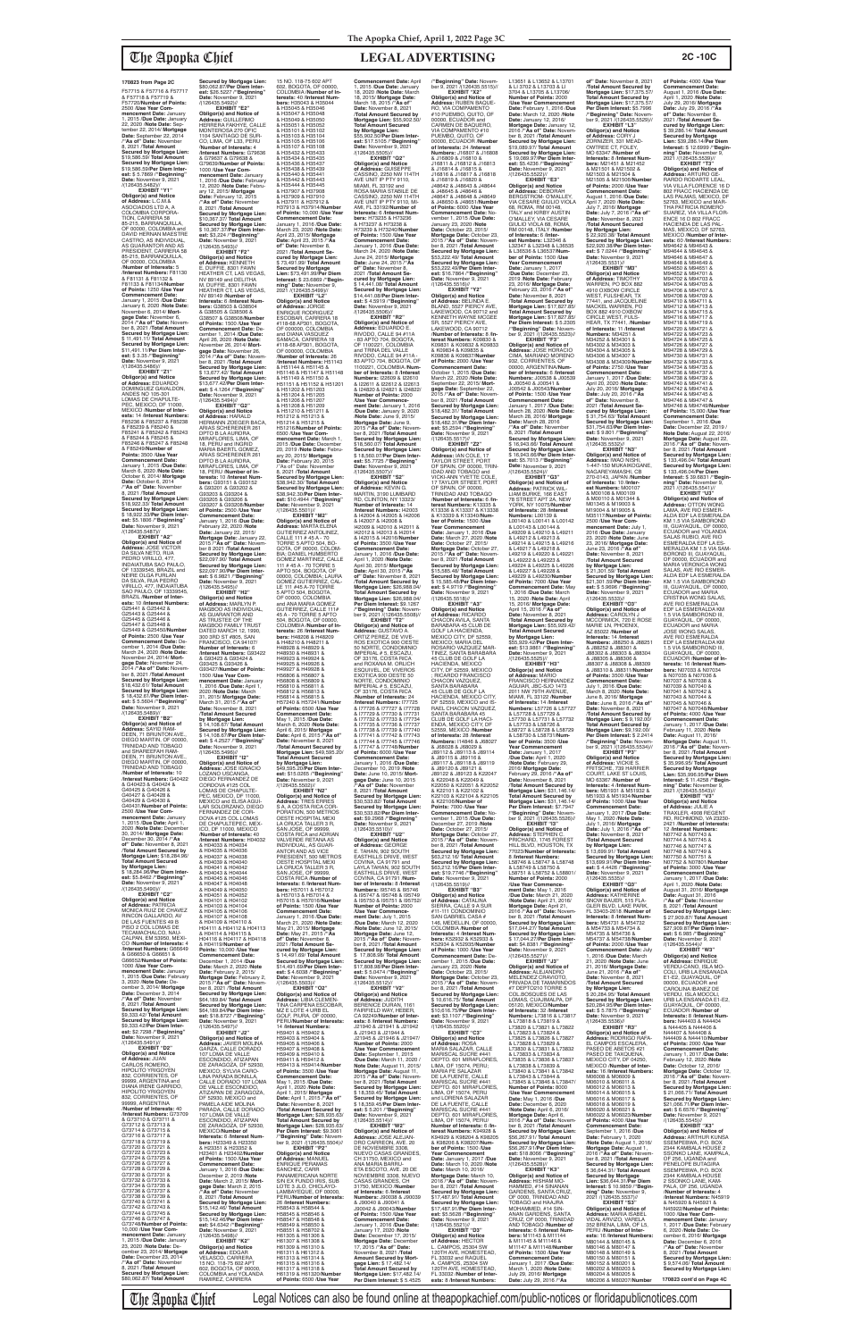**170823 from Page 2C**

F57715 & F57716 & F57717 & F57718 & F57719 & F57720/**Number of Points:** 2500 /**Use Year Commencement Date:** January 1, 2015 /**Due Date:** January 22, 2020 /**Note Date:** September 22, 2014 /**"As of" Date:** November 8, 2021 /**Total Amount Secured by Mortgage Lien:** $15,585.59/**Per Diem Interest:** $4.5020 /**"Beginning" Date:** November 9, 2021 /(126435.5482)//

**EXHIBIT "Y1"**
**Obligor(s) and Notice of Address:** C.M & ASOCIADOS LTDA, A COLOMBIA CORPORATION, CARRERA 56 85-275, BARRANQUILLA, OF 00000, COLOMBIA and DAVID HERNAN MAESTRE CASTRO, AS INDIVIDUAL AS GUARANTOR AND AS PRESIDENT, CARRERA 58 85-275, BARRANQUILLA, OF 00000, COLOMBIA /**Number of Interests:** 5 /**Interest Numbers:** F81130 & F81131 & F81132 & F81133 & F81134/**Number of Points:** 1250 /**Use Year Commencement Date:** January 1, 2015 /**Due Date:** January 6, 2020 /**Note Date:** November 6, 2014/ **Mortgage Date:** November 6, 2014 /**"As of" Date:** November 8, 2021 /**Total Amount Secured by Mortgage Lien:** $11,491.11/ **Total Amount Secured by Mortgage Lien:** $11,491.11/**Per Diem Interest:** $ 3.35 /**"Beginning" Date:** November 9, 2021 /(126435.5486)//

**EXHIBIT "Z1"**
**Obligor(s) and Notice of Address:** EDUARDO DOMINGUEZ GAVALDON, ANDES NO 105-301 LOMAS DE CHAPULTEPEC, MEXICO, OF 11000, MEXICO /**Number of Interests:** 14 /**Interest Numbers:** F85236 & F85237 & F85238 & F85239 & F85240 & F85241 & F85242 & F85243 & F85244 & F85245 & F85246 & F85247 & F85248 & F85249/**Number of Points:** 3500 /**Use Year Commencement Date:** January 1, 2015 /**Due Date:** March 6, 2020 /**Note Date:** October 6, 2014 /**Mortgage Date:** October 6, 2014 /**"As of" Date:** November 8, 2021 /**Total Amount Secured by Mortgage Lien:** $18,922.33/ **Total Amount Secured by Mortgage Lien:** $18,922.33/**Per Diem Interest:** $5.1926 /**"Beginning" Date:** November 9, 2021 /(126435.5487)//

**EXHIBIT "A2"**
**Obligor(s) and Notice of Address:** JOSE VICTOR DA SILVA NETO, RUA PEDRO VIRILLO, 477, INDAIATUBA SAO PAULO, OF 13339545, BRAZIL and NEIDE APARECIDA FURLAN DA SILVA, RUA PEDRO VIRILLO, 477, INDAIATUBA SAO PAULO, OF 13339545, BRAZIL /**Number of Interests:** 10 /**Interest Numbers:** G25441 & G25442 & G25443 & G25444 & G25445 & G25446 & G25447 & G25448 & G25449 & G25450/**Number of Points:** 2500 /**Use Year Commencement Date:** December 1, 2014 /**Due Date:** March 24, 2020 /**Note Date:** November 24, 2014/ **Mortgage Date:** November 24, 2014 /**"As of" Date:** November 8, 2021 /**Total Amount Secured by Mortgage Lien:** $18,432.61/ **Total Amount Secured by Mortgage Lien:** $ 18,432.61/**Per Diem Interest:** $ 5.5604 /**"Beginning" Date:** November 9, 2021 /(126435.5490)//

**EXHIBIT "B2"**
**Obligor(s) and Notice of Address:** SAYID RAMDEEN, 71 BRUNTON AVE., DIEGO MARTIN, OF 00000, TRINIDAD AND TOBAGO and SHAREFAH RAMDEEN, 71 BRUNTON AVE., DIEGO MARTIN, OF 00000, TRINIDAD AND TOBAGO /**Number of Interests:** 10 /**Interest Numbers:** G40422 & G40423 & G40424 & G40425 & G40426 & G40427 & G40428 & G40429 & G40430 & G40431/**Number of Points:** 2500 /**Use Year Commencement Date:** January 1, 2015 /**Due Date:** April 1, 2020 /**Note Date:** December 30, 2014/ **Mortgage Date:** December 30, 2014 /**"As of" Date:** November 8, 2021 /**Total Amount Secured by Mortgage Lien:** $18,284.96/ **Total Amount Secured by Mortgage Lien:** $ 18,284.96/**Per Diem Interest:** $5.4887 /**"Beginning" Date:** November 9, 2021 /(126435.5493)//

**EXHIBIT "C2"**
**Obligor(s) and Notice of Address:** PATRICIA MONICA RUIZ DE CHAVEZ RINCON GALLARDO, AV DE LAS FUENTES 49 B PISO 2 COLLINAS DE TECAMACHALCO, NAUCALPAN, EM 53950, MEXICO /**Number of Interests:** 4 /**Interest Numbers:** G66649 & G66650 & G66651 & G66652/**Number of Points:** 1000 /**Use Year Commencement Date:** January 1, 2015 /**Due Date:** February 3, 2020 /**Note Date:** December 3, 2014/ **Mortgage Date:** December 3, 2014 /**"As of" Date:** November 8, 2021 /**Total Amount Secured by Mortgage Lien:** $9,332.42/ **Total Amount Secured by Mortgage Lien:** $9,332.42/**Per Diem Interest:** $2.7258 /**"Beginning" Date:** November 9, 2021 /(126435.5491)//

**EXHIBIT "D2"**
**Obligor(s) and Notice of Address:** JUAN CARLOS ROMERO, HIPOLITO YRIGOYEN 832, CORRIENTES, OF 99999, ARGENTINA and DIANA IRENE GARRIDO, HIPOLITO YRIGOYEN 832, CORRIENTES, OF 99999, ARGENTINA /**Number of Interests:** 40 /**Interest Numbers:** G73709 & G73710 & G73711 & G73712 & G73713 & G73714 & G73715 & G73716 & G73717 & G73718 & G73719 & G73720 & G73721 & G73722 & G73723 & G73724 & G73725 & G73726 & G73727 & G73728 & G73729 & G73730 & G73731 & G73732 & G73733 & G73734 & G73735 & G73736 & G73737 & G73738 & G73739 & G73740 & G73741 & G73742 & G73743 & G73744 & G73745 & G73746 & G73747 & G73748/**Number of Points:** 10,000 /**Use Year Commencement Date:** January 1, 2015 /**Due Date:** January 23, 2020 /**Note Date:** December 23, 2014 /**Mortgage Date:** December 23, 2014 /**"As of" Date:** November 8, 2021 /**Total Amount Secured by Mortgage Lien:** $80,062.87/ **Total Amount Secured by Mortgage Lien:** $80,062.87/**Per Diem Interest:** $26.5227 /**"Beginning" Date:** November 9, 2021 /(126435.5492)//

**EXHIBIT "E2"**
**Obligor(s) and Notice of Address:** GUILLERMO HERRERA FAKHRY, CALLE MONTEROSA 270 OFIC 1104 SANTIAGO DE SURCO, LIMA, OF L33, PERU /**Number of Interests:** 4 /**Interest Numbers:** G79636 & G79637 & G79638 & G79639/**Number of Points:** 1000 /**Use Year Commencement Date:** January 1, 2016 /**Due Date:** February 12, 2020 /**Note Date:** February 12, 2015 /**Mortgage Date:** February 12, 2015 /**"As of" Date:** November 8, 2021 /**Total Amount Secured by Mortgage Lien:** $10,367.37/ **Total Amount Secured by Mortgage Lien:** $ 10,367.37/**Per Diem Interest:** $3.224 /**"Beginning" Date:** November 9, 2021 /(126435.5493)//

**EXHIBIT "F2"**
**Obligor(s) and Notice of Address:** KENNETH E. DUFFIE, 8301 FAWN HEATHER CT, LAS VEGAS, NV 89149 and DELITHA M. DUFFIE, 8301 FAWN HEATHER CT, LAS VEGAS, NV 89149 /**Number of Interests:** 6 /**Interest Numbers:** G38503 & G38504 & G38505 & G38506 & G38507 & G38508/**Number of Points:** 1500 /**Use Year Commencement Date:** December 1, 2014 /**Due Date:** April 26, 2020 /**Note Date:** November 26, 2014/ **Mortgage Date:** November 26, 2014 /**"As of" Date:** November 8, 2021 /**Total Amount Secured by Mortgage Lien:** $ 13,677.42/ **Total Amount Secured by Mortgage Lien:** $13,677.42/**Per Diem Interest:** $ 4.1264 /**"Beginning" Date:** November 9, 2021 /(126435.5494)//

**EXHIBIT "G2"**
**Obligor(s) and Notice of Address:** HARALD HERMANN ZOEGER BACA, ARIAS SCHEREINER 261 DPTO B LA AURORA, MIRAFLORES, LIMA, OF 18, PERU and INGRID MARIA BAERTL GONZ, ARIAS SCHEREINER 261 DPTO B LA AURORA, MIRAFLORES, LIMA, OF 18, PERU /**Number of Interests:** 10 /**Interest Numbers:** G93101 & G93102 & G93103 & G93104 & G93105 & G93106 & G93107 & G93108 & G93109 & G93110/**Number of Points:** 2500 /**Use Year Commencement Date:** January 1, 2016 /**Due Date:** February 22, 2020 /**Note Date:** January 22, 2015/ **Mortgage Date:** January 22, 2015 /**"As of" Date:** November 8, 2021 /**Total Amount Secured by Mortgage Lien:** $22,097.90/ **Total Amount Secured by Mortgage Lien:** $22,097.90/**Per Diem Interest:** $ 6.6621 /**"Beginning" Date:** November 9, 2021 /(126435.5495)//

**EXHIBIT "H2"**
**Obligor(s) and Notice of Address:** MARILYN P. MAGBOO AS INDIVIDUAL, AS GUARANTOR AND AS TRUSTEE OF THE MAGBOO FAMILY TRUST DATED MARCH 12, 1990, 300 3RD ST #905, SAN FRANCISCO, CA 94107/ **Number of Interests:** 6 /**Interest Numbers:** G93422 & G93423 & G93424 & G93425 & G93426 & G93427/**Number of Points:** 1500 /**Use Year Commencement Date:** January 1, 2016 /**Due Date:** April 1, 2020 /**Note Date:** March 31, 2015/ **Mortgage Date:** March 31, 2015 /**"As of" Date:** November 8, 2021 /**Total Amount Secured by Mortgage Lien:** $14,108.67/ **Total Amount Secured by Mortgage Lien:** $14,108.67/**Per Diem Interest:** $ 4.2527 /**"Beginning" Date:** November 9, 2021 /(126435.5496)//

**EXHIBIT "I2"**
**Obligor(s) and Notice of Address:** JOSE IGNACIO LOZANO USCANGA, DIEGO FERNANDEZ DE CORDOVA #125 COL LOMAS DE CHAPULTEPEC, MEXICO, DF 11000, MEXICO and ELISA AGUILAR ECHEGARAY, DIEGO FERNANDEZ DE CORDOVA #125 COL LOMAS DE CHAPULTEPEC, MEXICO, DF 11000, MEXICO /**Number of Interests:** 40 /**Interest Numbers:** H04035 & H04036 & H04037 & H04038 & H04039 & H04040 & H04041 & H04042 & H04043 & H04044 & H04045 & H04046 & H04047 & H04048 & H04049 & H04050 & H04051 & H04052 & H04053 & H04054 & H04101 & H04102 & H04103 & H04104 & H04105 & H04106 & H04107 & H04108 & H04109 & H04110 & H04111 & H04112 & H04113 & H04114 & H04115 & H04116 & H04117 & H04118 & H04119 & H04120/**Number of Points:** 10,000 /**Use Year Commencement Date:** December 1, 2014 /**Due Date:** March 2, 2020 /**Note Date:** February 2, 2015/ **Mortgage Date:** February 2, 2015 /**"As of" Date:** November 8, 2021 /**Total Amount Secured by Mortgage Lien:** $64,189.84/ **Total Amount Secured by Mortgage Lien:** $64,189.84/**Per Diem Interest:** $18.8727 /**"Beginning" Date:** November 9, 2021 /(126435.5497)//

**EXHIBIT "J2"**
**Obligor(s) and Notice of Address:** JAVIER MOLINA GARZA, CALLE DORADO 107 LOMA DE VALLE ESCONDIDO, ATIZAPAN DE ZARAGOZA, DF 52930, MEXICO, SYLVIA CAROLINA PARADA BONILLA, CALLE DORADO 107 LOMA DE VALLE ESCONDIDO, ATIZAPAN DE ZARAGOZA, DF 52930, MEXICO and PAMELA AIDE MOLINA PARADA, CALLE DORADO 107 LOMA DE VALLE ESCONDIDO, ATIZAPAN DE ZARAGOZA, DF 52930, MEXICO /**Number of Interests:** 6 /**Interest Numbers:** H23349 & H23350 & H23351 & H23352 & H23401 & H23402/**Number of Points:** 1500 /**Use Year Commencement Date:** January 1, 2016 /**Due Date:** December 2, 2019 /**Note Date:** March 2, 2015 /**Mortgage Date:** March 2, 2015 /**"As of" Date:** November 8, 2021 /**Total Amount Secured by Mortgage Lien:** $15,142.46/ **Total Amount Secured by Mortgage Lien:** $15,142.46/**Per Diem Interest:** $4.6342 /**"Beginning" Date:** November 9, 2021 /(126435.5498)//

**EXHIBIT "K2"**
**Obligor(s) and Notice of Address:** EDGAR VELASCO, CARRERA 15 NO. 118-75 602 APT 602, BOGOTA, OF 00000, COLOMBIA and YOLANDA RAMIREZ, CARRERA 15 NO. 118-75 602 APT 602, BOGOTA, OF 00000, COLOMBIA /**Number of Interests:** 40 /**Interest Numbers:** H35043 & H35044 & H35045 & H35046 & H35047 & H35048 & H35049 & H35050 & H35051 & H35052 & H35101 & H35102 & H35103 & H35104 & H35105 & H35106 & H35107 & H35108 & H35432 & H35433 & H35434 & H35435 & H35436 & H35437 & H35438 & H35439 & H35440 & H35441 & H35442 & H35443 & H35444 & H35445 & H37907 & H37908 & H37909 & H37910 & H37911 & H37912 & H37913 & H37914/**Number of Points:** 10,000 /**Use Year Commencement Date:** January 1, 2016 /**Due Date:** April 23, 2020 /**Note Date:** April 23, 2015/ **Mortgage Date:** April 23, 2015 /**"As of" Date:** November 8, 2021 /**Total Amount Secured by Mortgage Lien:** $ 73,233.88/**Per Diem Interest:** $ 23.8869 /**"Beginning" Date:** November 9, 2021 /(126435.5499)//

**EXHIBIT "L2"**
**Obligor(s) and Notice of Address:** JORGE ENRIQUE RODRIGUEZ ESCOBAR, CARRERA 18 #118-68 APT301, BOGOTA, OF 000000, COLOMBIA and DIANA VASQUEZ SAMACA, CARRERA 18 #118-68 APT301, BOGOTA, OF 000000, COLOMBIA /**Number of Interests:** 20 /**Interest Numbers:** H51143 & H51144 & H51145 & H51146 & H51147 & H51148 & H51149 & H51150 & H51151 & H51152 & H51201 & H51202 & H51203 & H51204 & H51205 & H51206 & H51207 & H51208 & H51209 & H51210 & H51211 & H51212 & H51213 & H51214 & H51215 & H51216/**Number of Points:** 6500 /**Use Year Commencement Date:** March 1, 2015 /**Due Date:** December 20, 2019 /**Note Date:** February 20, 2015/ **Mortgage Date:** February 20, 2015 /**"As of" Date:** November 8, 2021 /**Total Amount Secured by Mortgage Lien:** $38,942.38/ **Total Amount Secured by Mortgage Lien:** $38,942.38/**Per Diem Interest:** $ 11.8287 /**"Beginning" Date:** November 9, 2021 /(126435.5501)//

**EXHIBIT "M2"**
**Obligor(s) and Notice of Address:** MARTA ELENA GUTIERREZ MARTINEZ, CALLE 111 # 45 A - 70 TORRE 5 APTO 504, BOGOTA, OF 00000, COLOMBIA; DANIEL HUMBERTO GOMEZ MARTINEZ, CALLE 111 # 45 A - 70 TORRE 5 APTO 504, BOGOTA, OF 00000, COLOMBIA; LAURA GOMEZ GUTIERREZ, CALLE 111 # 45 A - 70 TORRE 5 APTO 504, BOGOTA, OF 00000, COLOMBIA and ANA MARIA GOMEZ GUTIERREZ, CALLE 111 # 45 A - 70 TORRE 5 APTO 504, BOGOTA, OF 00000, COLOMBIA /**Number of Interests:** 26 /**Interest Numbers:** H48209 & H48210 & H48211 & H48212 & H48213 & H48214 & H48929 & H48930 & H48931 & H48932 & H48933 & H48934 & H48935 & H48936 & H56806 & H56807 & H56808 & H56809 & H56810 & H56811 & H56812 & H56813 & H56814 & H56815 & H57240 & H57241/**Number of Points:** 6500 /**Use Year Commencement Date:** May 1, 2015 /**Due Date:** April 6, 2019 /**Note Date:** April 6, 2015/ **Mortgage Date:** April 6, 2015 /**"As of" Date:** November 8, 2021 /**Total Amount Secured by Mortgage Lien:** $49,595.20/ **Total Amount Secured by Mortgage Lien:** $49,595.20/**Per Diem Interest:** $ 15.2090 /**"Beginning" Date:** November 9, 2021 /(126435.5502)//

**EXHIBIT "N2"**
**Obligor(s) and Notice of Address:** THEO ERRIES S.A. A COSTA RICA CORPORATION, 200 MTS OESTE HOSPITAL DE LA CRUZ ROJA, TALLER 3 B, SAN JOSE, OF 99999, COSTA RICA and ADRIAN VALVERDE RETANA AS INDIVIDUAL, AS GUARANTOR AND AS VICE PRESIDENT, 200 METROS OESTE HOSPITAL DE LA CRUZ ROJA, TALLER 3 B, SAN JOSE, OF 99999, COSTA RICA /**Number of Interests:** 6 /**Interest Numbers:** H57010 & H57012 & H57013 & H57014 & H57015 & H57016/**Number of Points:** 1500 /**Use Year Commencement Date:** January 1, 2016 /**Due Date:** January 21, 2020 /**Note Date:** May 21, 2015/ **Mortgage Date:** May 21, 2015 /**"As of" Date:** November 8, 2021 /**Total Amount Secured by Mortgage Lien:** $14,491.60/ **Total Amount Secured by Mortgage Lien:** $ 14,491.60/**Per Diem Interest:** $ 4.4336 /**"Beginning" Date:** November 9, 2021 /(126435.5503)//

**EXHIBIT "O2"**
**Obligor(s) and Notice of Address:** LIBIA CLEMENTINA CARPENA ESCOBAR, MZ E LOTE 4 URB EL GOLF, PIURA, OF 00000, PERU /**Number of Interests:** 14 /**Interest Numbers:** H59401 & H59402 & H59403 & H59404 & H59405 & H59406 & H59407 & H59408 & H59409 & H59410 & H59411 & H59412 & H59413 & H59414/**Number of Points:** 3500 /**Use Year Commencement Date:** May 1, 2015 /**Due Date:** April 1, 2019 /**Note Date:** April 1, 2015/ **Mortgage Date:** April 1, 2015 /**"As of" Date:** November 8, 2021 /**Total Amount Secured by Mortgage Lien:** $28,505.63/ **Total Amount Secured by Mortgage Lien:** $28,505.63/**Per Diem Interest:** $9.3005 /**"Beginning" Date:** November 9, 2021 /(126435.5504)//

**EXHIBIT "P2"**
**Obligor(s) and Notice of Address:** MANUEL ENRIQUE PERAMAS SANCHEZ, CARR PANAMERICANA NORTE SIN EX FUNDO IRIS, SUB LOTE 3 A.D. CHICLAYO-LAMBAYEQUE, OF 00000, PERU /**Number of Interests:** 26 /**Interest Numbers:** H58544 & H58545 & H58546 & H58547 & H58548 & H58549 & H58550 & H58551 & H58552 & H58701 & H58702 & H61305 & H61306 & H61307 & H61308 & H61309 & H61310 & H61311 & H61312 & H61313 & H61314 & H61315 & H61316 & H61317 & H61318 & H61319/**Number of Points:** 6500 /**Use Year Commencement Date:** April 1, 2015 /**Due Date:** January 18, 2020 /**Note Date:** March 18, 2015 /**Mortgage Date:** March 18, 2015 /**"As of" Date:** November 8, 2021 /**Total Amount Secured by Mortgage Lien:** $55,302.50/ **Total Amount Secured by Mortgage Lien:** $55,302.50/**Per Diem Interest:** $17.5155 /**"Beginning" Date:** November 9, 2021 /(126435.5505)//

**EXHIBIT "Q2"**
**Obligor(s) and Notice of Address:** GIUSEPPE CASSANO, 2250 NW 114TH AVE UNIT PF STY 9110, MIAMI, FL 33192 and ROSA MARIA STABILE DE CASSANO, 2250 NW 114TH AVE UNIT PF STY 9110, MIAMI, FL 33192/**Number of Interests:** 6 /**Interest Numbers:** H73235 & H73236 & H73237 & H73238 & H73239 & H73240/**Number of Points:** 1500 /**Use Year Commencement Date:** January 1, 2016 /**Due Date:** March 24, 2020 /**Note Date:** June 24, 2015 /**Mortgage Date:** June 24, 2015 /**"As of" Date:** November 8, 2021 /**Total Amount Secured by Mortgage Lien:** $ 14,441.06/ **Total Amount Secured by Mortgage Lien:** $14,441.06/**Per Diem Interest:** $ 4.3819 /**"Beginning" Date:** November 9, 2021 /(126435.5506)//

**EXHIBIT "R2"**
**Obligor(s) and Notice of Address:** EDUARDO E. RIVODO, CALLE 94 #11A - 83 APTO 704, BOGOTA, OF 1100221, COLOMBIA and GLORIA CALLE RIVODO, CALLE 94 #11A-83 APTO 704, BOGOTA, OF 1100221, COLOMBIA /**Number of Interests:** 8 /**Interest Numbers:** I22609 & I22610 & I22611 & I22612 & I22619 & I22620 & I24821 & I24822/**Number of Points:** 2000 /**Use Year Commencement Date:** January 1, 2016 /**Due Date:** June 5, 2020 /**Note Date:** June 5, 2015/ **Mortgage Date:** June 5, 2015 /**"As of" Date:** November 8, 2021 /**Total Amount Secured by Mortgage Lien:** $ 18,560.97/ **Total Amount Secured by Mortgage Lien:** $18,560.97/**Per Diem Interest:** $5.7725 /**"Beginning" Date:** November 9, 2021 /(126435.5507)//

**EXHIBIT "S2"**
**Obligor(s) and Notice of Address:** MARGO MARTIN, 3190 LUMBARD RD, CLINTON, NY 13323/ **Number of Interests:** 14 /**Interest Numbers:** I42003 & I42004 & I42005 & I42006 & I42007 & I42008 & I42009 & I42010 & I42011 & I42012 & I42013 & I42014 & I42015 & I42016/**Number of Points:** 3500 /**Use Year Commencement Date:** January 1, 2016 /**Due Date:** April 30, 2019 /**Note Date:** April 30, 2015/ **Mortgage Date:** April 30, 2015 /**"As of" Date:** November 8, 2021 /**Total Amount Secured by Mortgage Lien:** $26,988.04/ **Total Amount Secured by Mortgage Lien:** $26,988.04/**Per Diem Interest:** $8.1287 /**"Beginning" Date:** November 9, 2021 /(126435.5508)//

**EXHIBIT "T2"**
**Obligor(s) and Notice of Address:** GUSTAVO A. ORTIZ PEREZ, DE VIVEROS EXOTICA 900 OESTE 50 NORTE, CONDOMINIO IMPERIAL # 5, ESCAZU, OF 33176, COSTA RICA and ROXANA M. CRUICH ESQUIVEL, DE VIVEROS EXOTICA 900 OESTE 50 NORTE, CONDOMINIO IMPERIAL # 5, ESCAZU, OF 33176, COSTA RICA /**Number of Interests:** 24 /**Interest Numbers:** I77725 & I77726 & I77727 & I77728 & I77729 & I77730 & I77731 & I77732 & I77733 & I77734 & I77735 & I77736 & I77737 & I77738 & I77739 & I77740 & I77741 & I77742 & I77743 & I77744 & I77745 & I77746 & I77747 & I77748/**Number of Points:** 6000 /**Use Year Commencement Date:** January 1, 2016 /**Due Date:** December 10, 2019 /**Note Date:** June 10, 2015/ **Mortgage Date:** June 10, 2015 /**"As of" Date:** November 8, 2021 /**Total Amount Secured by Mortgage Lien:** $30,533.62/ **Total Amount Secured by Mortgage Lien:** $30,533.62/**Per Diem Interest:** $9.2988 /**"Beginning" Date:** November 9, 2021 /(126435.5510)//

**EXHIBIT "U2"**
**Obligor(s) and Notice of Address:** GEORGE E. TAHAN, 902 SOUTH EASTFIELDS DRIVE, WEST COVINA, CA 91791 and LAYLA TAHAN, 902 SOUTH EASTFIELDS DRIVE, WEST COVINA, CA 91791 /**Number of Interests:** 6 /**Interest Numbers:** I95745 & I95746 & I95747 & I95748 & I95749 & I95750/**Number of Points:** 1500 /**Use Year Commencement Date:** July 1, 2015 /**Due Date:** June 12, 2020 /**Note Date:** June 12, 2015/ **Mortgage Date:** June 12, 2015 /**"As of" Date:** November 8, 2021 /**Total Amount Secured by Mortgage Lien:** $ 17,808.58/ **Total Amount Secured by Mortgage Lien:** $17,808.58/**Per Diem Interest:** $ 5.0474 /**"Beginning" Date:** November 9, 2021 /(126435.5512)//

**EXHIBIT "V2"**
**Obligor(s) and Notice of Address:** JUDITH BERENICE CURAN, 1161 FAIRFIELD WAY, HEBER, CA 92249/**Number of Interests:** 8 /**Interest Numbers:** J21940 & J21941 & J21942 & J21943 & J21944 & J21945 & J21946 & J21947/**Number of Points:** 2000 /**Use Year Commencement Date:** January 1, 2016 /**Due Date:** March 11, 2020 / **Note Date:** August 11, 2015/ **Mortgage Date:** August 11, 2015 /**"As of" Date:** November 8, 2021 /**Total Amount Secured by Mortgage Lien:** $ 18,259.49/ **Total Amount Secured by Mortgage Lien:** $18,259.49/**Per Diem Interest:** $ 5.2811 /**"Beginning" Date:** November 9, 2021 /(126435.5514)//

**EXHIBIT "W2"**
**Obligor(s) and Notice of Address:** JOSE ALEJANDRO CARREON, AVE. 20 DE NOVIEMBRE 3306, NUEVO CASAS GRANDES, CH 31750, MEXICO and ANA MARIA BARRIO ESCOBEDO, AVE. 20 DE NOVIEMBRE 3306, NUEVO CASAS GRANDES, CH 31750, MEXICO /**Number of Interests:** 6 /**Interest Numbers:** J00038 & J00039 & J00040 & J00041 & J00042 & J00043/**Number of Points:** 2500 /**Use Year Commencement Date:** January 1, 2016 /**Due Date:** January 17, 2020 /**Note Date:** December 17, 2015/ **Mortgage Date:** December 17, 2015 /**"As of" Date:** November 8, 2021 /**Total Amount Secured by Mortgage Lien:** $17,482.14/ **Total Amount Secured by Mortgage Lien:** $17,482.14/**Per Diem Interest:** $ 5.4525 /**"Beginning" Date:** November 9, 2021 /(126435.5515)//

**EXHIBIT "X2"**
**Obligor(s) and Notice of Address:** RUBEN BAQUERO, VIA COMPARMENTO #10 PUEMBO, QUITO, OF 00000, ECUADOR and FANNY ELIZABETH BAQUERO, VIA COMPARMENTO #10 PUEMBO, QUITO, OF 00000, ECUADOR /**Number of Interests:** 24 /**Interest Numbers:** J16807 & J16808 & J16809 & J16810 & J16811 & J16812 & J16813 & J16814 & J16815 & J16816 & J16817 & J16818 & J16819 & J16820 & J46642 & J46643 & J46644 & J46645 & J46646 & J46647 & J46648 & J46649 & J46650 & J46651/**Number of Points:** 5000 /**Use Year Commencement Date:** November 1, 2015 /**Due Date:** October 23, 2019 /**Note Date:** October 23, 2015 /**Mortgage Date:** October 23, 2015 /**"As of" Date:** November 8, 2021 /**Total Amount Secured by Mortgage Lien:** $53,222.40/ **Total Amount Secured by Mortgage Lien:** $53,222.40/**Per Diem Interest:** $16.7804 /**"Beginning" Date:** November 9, 2021 /(126435.5516)//

**EXHIBIT "Y2"**
**Obligor(s) and Notice of Address:** BELINDA E. BLAND, 5527 PERCY AVE, LAKEWOOD, CA 90712 and KENNETH WAYNE MCGEE SR, 5527 PERCY AVE, LAKEWOOD, CA 90712 /**Number of Interests:** 8 /**Interest Numbers:** K09830 & K09831 & K09832 & K09833 & K09834 & K09835 & K09836 & K09837/**Number of Points:** 2000 /**Use Year Commencement Date:** January 1, 2016 /**Due Date:** March 22, 2020 /**Note Date:** September 22, 2015/ **Mortgage Date:** September 22, 2015 /**"As of" Date:** November 8, 2021 /**Total Amount Secured by Mortgage Lien:** $18,462.31/ **Total Amount Secured by Mortgage Lien:** $18,462.31/**Per Diem Interest:** $5.2944 /**"Beginning" Date:** November 9, 2021 /(126435.5517)//

**EXHIBIT "Z2"**
**Obligor(s) and Notice of Address:** IAN COLE, 17 TAYLOR STREET, PORT OF SPAIN, OF 00000, TRINIDAD AND TOBAGO and VICKI-ANN YVETTE COLE, 17 TAYLOR STREET, PORT OF SPAIN, OF 00000, TRINIDAD AND TOBAGO /**Number of Interests:** 6 /**Interest Numbers:** K13335 & K13336 & K13337 & K13338 & K13339 & K13340/**Number of Points:** 1500 /**Use Year Commencement Date:** January 1, 2016 /**Due Date:** March 27, 2020 /**Note Date:** October 27, 2015/ **Mortgage Date:** October 27, 2015 /**"As of" Date:** November 8, 2021 /**Total Amount Secured by Mortgage Lien:** $15,585.46/ **Total Amount Secured by Mortgage Lien:** $ 15,585.46/**Per Diem Interest:** $4.6349 /**"Beginning" Date:** November 9, 2021 /(126435.5518)//

**EXHIBIT "A3"**
**Obligor(s) and Notice of Address:** RICARDO CHACON AVILA, SANTA BARBARA 45 CLUB DE GOLF LA HACIENDA, MEXICO CITY, OF 52559, MEXICO; MARIA DEL ROSARIO VAZQUEZ MARTINEZ, SANTA BARBARA 45 CLUB DE GOLF LA HACIENDA, MEXICO CITY, OF 52559, MEXICO and ROSARIO PATRICIA CHACON VAZQUEZ, SANTA BARBARA 45 CLUB DE GOLF LA HACIENDA, MEXICO CITY, OF 52559, MEXICO and ISABEL CHACON VAZQUEZ, SANTA BARBARA 45 CLUB DE GOLF LA HACIENDA, MEXICO CITY, OF 52559, MEXICO /**Number of Interests:** 24 /**Interest Numbers:** J89112 & J89113 & J89114 & J89115 & J89116 & J89117 & J89118 & J89119 & J89120 & J89121 & J89122 & J89123 & K22042 & K22043 & K22044 & K22045 & K22050 & K22051 & K22052 & K22101 & K22102 & K22103 & K22104 & K22105 & K22106/**Number of Points:** 7000 /**Use Year Commencement Date:** November 1, 2015 /**Due Date:** October 27, 2019 /**Note Date:** October 27, 2015 /**Mortgage Date:** October 27, 2015 /**"As of" Date:** November 8, 2021 /**Total Amount Secured by Mortgage Lien:** $65,212.16/ **Total Amount Secured by Mortgage Lien:** $65,212.16/**Per Diem Interest:** $19.5746 /**"Beginning" Date:** November 9, 2021 /(126435.5520)//

**EXHIBIT "B3"**
**Obligor(s) and Notice of Address:** ANDRES ESTEBAN VASQUEZ SIERRA, CALLE 9 A SUR #11-111 CONDOMINIO SAN GABRIEL CASA 4 / 146, MEDELLIN, OF 00000, COLOMBIA /**Number of Interests:** 4 /**Interest Numbers:** K32022 & K32023 & K32024 & K32025/**Number of Points:** 1000 /**Use Year Commencement Date:** December 1, 2015 /**Due Date:** January 20, 2020 /**Note Date:** October 20, 2015 /**Mortgage Date:** October 20, 2015 /**"As of" Date:** November 8, 2021 /**Total Amount Secured by Mortgage Lien:** $ 10,662.09/ **Total Amount Secured by Mortgage Lien:** $ 10,662.09/**Per Diem Interest:** $3.1017 /**"Beginning" Date:** November 9, 2021 /(126435.5522)//

**EXHIBIT "C3"**
**Obligor(s) and Notice of Address:** ROSA MARIA LA FUENTE, CALLE MARISCAL SUCRE #441 DEPTO. 601 MIRAFLORES, LIMA, OF 15074, PERU and MARIA PIA DE LA FUENTE, CALLE MARISCAL SUCRE #441 DEPTO. 601 MIRAFLORES, LIMA, OF 15074, PERU and LUCIANA MARIA DE LA FUENTE, CALLE MARISCAL SUCRE #441 DEPTO. 601 MIRAFLORES, LIMA, OF 15074, PERU /**Number of Interests:** 6 /**Interest Numbers:** K34928 & K34929 & K38204 & K38205 & K38206 & K38207/**Number of Points:** 1500 /**Use Year Commencement Date:** January 1, 2017 /**Due Date:** March 10, 2020 /**Note Date:** March 10, 2016/ **Mortgage Date:** March 10, 2016 /**"As of" Date:** November 8, 2021 /**Total Amount Secured by Mortgage Lien:** $17,497.91/ **Total Amount Secured by Mortgage Lien:** $17,497.91/**Per Diem Interest:** $5.5628 /**"Beginning" Date:** November 9, 2021 /(126435.5524)//

**EXHIBIT "D3"**
**Obligor(s) and Notice of Address:** HECTOR L. CAMPOS, 23344 SW 120TH AVE, HOMESTEAD, FL 33032 and RAQUEL CAMPOS, 23344 SW 120TH AVE, HOMESTEAD, FL 33032 /**Number of Interests:** 8 /**Interest Numbers:** L13651 & L13652 & L13701 & L13702 & L13703 & L13704 & L13705 & L13706/ **Number of Points:** 2000 /**Use Year Commencement Date:** February 1, 2016 /**Due Date:** March 12, 2020 /**Note Date:** January 12, 2016/ **Mortgage Date:** January 12, 2016 /**"As of" Date:** November 8, 2021 /**Total Amount Secured by Mortgage Lien:** $19,089.97/ **Total Amount Secured by Mortgage Lien:** $ 19,089.97/**Per Diem Interest:** $5.4236 /**"Beginning" Date:** November 9, 2021 /(126435.5525)//

**EXHIBIT "E3"**
**Obligor(s) and Notice of Address:** DEBORAH BERGSTROM- O'MALLEY, VIA CESARE GIULIO VIOLA 68, ROMA, RM 00148, ITALY and KIRBY AUSTIN O'MALLEY, VIA CESARE GIULIO VIOLA 68, ROMA, RM 00148, ITALY /**Number of Interests:** 6 /**Interest Numbers:** L32346 & L32347 & L32348 & L36535 & L36536 & L36537/**Number of Points:** 1500 /**Use Year Commencement Date:** January 1, 2017 /**Due Date:** December 23, 2019 /**Note Date:** February 23, 2016/ **Mortgage Date:** February 23, 2016 /**"As of" Date:** November 8, 2021 /**Total Amount Secured by Mortgage Lien:** $17,627.85/ **Total Amount Secured by Mortgage Lien:** $17,627.85/ **Per Diem Interest:** $ 5.2305 /**"Beginning" Date:** November 9, 2021 /(126435.5526)//

**EXHIBIT "F3"**
**Obligor(s) and Notice of Address:** JOSE HORACIO CIMA, MARIANO MORENO 932, CORRIENTES, OF 00000, ARGENTINA/**Number of Interests:** 6 /**Interest Numbers:** J00538 & J00539 & J00540 & J00541 & J00542 & J00543/**Number of Points:** 1500 /**Use Year Commencement Date:** January 1, 2017 /**Due Date:** May 28, 2020 /**Note Date:** March 28, 2016/ **Mortgage Date:** March 28, 2016 /**"As of" Date:** November 8, 2021 /**Total Amount Secured by Mortgage Lien:** $ 16,943.66/ **Total Amount Secured by Mortgage Lien:** $16,943.66/**Per Diem Interest:** $5.7013 /**"Beginning" Date:** November 9, 2021 /(126435.5527)//

**EXHIBIT "G3"**
**Obligor(s) and Notice of Address:** PATRICK WILLIAM BURKE, 108 EAST 76 STREET APT 2A, NEW YORK, NY 10075/**Number of Interests:** 28 /**Interest Numbers:** L00139 & L00140 & L00141 & L00142 & L00143 & L00144 & L49209 & L49210 & L49211 & L49212 & L49213 & L49214 & L49215 & L49216 & L49217 & L49218 & L49219 & L49220 & L49221 & L49222 & L49223 & L49224 & L49225 & L49226 & L49227 & L49228 & L49229 & L49230/**Number of Points:** 7000 /**Use Year Commencement Date:** May 1, 2016 /**Due Date:** March 15, 2020 /**Note Date:** April 15, 2016/ **Mortgage Date:** April 15, 2016 /**"As of" Date:** November 8, 2021 /**Total Amount Secured by Mortgage Lien:** $55,929.42/ **Total Amount Secured by Mortgage Lien:** $55,929.42/**Per Diem Interest:** $16.9861 /**"Beginning" Date:** November 9, 2021 /(126435.5528)//

**EXHIBIT "H3"**
**Obligor(s) and Notice of Address:** MARIO FRANCISCO HERNANDEZ AGUIAR, JBC-SIO 1473 2011 NW 79TH AVENUE, MIAMI, FL 33122 /**Number of Interests:** 14 /**Interest Numbers:** L57726 & L57727 & L57728 & L57729 & L57730 & L57731 & L57732 & L57733 & L57734 & L57735 & L58727 & L58728 & L58729 & L58730 & L58731/**Number of Points:** 3500 /**Use Year Commencement Date:** January 1, 2017 /**Due Date:** April 1, 2020 /**Note Date:** February 29, 2016/ **Mortgage Date:** February 29, 2016 /**"As of" Date:** November 8, 2021 /**Total Amount Secured by Mortgage Lien:** $31,146.14/ **Total Amount Secured by Mortgage Lien:** $31,146.14/ **Per Diem Interest:** $7.7947 /**"Beginning" Date:** November 9, 2021 /(126435.5529)//

**EXHIBIT "I3"**
**Obligor(s) and Notice of Address:** STEPHEN C. PRICHARD, 1745 FOREST HILL BLVD, HOUSTON, TX 77023/**Number of Interests:** 8 /**Interest Numbers:** L58746 & L58747 & L58748 & L58749 & L58750 & L58751 & L58752 & L58801/ **Number of Points:** 2000 /**Use Year Commencement Date:** May 1, 2016 /**Due Date:** March 21, 2020 /**Note Date:** April 21, 2016/ **Mortgage Date:** April 21, 2016 /**"As of" Date:** November 8, 2021 /**Total Amount Secured by Mortgage Lien:** $17,044.27/ **Total Amount Secured by Mortgage Lien:** $ 17,044.27/**Per Diem Interest:** $4.9381 /**"Beginning" Date:** November 9, 2021 /(126435.5530)//

**EXHIBIT "J3"**
**Obligor(s) and Notice of Address:** ALEJANDRO MELENDEZ OVIAVITO, PRIVADA DE TAMARINDOS 32 DEPTO 210 TORRE 5 COL BOSQUES DE LAS LOMAS, CUAJIMALPA, DF 05120, MEXICO/**Number of Interests:** 32 /**Interest Numbers:** L73816 & L73817 & L73818 & L73819 & L73820 & L73821 & L73822 & L73823 & L73824 & L73825 & L73826 & L73827 & L73828 & L73829 & L73830 & L73831 & L73832 & L73833 & L73834 & L73835 & L73836 & L73837 & L73838 & L73839 & L73840 & L73841 & L73842 & L73843 & L73844 & L73845 & L73846 & L73847/ **Number of Points:** 8000 /**Use Year Commencement Date:** January 1, 2017 /**Due Date:** December 6, 2020 /**Note Date:** April 6, 2016/ **Mortgage Date:** April 6, 2016 /**"As of" Date:** November 8, 2021 /**Total Amount Secured by Mortgage Lien:** $56,267.91/ **Total Amount Secured by Mortgage Lien:** $56,267.91/**Per Diem Interest:** $18.8006 /**"Beginning" Date:** November 9, 2021 /(126435.5531)//

**EXHIBIT "K3"**
**Obligor(s) and Notice of Address:** HISHAM MOHAMMED, #14 SINANAN GARDENS, SANTA CRUZ, OF 00000, TRINIDAD AND TOBAGO and HAAJIRA MOHAMMED, #14 SINANAN GARDENS, SANTA CRUZ, OF 00000, TRINIDAD AND TOBAGO /**Number of Interests:** 6 /**Interest Numbers:** M11143 & M11144 & M11145 & M11146 & M11147 & M11148/**Number of Points:** 1500 /**Use Year Commencement Date:** January 1, 2017 /**Due Date:** January 19, 2020 /**Note Date:** July 19, 2016/ **Mortgage Date:** July 19, 2016 /**"As of" Date:** November 8, 2021 /**Total Amount Secured by Mortgage Lien:** $17,375.57/ **Total Amount Secured by Mortgage Lien:** $17,375.57/**Per Diem Interest:** $5.7996 /**"Beginning" Date:** November 9, 2021 /(126435.5532)//

**EXHIBIT "L3"**
**Obligor(s) and Notice of Address:** CORY J. ZORNIZER, 331 MEADOWTREE CT, FOLEY, MO 63347 /**Number of Interests:** 8 /**Interest Numbers:** M21451 & M21452 & M21501 & M21502 & M21503 & M21504 & M21505 & M21506/**Number of Points:** 2000 /**Use Year Commencement Date:** August 1, 2016 /**Due Date:** April 7, 2020 /**Note Date:** July 7, 2016/ **Mortgage Date:** July 7, 2016 /**"As of" Date:** November 8, 2021 /**Total Amount Secured by Mortgage Lien:** $ 22,920.38/ **Total Amount Secured by Mortgage Lien:** $22,920.38/**Per Diem Interest:** $ 7.0244 /**"Beginning" Date:** November 9, 2021 /(126435.5533)//

**EXHIBIT "M3"**
**Obligor(s) and Notice of Address:** TIMOTHY WARREN, PO BOX 882 4910 OXBOW CIRCLE WEST, FULSHEAR, TX 77441 and JACQUELINE MACKEL WARREN, PO BOX 882 4910 OXBOW CIRCLE WEST, FULSHEAR, TX 77441 /**Number of Interests:** 11 /**Interest Numbers:** M04251 & M04252 & M04301 & M04302 & M04303 & M04304 & M04305 & M04306 & M04307 & M04308 & M04309/**Number of Points:** 2750 /**Use Year Commencement Date:** January 1, 2017 /**Due Date:** April 20, 2020 /**Note Date:** July 20, 2016/ **Mortgage Date:** July 20, 2016 /**"As of" Date:** November 8, 2021 /**Total Amount Secured by Mortgage Lien:** $31,754.63/ **Total Amount Secured by Mortgage Lien:** $31,754.63/**Per Diem Interest:** $ 9.801 /**"Beginning" Date:** November 9, 2021 /(126435.5534)//

**EXHIBIT "N3"**
**Obligor(s) and Notice of Address:** WAKO NISHI, 1-447-150 MUKAIKOGANE, NAGAREYAMASHI, CH 270-0143, JAPAN /**Number of Interests:** 10 /**Interest Numbers:** M00107 & M00108 & M00109 & M00110 & M01344 & M01345 & M19003 & M19004 & M19005 & M35117/**Number of Points:** 2500 /**Use Year Commencement Date:** July 1, 2016 /**Due Date:** June 23, 2020 /**Note Date:** June 23, 2016/ **Mortgage Date:** June 23, 2016 /**"As of" Date:** November 8, 2021 /**Total Amount Secured by Mortgage Lien:** $21,301.59/ **Total Amount Secured by Mortgage Lien:** $21,301.59/**Per Diem Interest:** $ 5.9926 /**"Beginning" Date:** November 9, 2021 /(126435.5535)//

**EXHIBIT "O3"**
**Obligor(s) and Notice of Address:** CAROLYN E. MCCORMICK, 720 E ROSE MARIE LN, PHOENIX, AZ 85022 /**Number of Interests:** 14 /**Interest Numbers:** J88250 & J88251 & J88252 & J88301 & J88302 & J88303 & J88304 & J88305 & J88306 & J88307 & J88308 & J88309 & J88310 & J88311/**Number of Points:** 3500 /**Use Year Commencement Date:** July 1, 2016 /**Due Date:** March 8, 2020 /**Note Date:** June 8, 2016/ **Mortgage Date:** June 8, 2016 /**"As of" Date:** November 8, 2021 /**Total Amount Secured by Mortgage Lien:** $ 19,132.00/ **Total Amount Secured by Mortgage Lien:** $19,132.00/ **Per Diem Interest:** $ 2.2414 /**"Beginning" Date:** November 9, 2021 /(126435.5534)//

**EXHIBIT "P3"**
**Obligor(s) and Notice of Address:** VICKIE S. FRITSCHE, 739 HARRIER COURT, LAKE ST LOUIS, MO 63367 /**Number of Interests:** 4 /**Interest Numbers:** M51931 & M51932 & M51933 & M51934/**Number of Points:** 1000 /**Use Year Commencement Date:** January 1, 2017 /**Due Date:** May 1, 2020 /**Note Date:** July 1, 2016/ **Mortgage Date:** July 1, 2016 /**"As of" Date:** November 8, 2021 /**Total Amount Secured by Mortgage Lien:** $ 13,699.91/ **Total Amount Secured by Mortgage Lien:** $13,699.91/**Per Diem Interest:** $ 4.4426 /**"Beginning" Date:** November 9, 2021 /(126435.5535)//

**EXHIBIT "Q3"**
**Obligor(s) and Notice of Address:** KATHERINE SNOW BALER, 515 FLAGLER BLVD, LAKE PARK, FL 33403-2618 /**Number of Interests:** 8 /**Interest Numbers:** M54731 & M54732 & M54733 & M54734 & M54735 & M54736 & M54737 & M54738/**Number of Points:** 2000 /**Use Year Commencement Date:** January 1, 2017 /**Due Date:** March 21, 2020 /**Note Date:** June 21, 2016/ **Mortgage Date:** June 21, 2016 /**"As of" Date:** November 8, 2021 /**Total Amount Secured by Mortgage Lien:** $ 20,284.95/ **Total Amount Secured by Mortgage Lien:** $20,284.95/**Per Diem Interest:** $ 5.7875 /**"Beginning" Date:** November 9, 2021 /(126435.5536)//

**EXHIBIT "R3"**
**Obligor(s) and Notice of Address:** RODRIGO RUIZ, EL CAMPOS ESCALERA, PASEO DE ABETOS #01 PASEO DE TAXQUENA, MEXICO CITY, OF 04250, MEXICO /**Number of Interests:** 16 /**Interest Numbers:** M06008 & M06009 & M06010 & M06011 & M06012 & M06013 & M06014 & M06015 & M06016 & M06017 & M06018 & M06019 & M06020 & M06021 & M06022 & M06023/**Number of Points:** 4000 /**Use Year Commencement Date:** September 1, 2016 /**Due Date:** February 1, 2020 /**Note Date:** August 1, 2016/ **Mortgage Date:** August 1, 2016 /**"As of" Date:** November 8, 2021 /**Total Amount Secured by Mortgage Lien:** $36,644.31/ **Total Amount Secured by Mortgage Lien:** $36,644.31/**Per Diem Interest:** $ 10.9859 /**"Beginning" Date:** November 9, 2021 /(126435.5537)//

**EXHIBIT "S3"**
**Obligor(s) and Notice of Address:** MARIA ISABEL VIDAL ARAVENA, VARELA 352 BRENA, LIMA, OF L5, PERU /**Number of Interests:** 16 /**Interest Numbers:** M80144 & M80145 & M80146 & M80147 & M80148 & M80149 & M80150 & M80151 & M80152 & M80201 & M80202 & M80203 & M80204 & M80205 & M80206 & M80207/**Number of Points:** 4000 /**Use Year Commencement Date:** August 1, 2016 /**Due Date:** April 1, 2020 /**Note Date:** July 29, 2016/**Mortgage Date:** July 29, 2016 /**"As of" Date:** November 8, 2021 /**Total Amount Secured by Mortgage Lien:** $ 39,286.14/ **Total Amount Secured by Mortgage Lien:** $39,286.14/**Per Diem Interest:** $ 12.6669 /**"Beginning" Date:** November 9, 2021 /(126435.5539)//

**EXHIBIT "T3"**
**Obligor(s) and Notice of Address:** GERARDO RAMIREZ DE OJEDA, VIA VILLA FLORENCE 16 D 802 PLACE HACIENDA DE LAS PALMAS, MEXICO, DF 52763, MEXICO and MARTHA PATRICIA ROMERO SUAREZ, VIA VILLA FLORENCE 16 D 802 PLACE HACIENDA DE LAS PALMAS, MEXICO, DF 52763, MEXICO /**Number of Interests:** 60 /**Interest Numbers:** M94642 & M94643 & M94644 & M94645 & M94646 & M94647 & M94648 & M94649 & M94650 & M94651 & M94652 & M94701 & M94702 & M94703 & M94704 & M94705 & M94706 & M94707 & M94708 & M94709 & M94710 & M94711 & M94712 & M94713 & M94714 & M94715 & M94716 & M94717 & M94718 & M94719 & M94720 & M94721 & M94722 & M94723 & M94724 & M94725 & M94726 & M94727 & M94728 & M94729 & M94730 & M94731 & M94732 & M94733 & M94734 & M94735 & M94736 & M94737 & M94738 & M94739 & M94740 & M94741 & M94742 & M94743 & M94744 & M94745 & M94746 & M94747 & M94748 & M94749/**Number of Points:** 15,000 /**Use Year Commencement Date:** January 1, 2017 /**Due Date:** December 29, 2019 /**Note Date:** August 29, 2016/ **Mortgage Date:** August 29, 2016 /**"As of" Date:** November 8, 2021 /**Total Amount Secured by Mortgage Lien:** $ 133,496.04/ **Total Amount Secured by Mortgage Lien:** $ 133,496.04/**Per Diem Interest:** $ 39.6631 /**"Beginning" Date:** November 9, 2021 /(126435.5540)//

**EXHIBIT "U3"**
**Obligor(s) and Notice of Address:** OTTON WONG LAMA, AVE RIO ESMERALDA EDF LA ESMERALDA KM 1.5 VIA SAMBORONDON, GUAYAQUIL, OF 00000, ECUADOR and YOLANDA SALAS RUBIO, AVE RIO ESMERALDA EDF LA ESMERALDA KM 1.5 VIA SAMBORONDON, GUAYAQUIL, OF 00000, ECUADOR and MARIA VERONICA WONG SALAS, AVE RIO ESMERALDA EDF LA ESMERALDA KM 1.5 VIA SAMBORONDON, GUAYAQUIL, OF 00000, ECUADOR and MARIA CRISTINA WONG SALAS, AVE RIO ESMERALDA EDF LA ESMERALDA KM 1.5 VIA SAMBORONDON, GUAYAQUIL, OF 00000, ECUADOR and JOSE WONG SALAS, AVE RIO ESMERALDA EDF LA ESMERALDA KM 1.5 VIA SAMBORONDON, GUAYAQUIL, OF 00000, ECUADOR /**Number of Interests:** 16 /**Interest Numbers:** N07033 & N07034 & N07035 & N07036 & N07037 & N07038 & N07039 & N07040 & N07041 & N07042 & N07043 & N07044 & N07045 & N07046 & N07047 & N07048/**Number of Points:** 4000 /**Use Year Commencement Date:** January 1, 2017 /**Due Date:** February 11, 2020 /**Note Date:** August 11, 2016/ **Mortgage Date:** August 11, 2016 /**"As of" Date:** November 8, 2021 /**Total Amount Secured by Mortgage Lien:** $ 35,903.68/ **Total Amount Secured by Mortgage Lien:** $35,903.68/ **Per Diem Interest:** $ 11.4258 /**"Beginning" Date:** November 9, 2021 /(126435.5543)//

**EXHIBIT "V3"**
**Obligor(s) and Notice of Address:** JULIE A. TRAINA, 5 FULLAGENT RD, RICHMOND, VA 23230-2421 /**Number of Interests:** 12 /**Interest Numbers:** N07742 & N07743 & N07744 & N07745 & N07746 & N07747 & N07748 & N07749 & N07750 & N07751 & N07752 & N07753/**Number of Points:** 3000 /**Use Year Commencement Date:** January 1, 2017 /**Due Date:** August 31, 2016/**Mortgage Date:** August 31, 2016 /**"As of" Date:** November 8, 2021 /**Total Amount Secured by Mortgage Lien:** $27,909.87/ **Total Amount Secured by Mortgage Lien:** $27,909.87/**Per Diem Interest:** $ 8.005 /**"Beginning" Date:** November 9, 2021 /(126435.5544)//

**EXHIBIT "W3"**
**Obligor(s) and Notice of Address:** ENRIQUE VERDU-CANO, ISLA MOCOLI, URB LA ENSENADA E1-E2, GUAYAQUIL, OF 00000, ECUADOR and CAROLINA IBAÑEZ DE VERDU, ISLA MOCOLI, URB LA ENSENADA E1-E2, GUAYAQUIL, OF 00000, ECUADOR /**Number of Interests:** 8 /**Interest Numbers:** N44403 & N44404 & N44405 & N44406 & N44407 & N44408 & N44409 & N44410/**Number of Points:** 2000 /**Use Year Commencement Date:** January 1, 2017 /**Due Date:** October 12, 2016/ **Mortgage Date:** October 12, 2016 /**"As of" Date:** November 8, 2021 /**Total Amount Secured by Mortgage Lien:** $21,066.71/ **Total Amount Secured by Mortgage Lien:** $21,066.71/**Per Diem Interest:** $ 6.6575 /**"Beginning" Date:** November 9, 2021 /(126435.5545)//

**EXHIBIT "X3"**
**Obligor(s) and Notice of Address:** ARTHUR KUNSA SSEMPEBWA, P.O. BOX 2344 KAMPALA HOUSE 2 SSONKO LANE, KAMPALA, OF 256, UGANDA and PENELOPE BUTUSIRA SSEMPEBWA, P.O. BOX 2344 KAMPALA HOUSE 2 SSONKO LANE, KAMPALA, OF 256, UGANDA /**Number of Interests:** 4 /**Interest Numbers:** N45819 & N45820 & N45821 & N45822/**Number of Points:** 1000 /**Use Year Commencement Date:** January 1, 2017 /**Due Date:** February 6, 2020 /**Note Date:** December 6, 2016/**Mortgage Date:** December 6, 2016 /**"As of" Date:** November 8, 2021 /**Total Amount Secured by Mortgage Lien:** $ 9,574.06/ **Total Amount Secured by Mortgage Lien:** $ 9,574.06/**Per Diem Interest:** $ 2.7886 /**"Beginning" Date:** November 9, 2021 /(126435.5546)//

**170823 cont'd on Page 4C**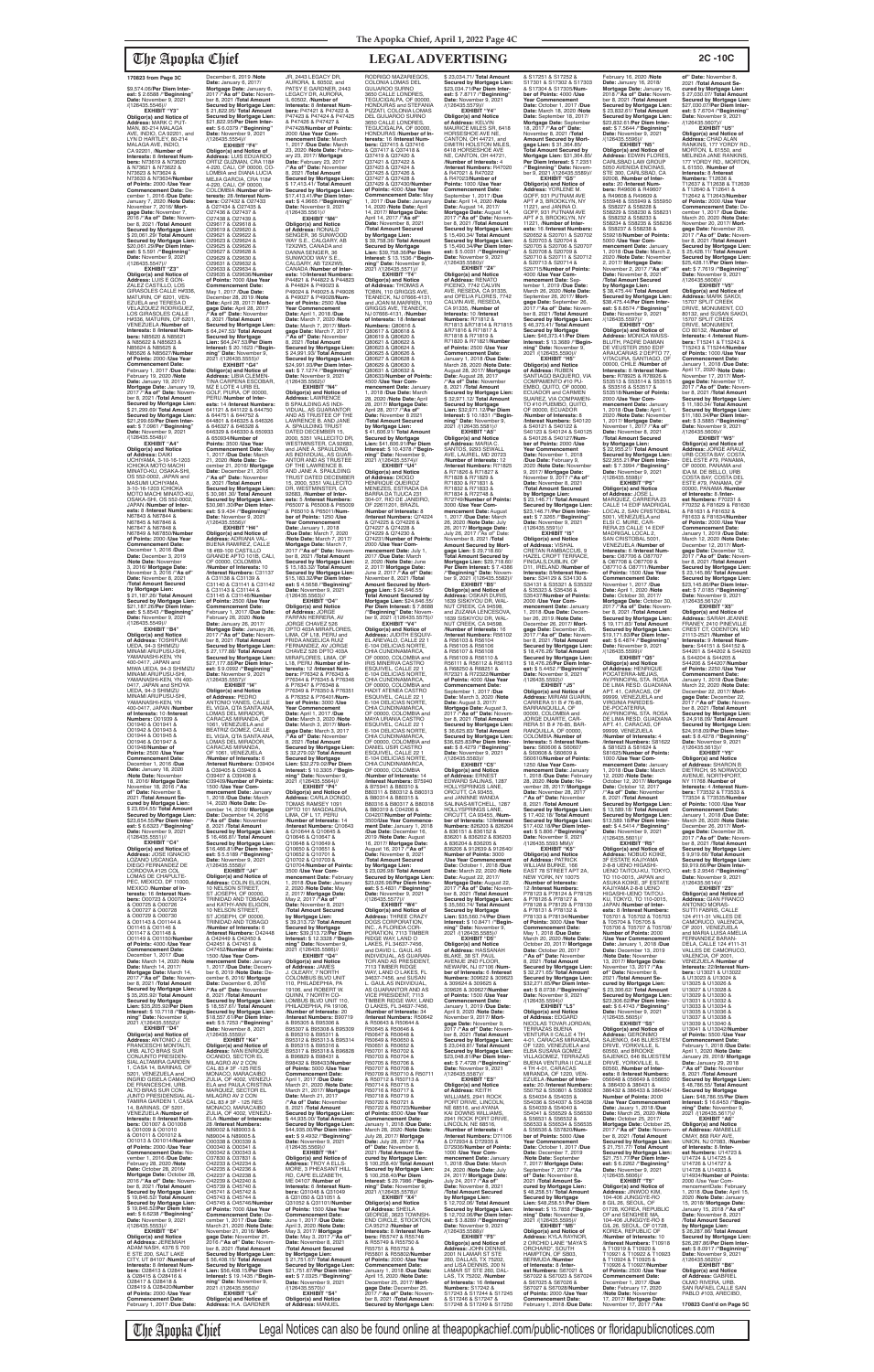**170823 from Page 3C**

$9,574.06/Per Diem Interest: $ 2.6588 /"Beginning" Date: November 9, 2021 /(126435.5546)//

**EXHIBIT "Y3"**
Obligor(s) and Notice of Address: MARK C PUTMAN, 80-214 MALAGA WAY, INDIO, CA 92201, and LYN D HARTLEY, 80-214 MALAGA AVE, INDIO, CA 92201, /Number of Interests: 8 /Interest Numbers: N73619 & N73620 & N73621 & N73622 & N73623 & N73624 & N73625 & N73626 /Number of Points: 2000 /Use Year Commencement Date: December 1, 2016 /Due Date: January 7, 2020 /Note Date: November 7, 2016/ Mortgage Date: November 7, 2016 /"As of" Date: November 8, 2021 /Total Amount Secured by Mortgage Lien: $20,061.29/ Total Amount Secured by Mortgage Lien: $20,061.29/Per Diem Interest: $ 5.591 /"Beginning" Date: November 9, 2021 /(126435.5547)//

**EXHIBIT "Z3"**
Obligor(s) and Notice of Address: LUIS E GONZALEZ CASTILLO, LOS GIRASOLES CALLE N#336, MATURIN, OF 6201, VENEZUELA and TERESA D VELAZQUEZ RODRIGUEZ, LOS GIRASOLES CALLE N#336, MATURIN, OF 6201, VENEZUELA /Number of Interests: 8 /Interest Numbers: N85620 & N85621 & N85622 & N85623 & N85624 & N85625 & N85626 & N85627/Number of Points: 2000 /Use Year Commencement Date: February 1, 2017 /Due Date: February 19, 2020 /Note Date: January 19, 2017/ Mortgage Date: January 19, 2017 /"As of" Date: November 8, 2021 /Total Amount Secured by Mortgage Lien: $21,250.00/ Total Amount Secured by Mortgage Lien: $21,250.00/Per Diem Interest: $ 7.0961 /"Beginning" Date: November 9, 2021 /(126435.5548)//

**EXHIBIT "A4"**
Obligor(s) and Notice of Address: DAIKI UCHIYAMA, 3-10-16-1203 ICHIOKA MOTO MACHI MINATO-KU, OSAKA-SHI, OS 552-0002, JAPAN and MASUMI UCHIYAMA, 3-10-16-1203 ICHIOKA MOTO MACHI MINATO-KU, OSAKA-SHI, OS 552-0002, JAPAN /Number of Interests: 8 /Interest Numbers: N67843 & N67844 & N67845 & N67846 & N67847 & N67848 & N67849 & N67850/Number of Points: 2000 /Use Year Commencement Date: December 1, 2016 /Due Date: December 3, 2019 /Note Date: November 3, 2016/ Mortgage Date: November 3, 2016 /"As of" Date: November 8, 2021 /Total Amount Secured by Mortgage Lien: $21,187.26/ Total Amount Secured by Mortgage Lien: $21,187.26/Per Diem Interest: $ 5.8543 /"Beginning" Date: November 9, 2021 /(126435.5549)//

**EXHIBIT "B4"**
Obligor(s) and Notice of Address: TOSHIYUKI UEDA, 34-3 SHIMIZU MINAMI-KRUPUSU-SHI, YAMANASHI-KEN, YN 400-0417, JAPAN and MIWA UEDA, 94-3 SHIMIZU MINAMI-KRUPUSU-SHI, YAMANASHI-KEN, YN 400-0417, JAPAN and SHOYA UEDA, 34-3 SHIMIZU MINAMI-KRUPUSU-SHI, YAMANASHI-KEN, YN 400-0417, JAPAN /Number of Interests: 10 /Interest Numbers: O01939 & O01940 & O01941 & O01942 & O01943 & O01944 & O01945 & O01946 & O01947 & O01948/Number of Points: 2500 /Use Year Commencement Date: December 1, 2016 /Due Date: January 18, 2020 /Note Date: November 18, 2016/ Mortgage Date: November 18, 2016 /"As of" Date: November 8, 2021 /Total Amount Secured by Mortgage Lien: $23,654.55/ Total Amount Secured by Mortgage Lien: $23,654.55/Per Diem Interest: $ 6.6323 /"Beginning" Date: November 9, 2021 /(126435.5551)//

**EXHIBIT "C4"**
Obligor(s) and Notice of Address: JOSE IGNACIO LOZANO URIZANGA, DIEGO FERNANDEZ DE CORDOBA #125 COL LOMAS DE CHAPULTEPEC, MEXICO, DF 11000, MEXICO /Number of Interests: 16 /Interest Numbers: O00723 & O00724 & O00725 & O00726 & O00727 & O00728 & O00729 & O00730 & O01143 & O01144 & O01145 & O01146 & O01147 & O01148 & O01149 & O01150/Number of Points: 4000 /Use Year Commencement Date: December 1, 2017 /Due Date: March 14, 2020 /Note Date: March 14, 2017/ Mortgage Date: March 14, 2017 /"As of" Date: November 8, 2021 /Total Amount Secured by Mortgage Lien: $35,205.50/ Total Amount Secured by Mortgage Lien: $35,205.50/Per Diem Interest: $ 10.7118 /"Beginning" Date: November 9, 2021 /(126435.5552)//

**EXHIBIT "D4"**
Obligor(s) and Notice of Address: ANTONIO J. DE FRANCESCHI MONTALTI, URB. ALTO BRAS SUR CONJ. RESIDENCIAL AL TAMIRA GARDEN 1, CASA 14, BARINAS, OF 5201, VENEZUELA and INGRID GISELA CAMACHO DE FRANCESCHI, URB. ALTO BRAS SUR CONJUNTO RESIDENCIAL AL TAMIRA GARDEN 1, CASA 14, BARINAS, OF 5201, VENEZUELA /Number of Interests: 8 /Interest Numbers: O01007 & O01008 & O01009 & O01010 & O01011 & O01012 & O01013 & O01014/Number of Points: 2000 /Use Year Commencement Date: November 1, 2016 /Due Date: February 28, 2020 /Note Date: October 28, 2016/ Mortgage Date: October 28, 2016 /"As of" Date: November 8, 2021 /Total Amount Secured by Mortgage Lien: $19,846.52/ Total Amount Secured by Mortgage Lien: $19,846.52/Per Diem Interest: $ 5.6235 /"Beginning" Date: November 9, 2021 /(126435.5553)//

**EXHIBIT "E4"**
Obligor(s) and Notice of Address: JEREMIAH ADAM NASH, 4376 S 700 E STE 200, SALT LAKE CITY, UT 84107 /Number of Interests: 8 /Interest Numbers: O28413 & O28414 & O28415 & O28416 & O28417 & O28418 & O28419 & O28420/Number of Points: 2000 /Use Year Commencement Date: February 1, 2017 /Due Date: December 6, 2019 /Note Date: January 6, 2017/ Mortgage Date: January 6, 2017 /"As of" Date: November 8, 2021 /Total Amount Secured by Mortgage Lien: $21,822.95/ Total Amount Secured by Mortgage Lien: $21,822.95/Per Diem Interest: $ 6.0379 /"Beginning" Date: November 9, 2021 /(126435.5554)//

**EXHIBIT "F4"**
Obligor(s) and Notice of Address: LUIS EDUARDO ORTIZ GUZMAN, CRA 11M # 220, CALL OF 00000, COLOMBIA and DIANA LUCIA MEJIA GARCIA, CRA 11M # 220, CALL OF 00000, COLOMBIA /Number of Interests: 28 /Interest Numbers: O27432 & O27433 & O27434 & O27435 & O27436 & O27437 & O27438 & O27439 & O29617 & O29618 & O29619 & O29620 & O29621 & O29622 & O29623 & O29624 & O29625 & O29626 & O29627 & O29628 & O29629 & O29630 & O29631 & O29632 & O29633 & O29634 & O29635 & O29636/Number of Points: 7000 /Use Year Commencement Date: May 1, 2017 /Due Date: December 28, 2019 /Note Date: April 28, 2017/ Mortgage Date: April 28, 2017 /"As of" Date: November 8, 2021 /Total Amount Secured by Mortgage Lien: $64,247.53/ Total Amount Secured by Mortgage Lien: $64,247.53/Per Diem Interest: $ 20.1623 /"Beginning" Date: November 9, 2021 /(126435.5555)//

**EXHIBIT "G4"**
Obligor(s) and Notice of Address: LIBIA CLEMENTINA CARPENA ESCOBAR, AV ZIOTE 4 URB EL GOLF, PIURA, OF 00000, PERU /Number of Interests: 14 /Interest Numbers: 641121 & 641122 & 644751 & 644751 & 644752 & 644801 & 646325 & 646326 & 646327 & 646328 & 646329 & 646330 & 650933 & 650934/Number of Points: 3500 /Use Year Commencement Date: May 1, 2017 /Due Date: March 21, 2020 /Note Date: December 21, 2016/ Mortgage Date: December 21, 2016 /"As of" Date: November 8, 2021 /Total Amount Secured by Mortgage Lien: $30,981.30/ Total Amount Secured by Mortgage Lien: $30,981.30/Per Diem Interest: $ 9.434 /"Beginning" Date: November 9, 2021 /(126435.5556)//

**EXHIBIT "H4"**
Obligor(s) and Notice of Address: ADRIANA VALBUENA RAMIREZ, CALLE 18 #99-10 CASTILLO GRANDE APTO 1018, CALI, OF 00000, COLOMBIA /Number of Interests: 10 /Interest Numbers: C31137 & C31138 & C31139 & C31140 & C31141 & C31142 & C31143 & C31144 & C31145 & C31146/Number of Points: 2500 /Use Year Commencement Date: February 1, 2017 /Due Date: February 26, 2020 /Note Date: January 26, 2017/ Mortgage Date: January 26, 2017 /"As of" Date: November 8, 2021 /Total Amount Secured by Mortgage Lien: $27,177.88/ Total Amount Secured by Mortgage Lien: $27,177.88/Per Diem Interest: $ 9.0892 /"Beginning" Date: November 9, 2021 /(126435.5557)//

**EXHIBIT "I4"**
Obligor(s) and Notice of Address: PEDRO ANTONIO YANES, CALLE EL VIGIA, QTA SANTA ANA, LOMAS DEL MIRADOR, CARACAS MIRANDA, OF 1061, VENEZUELA and BEATRIZ GOMEZ, CALLE EL VIGIA, QTA SANTA ANA, LOMAS DEL MIRADOR, CARACAS MIRANDA, OF 1061, VENEZUELA /Number of Interests: 6 /Interest Numbers: O39404 & O39405 & O39406 & O39407 & O39408 & O39409/Number of Points: 1500 /Use Year Commencement Date: January 1, 2018 /Due Date: March 14, 2020 /Note Date: December 14, 2016/ Mortgage Date: December 14, 2016 /"As of" Date: November 8, 2021 /Total Amount Secured by Mortgage Lien: $16,466.81/ Total Amount Secured by Mortgage Lien: $16,466.81/Per Diem Interest: $ 5.5189 /"Beginning" Date: November 9, 2021 /(126435.5558)//

**EXHIBIT "J4"**
Obligor(s) and Notice of Address: COLIN ELIGON, 10 NELSON STREET, ST JOSEPH, OF 00000, TRINIDAD AND TOBAGO and KATHY-ANN ELIGON, 10 NELSON STREET, ST JOSEPH, OF 00000, TRINIDAD AND TOBAGO /Number of Interests: 6 /Interest Numbers: O42448 & O42449 & O42450 & O42451 & O42452/Number of Points: 1500 /Use Year Commencement Date: January 1, 2017 /Due Date: December 6, 2019 /Note Date: December 6, 2016/ Mortgage Date: December 6, 2016 /"As of" Date: November 8, 2021 /Total Amount Secured by Mortgage Lien: $18,557.61/ Total Amount Secured by Mortgage Lien: $18,557.61/Per Diem Interest: $ 5.7253 /"Beginning" Date: November 9, 2021 /(126435.5559)//

**EXHIBIT "K4"**
Obligor(s) and Notice of Address: IVAN ENRIQUE OCAMPO, SECTOR EL MILAGRO AV 2 CON CAL 83 # 3F -125 RES MONACO, MARACAIBO ZULIA, OF 4002, VENEZUELA and PAULA CRISTINA MARQUEZ, SECTOR EL MILAGRO AV 2 CON CAL 83 # 3F -125 RES MONACO, MARACAIBO ZULIA, OF 4002, VENEZUELA /Number of Interests: 28 /Interest Numbers: N89002 & N89003 & N89004 & N89005 & O00338 & O00339 & O00340 & O00341 & O00342 & O00343 & O37830 & O37831 & O42233 & O42234 & O42235 & O42236 & O42237 & O42238 & O42239 & O42240 & O45739 & O45740 & O45741 & O45742 & O45743 & O45744 & O45745 & O45746/Number of Points: 7000 /Use Year Commencement Date: December 1, 2017 /Due Date: March 21, 2020 /Note Date: November 21, 2016/ Mortgage Date: November 21, 2016 /"As of" Date: November 8, 2021 /Total Amount Secured by Mortgage Lien: $56,408.15/ Total Amount Secured by Mortgage Lien: $56,408.15/Per Diem Interest: $ 19.1435 /"Beginning" Date: November 9, 2021 /(126435.5560)//

**EXHIBIT "L4"**
Obligor(s) and Notice of Address: H.A. GARDNER JR, 2443 LEGACY DR, AURORA, IL 60502, and PATSY E GARDNER, 2443 LEGACY DR, AURORA, IL 60502, /Number of Interests: 8 /Interest Numbers: P47421 & P47422 & P47423 & P47424 & P47425 & P47426 & P47427 & P47428/Number of Points: 2000 /Use Year Commencement Date: January 1, 2017 /Due Date: March 23, 2020 /Note Date: February 23, 2017/ Mortgage Date: February 23, 2017 /"As of" Date: November 8, 2021 /Total Amount Secured by Mortgage Lien: $17,413.41/ Total Amount Secured by Mortgage Lien: $17,413.41/Per Diem Interest: $ 4.9665 /"Beginning" Date: November 9, 2021 /(126435.5561)//

**EXHIBIT "M4"**
Obligor(s) and Notice of Address: DANNA SENGER, 36 SUNWOOD WAY S.E., CALGARY, AB T2X2W5, CANADA and DANNA SENGER, 36 SUNWOOD WAY S.E., CALGARY, AB T2X2W5, CANADA /Number of Interests: 10/Interest Numbers: P44821 & P44822 & P44823 & P44824 & P49023 & P49024 & P49025 & P49026 & P49027 & P49028/Number of Points: 2500 /Use Year Commencement Date: April 1, 2018 /Due Date: March 7, 2020 /Note Date: March 7, 2017/ Mortgage Date: March 7, 2017 /"As of" Date: November 8, 2021 /Total Amount Secured by Mortgage Lien: $24,991.20/ Total Amount Secured by Mortgage Lien: $24,991.20/Per Diem Interest: $ 8.347 /"Beginning" Date: November 9, 2021 /(126435.5562)//

**EXHIBIT "N4"**
Obligor(s) and Notice of Address: LAWRENCE B SPAULDING, AS INDIVIDUAL, AS GUARANTOR AND AS TRUSTEE OF THE LAWRENCE B. AND JANE A. SPAULDING TRUST DATED DECEMBER 15, 2000, 5351 VALLECITO DR, WESTMINSTER, CA 92683, and JANE A. SPAULDING, AS INDIVIDUAL, AS GUARANTOR AND AS TRUSTEE OF THE LAWRENCE B. AND JANE A. SPAULDING TRUST DATED DECEMBER 15, 2000, 5351 VALLECITO DR, WESTMINSTER, CA 92683, /Number of Interests: 6 /Interest Numbers: P65007 & P65008 & P65009 & P65010 & P65011/Number of Points: 1250 /Use Year Commencement Date: January 1, 2018 /Due Date: March 7, 2020 /Note Date: March 7, 2017/ Mortgage Date: March 7, 2017 /"As of" Date: November 8, 2021 /Total Amount Secured by Mortgage Lien: $15,183.36/ Total Amount Secured by Mortgage Lien: $15,183.36/Per Diem Interest: $ 4.5658 /"Beginning" Date: November 9, 2021 /(126435.5563)//

**EXHIBIT "O4"**
Obligor(s) and Notice of Address: JORGE FARFAN HERRERA, AV JORGE CHAVEZ 526 DPTO 403A MIRAFLORES, LIMA, OF L18, PERU and CARLA DORIS GALVEZ FERNANDEZ, AV JORGE CHAVEZ 526 DPTO 403A MIRAFLORES, LIMA, OF L18, PERU /Number of Interests: 12 /Interest Numbers: P76342 & P76343 & P76344 & P76345 & P76346 & P76347 & P76348 & P76349 & P76350 & P76351 & P76352 & P76401/Number of Points: 3000 /Use Year Commencement Date: April 1, 2017 /Due Date: March 3, 2020 /Note Date: March 3, 2017/ Mortgage Date: March 3, 2017 /"As of" Date: November 8, 2021 /Total Amount Secured by Mortgage Lien: $32,270.20/ Total Amount Secured by Mortgage Lien: $32,270.20/Per Diem Interest: $ 10.3205 /"Beginning" Date: November 9, 2021 /(126435.5564)//

**EXHIBIT "P4"**
Obligor(s) and Notice of Address: CARLA DONGO, TOMAS RAMSEY 1091 DPTO 101 MAGDALENA, LIMA, OF L17, PERU /Number of Interests: 14 /Interest Numbers: Q10643 & Q10644 & Q10645 & Q10646 & Q10647 & Q10648 & Q10649 & Q10650 & Q10651 & Q10652 & Q10701 & Q10702 & Q10703 & Q10704/Number of Points: 3500 /Use Year Commencement Date: February 1, 2017 /Due Date: January 2, 2020 /Note Date: May 2, 2017/ Mortgage Date: May 2, 2017 /"As of" Date: November 8, 2021 /Total Amount Secured by Mortgage Lien: $38,213.25/ Total Amount Secured by Mortgage Lien: $38,213.25/Per Diem Interest: $ 12.3328 /"Beginning" Date: November 9, 2021 /(126435.5566)//

**EXHIBIT "Q4"**
Obligor(s) and Notice of Address: J. CHOTI SCHUSTER, 1 COLUMBUS BLVD UNIT 110, PHILADELPHIA, PA 19106, and ROBERT W QUINN, 7 NORTH COLUMBUS BLVD UNIT 110, PHILADELPHIA, PA 19106, /Number of Interests: 8 /Interest Numbers: B95719 & B95505 & B95506 & B95307 & B95308 & B95309 & B95310 & B95311 & B95312 & B95313 & B95314 & B95315 & B95316 & B95317 & B95318 & B95828 & B95829 & B95830 & B95831/Number of Points: 5000 /Use Year Commencement Date: April 1, 2017 /Due Date: March 21, 2020 /Note Date: March 21, 2017/ Mortgage Date: March 21, 2017 /"As of" Date: November 8, 2021 /Total Amount Secured by Mortgage Lien: $44,935.00/ Total Amount Secured by Mortgage Lien: $44,935.00/Per Diem Interest: $ 9.4932 /"Beginning" Date: November 9, 2021 /(126435.5568)//

**EXHIBIT "R4"**
Obligor(s) and Notice of Address: TROY A ELLSMORE, 3 PHEASANT HILL RD, CAPE ELIZABETH, ME 04107 /Number of Interests: 8 /Interest Numbers: Q31048 & Q31049 & Q31050 & Q31051 & Q31052 & Q31101 & Q31102 & Q31103/Number of Points: 2000 /Use Year Commencement Date: June 1, 2017 /Due Date: April 3, 2020 /Note Date: May 3, 2017/ Mortgage Date: May 3, 2017 /"As of" Date: November 8, 2021 /Total Amount Secured by Mortgage Lien: $21,751.67/ Total Amount Secured by Mortgage Lien: $21,751.67/Per Diem Interest: $ 7.0325 /"Beginning" Date: November 9, 2021 /(126435.5570)//

**EXHIBIT "S4"**
Obligor(s) and Notice of Address: MANUEL RODRIGO MAZARIEGOS, COLONIA LOMAS DEL GUIJARO1 SUR HO 3650 CALLE LONDRES, TEGUCIGALPA, OF 00000, HONDURAS and STEFANIA PIZZATI, COLONIA LOMAS DEL GUIJARRO SUR HO 3650 CALLE LONDRES, TEGUCIGALPA, OF 00000, HONDURAS /Number of Interests: 16 /Interest Numbers: Q37415 & Q37416 & Q37417 & Q37418 & Q37419 & Q37420 & Q37421 & Q37422 & Q37423 & Q37424 & Q37425 & Q37426 & Q37427 & Q37428 & Q37429 & Q37430/Number of Points: 4000 /Use Year Commencement Date: May 1, 2017 /Due Date: January 14, 2020 /Note Date: April 14, 2017/ Mortgage Date: April 14, 2017 /"As of" Date: November 8, 2021 /Total Amount Secured by Mortgage Lien: $39,798.36/ Total Amount Secured by Mortgage Lien: $39,798.36/Per Diem Interest: $ 13.1536 /"Beginning" Date: November 9, 2021 /(126435.5571)//

**EXHIBIT "T4"**
Obligor(s) and Notice of Address: THOMAS A TOBIN, 110 GRIGGS AVE, TEANECK, NJ 07666-4131, and JOANN M WARREN, 110 GRIGGS AVE, TEANECK, NJ 07666-4131, /Number of Interests: 15 /Interest Numbers: Q80616 & Q80617 & Q80618 & Q80619 & Q80620 & Q80621 & Q80622 & Q80623 & Q80624 & Q80625 & Q80626 & Q80627 & Q80628 & Q80629 & Q80630 & Q80631 & Q80632 & Q80633/Number of Points: 4500 /Use Year Commencement Date: January 1, 2018 /Due Date: March 28, 2020 /Note Date: April 28, 2017/ Mortgage Date: April 28, 2017 /"As of" Date: November 8, 2021 /Total Amount Secured by Mortgage Lien: $41,695.91/ Total Amount Secured by Mortgage Lien: $41,695.91/Per Diem Interest: $ 10.4378 /"Beginning" Date: November 9, 2021 /(126435.5572)//

**EXHIBIT "U4"**
Obligor(s) and Notice of Address: DIOGO HENRIQUE GUERRIZ MENEZES, ESTRADA DA BARRA DA TIJUCA 231 BLOCO 3, RIO DE JANEIRO, OF 22610231, BRAZIL /Number of Interests: 12 /Interest Numbers: Q74224 & Q74225 & Q74226 & Q74227 & Q74228 & Q74229 & Q74230 & Q74231/Number of Points: 2000 /Use Year Commencement Date: July 1, 2017 /Due Date: February 2, 2020 /Note Date: June 2, 2017/ Mortgage Date: June 2, 2017 /"As of" Date: November 8, 2021 /Total Amount Secured by Mortgage Lien: $24,646.55/ Total Amount Secured by Mortgage Lien: $24,646.55/Per Diem Interest: $ 7.8688 /"Beginning" Date: November 9, 2021 /(126435.5575)//

**EXHIBIT "V4"**
Obligor(s) and Notice of Address: JUDITH ELIZABETH JIMENEZ CUADROS, CALLE 22 1 E-104 DELICIAS NORTE, CHIA-CUNDINAMARCA, OF 00000, COLOMBIA and IRIS MARINA CASTRO ESQUIVEL, CALLE 22 1 E-104 DELICIAS NORTE, CHIA-CUNDINAMARCA, OF 00000, COLOMBIA and LUIS EDUARDO CASTRO ESQUIVEL, CALLE 22 1 E-104 DELICIAS NORTE, CHIA-CUNDINAMARCA, OF 00000, COLOMBIA and MARY LILIANA CASTRO ESQUIVEL, CALLE 22 1 E-104 DELICIAS NORTE, CHIA-CUNDINAMARCA, OF 00000, COLOMBIA and DANIEL IVAN CASTRO ESQUIVEL, CALLE 22 1 E-104 DELICIAS NORTE, CHIA-CUNDINAMARCA, OF 00000, COLOMBIA /Number of Interests: 14 /Interest Numbers: B80011 & B80012 & B80013 & B80014 & B80015 & B80016 & B80017 & B80018 & B80019 & B80020 & B80021 & B80022 & B80023 & B80024/Number of Points: 2500/Use Year Commencement Date: January 1, 2018 /Due Date: July 16, 2019 /Note Date: August 16, 2017/ Mortgage Date: August 16, 2017 /"As of" Date: November 8, 2021 /Total Amount Secured by Mortgage Lien: $30,495.33/ Total Amount Secured by Mortgage Lien: $30,495.33/Per Diem Interest: $ 8.7447 /"Beginning" Date: November 9, 2021 /(126435.5577)//

**EXHIBIT "W4"**
Obligor(s) and Notice of Address: THREE CRAZY GUYS MANAGEMENT, INC., A FLORIDA CORPORATION, 7113 TIMBER RIDGE WAY, LAND O LAKES, FL 34637-7456, and DAVID L. GAULAS INDIVIDUAL AS GUARANTOR AND AS PRESIDENT, 7113 TIMBER RIDGE WAY, LAND O LAKES, FL 34637-7456, and LISA DENISE GAULAS AS GUARANTOR AND AS VICE PRESIDENT, 7113 TIMBER RIDGE WAY, LAND O LAKES, FL 34637-7456, /Number of Interests: 20 /Interest Numbers: R50642 & R50643 & R50644 & R50645 & R50646 & R50647 & R50648 & R50649 & R50650 & R50651 & R50652 & R50701 & R50702 & R50703 & R50704 & R50705 & R50706 & R50707 & R50708 & R50709 & R50710 & R50711 & R50712 & R50713 & R50714 & R50715 & R50716 & R50717 & R50718 & R50719 & R50720 & R50721 & R50722 & R50723 & R50724 & R50725/Number of Points: 4500 /Use Year Commencement Date: January 1, 2018 /Due Date: March 26, 2020 /Note Date: July 26, 2017/ Mortgage Date: July 26, 2017 /"As of" Date: November 8, 2021 /Total Amount Secured by Mortgage Lien: $102,258.42/ Total Amount Secured by Mortgage Lien: $102,258.42/Per Diem Interest: $ 29.7986 /"Beginning" Date: November 9, 2021 /(126435.5578)//

**EXHIBIT "X4"**
Obligor(s) and Notice of Address: SHEILA A DEBBE, 3023 TOWNSHEND CIRCLE, STOCKTON, CA 95207, and GLENN F DEBBE, 3023 TOWNSHEND CIRCLE, STOCKTON, CA 95207, /Number of Interests: 8 /Interest Numbers: R55747 & R55748 & R55749 & R55750 & R55751 & R55752 & R55801 & R55802/Number of Points: 2000 /Use Year Commencement Date: January 1, 2018 /Due Date: April 15, 2020 /Note Date: December 15, 2017/ Mortgage Date: December 15, 2017 /"As of" Date: November 8, 2021 /Total Amount Secured by Mortgage Lien: $23,034.71/ Total Amount Secured by Mortgage Lien: $23,034.71/Per Diem Interest: $ 7.4717 /"Beginning" Date: November 9, 2021 /(126435.5579)//

**EXHIBIT "Y4"**
Obligor(s) and Notice of Address: KEVIN KEY-WILLES, 6418 HORSESHOE AVE NE, CANTON, OH 44721, and DIMITRI HOLSTON MILES, 6418 HORSESHOE AVE NE, CANTON, OH 44721, /Number of Interests: 4 /Interest Numbers: R47020 & R47021 & R47022 & R47023/Number of Points: 1000 /Use Year Commencement Date: September 1, 2017 /Due Date: April 14, 2020 /Note Date: August 14, 2017/ Mortgage Date: August 14, 2017 /"As of" Date: November 8, 2021 /Total Amount Secured by Mortgage Lien: $15,490.34/ Total Amount Secured by Mortgage Lien: $15,490.34/Per Diem Interest: $ 5.0031 /"Beginning" Date: November 9, 2021 /(126435.5580)//

**EXHIBIT "Z4"**
Obligor(s) and Notice of Address: RENATO PICENO, 7742 CALVIN AVE, RESEDA, CA 91335, and OFELIA FLORES, 7742 CALVIN AVE, RESEDA, CA 91335, /Number of Interests: 10 /Interest Numbers: R71812 & R71813 & R71814 & R71815 & R71816 & R71817 & R71818 & R71819 & R71820 & R71821/Number of Points: 2500 /Use Year Commencement Date: January 1, 2018 /Due Date: April 28, 2020 /Note Date: August 28, 2017/ Mortgage Date: August 28, 2017 /"As of" Date: November 8, 2021 /Total Amount Secured by Mortgage Lien: $32,971.12/ Total Amount Secured by Mortgage Lien: $32,971.12/Per Diem Interest: $ 10.1831 /"Beginning" Date: November 9, 2021 /(126435.5581)//

**EXHIBIT "A5"**
Obligor(s) and Notice of Address: MARIA C SANTOS, 9893 SEWALL AVE, LAUREL, MD 20723 /Number of Interests: 8 /Interest Numbers: R71825 & R71826 & R71827 & R71828 & R71829 & R71830 & R71831 & R71832 & R71833 & R71834 & R71835 & R71836/Number of Points: 3000 /Use Year Commencement Date: August 1, 2017 /Due Date: February 26, 2020 /Note Date: July 26, 2017/ Mortgage Date: July 26, 2017 /"As of" Date: November 8, 2021 /Total Amount Secured by Mortgage Lien: $29,778.92/ Total Amount Secured by Mortgage Lien: $29,778.92/Per Diem Interest: $ 9.3385 /"Beginning" Date: November 9, 2021 /(126435.5582)//

**EXHIBIT "B5"**
Obligor(s) and Notice of Address: JOSEPH DURUS, 1639 SISKIYOU DR, WALNUT CREEK, CA 94598, and ZUZANA LEDECKOVA, 1639 SISKIYOU DR, WALNUT CREEK, CA 94598, /Number of Interests: 16 /Interest Numbers: R66102 & R66103 & R66104 & R66105 & R66106 & R66107 & R66108 & R66109 & R66110 & R66111 & R66112 & R66113 & R66250 & R66251 & R72321 & R72322/Number of Points: 4000 /Use Year Commencement Date: January 1, 2018 /Due Date: March 3, 2020 /Note Date: August 3, 2017/ Mortgage Date: August 3, 2017 /"As of" Date: November 8, 2021 /Total Amount Secured by Mortgage Lien: $36,623.98/ Total Amount Secured by Mortgage Lien: $36,623.98/Per Diem Interest: $ 8.4279 /"Beginning" Date: November 9, 2021 /(126435.5583)//

**EXHIBIT "C5"**
Obligor(s) and Notice of Address: ERNEST EDWARD SMITHELL, 1287 HOLLYSPRINGS LANE, ORCUTT, CA 93455, and JANINNE WASHAS KAS-MITCHELL, 1287 HOLLYSPRINGS LANE, ORCUTT, CA 93455, /Number of Interests: 16 /Interest Numbers: B36201 & B36202 & B36203 & B36204 & B36205 & B36206 & R12639 & R12640/Number of Points: 2000 /Use Year Commencement Date: January 1, 2018 /Due Date: March 22, 2020 /Note Date: August 22, 2017/ Mortgage Date: August 22, 2017 /"As of" Date: November 8, 2021 /Total Amount Secured by Mortgage Lien: $35,560.74/ Total Amount Secured by Mortgage Lien: $35,560.74/Per Diem Interest: $ 10.1097 /"Beginning" Date: November 9, 2021 /(126435.5584)//

**EXHIBIT "D5"**
Obligor(s) and Notice of Address: HASSANAH BLAKE, 38 ST. PAUL AVENUE 2ND FLOOR, NEWARK, NJ 07106 /Number of Interests: 4 /Interest Numbers: S09622 & S09623 & S09624 & S09625 & S09626 & S09627/Number of Points: 1000 /Use Year Commencement Date: January 1, 2018 /Due Date: April 9, 2020 /Note Date: September 9, 2017/ Mortgage Date: September 9, 2017 /"As of" Date: November 8, 2021 /Total Amount Secured by Mortgage Lien: $23,048.81/ Total Amount Secured by Mortgage Lien: $23,048.81/Per Diem Interest: $ 7.4716 /"Beginning" Date: November 9, 2021 /(126435.5586)//

**EXHIBIT "E5"**
Obligor(s) and Notice of Address: KEITH WILLIAMS, 2941 ROCK PORT DRIVE, LINCOLN, NE 68516, and RHINA MARIN WILLIAMS, 2941 ROCK PORT DRIVE, LINCOLN, NE 68516, /Number of Interests: 4 /Interest Numbers: D71106 & D72924 & D72925 & D72926/Number of Points: 1000 /Use Year Commencement Date: January 1, 2018 /Due Date: March 24, 2020 /Note Date: July 24, 2017/ Mortgage Date: July 24, 2017 /"As of" Date: November 8, 2021 /Total Amount Secured by Mortgage Lien: $12,702.06/ Total Amount Secured by Mortgage Lien: $12,702.06/Per Diem Interest: $ 3.8280 /"Beginning" Date: November 9, 2021 /(126435.5588)//

**EXHIBIT "F5"**
Obligor(s) and Notice of Address: JOHN R DENMS, 25801 ROSEBAY LANE 260, DALLAS, TX 75202, and LISA DENMS, 260 LAMAR ST STE 260, DALLAS, TX 75202, /Number of Interests: 16 /Interest Numbers: S17243 & S17244 & S17245 & S17246 & S17247 & S17248 & S17249 & S17250 & S17251 & S17252 & S17301 & S17302 & S17303 & S17304 & S17305/Number of Points: 4000 /Use Year Commencement Date: October 1, 2017 /Due Date: March 18, 2020 /Note Date: September 18, 2017/ Mortgage Date: September 18, 2017 /"As of" Date: November 8, 2021 /Total Amount Secured by Mortgage Lien: $31,364.85/ Total Amount Secured by Mortgage Lien: $31,364.85/Per Diem Interest: $ 7.2351 /"Beginning" Date: November 9, 2021 /(126435.5589)//

**EXHIBIT "G5"**
Obligor(s) and Notice of Address: YORLENE M. GOFF, 931 PUTNAM AVE APT # 3, BROOKLYN, NY 11221, and JANNA D. GOFF, 931 PUTNAM AVE APT # 3, BROOKLYN, NY 11221, /Number of Interests: 16 /Interest Numbers: S20652 & S20701 & S20702 & S20703 & S20704 & S20705 & S20706 & S20707 & S20708 & S20709 & S20710 & S20711 & S20712 & S20713 & S20714 & S20715/Number of Points: 4000 /Use Year Commencement Date: September 1, 2019 /Due Date: March 26, 2020 /Note Date: September 26, 2017/ Mortgage Date: September 26, 2017 /"As of" Date: November 8, 2021 /Total Amount Secured by Mortgage Lien: $46,373.41/ Total Amount Secured by Mortgage Lien: $46,373.41/Per Diem Interest: $ 13.3689 /"Beginning" Date: November 9, 2021 /(126435.5590)//

**EXHIBIT "H5"**
Obligor(s) and Notice of Address: RUBEN SANTIAGO BAQUERO, VIA COMPAMENTO #10 PUEMBO, QUITO, OF 00000, ECUADOR and CARMEN SUAREZ, VIA COMPAMENTO #10 PUEMBO, QUITO, OF 00000, ECUADOR /Number of Interests: 8 /Interest Numbers: S40120 & S40121 & S40122 & S40123 & S40124 & S40125 & S40126 & S40127/Number of Points: 2000 /Use Year Commencement Date: November 1, 2018 /Due Date: February 9, 2020 /Note Date: November 9, 2017/ Mortgage Date: November 9, 2017 /"As of" Date: November 8, 2021 /Total Amount Secured by Mortgage Lien: $23,146.71/ Total Amount Secured by Mortgage Lien: $23,146.71/Per Diem Interest: $ 7.3265 /"Beginning" Date: November 9, 2021 /(126435.5591)//

**EXHIBIT "I5"**
Obligor(s) and Notice of Address: VISHAL CRETAN RAMBACCUS, 9 HAZEL CROFT TERRACE, FINGALSDUBLIN, OF D11, IRELAND /Number of Interests: 8 /Interest Numbers: S34129 & S34130 & S34131 & S35321 & S35322 & S35323 & S35324 & S35325/Number of Points: 2000 /Use Year Commencement Date: January 1, 2018 /Due Date: December 26, 2019 /Note Date: December 26, 2017/ Mortgage Date: December 26, 2017 /"As of" Date: November 8, 2021 /Total Amount Secured by Mortgage Lien: $18,476.26/ Total Amount Secured by Mortgage Lien: $18,476.26/Per Diem Interest: $ 5.4452 /"Beginning" Date: November 9, 2021 /(126435.5592)//

**EXHIBIT "J5"**
Obligor(s) and Notice of Address: MIRIAM GUARIN, CARRERA 51 B # 76-85, BARRANQUILLA, OF 00000, COLOMBIA and JORGE DUARTE, CARRERA 51 B # 76-85, BARRANQUILLA, OF 00000, COLOMBIA /Number of Interests: 6 /Interest Numbers: S60606 & S60607 & S60608 & S60609 & S60610/Number of Points: 1250 /Use Year Commencement Date: January 1, 2018 /Due Date: February 28, 2020 /Note Date: November 28, 2017/ Mortgage Date: November 28, 2017 /"As of" Date: November 8, 2021 /Total Amount Secured by Mortgage Lien: $17,402.16/ Total Amount Secured by Mortgage Lien: $17,402.16/Per Diem Interest: $ 5.896 /"Beginning" Date: November 9, 2021 /(126435.5593 MN)//

**EXHIBIT "K5"**
Obligor(s) and Notice of Address: PATRICK WILLIAM BEIRNE, 188 EAST 78 STREET APT 2A, NEW YORK, NY 10075 /Number of Interests: 12 /Interest Numbers: P78123 & P78124 & P78125 & P78126 & P78127 & P78128 & P78129 & P78130 & P78131 & P78132 & P78133 & P78134/Number of Points: 3000 /Use Year Commencement Date: May 1, 2018 /Due Date: March 20, 2020 /Note Date: October 20, 2017/ Mortgage Date: October 20, 2017 /"As of" Date: November 8, 2021 /Total Amount Secured by Mortgage Lien: $32,271.65/ Total Amount Secured by Mortgage Lien: $32,271.65/Per Diem Interest: $ 8.0738 /"Beginning" Date: November 9, 2021 /(126435.5594)//

**EXHIBIT "L5"**
Obligor(s) and Notice of Address: EDGARD NICOLAS TOVAR JORDAN, TERRAZAS BUENA VENTURA II CALLE 4 TH 4-01, CARACAS MIRANDA, OF 1200, VENEZUELA and ELISA GUSANA GOMEZ VILLADANGO, TERRAZAS BUENA VENTURA II CALLE 4 TH 4-01, CARACAS MIRANDA, OF 1200, VENEZUELA /Number of Interests: 20 /Interest Numbers: S50752 & S50601 & S50802 & S54033 & S54037 & S54038 & S54039 & S54040 & S54041 & S56529 & S56530 & S56531 & S56532 & S56533 & S56534 & S56535 & S56536 & S57820/Number of Points: 5000 /Use Year Commencement Date: October 1, 2019 /Due Date: November 7, 2019 /Note Date: September 7, 2017/ Mortgage Date: September 7, 2017 /"As of" Date: November 8, 2021 /Total Amount Secured by Mortgage Lien: $48,258.51/ Total Amount Secured by Mortgage Lien: $48,258.51/Per Diem Interest: $ 15.7858 /"Beginning" Date: November 9, 2021 /(126435.5595)//

**EXHIBIT "M5"**
Obligor(s) and Notice of Address: KYLA RAYNOR, 2 ORCHID LANE 'MAYA'S ORCHARD', SOUTH HAMPTON, OF SB03, BERMUDA /Number of Interests: 8 /Interest Numbers: S67021 & S67022 & S67023 & S67024 & S67025 & S67026 & S67027 & S67028/Number of Points: 2000 /Use Year Commencement Date: February 1, 2018 /Due Date: February 16, 2020 /Note Date: January 16, 2018/ Mortgage Date: January 16, 2018 /"As of" Date: November 8, 2021 /Total Amount Secured by Mortgage Lien: $23,832.61/ Total Amount Secured by Mortgage Lien: $23,832.61/Per Diem Interest: $ 7.5644 /"Beginning" Date: November 9, 2021 /(126435.5596)//

**EXHIBIT "N5"**
Obligor(s) and Notice of Address: EDWIN FLORES, CARLSBAD LAW GROUP 5050 AVENIDA ENCINAS, STE 300, CARLSBAD, CA 92008, /Number of Interests: 20 /Interest Numbers: R49606 & R49607 & R49608 & R49609 & S55948 & S55949 & S55950 & S58227 & S58228 & S58229 & S58230 & S58231 & S58232 & S58233 & S58234 & S58235 & S58236 & S58237 & S58238 & S55918/Number of Points: 5000 /Use Year Commencement Date: January 1, 2018 /Due Date: March 2, 2020 /Note Date: November 2, 2017/ Mortgage Date: November 2, 2017 /"As of" Date: November 8, 2021 /Total Amount Secured by Mortgage Lien: $38,475.44/ Total Amount Secured by Mortgage Lien: $38,475.44/Per Diem Interest: $ 8.8574 /"Beginning" Date: November 9, 2021 /(126435.5597)//

**EXHIBIT "O5"**
Obligor(s) and Notice of Address: MONICA WASSBLUTH, PADRE DAMIAN DE VEUSTER 2550 EDIF ARAUCANIA 2 DEPTO 77, VITACURA, SANTIAGO, OF 00000, CHILE /Number of Interests: 8 /Interest Numbers: R78825 & R78826 & S53513 & S53514 & S53515 & S53516 & S53517 & S53518/Number of Points: 2000 /Use Year Commencement Date: January 1, 2018 /Due Date: March 1, 2020 /Note Date: November 1, 2017/ Mortgage Date: November 1, 2017 /"As of" Date: November 8, 2021 /Total Amount Secured by Mortgage Lien: $22,955.21/ Total Amount Secured by Mortgage Lien: $22,955.21/Per Diem Interest: $ 7.3994 /"Beginning" Date: November 9, 2021 /(126435.5598)//

**EXHIBIT "P5"**
Obligor(s) and Notice of Address: JOSE L. MARQUEZ, CARRERA 23 CALLE 14 EDIF MADRIGAL LOCAL 2, SAN CRISTOBAL 5001, VENEZUELA and ELSI C. MURE, CARRERA 23 CALLE 14 EDIF MADRIGAL LOCAL 2, SAN CRISTOBAL 5001, VENEZUELA /Number of Interests: 6 /Interest Numbers: G87706 & G87707 & G87708 & G87709 & G87710 & G87711/Number of Points: 1500 /Use Year Commencement Date: November 1, 2017 /Due Date: April 1, 2020 /Note Date: October 30, 2017/ Mortgage Date: October 30, 2017 /"As of" Date: November 8, 2021 /Total Amount Secured by Mortgage Lien: $19,171.62/ Total Amount Secured by Mortgage Lien: $19,171.62/Per Diem Interest: $ 6.4974 /"Beginning" Date: November 9, 2021 /(126435.5599)//

**EXHIBIT "Q5"**
Obligor(s) and Notice of Address: HENRIQUE POCATERRA-MEJIAS, AV.PRINCIPAL STA. ROSA DE LIMA RESD. GUADIANA APT 41, CARACAS, OF 99999, VENEZUELA and VIRGINIA PAREDES-DE-POCATERRA, AV.PRINCIPAL STA. ROSA DE LIMA RESD. GUADIANA APT 41, CARACAS, OF 99999, VENEZUELA /Number of Interests: 4 /Interest Numbers: S81622 & S81623 & S81624 & S81625/Number of Points: 1000 /Use Year Commencement Date: January 1, 2018 /Due Date: March 12, 2020 /Note Date: October 12, 2017/ Mortgage Date: October 12, 2017 /"As of" Date: November 8, 2021 /Total Amount Secured by Mortgage Lien: $13,589.18/ Total Amount Secured by Mortgage Lien: $13,589.18/Per Diem Interest: $ 4.4301 /"Beginning" Date: November 9, 2021 /(126435.5601)//

**EXHIBIT "R5"**
Obligor(s) and Notice of Address: NOBUO KOMA, 3F EISTAR KAJIYAMA 2-8-8 UENO HIGASHI-UENO TAITO-KU, TOKYO, TK 110-0015, JAPAN and ASUKA KOIKE, 3F EISTAR KAJIYAMA 2-8-8 UENO HIGASHI-UENO TAITO-KU, TOKYO, TK 110-0015, JAPAN /Number of Interests: 8 /Interest Numbers: T05701 & T05702 & T05703 & T05704 & T05705 & T05706 & T05707 & T05708/Number of Points: 2000 /Use Year Commencement Date: January 1, 2018 /Due Date: December 13, 2019 /Note Date: November 13, 2017/ Mortgage Date: November 13, 2017 /"As of" Date: November 8, 2021 /Total Amount Secured by Mortgage Lien: $23,306.62/ Total Amount Secured by Mortgage Lien: $23,306.62/Per Diem Interest: $ 7.5095 /"Beginning" Date: November 9, 2021 /(126435.5605)//

**EXHIBIT "S5"**
Obligor(s) and Notice of Address: GERONIMO SAJENKO, 646 BLUESTEM DRIVE, YORKVILLE, IL 60560, and BRONWEN SAJENKO, 646 BLUESTEM DRIVE, YORKVILLE, IL 60560, /Number of Interests: 8 /Interest Numbers: 056648 & 056649 & 056650 & 386432 & 386433 & 386434/Number of Points: 2000 /Use Year Commencement Date: January 1, 2018 /Due Date: November 25, 2019 /Note Date: October 25, 2017/ Mortgage Date: October 25, 2017 /"As of" Date: November 8, 2021 /Total Amount Secured by Mortgage Lien: $21,751.77/ Total Amount Secured by Mortgage Lien: $21,751.77/Per Diem Interest: $ 6.2262 /"Beginning" Date: November 9, 2021 /(126435.5606)//

**EXHIBIT "T5"**
Obligor(s) and Notice of Address: JINWOO KIM, 104-406 JUNGGYE-RO 8 GIL 26, SEOUL, OF 01728, KOREA, REPUBLIC OF and SENGHEE MA, 104-406 JUNGGYE-RO 8 GIL 26, SEOUL, OF 01728, KOREA, REPUBLIC OF /Number of Interests: 8 /Interest Numbers: T10918 & T10919 & T10920 & T10921 & T10922 & T10923 & T10924 & T10925 & T10926 & T10927/Number of Points: 2500 /Use Year Commencement Date: December 1, 2017 /Due Date: February 17, 2020 /Note Date: November 17, 2017/ Mortgage Date: November 17, 2017 /"As of" Date: November 8, 2021 /Total Amount Secured by Mortgage Lien: $27,030.07/ Total Amount Secured by Mortgage Lien: $27,030.07/Per Diem Interest: $ 7.6724 /"Beginning" Date: November 9, 2021 /(126435.5607)//

**EXHIBIT "U5"**
Obligor(s) and Notice of Address: CHAD ALAN RANKINS, 177 YORKY RD., MORTON, IL 61550, and MELINDA JANE RANKINS, 177 YORKY RD., MORTON, IL 61550, /Number of Interests: 8 /Interest Numbers: T12637 & T12638 & T12639 & T12640 & T12641 & T12642 & T12643 & T12644/Number of Points: 2000 /Use Year Commencement Date: December 1, 2017 /Due Date: March 20, 2020 /Note Date: November 20, 2017/ Mortgage Date: November 20, 2017 /"As of" Date: November 8, 2021 /Total Amount Secured by Mortgage Lien: $25,428.11/ Total Amount Secured by Mortgage Lien: $25,428.11/Per Diem Interest: $ 7.3995 /"Beginning" Date: November 9, 2021 /(126435.5608)//

**EXHIBIT "V5"**
Obligor(s) and Notice of Address: MARK SAKOI, 15707 SPLIT CREEK DRIVE, MONUMENT, CO 80132, and SUSAN SAKOI, 15707 SPLIT CREEK DRIVE, MONUMENT, CO 80132, /Number of Interests: 4 /Interest Numbers: T13241 & T13242 & T13243 & T13244/Number of Points: 1000 /Use Year Commencement Date: January 1, 2018 /Due Date: March 17, 2020 /Note Date: November 17, 2017/ Mortgage Date: November 17, 2017 /"As of" Date: November 8, 2021 /Total Amount Secured by Mortgage Lien: $11,180.34/ Total Amount Secured by Mortgage Lien: $11,180.34/Per Diem Interest: $ 3.326 /"Beginning" Date: November 9, 2021 /(126435.5609)//

**EXHIBIT "W5"**
Obligor(s) and Notice of Address: JORGE ARAUZ, URB COSTA BAY, COSTA DEL ESTE 276, PANAMA, OF 00000, PANAMA and IDA M. DE ARAUZ, URB COSTA BAY, COSTA DEL ESTE 276, PANAMA, OF 00000, PANAMA /Number of Interests: 8 /Interest Numbers: F81617 & F81618 & F81619 & F81620 & F81621 & F81622 & F81623 & F81624/Number of Points: 2000 /Use Year Commencement Date: January 1, 2019 /Due Date: March 12, 2020 /Note Date: December 12, 2017/ Mortgage Date: December 12, 2017 /"As of" Date: November 8, 2021 /Total Amount Secured by Mortgage Lien: $23,145.96/ Total Amount Secured by Mortgage Lien: $23,145.96/Per Diem Interest: $ 7.4185 /"Beginning" Date: November 9, 2021 /(126435.5610)//

**EXHIBIT "X5"**
Obligor(s) and Notice of Address: SARAH JEANNE FRANEY, 240 PINEVILLE CREST CT, ODENTON, MD 21113-2521 /Number of Interests: 8 /Interest Numbers: S44151 & S44152 & S44201 & S44202 & S44203 & S44204 & S44205 & S44206 & S44207/Number of Points: 2250 /Use Year Commencement Date: January 1, 2018 /Due Date: March 20, 2020 /Note Date: December 20, 2017/ Mortgage Date: December 20, 2017 /"As of" Date: November 8, 2021 /Total Amount Secured by Mortgage Lien: $24,918.09/ Total Amount Secured by Mortgage Lien: $24,918.09/Per Diem Interest: $ 8.4279 /"Beginning" Date: November 9, 2021 /(126435.5613)//

**EXHIBIT "Y5"**
Obligor(s) and Notice of Address: SHARON B DIETRICH, 95 NEWWOOD AVENUE, NORTHPORT, NY 11768 /Number of Interests: 4 /Interest Numbers: T73532 & T73533 & T73534 & T73535/Number of Points: 1000 /Use Year Commencement Date: January 1, 2018 /Due Date: March 26, 2020 /Note Date: December 26, 2017/ Mortgage Date: December 26, 2017 /"As of" Date: November 8, 2021 /Total Amount Secured by Mortgage Lien: $9,919.66/ Total Amount Secured by Mortgage Lien: $9,919.66/Per Diem Interest: $ 2.9546 /"Beginning" Date: November 9, 2021 /(126435.5619)//

**EXHIBIT "Z5"**
Obligor(s) and Notice of Address: GIAN FRANCO ANTONIO MONASTERIO FARES, CALLE 124 #111-31 VALLES DE CAMORUCO, VALENCIA, OF 2001, VENEZUELA and MARIA LUISA AMELIA FERNANDEZ BARANDIELA, CALLE 124 #111-31 VALLES DE CAMORUCO, VALENCIA, OF 2001, VENEZUELA /Number of Interests: 8 /Interest Numbers: U13023 & U13024 & U13025 & U13026 & U13027 & U13028 & U13029 & U13030 & U13031 & U13032 & U13033 & U13034 & U13035 & U13036 & U13037 & U13038 & U13039 & U13040 & U13041 & U13042/Number of Points: 5000 /Use Year Commencement Date: January 1, 2018 /Due Date: February 15, 2020 /Note Date: January 15, 2018/ Mortgage Date: January 15, 2018 /"As of" Date: November 8, 2021 /Total Amount Secured by Mortgage Lien: $48,786.58/ Total Amount Secured by Mortgage Lien: $48,786.58/Per Diem Interest: $ 16.6453 /"Beginning" Date: November 9, 2021 /(126435.5620)//

**EXHIBIT "A6"**
Obligor(s) and Notice of Address: ANNABELLE IDAS, 649 FAY AVE, UNION, NJ 07083, /Number of Interests: 8 /Interest Numbers: U14722 & U14723 & U14724 & U14725 & U14726 & U14727 & U14728 & U14729 & U14730 & U14731/Number of Points: 2000 /Use Year Commencement Date: February 1, 2018 /Due Date: April 15, 2020 /Note Date: January 15, 2018 /"As of" Date: November 8, 2021 /Total Amount Secured by Mortgage Lien: $26,267.86/ Total Amount Secured by Mortgage Lien: $26,267.86/Per Diem Interest: $ 8.4229 /"Beginning" Date: November 9, 2021 /(126435.5622)//

**EXHIBIT "B6"**
Obligor(s) and Notice of Address: GABRIEL OLMO RIVERA, URB SAN RAFAEL CALLE SAN PABLO #103, ARECIBO,

**170823 Cont'd on Page 5C**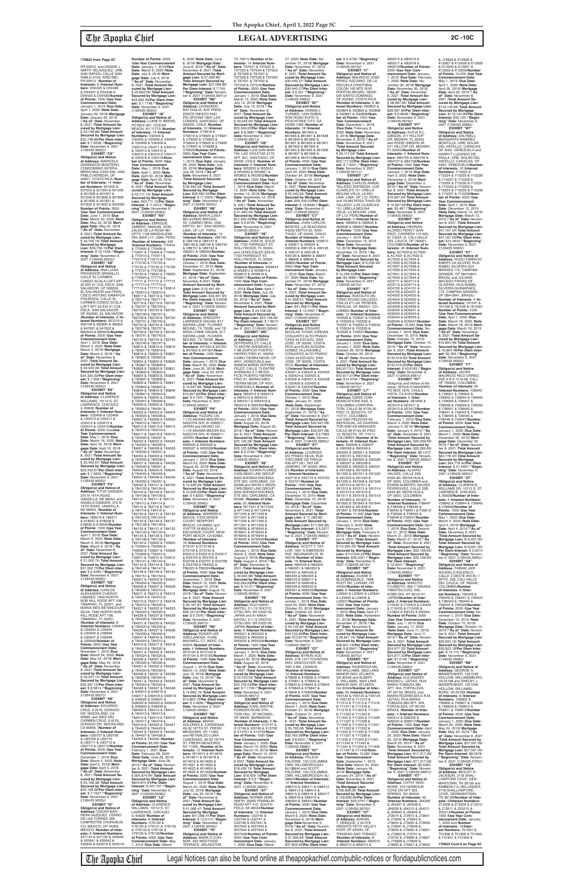**170823 from Page 4C**

PIN UGEI2, and DENISE J. SMITH VELAZQUEZ, URB. SAN RAFAEL CALLE SAN PABLO #103, ARECIBO, PR 00612, /**Number of Interests:** 6 /**Interest Numbers:** U54425 & U54426 & U54427 & U54428 & U54429 & U54430/**Number of Points:** 1500 /**Use Year Commencement Date:** January 1, 2019 /**Due Date:** April 1, 2020 /**Note Date:** January 29, 2018/ **Mortgage Date:** January 29, 2018 /**"As of" Date:** November 8, 2021 /**Total Amount Secured by Mortgage Lien:** $22,746.88/ **Total Amount Secured by Mortgage Lien:** $22,746.88/**Per Diem Interest:** $ 7.3558 //**"Beginning" Date:** November 9, 2021 /(126435.5621)//

**EXHIBIT "C6"**
**Obligor(s) and Notice of Address:** MARICELA GRANADOS MONTERO, CONDOMINIO INTERA-MERICANA CASA #40, SAN PABLO HEREDIA, OF 40601, COSTA RICA /**Number of Interests:** 14 /**Interest Numbers:** 501502 & 501503 & 501504 & 501505 & 501506 & 501507 & 501508 & 501828 & 501829 & 501830 & 501831 & 501832 & 501833 & 502409/**Number of Points:** 3500 /**Use Year Commencement Date:** June 1, 2019 /**Due Date:** March 22, 2020 /**Note Date:** May 22, 2018/ **Mortgage Date:** May 22, 2018 /**"As of" Date:** November 8, 2021 /**Total Amount Secured by Mortgage Lien:** $ 39,759.19/ **Total Amount Secured by Mortgage Lien:** $ 39,759.19/**Per Diem Interest:** $ 12.1538 //**"Beginning" Date:** November 9, 2021 /(126435.5623)//

**EXHIBIT "D6"**
**Obligor(s) and Notice of Address:** ANA LUISA PROVEDOR GRANILLO, CALLE EL CARMEN CONDOMINIO CUSCATLAN LOFT APT 20 EDI #1 COL ESCA, SAN SALVADOR, OF 000000, EL SALVADOR and FRANCISCO ARTURO SAMAYOA FIGUEROA, CALLE EL CARMEN CONDO SCALA LOFT APT 20 EDI #1 COL ESCA, SAN SALVADOR, OF 000000, EL SALVADOR /**Number of Interests:** 8 /**Interest Numbers:** 491016 & 492108 & 492830 & 492831 & 947601 & 947602 & M95444 & M95445/**Number of Points:** 2000 /**Use Year Commencement Date:** April 1, 2018 /**Due Date:** March 2, 2020 /**Note Date:** March 2, 2018/ **Mortgage Date:** March 2, 2018 /**"As of" Date:** November 8, 2021 /**Total Amount Secured by Mortgage Lien:** $ 24,320.09/ **Total Amount Secured by Mortgage Lien:** $24,320.09/**Per Diem Interest:** $ 7.3984 //**"Beginning" Date:** November 9, 2021 /(126435.5624)//

**EXHIBIT "E6"**
**Obligor(s) and Notice of Address:** CLARENCE WILLIAMS, 10112 S. ST. LAWRENCE, CHICAGO, IL 60628 /**Number of Interests:** 6 /**Interest Numbers:** U33408 & U33409 & U33410 & U33411 & U33412 & U33413 & U33414 & U33415/**Number of Points:** 2000 /**Use Year Commencement Date:** May 1, 2018 /**Due Date:** March 16, 2020 /**Note Date:** April 16, 2018/ **Mortgage Date:** April 16, 2018 /**"As of" Date:** November 8, 2021 /**Total Amount Secured by Mortgage Lien:** $25,422.57/ **Total Amount Secured by Mortgage Lien:** $25,422.57/**Per Diem Interest:** $ 7.2833 //**"Beginning" Date:** November 9, 2021 /(126435.5625)//

**EXHIBIT "F6"**
**Obligor(s) and Notice of Address:** TITUS GANGER, 375 N 14TH ROAD, UNADILLA, NE 68454, and ANGELA GANGER, 375 N 14TH ROAD, UNADILLA, NE 68454, /**Number of Interests:** 6 /**Interest Numbers:** 780516 & 780517 & 918029 & 918030 & 918032 & 918040/**Number of Points:** 1500 /**Use Year Commencement Date:** April 1, 2018 /**Due Date:** March 9, 2020 /**Note Date:** March 9, 2018/ **Mortgage Date:** March 9, 2018 /**"As of" Date:** November 8, 2021 /**Total Amount Secured by Mortgage Lien:** $ 21,002.76/ **Total Amount Secured by Mortgage Lien:** $21,002.76/**Per Diem Interest:** $ 6.3485 //**"Beginning" Date:** November 9, 2021 /(126435.5626)//

**EXHIBIT "G6"**
**Obligor(s) and Notice of Address:** CARLOS ALEXANDER CUERVO LINARES, 7940 NORTH NOB HILL RODE APT 108, TAMARAC, FL 33321, and MARIA INES BETANCOURT SILVA, 7940 NORTH NOB HILL RODE APT 108, TAMARAC, FL 33321, /**Number of Interests:** 8 /**Interest Numbers:** U35942 & U35943 & U35944 & U35945 & U35946 & U35947 & U35948 & U35949/**Number of Points:** 2000 /**Use Year Commencement Date:** November 1, 2019 /**Due Date:** March 24, 2020 /**Note Date:** May 24, 2018/ **Mortgage Date:** May 24, 2018 /**"As of" Date:** November 8, 2021 /**Total Amount Secured by Mortgage Lien:** $ 25,357.13/ **Total Amount Secured by Mortgage Lien:** $25,357.13/**Per Diem Interest:** $ 8.5814 //**"Beginning" Date:** November 9, 2021 /(126435.5627)//

**EXHIBIT "H6"**
**Obligor(s) and Notice of Address:** EDUARDO CRUZ, 9 W EL DORADO DR, WOODLAND, CA 95695, and INES DEL CARMEN CRUZ, 9 W EL DORADO DR, WOODLAND, CA 95695, /**Number of Interests:** 8 /**Interest Numbers:** U93707 & U93708 & U93709 & U93710 & U93711 & U93712 & U93713 & U93714/**Number of Points:** 2000 /**Use Year Commencement Date:** December 1, 2018 /**Due Date:** March 5, 2020 /**Note Date:** April 5, 2018/ **Mortgage Date:** April 5, 2018 /**"As of" Date:** November 8, 2021 /**Total Amount Secured by Mortgage Lien:** $ 25,108.06/ **Total Amount Secured by Mortgage Lien:** $25,108.06/**Per Diem Interest:** $ 7.1927 //**"Beginning" Date:** November 9, 2021 /(126435.5630)//

**EXHIBIT "I6"**
**Obligor(s) and Notice of Address:** OSCAR BARRERA VAZQUEZ, CERRO DE LAS TORRES 306 CAMPESTRE CHURUBUSCO, MEXICO, DF 04200, MEXICO /**Number of Interests:** 8 /**Interest Numbers:** 427144 & 427145 & 435940 & 435941 & 435942 & 435943 & 523218 & 523219/**Number of Points:** 2000 /**Use Year Commencement Date:** January 1, 2019 /**Due Date:** March 5, 2020 /**Note Date:** July 9, 2018/ **Mortgage Date:** July 9, 2018 /**"As of" Date:** November 8, 2021 /**Total Amount Secured by Mortgage Lien:** $ 23,662.59/ **Total Amount Secured by Mortgage Lien:** $23,662.59/**Per Diem Interest:** $ 7.7156 //**"Beginning" Date:** November 9, 2021 /(126435.5633)//

**EXHIBIT "J6"**
**Obligor(s) and Notice of Address:** LORIE R. BEERS, PO BOX 261, OCEAN BEACH, NY 11770 /**Number of Interests:** 16 /**Interest Numbers:** V30404 & V30405 & V30406 & V30407 & V30408 & V30409 & V30410 & V30411 & V30412 & V30413 & V30414 & V30415 & V30416 & V30417 & V30418 & V30419/**Number of Points:** 4000 /**Use Year Commencement Date:** May 1, 2018 /**Due Date:** April 1, 2020 /**Note Date:** April 30, 2018/ **Mortgage Date:** April 30, 2018 /**"As of" Date:** November 8, 2021 /**Total Amount Secured by Mortgage Lien:** $ 43,711.15/ **Total Amount Secured by Mortgage Lien:** $43,711.15/**Per Diem Interest:** $ 11.0012 //**"Beginning" Date:** November 9, 2021 /(126435.5636)//

**EXHIBIT "K6"**
**Obligor(s) and Notice of Address:** ENRIQUE UMBERT, MANUEL GONZALES DE LA ROSA 491 DPTO 1106 MAGDALENA DEL MAR L17, LIMA, PERU /**Number of Interests:** 340 /**Interest Numbers:** T70404 & T70405 & T70406 & T70407 & T70408 & T70409 & T70410 & T70411 & T70412 & T70413 & T70414 & T75722 & T75723 & T75724 & T75725 & T75726 & T75727 & T75728 & T75729 & T76922 & T76923 & T76924 & T77713 & T77714 & T77715 & T77716 & T77717 & T77718 & T77719 & T78413 & T78414 & T78415 & T78416 & T78417 & T78418 & T78419 & T78420 & T78421 & T78422 & T78423 & T78424 & T78425 & T78426 & T78427 & T78428 & T78429 & T78430 & T78431 & T78432 & T78733 & T78734 & T78735 & T78736 & T78737 & T78738 & T78739 & T78740 & T78741 & T78742 & T78743 & T78744 & T78745 & T78746 & T78747 & T78814 & T78815 & T78816 & T78817 & T78818 & T78819 & T78820 & T78821 & T78822 & T78823 & T78824 & T78825 & T78826 & T78827 & T78828 & T78829 & T78830 & T78831 & T78832 & T78833 & T78834 & T78835 & T78836 & T78837 & T78838 & T78839 & T78840 & T78841 & T78842 & T78843 & T78844 & T78845 & T78846 & T78847 & T78943 & T78944 & T78945 & T78946 & T78947 & T78948 & T78949 & T78950 & T78951 & T78952 & T84001 & T84002 & T84003 & T84004 & T84005 & T84006 & T84007 & T84008 & T84009 & T84010 & T84011 & T84012 & T84013 & T84014 & T84015 & T84016 & T84017 & T84018 & T84019 & T84020 & T84021 & T84022 & T84023 & T84024 & T84025 & T84026 & T84027 & T84028 & T84029 & T84030 & T84031 & T84032 & T84033 & T84034 & T84035 & T84036 & T84037 & T84038 & T84039 & T84040 & T84041 & T84042 & T84043 & T84044 & T84045 & T84046 & T84047 & T84048 & T84049 & T84050 & T84051 & T84052 & T84101 & T84102 & T84103 & T84104 & T84105 & T84106 & T84107 & T84108 & T84109 & T84110 & T84111 & T84112 & T84113 & T84114 & T84115 & T84116 & T84117 & T84118 & T84119 & T84120 & T84121 & T84122 & T84123 & T84124 & T84125 & T84126 & T84127 & T84128 & T84129 & T84130 & T84131 & T84132 & T84133 & T84134 & T84135 & T84136 & T84137 & T84138 & T84139 & T84140 & T85902 & T85903 & T85904 & T85905 & T85906 & T85907 & T85908 & T85909 & T85910 & T85911 & T85912 & T85913 & T84141 & T84142 & T84143 & T84144 & T84145 & T84146 & T84147 & T84148 & T84149 & T84150 & T84151 & T84152 & T84201 & T84202 & T84203 & T84204 & T84205 & T84206 & T84207 & T84208 & T84209 & T84210 & T84211 & T84212 & T84213 & T84214 & T84215 & T84216 & T84217 & T84218 & T84219 & T84220 & T84221 & T84222 & T84223 & T84224 & T84225 & T84226 & T84227 & T84228 & T84229 & T84230 & T84231 & T84232 & T84233 & T84234 & T84235 & T84236 & T84237 & T84238 & T84239 & T84240 & T84241 & T84242 & T84243 & T84244 & T84245 & T84315 & T84316 & T84317 & T84318 & T84319 & T84320 & T84321 & T84322 & T84323 & T84324 & T84325 & T84326 & T84327 & T84328 & T84329 & T84330 & T84331 & T84332 & T84333 & T84334 & T84335 & T84336 & T84337 & T84338 & T84339 & T84340 & T84341 & T84342 & T84343 & T84344 & T84345 & T84346 & T84347 & T84348 & S49005 & S49016 & S49017 & S49018 & S49019 & S49020 & S49021 & S49022 & S49023 & S49024 & S49025 & S49026 & T84409 & T84410 & T84411 & T84412 & T84413 & T84414 & T84415 & T84416 & T84417 & T84418 & T84419 & T84420 & T84421 & T84422 & T84423 & T84424 & T84425 & T84426 & T84427 & T84428 & T84429 & T84430/**Number of Points:** 85,000 /**Use Year Commencement Date:** February 1, 2021 /**Due Date:** February 28, 2020 /**Note Date:** June 28, 2019/ **Mortgage Date:** June 28, 2019 /**"As of" Date:** November 8, 2021 /**Total Amount Secured by Mortgage Lien:** $ 904,874.94/ **Total Amount Secured by Mortgage Lien:** $904,874.94/**Per Diem Interest:** $ 247.707 //**"Beginning" Date:** November 9, 2021 /(126435.5639)//

**EXHIBIT "L6"**
**Obligor(s) and Notice of Address:** CLARENCE WILLIAMS, 10112 S. ST. LAWRENCE, CHICAGO, IL 60628 /**Number of Interests:** 8 /**Interest Numbers:** V76130 & V76131 & V76132 & V76133 & V76134 & V76135 & V76136/**Number of Points:** 2000 /**Use Year Commencement Date:** May 1, 2019 /**Due Date:** March 8, 2020 /**Note Date:** June 8, 2018/ **Mortgage Date:** June 8, 2018 /**"As of" Date:** November 8, 2021 /**Total Amount Secured by Mortgage Lien:** $ 27,099.86/ **Total Amount Secured by Mortgage Lien:** $27,099.86/**Per Diem Interest:** $ 7.749 //**"Beginning" Date:** November 9, 2021 /(126435.5641)//

**EXHIBIT "M6"**
**Obligor(s) and Notice of Address:** RINALDO LUNA BATTAGLIA, AVE PRESIDENTE RIESCO 5335 PIS OFICINA 1904, LAS CONDES, SANTIAGO, OF 000000, CHILE /**Number of Interests:** 12 /**Interest Numbers:** V79918 & V79919 & V79920 & V79921 & V79922 & V79923 & V79924 & V79925 & V79926 & V79927 & V79928 & V79929/**Number of Points:** 3000 /**Use Year Commencement Date:** January 1, 2019 /**Due Date:** January 26, 2020 /**Note Date:** July 26, 2018/ **Mortgage Date:** July 26, 2018 /**"As of" Date:** November 8, 2021 /**Total Amount Secured by Mortgage Lien:** $36,462.52/ **Total Amount Secured by Mortgage Lien:** $36,462.52/**Per Diem Interest:** $ 11.3344 //**"Beginning" Date:** November 9, 2021 /(126435.5642)//

**EXHIBIT "N6"**
**Obligor(s) and Notice of Address:** MARIA LUISA BELAUNDE BRIGULI, AV. CONQUISTADORES DEPTO. 401, SAN ISIDRO LIMA, OF L27, PERU /**Number of Interests:** 10 /**Interest Numbers:** V89145 & V89146 & V89147 & V89148 & V89149 & V89150 & V89151 & V89152 & V89201 & V89202/**Number of Points:** 2500 /**Use Year Commencement Date:** October 1, 2018 /**Due Date:** December 21, 2019 /**Note Date:** September 21, 2018/ **Mortgage Date:** September 21, 2018 /**"As of" Date:** November 8, 2021 /**Total Amount Secured by Mortgage Lien:** $ 32,421.35/ **Total Amount Secured by Mortgage Lien:** $32,421.35/**Per Diem Interest:** $ 9.6258 //**"Beginning" Date:** November 9, 2021 /(126435.5643)//

**EXHIBIT "O6"**
**Obligor(s) and Notice of Address:** GREGORY LAWRENCE NAGAN, 817 SIERRA LANE, FLOWER MOUND, TX 75028, and TERESA LYNNE NAGAN, 817 SIERRA LANE, FLOWER MOUND, TX 75028, /**Number of Interests:** 4 /**Interest Numbers:** 947250 & 947251 & 947252 & 947301/**Number of Points:** 1000 /**Use Year Commencement Date:** January 1, 2019 /**Due Date:** March 20, 2020 /**Note Date:** June 20, 2018/ **Mortgage Date:** June 20, 2018 /**"As of" Date:** November 8, 2021 /**Total Amount Secured by Mortgage Lien:** $ 15,057.80/ **Total Amount Secured by Mortgage Lien:** $15,057.80/**Per Diem Interest:** $ 4.7331 //**"Beginning" Date:** November 9, 2021 /(126435.5644)//

**EXHIBIT "P6"**
**Obligor(s) and Notice of Address:** YUZURU UO, 1-175 AKAWA MIDORI-KU, NAGOYA-SHI, AI 4580011, JAPAN and NAOKO UO, 1-175 AKAWA MIDORI-KU, NAGOYA-SHI, AI 4580011, JAPAN /**Number of Interests:** 4 /**Interest Numbers:** W09525 & W09526 & W09527 & W09528/**Number of Points:** 1000 /**Use Year Commencement Date:** January 1, 2019 /**Due Date:** February 23, 2020 /**Note Date:** August 23, 2018/ **Mortgage Date:** August 23, 2018 /**"As of" Date:** November 8, 2021 /**Total Amount Secured by Mortgage Lien:** $ 15,555.69/ **Total Amount Secured by Mortgage Lien:** $15,555.69/**Per Diem Interest:** $ 4.9109 //**"Beginning" Date:** November 9, 2021 /(126435.5645)//

**EXHIBIT "Q6"**
**Obligor(s) and Notice of Address:** WARREN BAGLIO, 6 ESCAPADE COURT, NEW PORT BEACH, CA 92663, and YVETTE BAGLIO, 6 ESCAPADE COURT, NEW-PORT BEACH, CA 92663, /**Number of Interests:** 16 /**Interest Numbers:** D73147 & D73148 & D73149 & D73150 & E03314 & E03315 & E03316 & E03317 & E03318 & E03704 & E03705 & E03706 & E03707 & E03708 & E03709 & F89223 & F89224/**Number of Points:** 4000 /**Use Year Commencement Date:** September 1, 2018 /**Due Date:** March 10, 2020 /**Note Date:** August 10, 2018/ **Mortgage Date:** August 10, 2018 /**"As of" Date:** November 8, 2021 /**Total Amount Secured by Mortgage Lien:** $ 39,187.81/ **Total Amount Secured by Mortgage Lien:** $39,187.81/**Per Diem Interest:** $ 9.7976 //**"Beginning" Date:** November 9, 2021 /(126435.5647)//

**EXHIBIT "R6"**
**Obligor(s) and Notice of Address:** ROGER LEE AVELLANEDA, 41096 CORTEZ DR, INDIO, CA 92203 /**Number of Interests:** 4 /**Interest Numbers:** W10102 & W10103 & W10104 & W10105/**Number of Points:** 1000 /**Use Year Commencement Date:** August 1, 2018 /**Due Date:** March 13, 2020 /**Note Date:** July 13, 2018/ **Mortgage Date:** July 13, 2018 /**"As of" Date:** November 8, 2021 /**Total Amount Secured by Mortgage Lien:** $ 14,801.18/ **Total Amount Secured by Mortgage Lien:** $14,801.18/**Per Diem Interest:** $ 4.3645 //**"Beginning" Date:** November 9, 2021 /(126435.5649)//

**EXHIBIT "S6"**
**Obligor(s) and Notice of Address:** MARIA DOLORES A. CARDENAS, 49-32 167TH ST. FRESH MEADOWS, NY 11365, and BENJAMIN CARDENAS, 49-32 167TH ST. FRESH MEADOWS, NY 11365, /**Number of Interests:** 8 /**Interest Numbers:** W14615 & W14616 & W14617 & W14618 & W14619 & W14620 & W14621 & W14622 & W14623 & W14624 & W14625 & W14626/**Number of Points:** 3000 /**Use Year Commencement Date:** January 1, 2019 /**Due Date:** March 20, 2020 /**Note Date:** July 20, 2018/ **Mortgage Date:** July 20, 2018 /**"As of" Date:** November 8, 2021 /**Total Amount Secured by Mortgage Lien:** $41,099.47/ **Total Amount Secured by Mortgage Lien:** $41,099.47/**Per Diem Interest:** $ 12.3115 //**"Beginning" Date:** November 9, 2021 /(126435.5652)//

**EXHIBIT "T6"**
**Obligor(s) and Notice of Address:** MARK O CONNOR, 302 WESTVIEW TERRACE, ARLINGTON, TX 76013 /**Number of Interests:** 14 /**Interest Numbers:** T97521 & T97522 & T97523 & T97524 & T97525 & T97526 & T97527 & T97528 & T97529 & T97530 & T97531 & T97532 & T97533 & T97534/**Number of Points:** 3500 /**Use Year Commencement Date:** January 1, 2019 /**Due Date:** March 13, 2020 /**Note Date:** July 13, 2018/ **Mortgage Date:** July 13, 2018 /**"As of" Date:** November 8, 2021 /**Total Amount Secured by Mortgage Lien:** $ 33,540.09/ **Total Amount Secured by Mortgage Lien:** $33,540.09/**Per Diem Interest:** $ 9.3491 //**"Beginning" Date:** November 9, 2021 /(126435.5651)//

**EXHIBIT "U6"**
**Obligor(s) and Notice of Address:** LUIS SAN MARTIN, LAS VIOLETAS 2170 APT. 601, SANTIAGO, OF 000000, CHILE /**Number of Interests:** 6 /**Interest Numbers:** W53550 & W53551 & W53552 & W53601 & W53602 & W53603/**Number of Points:** 1500 /**Use Year Commencement Date:** April 1, 2019 /**Due Date:** March 12, 2020 /**Note Date:** September 12, 2018/ **Mortgage Date:** September 12, 2018 /**"As of" Date:** November 8, 2021 /**Total Amount Secured by Mortgage Lien:** $ 21,460.49/ **Total Amount Secured by Mortgage Lien:** $21,460.49/**Per Diem Interest:** $ 6.4827 //**"Beginning" Date:** November 9, 2021 /(126435.5653)//

**EXHIBIT "V6"**
**Obligor(s) and Notice of Address:** JOSE M. SOLIS JR, 7720 FAIRHOLT ST, PHILADELPHIA, PA 19111, and LERIS EGLEE SOLIS, 7720 FAIRHOLT ST, HOLLYWOOD, FL 33024 /**Number of Interests:** 6 /**Interest Numbers:** W59812 & W59813 & W59814 & W59815 & W59816 & W59817/**Number of Points:** 1500 /**Use Year Commencement Date:** August 1, 2019 /**Due Date:** April 1, 2020 /**Note Date:** July 30, 2018/ **Mortgage Date:** July 30, 2018 /**"As of" Date:** November 8, 2021 /**Total Amount Secured by Mortgage Lien:** $ 24,106.09/ **Total Amount Secured by Mortgage Lien:** $24,106.09/**Per Diem Interest:** $ 7.8915 //**"Beginning" Date:** November 9, 2021 /(126435.5654)//

**EXHIBIT "W6"**
**Obligor(s) and Notice of Address:** LORENA ZEPPENFELDT CALLE 37 FRENTE A CALLE 38 Y 98 EDIFICIO PUERTO HIERRO PISO #1, MARACAIBO-TIERRA NEGR, OF 4001, VENEZUELA and RAMON MARIN ZEPPENFELDT, CALLE 37 ENTRE AVENIDAS 8 Y 8A EDIFICIO PUERTO HIERRO PISO #1, MARACAIBO-TIERRA NEGR, OF 4001, VENEZUELA /**Number of Interests:** 10 /**Interest Numbers:** W64313 & W64314 & W64315 & W64316 & W64317 & W64318 & W64319 & W64320 & W64321 & W64322/**Number of Points:** 2500 /**Use Year Commencement Date:** January 1, 2019 /**Due Date:** December 23, 2019 /**Note Date:** August 23, 2018/ **Mortgage Date:** August 23, 2018 /**"As of" Date:** November 8, 2021 /**Total Amount Secured by Mortgage Lien:** $25,125.36/ **Total Amount Secured by Mortgage Lien:** $25,125.36/**Per Diem Interest:** $ 8.3756 //**"Beginning" Date:** November 9, 2021 /(126435.5655)//

**EXHIBIT "X6"**
**Obligor(s) and Notice of Address:** EDWIN CORNES, CARLSBAD LAW GROUP 5050 AVENIDA ENCINAS, STE 300, CARLSBAD, CA 92008 and NANCY ARIZA, CARLSBAD LAW GROUP 5050 AVENIDA ENCINAS, STE 300, CARLSBAD, CA 92008, /**Number of Interests:** 20 /**Interest Numbers:** W73341 & W73342 & W73343 & W73344 & W71345 & W71346 & W71347 & W71348 & W71349 & W71350 & W71351 & W71352 & W76940 & W76941 & W76942 & W76943 & W76944 & W76945 & W76946/**Number of Points:** 5000 /**Use Year Commencement Date:** January 1, 2019 /**Due Date:** February 2, 2020 /**Note Date:** August 2, 2018/ **Mortgage Date:** August 2, 2018 /**"As of" Date:** November 8, 2021 /**Total Amount Secured by Mortgage Lien:** $ 49,094.69/ **Total Amount Secured by Mortgage Lien:** $49,094.69/**Per Diem Interest:** $ 16.1694 //**"Beginning" Date:** November 9, 2021 /(126435.5656)//

**EXHIBIT "Y6"**
**Obligor(s) and Notice of Address:** KOJI NAKAMATSU, 3-1-12 SHOYO, OTSU-SHI, SH 5202135, JAPAN and AI NAKAMATSU, 3-1-12 SHOYO, OTSU-SHI, SH 5202135, JAPAN /**Number of Interests:** 6 /**Interest Numbers:** W93222 & W93223 & W93224 & W93225 & W93226 & W93227/**Number of Points:** 1500 /**Use Year Commencement Date:** January 1, 2019 /**Due Date:** March 1, 2020 /**Note Date:** August 30, 2018/ **Mortgage Date:** August 30, 2018 /**"As of" Date:** November 8, 2021 /**Total Amount Secured by Mortgage Lien:** $ 23,103.66/ **Total Amount Secured by Mortgage Lien:** $23,103.66/**Per Diem Interest:** $ 7.1709 //**"Beginning" Date:** November 9, 2021 /(126435.5657)//

**EXHIBIT "Z6"**
**Obligor(s) and Notice of Address:** KARL WAYTHE POWER, 17090 STATION HILL, ST MICHAEL, OF 00000, BARBADOS /**Number of Interests:** 8 /**Interest Numbers:** X13748 & X13749 & X13750 & X13751 & X13752 & X13753 & X13754 & X13755/**Number of Points:** 2000 /**Use Year Commencement Date:** January 1, 2020 /**Due Date:** March 14, 2020 /**Note Date:** March 14, 2019/ **Mortgage Date:** March 14, 2019 /**"As of" Date:** November 8, 2021 /**Total Amount Secured by Mortgage Lien:** $18,429.19/ **Total Amount Secured by Mortgage Lien:** $18,429.19/**Per Diem Interest:** $ 5.9 //**"Beginning" Date:** November 9, 2021 /(126435.5659)//

**EXHIBIT "A7"**
**Obligor(s) and Notice of Address:** NORMA JEAN PERKINS, 20502 FRANKLIN ROAD APT 415, SOUTH-FIELD, MI 48034 /**Number of Interests:** 10 /**Interest Numbers:** U32745 & U32746 & U32747 & U32748 & W37943 & W37944 & W37945 & W37946 & W37947 & W37948/**Number of Points:** 2500 /**Use Year Commencement Date:** January 1, 2019 /**Due Date:** March 27, 2020 /**Note Date:** November 27, 2018/ **Mortgage Date:** November 27, 2018 /**"As of" Date:** November 8, 2021 /**Total Amount Secured by Mortgage Lien:** $30,440.27/ **Total Amount Secured by Mortgage Lien:** $ 30,440.27/**Per Diem Interest:** $ 9.331 //**"Beginning" Date:** November 9, 2021 /(126435.5660)//

**EXHIBIT "B7"**
**Obligor(s) and Notice of Address:** DONNA J. TURNER, 1235 ROBINSON ROAD SUITE G, PEACHTREE CITY, GA 30269-1285 /**Number of Interests:** 16 /**Interest Numbers:** 861846 & 861847 & 861848 & 861849 & 861850 & 861851 & 861852 & 861901 & 861902 & 861903 & 861904 & 861905 & 861906 & 861907 & 861908 & 861909 & 861910/**Number of Points:** 4000 /**Use Year Commencement Date:** January 1, 2019 /**Due Date:** April 24, 2020 /**Note Date:** October 24, 2018/ **Mortgage Date:** October 24, 2018 /**"As of" Date:** November 8, 2021 /**Total Amount Secured by Mortgage Lien:** $ 55,443.03/**Total Amount Secured by Mortgage Lien:** $55,443.03/**Per Diem Interest:** $ 16.4634 //**"Beginning" Date:** November 9, 2021 /(126435.5663)//

**EXHIBIT "C7"**
**Obligor(s) and Notice of Address:** ISRAEL BENITEZ, LA GEACONDA CASA DEPTO 50, SANTIAGO, OF 00000, CHILE/ **Number of Interests:** 16 /**Interest Numbers:** 000610 & 000611 & 000624 & 406121 & 406124 & 406126 & 406127 & 406128 & 406129 & 406130 & I88847 & I88848 & I88849 & I88850/**Number of Points:** 3500 /**Use Year Commencement Date:** January 1, 2019 /**Due Date:** March 27, 2020 /**Note Date:** November 27, 2018/ **Mortgage Date:** November 27, 2018 /**"As of" Date:** November 8, 2021 /**Total Amount Secured by Mortgage Lien:** $ 41,858.41/ **Total Amount Secured by Mortgage Lien:** $41,858.41/**Per Diem Interest:** $ 13.5491 //**"Beginning" Date:** November 9, 2021 /(126435.5664)//

**EXHIBIT "D7"**
**Obligor(s) and Notice of Address:** EDUARD NICOLAS TOVAR JORDAN, CONJUNTO ALTO PRADO CASA 34 EZCAZU, SAN JOSE, OF 0000, COSTA RICA and GIOVANNA GOMEZ VILLAGOMEZ, CONJUNTO ALTO PRADO CASA 34 EZCAZU, SAN JOSE, OF 0000, COSTA RICA /**Number of Interests:** 8 /**Interest Numbers:** X30421 & X30422 & X30423 & X30424 & X30425 & X30426 & X30427 & X30428 & X30429 & X30430 & X30431 & X30432/**Number of Points:** 2000 /**Use Year Commencement Date:** January 1, 2019 /**Due Date:** April 21, 2020 /**Note Date:** December 21, 2018/ **Mortgage Date:** December 21, 2018 /**"As of" Date:** November 8, 2021 /**Total Amount Secured by Mortgage Lien:** $32,647.08/ **Total Amount Secured by Mortgage Lien:** $32,647.08/**Per Diem Interest:** $ 9.7993 //**"Beginning" Date:** November 9, 2021 /(126435.5665)//

**EXHIBIT "E7"**
**Obligor(s) and Notice of Address:** LOURDES DO PRADO SILVA, RUA VISCONDE DE PIRAJA 414 SALA 718, RIO DE JANEIRO, OF 00000, BRAZIL /**Number of Interests:** 4 /**Interest Numbers:** X33718 & X33719 & X33720 & X33721/**Number of Points:** 1000 /**Use Year Commencement Date:** January 1, 2019 /**Due Date:** December 10, 2019 /**Note Date:** December 10, 2018/ **Mortgage Date:** December 10, 2018 /**"As of" Date:** November 8, 2021 /**Total Amount Secured by Mortgage Lien:** $ 17,256.96/ **Total Amount Secured by Mortgage Lien:** $17,256.96/**Per Diem Interest:** $ 5.3377 //**"Beginning" Date:** November 9, 2021 /(126435.5666)//

**EXHIBIT "F7"**
**Obligor(s) and Notice of Address:** SCOTT T. TAYLOR, 1601 N EMERSON AVE, INDIANAPOLIS, IN 46218 /**Number of Interests:** 10 /**Interest Numbers:** N84030 & N84330 & N84331 & N84332 & N84401 & N84402 & N84403 & N84404 & N99316 & N99317 & N99318 & N99319 & N99250 & N99251 & N99252/**Number of Points:** 4000 /**Use Year Commencement Date:** January 1, 2019 /**Due Date:** April 23, 2020 /**Note Date:** October 23, 2018/ **Mortgage Date:** October 23, 2018 /**"As of" Date:** November 8, 2021 /**Total Amount Secured by Mortgage Lien:** $44,133.06/ **Total Amount Secured by Mortgage Lien:** $44,133.06/**Per Diem Interest:** $12.8776 //**"Beginning" Date:** November 9, 2021 /(126435.5667)//

**EXHIBIT "G7"**
**Obligor(s) and Notice of Address:** BYRON ACEMAN, 215-14 FOUNTAIN WAY, VANCOUVER, BC V5Y 1W9, CANADA /**Number of Interests:** 12 /**Interest Numbers:** X76839 & X76840 & X76841 & X76842 & X76843 & X76844 & X76845 & X76846 & X76847 & X76848 & X76849 & X76850/**Number of Points:** 3000 /**Use Year Commencement Date:** January 1, 2019 /**Due Date:** March 1, 2020 /**Note Date:** October 31, 2018/ **Mortgage Date:** October 31, 2018 /**"As of" Date:** November 8, 2021 /**Total Amount Secured by Mortgage Lien:** $35,765.56/ **Total Amount Secured by Mortgage Lien:** $35,765.56/**Per Diem Interest:** $ 8.6231 //**"Beginning" Date:** November 9, 2021 /(126435.5668)//

**EXHIBIT "H7"**
**Obligor(s) and Notice of Address:** FELICIA FALZONE, 103 COLUMBIA CIRCLE, HILLSBOROUGH, NJ 08844 and SCOTT FALZONE, 103 COLUMBIA CIRCLE, HILLSBOROUGH, NJ 08844/**Number of Interests:** 12 /**Interest Numbers:** X86410 & X86411 & X86412 & X86413 & X86414 & X86415 & X86416 & X86417 & X86418 & X86419 & X86420 & X86421/**Number of Points:** 3000 /**Use Year Commencement Date:** January 1, 2019 /**Due Date:** March 6, 2020 /**Note Date:** November 6, 2018/ **Mortgage Date:** November 6, 2018 /**"As of" Date:** November 8, 2021 /**Total Amount Secured by Mortgage Lien:** $ 37,909.94/ **Total Amount Secured by Mortgage Lien:** $37,909.94/**Per Diem Interest:** $ 9.4739 //**"Beginning" Date:** November 9, 2021 /(126435.5670)//

**EXHIBIT "I7"**
**Obligor(s) and Notice of Address:** MAURICIO JOSE PEREZ VAZQUEZ, DE LA ESCUELA CRISTOBAL COLON 100 MTS SUR PORTON NEGRO, HEREDIA SANTO DOMINGO, OF 000000, COSTA RICA /**Number of Interests:** 6 /**Interest Numbers:** X92803 & X92804 & X92805 & X92806 & X92807 & X92808/**Number of Points:** 1500 /**Use Year Commencement Date:** December 1, 2018 /**Due Date:** March 8, 2020 /**Note Date:** November 8, 2018/ **Mortgage Date:** November 8, 2018 /**"As of" Date:** November 8, 2021 /**Total Amount Secured by Mortgage Lien:** $ 23,117.02/ **Total Amount Secured by Mortgage Lien:** $23,117.02/**Per Diem Interest:** $ 7.3321 //**"Beginning" Date:** November 9, 2021 /(126435.5671)//

**EXHIBIT "J7"**
**Obligor(s) and Notice of Address:** CARLOS ANIBAL TALLEDO ESPINOSA, LOS CLAVELES 151 URB.LA MOLINA VIEJA, LA MOLINA, LIMA, OF L12, PERU and VILMA ROSA THAIS DE TALLEDO, LOS CLAVELES 151 URB.LA MOLINA VIEJA, LA MOLINA, LIMA, OF L12, PERU/**Number of Interests:** 4 /**Interest Numbers:** X89634 & X89635 & X89636 & X89637/**Number of Points:** 1000 /**Use Year Commencement Date:** January 1, 2019 /**Due Date:** December 12, 2019 /**Note Date:** November 12, 2018/ **Mortgage Date:** November 12, 2018 /**"As of" Date:** November 8, 2021 /**Total Amount Secured by Mortgage Lien:** $15,256.42/ **Total Amount Secured by Mortgage Lien:** $ 15,256.42/**Per Diem Interest:** $4.4689 //**"Beginning" Date:** November 9, 2021 /(126435.5672)//

**EXHIBIT "K7"**
**Obligor(s) and Notice of Address:** RODOLFO ANTONIO ROJAS GALLEGO, CRA 24 #11-49, PEREIRA RISALDA, OF 660001, COLOMBIA /**Number of Interests:** 16 /**Interest Numbers:** Y03526 & Y03527 & Y03528 & Y03529 & Y03530 & Y03531 & Y03532 & Y03533 & Y03534 & Y03535 & Y03536 & Y03537/**Number of Points:** 3000 /**Use Year Commencement Date:** January 1, 2019 /**Due Date:** April 29, 2020 /**Note Date:** October 29, 2019/ **Mortgage Date:** October 29, 2019 /**"As of" Date:** November 8, 2021 /**Total Amount Secured by Mortgage Lien:** $42,671.01/ **Total Amount Secured by Mortgage Lien:** $42,671.01/**Per Diem Interest:** $14.0794 //**"Beginning" Date:** November 9, 2021 /(126435.5673)//

**EXHIBIT "L7"**
**Obligor(s) and Notice of Address:** DENS COMMUNICATIONS SAS, A COLOMBIA CORPORATION, CALLE 99 #13A-30 PISO 12, BOGOTA, OF 110111, COLOMBIA and GAD PELEDAS AS INDIVIDUAL, AS GUARANTOR AND AS MANAGER, CALLE 99 #13A-30 PISO 12, BOGOTA, OF 110111, COLOMBIA /**Number of Interests:** 46 /**Interest Numbers:** X90046 & X90047 & X90048 & X90049 & X90050 & X90051 & X90052 & X90101 & X90102 & X90103 & X90325 & X90326 & X90327 & X90328 & X90329 & X90330 & X90331 & X91328 & X91329 & X91330 & X91331 & X91332 & X91333 & X91334 & X91335 & X91508 & X91509 & X91510 & X91511 & X91512 & X91513 & X91514 & X91515 & X91516 & X91517 & X91518 & X91519 & X91820 & X91821 & X91822 & X91843 & X91844 & X91845 & X91846 & X91847 & X91848/**Number of Points:** 11,500 /**Use Year Commencement Date:** January 1, 2019 /**Due Date:** January 20, 2020 /**Note Date:** February 5, 2019/ **Mortgage Date:** February 5, 2019 /**"As of" Date:** November 8, 2021 /**Total Amount Secured by Mortgage Lien:** $114,594.23/ **Total Amount Secured by Mortgage Lien:** $114,594.23/**Per Diem Interest:** $28.2821 //**"Beginning" Date:** November 9, 2021 /(126435.5674)//

**EXHIBIT "M7"**
**Obligor(s) and Notice of Address:** DUANE E. BLOOMINGDALE, 1608 ROOT RD, LORAIN, OH 44052/**Number of Interests:** 6 /**Interest Numbers:** L23942 & L23943 & L23944 & L23945 & L23946 & L23947/**Number of Points:** 1500 /**Use Year Commencement Date:** January 1, 2019 /**Due Date:** January 21, 2020 /**Note Date:** November 21, 2018/ **Mortgage Date:** November 21, 2018 /**"As of" Date:** November 8, 2021 /**Total Amount Secured by Mortgage Lien:** $ 28,841.16/ **Total Amount Secured by Mortgage Lien:** $28,841.16/**Per Diem Interest:** $ 8.0947 //**"Beginning" Date:** November 9, 2021 /(126435.5675)//

**EXHIBIT "N7"**
**Obligor(s) and Notice of Address:** RASHEEDA MARIA WILLIAMS, 3922 LAKE MANOR WAY, ATLANTA, GA 30349 and ALBERT C. WILLIAMS, 3922 LAKE MANOR WAY, ATLANTA, GA 30349/**Number of Interests:** 14 /**Interest Numbers:** Y05122 & Y05123 & Y05124 & Y05125 & Y11314 & Y11315 & Y11316 & Y11317 & Y11318 & Y11319 & Y11320 & Y11321 & Y11322 & Y11323 & Y11324 & Y11325 & Y11326 & Y11327 & Y11328 & Y11329 & Y11330 & Y11331 & Y11332 & Y11333 & Y11334 & Y11335 & Y11336 & Y11337 & Y11338 & Y11339 & Y11340 & Y11341 & Y11342 & Y11343 & Y11344 & Y11345 & Y11406 & Y11407 & Y11408/**Number of Points:** 10,000 /**Use Year Commencement Date:** September 1, 2019 /**Due Date:** March 24, 2020 /**Note Date:** July 24, 2019/ **Mortgage Date:** July 24, 2019 /**"As of" Date:** November 8, 2021 /**Total Amount Secured by Mortgage Lien:** $106,689.09/ **Total Amount Secured by Mortgage Lien:** $ 106,689.09/**Per Diem Interest:** $30.5757 //**"Beginning" Date:** November 9, 2021 /(126435.5676)//

**EXHIBIT "O7"**
**Obligor(s) and Notice of Address:** ADRIAN DERRIQUE, 6 ALOE HEIGHTS PETIT VALLEY, PORT OF SPAIN, OF, TRINIDAD AND TOBAGO /**Number of Interests:** 8 /**Interest Numbers:** AB2012 & AB2013 & AB2014 & AB2015 & AB2016 & AB2017 & AB2018 & AB2019/**Number of Points:** 2000 /**Use Year Commencement Date:** January 1, 2019 /**Due Date:** February 1, 2020 /**Note Date:** November 30, 2018/ **Mortgage Date:** November 30, 2018 /**"As of" Date:** November 8, 2021 /**Total Amount Secured by Mortgage Lien:** $ 28,087.96/ **Total Amount Secured by Mortgage Lien:** $28,087.96/**Per Diem Interest:** $ 8.8936 //**"Beginning" Date:** November 9, 2021 /(126435.5679)//

**EXHIBIT "P7"**
**Obligor(s) and Notice of Address:** ALICIA ELL GIBSON, 271 HILLTOP DR, MIDWAY, FL 32343 and EDDIE GIBSON JR, 271 HILLTOP DR, MIDWAY, FL 32343/**Number of Interests:** 4 /**Interest Numbers:** AB4725 & AB4726 & AB4727 & AB4728/**Number of Points:** 1000 /**Use Year Commencement Date:** April 3, 2020 /**Due Date:** December 3, 2018 /**Note Date:** December 3, 2018/ **Mortgage Date:** December 3, 2018 /**"As of" Date:** November 8, 2021 /**Total Amount Secured by Mortgage Lien:** $16,967.64/ **Total Amount Secured by Mortgage Lien:** $ 16,967.64/**Per Diem Interest:** $5.467 //**"Beginning" Date:** November 9, 2021 /(126435.5680)//

**EXHIBIT "Q7"**
**Obligor(s) and Notice of Address:** HERNAN ALONSO PERCY GARRIDO, CARRERA 11S #20-61 CASA 12, CALI-VALLE DEL CAUCA, OF 760001, COLOMBIA /**Number of Interests:** 40 /**Interest Numbers:** AC7629 & AC7630 & AC7631 & AC7632 & AC7633 & AC7634 & AC7635 & AC7636 & AC7637 & AC7638 & AC7639 & AC7640 & AC7641 & AC7642 & AC7643 & AC7644 & AD3711 & AD3712 & AD3713 & AD3714 & AD4150 & AD4151 & AD4152 & AD4201 & AD4202 & AD4203 & AD4204 & AD4205 & AD4206 & AD4207 & AD4208 & AD4209 & AD9342 & AD9343 & AD9344 & AD9345 & AD9346 & AD9347/**Number of Points:** 10,000 /**Use Year Commencement Date:** November 1, 2019 /**Due Date:** November 10, 2019 /**Note Date:** October 10, 2019/ **Mortgage Date:** October 10, 2019 /**"As of" Date:** November 8, 2021 /**Total Amount Secured by Mortgage Lien:** $132,519.62/ **Total Amount Secured by Mortgage Lien:** $132,519.62/**Per Diem Interest:** $42.2758 //**"Beginning" Date:** November 9, 2021 /(126435.5681)//

**EXHIBIT "R7"**
**Obligor(s) and Notice of Address:** JESUS R NAVARRO, PO BOX 1876, CHULA VISTA, CA 91912/**Number of Interests:** 5 /**Interest Numbers:** AE3409 & AE3410 & AE3411 & AE3412 & AE3413/**Number of Points:** 1250 /**Use Year Commencement Date:** February 1, 2019 /**Due Date:** March 4, 2020 /**Note Date:** January 4, 2019/ **Mortgage Date:** January 4, 2019 /**"As of" Date:** November 8, 2021 /**Total Amount Secured by Mortgage Lien:** $20,299.66/ **Total Amount Secured by Mortgage Lien:** $20,299.66/**Per Diem Interest:** $6.1372 //**"Beginning" Date:** November 9, 2021 /(126435.5682)//

**EXHIBIT "S7"**
**Obligor(s) and Notice of Address:** ALVARO VALDES, CALLE 22B #43A-80, NEIVA HUILA, OF 0000, COLOMBIA and EDWIN ALBERTO VALDES RODRIGUEZ, CALLE 22B #43A-80, NEIVA HUILA, OF 0000, COLOMBIA/ **Number of Interests:** 10 /**Interest Numbers:** F38447 & F38448 & F38449 & F38450 & F38451 & F39219 & F39220 & F39545 & F39546 & F39547/**Number of Points:** 2500 /**Use Year Commencement Date:** April 1, 2019 /**Due Date:** December 21, 2019 /**Note Date:** March 21, 2019 /**"As of" Date:** November 8, 2021 /**Total Amount Secured by Mortgage Lien:** $32,165.65/ **Total Amount Secured by Mortgage Lien:** $32,165.65/**Per Diem Interest:** $ 10.0541 //**"Beginning" Date:** November 9, 2021 /(126435.5685)//

**EXHIBIT "T7"**
**Obligor(s) and Notice of Address:** MAKOTO FUJIMOTO, 460-1 TANAKA, TAMATSU-CHO, NIS, KOBE-SHI, HY 6512147, JAPAN/**Number of Interests:** 6 /**Interest Numbers:** C10432 & C10433 & C10434 & C10435 & C10436 & C10820 & K91251 & K91252/**Number of Points:** 2000 /**Use Year Commencement Date:** July 1, 2019 /**Due Date:** January 11, 2020 /**Note Date:** June 11, 2019/ **Mortgage Date:** June 11, 2019 /**"As of" Date:** November 8, 2021 /**Total Amount Secured by Mortgage Lien:** $24,977.33/ **Total Amount Secured by Mortgage Lien:** $24,977.33/**Per Diem Interest:** $7.0146 //**"Beginning" Date:** November 9, 2021 /(126435.5686)//

**EXHIBIT "U7"**
**Obligor(s) and Notice of Address:** ALEJANDRO MAGNO L. LEITAO, RUA MARIA TOMAZIA 380 APT. 304, FORTALEZA, OF 60150, BRAZIL and MARIA RIGOBERA D.R.M. LEITAO, RUA MARIA TOMAZIA 380 APT. 304, FORTALEZA, OF 60150, BRAZIL /**Number of Interests:** 4 /**Interest Numbers:** N26024 & N26232 & N26233 & N26917/**Number of Points:** 1000 /**Use Year Commencement Date:** January 1, 2020 /**Due Date:** January 25, 2020 /**Note Date:** March 25, 2019/ **Mortgage Date:** March 25, 2019 /**"As of" Date:** November 8, 2021 /**Total Amount Secured by Mortgage Lien:** $17,317.09/ **Total Amount Secured by Mortgage Lien:** $17,317.09/**Per Diem Interest:** $5.4383 //**"Beginning" Date:** November 9, 2021 /(126435.5687)//

**EXHIBIT "V7"**
**Obligor(s) and Notice of Address:** CATHY SKIDMORE, 375 HARBOUR COVE DR APT 301, SPARKS, NV 89434/ **Number of Interests:** 40 /**Interest Numbers:** J64206 & J64207 & J64208 & J64209 & J64210 & J64211 & J65845 & J65846 & J72614 & J72615 & J73641 & J73642 & J73643 & J73644 & J73645 & J73646 & J73647 & J73648 & J73649 & J73650 & J73651 & J73652 & J73701 & J73702 & J74826 & J74827 & J74828 & J74829 & J74830 & J74831 & J74832 & J74833 & K12925 & K12926 & K12927 & K12928 & K12929 & K12930 & K12931 & K12932 & K12933/**Number of Points:** 10,000 /**Use Year Commencement Date:** May 1, 2019 /**Due Date:** April 1, 2020 /**Note Date:** April 30, 2019/ **Mortgage Date:** April 30, 2019 /**"As of" Date:** November 8, 2021 /**Total Amount Secured by Mortgage Lien:** $119,144.99/ **Total Amount Secured by Mortgage Lien:** $119,144.99/**Per Diem Interest:** $30.125 //**"Beginning" Date:** November 9, 2021 /(126435.5688)//

**EXHIBIT "W7"**
**Obligor(s) and Notice of Address:** DALVISELL MARGARITA RAMIREZ MONTILLA, URB. SOLAR DEL HATILLO, CARACAS, OF 4002, VENEZUELA and HARRY LUZARDO DE PAULA, URB. SOLAR DEL HATILLO, CARACAS, OF 4002, VENEZUELA/**Number of Interests:** 10 /**Interest Numbers:** Y15223 & Y15224 & Y15225 & Y15226 & Y15227 & Y15228 & Y15229 & Y15230 & Y15231 & Y15232 & Y15233 & Y15234 & Y15235 & Y15236 & Y15237 & Y15238/**Number of Points:** 4000 /**Use Year Commencement Date:** April 1, 2019 /**Due Date:** December 12, 2019 /**Note Date:** March 12, 2019/ **Mortgage Date:** March 12, 2019 /**"As of" Date:** November 8, 2021 /**Total Amount Secured by Mortgage Lien:** $47,167.34/ **Total Amount Secured by Mortgage Lien:** $47,167.34/**Per Diem Interest:** $15.4634 //**"Beginning" Date:** November 9, 2021 /(126435.5689)//

**EXHIBIT "X7"**
**Obligor(s) and Notice of Address:** HUGO FABRICIO EMERY DA SILVEIRA, RUA ISABEL SILVEIRA GUIMARAES 172, CAMPINA GRANDE, OF 58410841, BRAZIL and JULIANA EMERY DA SILVEIRA OLIVEIRA, RUA ISABEL SILVEIRA GUIMARAES 172, CAMPINA GRANDE, OF 58410841, BRAZIL/ **Number of Interests:** 4 /**Interest Numbers:** 161547 & 161548 & 161549 & 161550/**Number of Points:** 1000 /**Use Year Commencement Date:** April 1, 2020 /**Due Date:** March 18, 2020 /**Note Date:** March 18, 2019/ **Mortgage Date:** March 18, 2019 /**"As of" Date:** November 8, 2021 /**Total Amount Secured by Mortgage Lien:** $16,854.48/ **Total Amount Secured by Mortgage Lien:** $ 16,854.48/**Per Diem Interest:** $5.351 //**"Beginning" Date:** November 9, 2021 /(126435.5690)//

**EXHIBIT "Y7"**
**Obligor(s) and Notice of Address:** MAURICIO RICO JIMENEZ, AVE 9 N # 12 N-28 CALI, OF 760020, COLOMBIA /**Number of Interests:** 20 /**Interest Numbers:** Y26940 & Y26941 & Y26942 & Y26943 & Y26944 & Y26945 & Y26946 & Y26947 & Y26948 & Y26949 & Y26950 & Y26951 & Y38440 & Y38441 & Y38442 & Y38443 & Y38444 & Y38445 & Y38446 & Y38447/**Number of Points:** 5000 /**Use Year Commencement Date:** January 1, 2020 /**Due Date:** January 11, 2020 /**Note Date:** March 11, 2019/ **Mortgage Date:** March 11, 2019 /**"As of" Date:** November 8, 2021 /**Total Amount Secured by Mortgage Lien:** $64,778.40/ **Total Amount Secured by Mortgage Lien:** $64,778.40/**Per Diem Interest:** $ 21.5287 //**"Beginning" Date:** November 9, 2021 /(126435.5694)//

**EXHIBIT "Z7"**
**Obligor(s) and Notice of Address:** CLARENCE WILLIAMS SR, 10112 S. ST LAWRENCE, CHICAGO, IL 60628/**Number of Interests:** 4 /**Interest Numbers:** Y39843 & Y39844 & Y39845 & Y39846/**Number of Points:** 1000 /**Use Year Commencement Date:** May 1, 2019 /**Due Date:** March 4, 2020 /**Note Date:** April 4, 2019/ **Mortgage Date:** April 4, 2019 /**"As of" Date:** November 8, 2021 /**Total Amount Secured by Mortgage Lien:** $16,651.00/ **Total Amount Secured by Mortgage Lien:** $16,651.00/**Per Diem Interest:** $ 5.0214 //**"Beginning" Date:** November 9, 2021 /(126435.5695)//

**EXHIBIT "A8"**
**Obligor(s) and Notice of Address:** FABIAN JAIR AGUDELO AGUDELO, CALLE 2 OESTE #45 B-1 APTO 206, CALI-VALLE DEL CAUCA, OF 760040, COLOMBIA/**Number of Interests:** 8 /**Interest Numbers:** Y96440 & Y96441 & Y96442 & Y96443 & Y96444 & Y96445 & Y96446 & Y96447/**Number of Points:** 2000 /**Use Year Commencement Date:** January 1, 2019 /**Due Date:** December 10, 2019 /**Note Date:** October 10, 2019/ **Mortgage Date:** October 10, 2019 /**"As of" Date:** November 8, 2021 /**Total Amount Secured by Mortgage Lien:** $30,923.18/ **Total Amount Secured by Mortgage Lien:** $30,923.18/**Per Diem Interest:** $ 9.9874 //**"Beginning" Date:** November 9, 2021 /(126435.5697)//

**EXHIBIT "B8"**
**Obligor(s) and Notice of Address:** GEORGE S. WALKER SR, 132 OAK HOLLOW, WILLIAMSBURG, VA 23188 and SHELBY J. MANSFIELD, 132 OAK HOLLOW, WILLIAMSBURG, VA 23188/**Number of Interests:** 8 /**Interest Numbers:** Y99806 & Y99807 & Y99808 & Y99809 & Y99810 & Y99811/**Number of Points:** 2000 /**Use Year Commencement Date:** January 1, 2020 /**Due Date:** March 24, 2020 /**Note Date:** May 24, 2019/ **Mortgage Date:** May 24, 2019 /**"As of" Date:** November 8, 2021 /**Total Amount Secured by Mortgage Lien:** $27,591.09/ **Total Amount Secured by Mortgage Lien:** $27,591.09/**Per Diem Interest:** $8.0578 //**"Beginning" Date:** November 9, 2021 /(126435.5698)//

**EXHIBIT "C8"**
**Obligor(s) and Notice of Address:** BEXLEY R. JACKSON, 2118 SHALLOWFORD COVE, GERMANTOWN, TN 38139 and KIMBERLY A. BELLINGER, 2118 SHALLOWFORD COVE, GERMANTOWN, TN 38139/**Number of Interests:** 6 /**Interest Numbers:** Z13508 & Z13509 & Z13510 & Z13511 & Z30213 & Z30214/**Number of Points:** 1500 /**Use Year Commencement Date:** January 1, 2020 and **Number of Interests:** 6 /**Interest Numbers:** T01837 & T01838 & T01839 & T01840 & T01841 & T01842 &

**170823 Cont'd on Page 6C**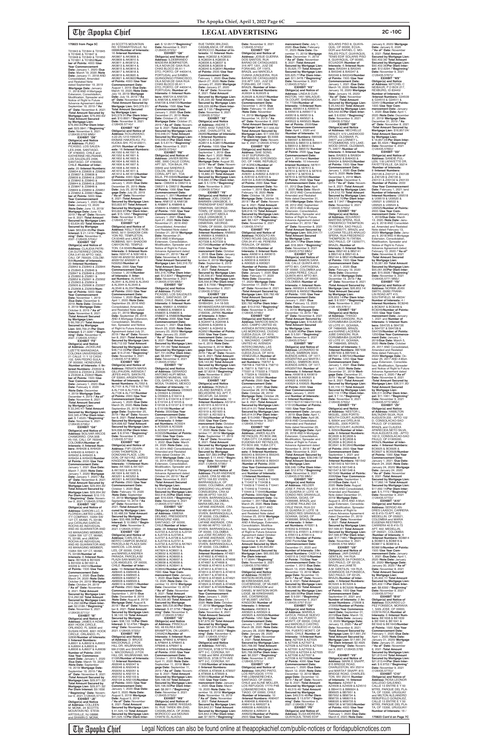170823 from Page 5C

T01843 & T01844 & T01845 & T01846 & T01847 & T01848 & T01849 & T01850 & T01851 & T01852/**Number of Points:** 4000 /**Use Year Commencement Date:** January 1, 2020 /**Due Date:** March 19, 2020 /**Note Date:** January 11, 2018 and Consolidated, Amended and Restated Note dated September 19, 2019 /**Mortgage Date:** January 11, 2018 AND A Mortgage Extension, Consolidation, Modification, Spreader and Notice of Right to Future Advance Agreement dated September 19, 2019 /**"As of" Date:** November 8, 2021 /**Total Amount Secured by Mortgage Lien:** $76,590.83/ **Total Amount Secured by Mortgage Lien:** $76,590.83/**Per Diem Interest:** $23.0841 /**"Beginning" Date:** November 9, 2021 /(126435.5704 MM)//

**EXHIBIT "D6"**
**Obligor(s) and Address of Address:** PLINIO PICASSO, LOS SAUZALES 2496, SANTIAGO, OF 4780000, CHILE and KATHERINE HELFMANN, LOS SAUZALES 2496, SANTIAGO, OF 4780000, CHILE /**Number of Interests:** 20 /**Interest Numbers:** Z29834 & Z29835 & Z29836 & Z29837 & Z29838 & Z29839 & Z29840 & Z29841 & Z29842 & Z29843 & Z29844 & Z29845 & Z29846 & Z29847 & Z29848 & Z29849 & Z29850 & Z29851 & Z29852 & Z29853 /**Number of Points:** 5000 /**Use Year Commencement Date:** January 1, 2020 /**Due Date:** January 13, 2020 /**Note Date:** June 13, 2019/ **Mortgage Date:** June 13, 2019 /**"As of" Date:** November 8, 2021 /**Total Amount Secured by Mortgage Lien:** $63,624.65/**Per Diem Interest:** $ 21.1419 /**"Beginning" Date:** November 9, 2021 /(126435.5704)//

**EXHIBIT "E6"**
**Obligor(s) and Address of Address:** CLAUDIA PATRICIA GUTIERREZ CERON, CRA 3 #7-55 APTO 1902, CALI, OF 760020, COLOMBIA/**Number of Interests:** 20 /**Interest Numbers:** Z32844 & Z32845 & Z32846 & Z32847 & Z32848 & Z32849 & Z32850 & Z32851 & Z32852 & Z32901 & Z32902 & Z32903 & Z32904 & Z32905 & Z32906 & Z32907 & Z32908 & Z32909/**Number of Points:** 5000 /**Use Year Commencement Date:** November 1, 2019 /**Due Date:** December 9, 2019 /**Note Date:** October 9, 2019/ **Mortgage Date:** October 9, 2019 /**"As of" Date:** November 8, 2021 /**Total Amount Secured by Mortgage Lien:** $66,769.21/**Per Diem Interest:** $ 21.9287 /**"Beginning" Date:** November 9, 2021 /(126435.5705)//

**EXHIBIT "F6"**
**Obligor(s) and Address of Address:** JACKELINE LIZETTE MARADIAGA, COLONIA UNIVERSIDAD 21 CALLE 11 Y 12 CASA 102, SAN PEDRO SULA, OF 00000, HONDURAS /**Number of Interests:** 6 /**Interest Numbers:** Z33532 & Z33533 & Z33534 & Z33535 & Z33536 & Z33537/**Number of Points:** 1500 /**Use Year Commencement Date:** January 1, 2020 /**Due Date:** February 4, 2020 /**Note Date:** December 4, 2019/ **Mortgage Date:** December 4, 2019 /**"As of" Date:** November 8, 2021 /**Total Amount Secured by Mortgage Lien:** $ 22,345.47/ **Total Amount Secured by Mortgage Lien:** $22,345.47/**Per Diem Interest:** $ 7.4325 /**"Beginning" Date:** November 9, 2021 /(126435.5706)//

**EXHIBIT "G6"**
**Obligor(s) and Address of Address:** BOLIVAR ARCOS CHAMORRO, CRA 35B #5-155, CALI, OF 760045, COLOMBIA/**Number of Interests:** 8 /**Interest Numbers:** AH9428 & AH9429 & AH9430 & AH9431 & AH9432 & AH9433 & AH9434 & AH9435/**Number of Points:** 2000 /**Use Year Commencement Date:** January 1, 2020 /**Due Date:** March 7, 2020 /**Note Date:** January 7, 2020/ **Mortgage Date:** January 7, 2020 /**"As of" Date:** November 8, 2021 /**Total Amount Secured by Mortgage Lien:** $29,954.30/ **Total Amount Secured by Mortgage Lien:** $29,954.30/ **Per Diem Interest:** $ 10.115 /**"Beginning" Date:** November 9, 2021 /(126435.5709)//

**EXHIBIT "H6"**
**Obligor(s) and Address of Address:** GARDIN LLC, A FLORIDA LIMITED LIABILITY COMPANY, 10264 SW 127 CT, MIAMI, FL 33186, and CATALINA GARCIA ROCHA, AS INDIVIDUAL AND AS GUARANTOR AND AS MANAGING MEMBER, 10264 SW 127 CT, MIAMI, FL 33186, and JIMENA ROCHA AS INDIVIDUAL AND AS GUARANTOR AND AS MANAGING MEMBER, 10264 SW 127 CT, MIAMI, FL 33186/**Number of Interests:** 6 /**Interest Numbers:** B01628 & B01629 & B01630 & B01631 & AI9209 & AI9210/**Number of Points:** 1500 /**Use Year Commencement Date:** January 1, 2020 /**Due Date:** March 24, 2020 /**Note Date:** October 24, 2019/ **Mortgage Date:** October 24, 2019 /**"As of" Date:** November 8, 2021 /**Total Amount Secured by Mortgage Lien:** $14,292.58/ **Total Amount Secured by Mortgage Lien:** $14,292.58/**Per Diem Interest:** $2.0189 /**"Beginning" Date:** November 9, 2021 /(126435.5711)//

**EXHIBIT "I6"**
**Obligor(s) and Address of Address:** JAMES A HOWE, 8001 HOOK CIRCLE, ORLANDO, FL 32836 and SUSAN HOWE, 8001 HOOK CIRCLE, ORLANDO, FL 32836/**Number of Interests:** 8 /**Interest Numbers:** AJ6601 & AJ6602 & AJ6603 & AJ6604 & AJ6605 & AJ6606 & AJ6607 & AJ6608/**Number of Points:** 2000 /**Use Year Commencement Date:** January 1, 2020 /**Due Date:** March 19, 2020 /**Note Date:** September 19, 2019/ **Mortgage Date:** September 19, 2019 /**"As of" Date:** November 8, 2021 /**Total Amount Secured by Mortgage Lien:** $29,971.32/ **Total Amount Secured by Mortgage Lien:** $29,971.32/ **Per Diem Interest:** $9.1656 /**"Beginning" Date:** November 9, 2021 /(126435.5713)//

**EXHIBIT "J6"**
**Obligor(s) and Address of Address:** COLLEEN M. MONK, 24 SCOTTS MOUNTAIN RD, STEWARTSVILLE, NJ 08886 and SHAWN D. MONK, 24 SCOTTS MOUNTAIN RD, STEWARTSVILLE, NJ 08886/**Number of Interests:** 16 /**Interest Numbers:** AK0807 & AK0808 & AK0809 & AK0810 & AK0811 & AK0812 & AK0813 & AK0814 & AK0815 & AK0816 & AK0817 & AK0818 & AK0819 & AK0820 & AK0821 & AK0822/**Number of Points:** 4000 /**Use Year Commencement Date:** August 1, 2019 /**Due Date:** March 19, 2020 /**Note Date:** July 19, 2019/ **Mortgage Date:** July 19, 2019 /**"As of" Date:** November 8, 2021 /**Total Amount Secured by Mortgage Lien:** $43,379.91/ **Total Amount Secured by Mortgage Lien:** $43,379.91/**Per Diem Interest:** $10.8921 /**"Beginning" Date:** November 9, 2021 /(126435.5714)//

**EXHIBIT "K6"**
**Obligor(s) and Address:** KOUHANAKO, #22-30-1210 HAKATA EKIMAE HAKATA-KU, FUKUOKA-SHI, FO 8120011, JAPAN /**Number of Interests:** 16 /**Interest Numbers:** AK1550 & AK1551 & AK1552 & AK1601 & AK1602 & AK1603 & AK1604 & AK1605 & AK1606 & AK1607 & AK1608 & AK1609 & AK1610 & AK1611 & AK1612 & AK1613/**Number of Points:** 4000 /**Use Year Commencement Date:** January 1, 2020 /**Due Date:** December 25, 2019 /**Note Date:** July 25, 2019 /**Mortgage Date:** July 25, 2019 /**"As of" Date:** November 8, 2021 /**Total Amount Secured by Mortgage Lien:** $53,822.67/ **Total Amount Secured by Mortgage Lien:** $53,822.67/**Per Diem Interest:** $ 15.1282 /**"Beginning" Date:** November 9, 2021 /(126435.5716)//

**EXHIBIT "L6"**
**Obligor(s) and Address:** KELLY SUE ROBBINS, 5011 SHADOW CANYON RD, TEMPLETON, CA 93465 and LANCE A ROBBINS, 5011 SHADOW CANYON RD, TEMPLETON, CA 93465/**Number of Interests:** 8 /**Interest Numbers:** N39147 & N39148 & N39149 &N39150 &N39151 &N39152 &N39201 & N39202/**Number of Points:** 2000 /**Use Year Commencement Date:** October 1, 2016/**Number of Interests:** 8 /**Interest Numbers:** AL3540 & AL3541 & AL3542 & AL3543 & AL3544 & AL3545 & AL3546 & AL3547/**Number of Points:** 2000 /**Use Year Commencement Date:** October 1, 2020 /**Due Date:** April 1, 2020 /**Note Date:** September 29, 2016 AND Consolidated, Amended and Restated Note dated July 31, 2019/ **Mortgage Date:** September 29, 2016 AND A Mortgage Extension, Consolidation, Modification, Spreader and Notice of Right to Future Advance Agreement dated July 31, 2019 /**"As of" Date:** November 8, 2021 /**Total Amount Secured by Mortgage Lien:** $48,712.03/**Per Diem Interest:** $14.2149 /**"Beginning" Date:** November 9, 2021 /(126435.5718 MM)//

**EXHIBIT "M6"**
**Obligor(s) and Address:** RENATA MARIA GILLIFAUDIN, AVENIDA 7 JEFES #4375, SANTA FE, OF S3000, ARGENTINA/ **Number of Interests:** 8 /**Interest Numbers:** AL7102 & AL7101 & AL7102 & AL7103 & AL7104 & AL7105 & AL7106 & AL7107/**Number of Points:** 2000 /**Use Year Commencement Date:** January 1, 2020 /**Due Date:** March 25, 2020 /**Note Date:** September 25, 2019/ **Mortgage Date:** September 25, 2019 /**"As of" Date:** November 8, 2021 /**Total Amount Secured by Mortgage Lien:** $24,698.62/**Total Amount Secured by Mortgage Lien:** $24,698.62/**Per Diem Interest:** $ 8.3749 /**"Beginning" Date:** November 9, 2021 /(126435.5719)//

**EXHIBIT "N6"**
**Obligor(s) and Address:** FIIFI ODAPA-GYAN THOMPSON, 2 DONOVAN PLACE, LONDON, OF N211NZ, UNITED KINGDOM /**Number of Interests:** 10 /**Interest Numbers:** AK1920 & AK1921 & AK1922 & AK1923 & AK1924 & AK1925 & AK5251 & AK5252 & AK5301 & AK5302/**Number of Points:** 2500 /**Use Year Commencement Date:** October 1, 2020 /**Due Date:** February 10, 2020 /**Note Date:** September 10, 2019/ **Mortgage Date:** September 10, 2019 /**"As of" Date:** November 8, 2021 /**Total Amount Secured by Mortgage Lien:** $ 33,488.39/ **Total Amount Secured by Mortgage Lien:** $33,488.39/**Per Diem Interest:** $ 10.0962 /**"Beginning" Date:** November 9, 2021 /(126435.5720)//

**EXHIBIT "O6"**
**Obligor(s) and Address:** CARLOS A. BERTO CAMPOS MUNOZ, PARCELA 83 PLAZA SAN MARCOS, LOS ANGELES, OF 00000, CHILE and MARIELA ANDREA PARADA, PARCELA 83 PLAZA SAN MARCOS, LOS ANGELES, OF 00000, CHILE /**Number of Interests:** 10 /**Interest Numbers:** AM8504 & AM8505 & AM8506 & AM8507 & AM8508 & AM8509 & AM8510 & AM8511/**Number of Points:** 2500 /**Use Year Commencement Date:** January 1, 2019 /**Due Date:** December 8, 2019 /**Note Date:** August 8, 2019/ **Mortgage Date:** August 8, 2019 /**"As of" Date:** November 8, 2021 /**Total Amount Secured by Mortgage Lien:** $ 38,122.16/ **Total Amount Secured by Mortgage Lien:** $38,122.16/**Per Diem Interest:** $ 12.4794 /**"Beginning" Date:** November 9, 2021 /(126435.5722)//

**EXHIBIT "P6"**
**Obligor(s) and Address:** D. BRUCE MACDONALD, 2 FOX HILL DR, WILBRAHAM, MA 01095 and SHARON L. MACDONALD, 2 FOX HILL DR, WILBRAHAM, MA 01095/**Number of Interests:** 12 /**Interest Numbers:** AN3046 & AN3047 & AN3048 & AN3049 & AN3050 & AN3051 & AN3052 & AN3101 & AN3102 & AN3103 & AN3104 & AN3105/**Number of Points:** 3000 /**Use Year Commencement Date:** January 1, 2020 /**Due Date:** April 5, 2020 /**Note Date:** August 5, 2019/ **Mortgage Date:** August 5, 2019 /**"As of" Date:** November 8, 2021 /**Total Amount Secured by Mortgage Lien:** $41,525.10/ **Total Amount Secured by Mortgage Lien:** $41,525.10/**Per Diem Interest:** $ 12.0517 /**"Beginning" Date:** November 9, 2021 /(126435.5723)//

**EXHIBIT "Q6"**
**Obligor(s) and Address of Address:** ILDEBRANDO MADEIRA BOMPASTOR, VILA NOVA DE GAIA RUA CHAS BLOCO 35 A1 1 DTO, PORTO, OF 4400414, PORTUGAL and SAMIRA QUINGONGO FRANCISCO, VILA NOVA DE GAIA RUA CHAS BLOCO 35 A1 1 DTO, PORTO, OF 4400414, PORTUGAL /**Number of Interests:** 6 /**Interest Numbers:** AN6724 & AN6725 & AN6726 & AN6727 & AN6728 & AN6729/**Number of Points:** 1500 /**Use Year Commencement Date:** January 1, 2020 /**Due Date:** January 21, 2020 /**Note Date:** November 21, 2019/ **Mortgage Date:** October 21, 2019 /**"As of" Date:** November 8, 2021 /**Total Amount Secured by Mortgage Lien:** $19,048.01/ **Total Amount Secured by Mortgage Lien:** $19,048.01/**Per Diem Interest:** $ 5.6174 /**"Beginning" Date:** November 9, 2021 /(126435.5724)//

**EXHIBIT "R6"**
**Obligor(s) and Address:** JAVIER BERMEO SALAS, CALLE CORAL APT 321, TOA BAJA, PR 00949 and SANDRA E ACEVEDO HERNANDEZ, COLON, 3000 CALLE CORAL APT 321, TOA BAJA, PR 00949/**Number of Interests:** 4 /**Interest Numbers:** O06205 & O06210 & O06211 & O06212/**Number of Points:** 1000 /**Use Year Commencement Date:** January 1, 2017 /**Interest Numbers:** AN8137 & AN8138 & AN8847 & AN8848 & AN8849 & AN8850/**Number of Points:** 1500 /**Use Year Commencement Date:** January 1, 2020 /**Due Date:** April 27, 2020 /**Note Date:** November 21, 2016 AND Consolidated, Amended and Restated Note dated October 27, 2019/ **Mortgage Date:** November 21, 2016 AND A Mortgage Extension, Consolidation, Modification, Spreader and Notice of Right to Future Advance Agreement dated October 27, 2019 /**"As of" Date:** November 8, 2021 /**Total Amount Secured by Mortgage Lien:** $40,310.70/**Per Diem Interest:** $12.9247 /**"Beginning" Date:** November 9, 2021 /(126435.5725 MM)//

**EXHIBIT "S6"**
**Obligor(s) and Address:** RUTH PICASSO, LOS SAUZALES 2496-C, SANTIAGO, OF 00000, CHILE /**Number of Interests:** 8 /**Interest Numbers:** AN8831 & AN8832 & AN8833 & AN8834 & AN8835 & AN8836 & AN8837 & AN8838/**Number of Points:** 2000 /**Use Year Commencement Date:** January 1, 2020 /**Due Date:** March 23, 2020 /**Note Date:** January 23, 2020/ **Mortgage Date:** January 23, 2020 /**"As of" Date:** November 8, 2021 /**Total Amount Secured by Mortgage Lien:** $27,731.64/ **Total Amount Secured by Mortgage Lien:** $27,731.64/**Per Diem Interest:** $8.9457 /**"Beginning" Date:** November 9, 2021 /(126435.5730)//

**EXHIBIT "T6"**
**Obligor(s) and Address:** GERARDO ANTONIO ALIPI MENA, CERRO MUNDIAL 103 COL GARCIA, VILLAHERMOSA, TA 86040, MEXICO /**Number of Interests:** 14 /**Interest Numbers:** D55623 & D55624 & D55625 & D55626 & E16414 & E16415 & E16416 & E16417 & E19104 & E19105 & E19106 & E19107 & E19108 & E19109/**Number of Points:** 3500/**Use Year Commencement Date:** January 1, 2019 /**Number of Interests:** 6 /**Interest Numbers:** AO3324 & AO3325 & AO3326 & AO3327 & AO3328 & AO3329/**Number of Points:** 1500 /**Use Year Commencement Date:** January 1, 2020 /**Due Date:** May 24, 2020 /**Note Date:** July 10, 2014 AND Consolidated, Amended and Restated Note dated October 24, 2019/ **Mortgage Date:** July 10, 2014 AND A Mortgage Extension, Consolidation, Modification, Spreader and Notice of Right to Future Advance Agreement dated October 24, 2019 /**"As of" Date:** November 8, 2021 /**Total Amount Secured by Mortgage Lien:** $ 53,916.23/ **Total Amount Secured by Mortgage Lien:** $53,916.23/**Per Diem Interest:** $ 16.6862 /**"Beginning" Date:** November 9, 2021 /(126435.5727 MM)//

**EXHIBIT "U6"**
**Obligor(s) and Address:** XIMENA DELANO, PRESIDENTE RIESCO 5335 OF 805, SANTIAGO, OF 00000, CHILE /**Number of Interests:** 28 /**Interest Numbers:** AJ3722 & AJ3723 & AJ3724 & AJ3725 & AJ3726 & AJ3727 & AJ3728 & AJ3729 & AJ3730 & AJ3731 & AJ3732 & AJ3733 & AK7821 & AK7822 & AK7823 & AK7824 & AO8931 & AO8932 & AO8933 & AO8934 & AO8935 & AO8936 & AO8937 & AO8938 & AO8939 & AO8940 & AO8941 & AO8942/**Number of Points:** 7000 /**Use Year Commencement Date:** January 1, 2020 /**Due Date:** February 13, 2020 /**Note Date:** December 13, 2019/ **Mortgage Date:** December 13, 2019 /**"As of" Date:** November 8, 2021 /**Total Amount Secured by Mortgage Lien:** $ 85,535.60/ **Total Amount Secured by Mortgage Lien:** $85,535.60/**Per Diem Interest:** $ 27.3792 /**"Beginning" Date:** November 9, 2021 /(126435.5728)//

**EXHIBIT "V6"**
**Obligor(s) and Address:** GUY EIGHT INC., A CANADA CORPORATION, NG, 48 KILREA WAY, BRAMPTON, ON L6X0R1, CANADA/**Number of Interests:** 8 /**Interest Numbers:** AP8842 & AP8843 & AP8844 & AP8845 & AP8846 & AP8847 & AP8848 & AP8849/**Number of Points:** 2000 /**Use Year Commencement Date:** January 1, 2020 /**Due Date:** April 11, 2020 /**Note Date:** September 11, 2019 /**Mortgage Date:** September 11, 2019 /**"As of" Date:** November 8, 2021 /**Total Amount Secured by Mortgage Lien:** $29,158.19/ **Total Amount Secured by Mortgage Lien:** $29,158.19/**Per Diem Interest:** $8.9911 /**"Beginning" Date:** November 9, 2021 /(126435.5732)//

**EXHIBIT "W6"**
**Obligor(s) and Address:** AMINE RHISSASSI, RUE TAREK IBN ZIAD, CASABLANCA, OF 20363, MOROCCO and NOUHA CHAFAI EL ALAOUI, RUE TAREK IBN ZIAD, CASABLANCA, OF 20363, MOROCCO /**Number of Interests:** 10 /**Interest Numbers:** AQ8032 & AQ8033 & AQ8034 & AQ8035 & AQ8036 & AQ8037 & AQ8038 & AQ8039 & AQ8040 & AQ8041/**Number of Points:** 2500 /**Use Year Commencement Date:** January 1, 2020 /**Due Date:** March 27, 2020 /**Note Date:** January 27, 2020/ **Mortgage Date:** January 27, 2020 /**"As of" Date:** November 8, 2021 /**Total Amount Secured by Mortgage Lien:** $ 26,229.36/**Total Amount Secured by Mortgage Lien:** $26,229.36/**Per Diem Interest:** $ 7.55 /**"Beginning" Date:** November 9, 2021 /(126435.5733)//

**EXHIBIT "X6"**
**Obligor(s) and Address:** ANDRE T. FORD, 642 TUNSTON LANE, CHARLOTTE, NC 28269/**Number of Interests:** 4 /**Interest Numbers:** AQ8512 & AQ8513 & AQ8514 & AQ8515/**Number of Points:** 1000 /**Use Year Commencement Date:** September 1, 2019 /**Due Date:** April 1, 2020 /**Note Date:** August 30, 2019/ **Mortgage Date:** August 30, 2019 /**"As of" Date:** November 8, 2021 /**Total Amount Secured by Mortgage Lien:** $16,893.37/ **Total Amount Secured by Mortgage Lien:** $16,893.37/**Per Diem Interest:** $ 5.1278 /**"Beginning" Date:** November 9, 2021 /(126435.5734)//

**EXHIBIT "Y6"**
**Obligor(s) and Address:** JOEL OSAE-SAMWEN, UNIVERSITY FRIENDSHIP EAST BANK DEMERARA, GEORGETOWN, OF 00000, GUYANA and DELIGHT ABIOLA OGLE UWAGBOE, UNIVERSITY FRIENDSHIP EAST BANK DEMERARA, GEORGETOWN, OF 00000, GUYANA /**Number of Interests:** 8 /**Interest Numbers:** AR6603 & AR6604 & AR6605 & AR6606 & AO7338 & AO7339 & AO7340 & AO7341/**Number of Points:** 2000 /**Use Year Commencement Date:** October 1, 2019 /**Due Date:** January 6, 2020 /**Note Date:** September 6, 2019/ **Mortgage Date:** September 6, 2019 /**"As of" Date:** November 8, 2021 /**Total Amount Secured by Mortgage Lien:** $ 26,556.81/ **Total Amount Secured by Mortgage Lien:** $26,556.81/**Per Diem Interest:** $ 8.7558 /**"Beginning" Date:** November 9, 2021 /(126435.5735)//

**EXHIBIT "Z6"**
**Obligor(s) and Address:** SATOSHI ISHIBASHI, 5-4-18-505 MIYAMAEDAIRA MIYAMAEKU, KAWASAKI-SHI, KN 2160006, JAPAN /**Number of Interests:** 8 /**Interest Numbers:** AQ9446 & AQ9447 & AQ9448 & AQ9449 & AQ9450 & AQ9451 & AQ9452 & AQ9501/**Number of Points:** 2000 /**Use Year Commencement Date:** January 1, 2020 /**Due Date:** December 6, 2019 /**Note Date:** September 6, 2019/ **Mortgage Date:** September 6, 2019 /**"As of" Date:** November 8, 2021 /**Total Amount Secured by Mortgage Lien:** $28,143.99/ **Total Amount Secured by Mortgage Lien:** $28,143.99/**Per Diem Interest:** $ 8.7661 /**"Beginning" Date:** November 9, 2021 /(126435.5736)//

**EXHIBIT "A7"**
**Obligor(s) and Address:** RENIEL DELGADO BARNES, 4120 LINK ROAD APT F, DECATUR, GA 30035/ **Number of Interests:** 10 /**Interest Numbers:** AS1914 & AS1915 & AS1916 & AS1917 & AS1918 & AS1919 & AS1920 & AS1921 & AS1922 & AS1923/**Number of Points:** 2500 /**Use Year Commencement Date:** January 1, 2020 /**Due Date:** March 17, 2020 /**Note Date:** September 17, 2019/ **Mortgage Date:** September 17, 2019 /**"As of" Date:** November 8, 2021 /**Total Amount Secured by Mortgage Lien:** $ 37,383.94/ **Total Amount Secured by Mortgage Lien:** $37,383.94/**Per Diem Interest:** $ 11.4442 /**"Beginning" Date:** November 9, 2021 /(126435.5738)//

**EXHIBIT "B7"**
**Obligor(s) and Address:** PILAR ANDRADE LAFAINE, CRA 52 #80-36 APTO 104 ED VIVIEN, BARRANQUILLA, OF 00000, COLOMBIA; JOSE GREGORIO VILLAFANE CONSUEGRA, CRA 52 #80-36 APTO 104 ED VIVIEN, BARRANQUILLA, OF 00000, COLOMBIA; MARIA MELANIA VILLAFANE ANDRADE, CRA 52 #80-36 APTO 104 ED VIVIEN, BARRANQUILLA, OF 00000, COLOMBIA; CARLOS FERNANDO VILLAFANE ANDRADE, CRA 52 #80-36 APTO 104 ED VIVIEN, BARRANQUILLA, OF 00000, COLOMBIA and JOSE RICARDO VILLAFANE ANDRADE, CRA 52 #80-36 APTO 104 ED VIVIEN, BARRANQUILLA, OF 00000, COLOMBIA /**Number of Interests:** 28 /**Interest Numbers:** AT4601 & AT4602 & AT4603 & AT4604 & AT4605 & AT4606 & AT4607 & AT4608 & AT4609 & AT4610 & AT4611 & AT4612 & AT4613 & AT4614 & AT4615 & AT4616 & AT4617 & AT4618 & AT4619 & AT4620 & AT4621 & AT4622 & AT4623 & AT4624 & AT4625 & AT4626 & AT4627 & AT4628/**Number of Points:** 7000 /**Use Year Commencement Date:** January 1, 2020 /**Due Date:** January 17, 2020 /**Note Date:** October 17, 2019/ **Mortgage Date:** October 17, 2019 /**"As of" Date:** November 8, 2021 /**Total Amount Secured by Mortgage Lien:** $ 87,076.30/ **Total Amount Secured by Mortgage Lien:** $87,076.30/**Per Diem Interest:** $ 27.9093 /**"Beginning" Date:** November 9, 2021 /(126435.5740)//

**EXHIBIT "C7"**
**Obligor(s) and Address:** JOSE ISIDRO ESTRADA, 9728 57TH AVE APT 2-C, CORONA, NY 11368 and MINI JOHANNA MATEUS, 9728 57TH AVE APT 2-C, CORONA, NY 11368/**Number of Interests:** 8 /**Interest Numbers:** AT8506 & AT8507 & AT8508 & AT8509 & AT8510/**Number of Points:** 2000 /**Use Year Commencement Date:** January 1, 2020 /**Due Date:** March 19, 2020 /**Note Date:** November 19, 2019/ **Mortgage Date:** November 19, 2019 /**"As of" Date:** November 8, 2021 /**Total Amount Secured by Mortgage Lien:** $24,642.31/ **Total Amount Secured by Mortgage Lien:** $24,642.31/**Per Diem Interest:** $7.5675 /**"Beginning" Date:** November 9, 2021 /(126435.5742)//

**EXHIBIT "D7"**
**Obligor(s) and Address:** JOSUE GUERRA CASTILLOS, RUA BARAO DE CATAGUAZES 316 APT 1201, JUIZ DE FORA MG, OF 11973, BRAZIL and MARCELA CUNHA JUNQUEIRA, RUA BARAO DE CATAGUAZES 316 APT 1201, JUIZ DE FORA MG, OF 11973, BRAZIL /**Number of Interests:** 4 /**Interest Numbers:** AU0024 & AU0025 & AU0026 & AU0027/**Number of Points:** 1000 /**Use Year Commencement Date:** December 1, 2019 /**Due Date:** February 14, 2020 /**Note Date:** November 14, 2019/ **Mortgage Date:** November 14, 2019 /**"As of" Date:** November 8, 2021 /**Total Amount Secured by Mortgage Lien:** $17,556.60/ **Total Amount Secured by Mortgage Lien:** $17,556.60/**Per Diem Interest:** $5.5566 /**"Beginning" Date:** November 9, 2021 /(126435.5744)//

**EXHIBIT "E7"**
**Obligor(s) and Address:** SAE SONG, 19-27 SUYEMAN-GIL, SINHANG-SI, GYEONGGIDO, OF 04006, REPUBLIC OF KOREA/**Number of Interests:** 8 /**Interest Numbers:** AV9050 & AV8051 & AV8052 & AV8101 & AV8102 & AV8103 & AV8104 & AV8105/**Number of Points:** 2000 /**Use Year Commencement Date:** November 1, 2019 /**Due Date:** February 18, 2020 /**Note Date:** October 18, 2019/ **Mortgage Date:** October 18, 2019 /**"As of" Date:** November 8, 2021 /**Total Amount Secured by Mortgage Lien:** $28,618.10/**Total Amount Secured by Mortgage Lien:** $28,618.10/**Per Diem Interest:** $8.1427 /**"Beginning" Date:** November 9, 2021 /(126435.5746)//

**EXHIBIT "F7"**
**Obligor(s) and Address:** RODOLFO ANDRES VILLEGAS ARANGO, CRA 24 #11-49, PEREIRA RISALDA, OF 660001, COLOMBIA/**Number of Interests:** 8 /**Interest Numbers:** AW6614 & AW6615 & AW6616 & AW6617 & AW6618 & AW6619 & AW6620 & AW6621/**Number of Points:** 2000 /**Use Year Commencement Date:** December 1, 2019 /**Due Date:** February 17, 2020 /**Note Date:** December 17, 2020/ **Mortgage Date:** January 17, 2020 /**"As of" Date:** November 8, 2021 /**Total Amount Secured by Mortgage Lien:** $30,762.48/**Total Amount Secured by Mortgage Lien:** $30,762.48/**Per Diem Interest:** $10.5151 /**"Beginning" Date:** November 9, 2021 /(126435.5747)//

**EXHIBIT "G7"**
**Obligor(s) and Address:** MARCOS MACHADO, CAMPO UNITED #2, AVENIDA INTERCOMUNAL LAS MOROCHAS, CIUDAD OJEDA ZULIA, OF 4019, VENEZUELA and CARMEN L MACHADO, CAMPO UNITED #2, AVENIDA INTERCOMUNAL LAS MOROCHAS, CIUDAD OJEDA ZULIA, OF 4019, VENEZUELA /**Number of Interests:** 10 AND 3 /**Interest Numbers:** 758707 & 758708 & 758709 & 758710 & 758711 & 758712 & 773222 & 773223 & 773224 & 150039 & 150040 & 150041/**Number of Points:** 2500 /**Use Year Commencement Date:** January 1, 2021 /**Due Date:** December 28, 2019 /**Note Date:** October 28, 2019/ **Mortgage Date:** October 28, 2019 /**"As of" Date:** November 8, 2021 /**Total Amount Secured by Mortgage Lien:** $45,614.01/**Total Amount Secured by Mortgage Lien:** $45,614.01/**Per Diem Interest:** $15.0488 /**"Beginning" Date:** November 9, 2021 /(126435.5749)//

**EXHIBIT "H7"**
**Obligor(s) and Address:** JAMES ALLEN REYNOLDS, PO BOX 268, YUBA CITY, CA 95992 and DANA M REYNOLDS, PO BOX 268, YUBA CITY, CA 95992 /**Number of Interests:** 8 /**Interest Numbers:** B65344 & B65345 & B87418 & B87419 & B93429 & B93430 & B93431 /**Number of Points:** 2000 /**Use Year Commencement Date:** January 1, 2020 /**Number of Interests:** 12/**Interest Numbers:** T10434 & T10435 & T10436 & T10437 & T10438 & T10439 & T10440 & T10441 & T10442 & T10443 & T10444 & T10445/**Number of Points:** 3000/**Use Year Commencement Date:** January 1, 2020 /**Due Date:** November 9, 2017 AND Consolidated, Amended and Restated Note dated October 25, 2019/ **Mortgage Date:** November 9, 2017 AND A Mortgage Extension, Consolidation, Modification, Spreader and Notice of Right to Future Advance Agreement dated October 25, 2019 /**"As of" Date:** November 8, 2021 /**Total Amount Secured by Mortgage Lien:** $65,803.89/ **Per Diem Interest:** $ 17.8544 /**"Beginning" Date:** November 9, 2021 /(126435.5750 MM)//

**EXHIBIT "I7"**
**Obligor(s) and Address:** DANIEL HENRY WATSON-WORLDIDGE, 8B KIRKSHAWS AVE, COATBRIDGE, OF ML55BT, UNITED KINGDOM and DANIELL M WATSON-WORLDIGE, 8B KIRKSHAWS AVE, COATBRIDGE, OF ML55BT, UNITED KINGDOM /**Number of Interests:** 5 /**Interest Numbers:** AW3623 & AW3624 & AW3625 & AW3626/**Number of Points:** 1250 /**Use Year Commencement Date:** January 1, 2020 /**Due Date:** March 28, 2020 /**Note Date:** January 28, 2020/ **Mortgage Date:** January 28, 2020 /**"As of" Date:** November 8, 2021 /**Total Amount Secured by Mortgage Lien:** $20,768.06/**Per Diem Interest:** $6.3227 /**"Beginning" Date:** November 9, 2021 /(126435.5751)//

**EXHIBIT "J7"**
**Obligor(s) and Address:** MAURO PINTO, RUA ADRIANA 76, PQ RES. CANOAS, OF 00000, BRAZIL and ALINE MOLLER, LOS REFUGIOS 17770 P45 LOBARNECHEA, SANTIAGO, OF 00000, CHILE /**Number of Interests:** 10 /**Interest Numbers:** AW6227 & AW6228 & AW6229 & AW6230 & AW6231 & AW6232/**Number of Points:** 2500 /**Use Year Commencement Date:** July 1, 2020 /**Due Date:** February 11, 2020 /**Note Date:** December 11, 2019/ **Mortgage Date:** December 11, 2019 /**"As of" Date:** November 8, 2021 /**Total Amount Secured by Mortgage Lien:** $35,625.77/ **Total Amount Secured by Mortgage Lien:** $35,625.77/**Per Diem Interest:** $11.3478 /**"Beginning" Date:** November 9, 2021 /(126435.5752)//

**EXHIBIT "K7"**
**Obligor(s) and Address:** LINDA B CURRINGTON, 1451 MALAGUETA COURT, SHENANDOAH, TX 77384/**Number of Interests:** 10/**Interest Numbers:** AW9514 & AW9515 & AW9516 & AW9517 & AW9518 & AW9519 & AW9520 & AW9521 & AW9522 & AW9523/**Number of Points:** 2500/**Use Year Commencement Date:** April 1, 2020 /**Number of Interests:** 10 /**Interest Numbers:** E88506 & E88507 & E88508 & E88509 & E88510 & E88511 & E88512 & E88513 & E88514 & E88515/**Number of Points:** 2500/**Use Year Commencement Date:** April 1, 2014/**and Number of Interests:** 10/**Interest Numbers:** 587611 & 587612 & 587613 & 587614 & 587615 & 587616 & 587617 & 587618 & 587619 & 587620/**Number of Points:** 2500 /**Use Year Commencement Date:** January 01, 2012 /**Due Date:** March 28, 2020 /**Note Date:** March 28, 2012 AND Consolidated, Amended and Restated Note dated December 31, 2019/**Mortgage Date:** March 28, 2012 AND September 18, 2013 AND A Mortgage Extension, Consolidation, Modification, Spreader and Notice of Right to Future Advance Agreement dated December 31, 2019 /**"As of" Date:** November 8, 2021 /**Total Amount Secured by Mortgage Lien:** $66,204.17/**Per Diem Interest:** $18.3824 /**"Beginning" Date:** November 9, 2021 /(126435.5753 MM)//

**EXHIBIT "L7"**
**Obligor(s) and Address:** RAMON SARA VIA, CALLE QUINTA #615 APTO 801, CARTAGENA, OF 00000, COLOMBIA and LILIANA PEREZ, CALLE QUINTA #615 APTO 801, CARTAGENA, OF 00000, COLOMBIA /**Number of Interests:** 4 /**Interest Numbers:** AW6924 & AW6925 & AW6926 & AW6927/**Number of Points:** 1000 /**Use Year Commencement Date:** January 1, 2021 /**Due Date:** February 13, 2020 /**Note Date:** December 13, 2019/ **Mortgage Date:** December 13, 2019 /**"As of" Date:** November 8, 2021 /**Total Amount Secured by Mortgage Lien:** $16,820.96/ **Total Amount Secured by Mortgage Lien:** $ 16,820.96/**Per Diem Interest:** $ 5.591 /**"Beginning" Date:** November 9, 2021 /(126435.5754)//

**EXHIBIT "M7"**
**Obligor(s) and Address:** LEONARDO M. TACUS, SIMBRON 3023, BUENOS AIRES, OF 1417, ARGENTINA and MARTA I. AGNOLI, SIMBRON 3023, BUENOS AIRES, OF 1417, ARGENTINA /**Number of Interests:** 8 /**Interest Numbers:** AX0618 & AX0619 & AX0620 & AX0621 & AX0622 & AX0623 & AX0624 & AX0625 /**Number of Points:** 2000 /**Use Year Commencement Date:** January 1, 2017/**Interest Numbers:** V15117&V15118&V15119 & V15120/**Number of Points:** 1000 /**Use Year Commencement Date:** January 1, 2019 /**Due Date:** April 1, 2020 /**Note Date:** April 26, 2018 AND Consolidated, Amended and Restated Note dated November 29, 2019/ **Mortgage Date:** April 26, 2018 AND A Mortgage Extension, Consolidation, Modification, Spreader and Notice of Right to Future Advance Agreement dated November 29, 2019 /**"As of" Date:** November 8, 2021 /**Total Amount Secured by Mortgage Lien:** $38,048.13/**Per Diem Interest:** $ 12.9752 /**"Beginning" Date:** November 9, 2021 /(126435.5755 MM)//

**EXHIBIT "N7"**
**Obligor(s) and Address:** HELDER JOSE F. PAIVA, RUA GV 35 QUADRA 31 LOTE 18 CONDO RES GRANVILLE, GOIANIA, GOIAS, OF 74366066, BRAZIL and LUCIENE PAULINO DA CRUZ PAIVA, RUA GV 35 QUADRA 31 LOTE 18 CONDO RES GRANVILLE, GOIANIA, GOIAS, OF 74366066, BRAZIL /**Number of Interests:** 9 /**Interest Numbers:** AY6352 & AY6509 & AY6510 & AY6511 & AY6512 & AY6513 & AY6514 & AY6515/**Number of Points:** 2250 /**Use Year Commencement Date:** December 1, 2019 /**Due Date:** March 13, 2020 /**Note Date:** November 13, 2019/ **Mortgage Date:** November 13, 2019 /**"As of" Date:** November 8, 2021 /**Total Amount Secured by Mortgage Lien:** $ 36,589.99/ **Total Amount Secured by Mortgage Lien:** $36,589.99/**Per Diem Interest:** $ 9.0291 /**"Beginning" Date:** November 9, 2021 /(126435.5757 EU)//

**EXHIBIT "O7"**
**Obligor(s) and Address:** MARIELA GATICA, PASAJE NUEVO 41 CASA 704, PUERTO MONTT, OF 00000, CHILE and MARCELO CASTRO, PASAJE NUEVO 41 CASA 704, PUERTO MONTT, OF 00000, CHILE /**Number of Interests:** 16 /**Interest Numbers:** AZ7024 & AZ7025 & AZ7026 & AZ7027 & AZ7028 & AZ7029 & AZ7030 & AZ7031 & AZ7032 & AZ7033 & AZ7034 & AZ7035 & AZ7036 & AZ7037 & AZ7038 & AZ7039/**Number of Points:** 4000 /**Use Year Commencement Date:** January 1, 2020 /**Due Date:** March 12, 2020 /**Note Date:** December 12, 2019/ **Mortgage Date:** December 12, 2019 /**"As of" Date:** November 8, 2021 /**Total Amount Secured by Mortgage Lien:** $49,519.46/ **Total Amount Secured by Mortgage Lien:** $49,519.46/**Per Diem Interest:** $ 15.9797 /**"Beginning" Date:** November 9, 2021 /(126435.5758)//

**EXHIBIT "P7"**
**Obligor(s) and Address:** ELSA MOREIRA, QUAYAQUIL TENIS EDIF SOLARIS PISO 8, GUAYAQUIL, OF 00000, ECUADOR and RAFAEL C. MORALES POLIT, QUAYAQUIL TENIS EDIF SOLARIS PISO 8, GUAYAQUIL, OF 00000, ECUADOR /**Number of Interests:** 6 /**Interest Numbers:** BA5344 & BA5345 & BA5346 & BA5347 & BA5348 & BA5349/**Number of Points:** 1500 /**Use Year Commencement Date:** January 1, 2021 /**Due Date:** March 16, 2020 /**Note Date:** January 16, 2020/ **Mortgage Date:** January 16, 2020 /**"As of" Date:** November 8, 2021 /**Total Amount Secured by Mortgage Lien:** $ 25,542.60/ **Total Amount Secured by Mortgage Lien:** $25,542.60/**Per Diem Interest:** $ 8.6392 /**"Beginning" Date:** November 9, 2021 /(126435.5759)//

**EXHIBIT "Q7"**
**Obligor(s) and Address:** MECHELLE HENLEY, 572 LAKEWOOD DRIVE, OLDSMAR, FL 34677 and LONNIE L. FITZSIMMONS, 572 LAKEWOOD DRIVE, OLDSMAR, FL 34677 /**Number of Interests:** 6 /**Interest Numbers:** BA6832 & BA6833 & BA6834 & BA6835 & BA6836 & BA6837/**Number of Points:** 1500 /**Use Year Commencement Date:** January 1, 2020 /**Due Date:** April 5, 2020 /**Note Date:** December 5, 2019/ **Mortgage Date:** December 5, 2019 /**"As of" Date:** November 8, 2021 /**Total Amount Secured by Mortgage Lien:** $ 24,512.70/ **Total Amount Secured by Mortgage Lien:** $24,512.70/**Per Diem Interest:** $ 7.947 /**"Beginning" Date:** November 9, 2021 /(126435.5760)//

**EXHIBIT "R7"**
**Obligor(s) and Address:** EDUARDO MARTINS SPERA, RUA FREDERICO THOMPSON 75 ITATIBA, SAO PAULO, OF 13255771, BRAZIL and LUCIANA TELLES ARAUJO SPERA, RUA FREDERICO THOMPSON 75 ITATIBA, SAO PAULO, OF 13255771, BRAZIL /**Number of Interests:** 6 /**Interest Numbers:** BB2140 & BB2141 & BB2142 & BB2143 & BB2144 & BB2145/**Number of Points:** 1500 /**Use Year Commencement Date:** January 1, 2020 /**Due Date:** February 19, 2020 /**Note Date:** December 19, 2019/ **Mortgage Date:** December 19, 2019 /**"As of" Date:** November 8, 2021 /**Total Amount Secured by Mortgage Lien:** $26,853.14/**Per Diem Interest:** $ 8.8557 /**"Beginning" Date:** November 9, 2021 /(126435.5761)//

**EXHIBIT "S7"**
**Obligor(s) and Address:** THIAGO VARGAS DANGONI, RUA CORUMBAIBA QUADRA V2 LOTE 01, GOIANIA, OF 74884585, BRAZIL and KARINE LACERDA JUBE DANGONI, RUA CORUMBAIBA QUADRA V2 LOTE 01, GOIANIA, OF 74884585, BRAZIL /**Number of Interests:** 5 /**Interest Numbers:** BB7939 & BB7940 & BB7941 & BB7942/**Number of Points:** 1250 /**Use Year Commencement Date:** January 1, 2021 /**Due Date:** April 1, 2020 /**Note Date:** December 31, 2019/ **Mortgage Date:** December 31, 2019 /**"As of" Date:** November 8, 2021 /**Total Amount Secured by Mortgage Lien:** $ 22,119.17/ **Total Amount Secured by Mortgage Lien:** $22,119.17/**Per Diem Interest:** $ 7.114 /**"Beginning" Date:** November 9, 2021 /(126435.5763)//

**EXHIBIT "T7"**
**Obligor(s) and Address:** NESTOR L. MIGUEL, 2305 PORTSMOUTH COURT, AURORA, IL 60504 and OFELIA M. MIGUEL, 2305 PORTSMOUTH COURT, AURORA, IL 60504/**Number of Interests:** 8 /**Interest Numbers:** BC2638 & BC2639 & BC2637 & BC2638 & BC2639 & BC2640 & BC2641 & BC2642/**Number of Points:** 2000/**Use Year Commencement Date:** September 1, 2021 and **Number of Interests:** 8 /**Interest Numbers:** N01543 & N01544 & N01545 & N01546 & N01547 & N01548 & N01549/**Number of Points:** 2000/**Use Year Commencement Date:** January 1, 2016/**Due Date:** April 1, 2020 /**Note Date:** August 9, 2016 AND Consolidated, Amended and Restated Note dated December 31, 2019/ **Mortgage Date:** August 9, 2016 AND A Mortgage Extension, Consolidation, Modification, Spreader and Notice of Right to Future Advance Agreement dated December 31, 2019 /**"As of" Date:** November 8, 2021 /**Total Amount Secured by Mortgage Lien:** $57,599.87/**Per Diem Interest:** $17.1483 /**"Beginning" Date:** November 9, 2021 /(126435.5764 MM)//

**EXHIBIT "U7"**
**Obligor(s) and Address:** JAIR DAINEZ GENTILIN, 144 RUA DOMINGOS DA FONSECA, SAO PAULO, OF 03125, BRAZIL and JANETE A.M. GENTILIN, 144 RUA DOMINGOS DA FONSECA, SAO PAULO, OF 03125, BRAZIL/**Number of Interests:** 4 /**Interest Numbers:** BC5223 & BC5224 & BC5225 & BC5226/ **Number of Points:** 1000 /**Use Year Commencement Date:** January 1, 2021 /**Due Date:** March 13, 2020 /**Note Date:** January 13, 2020 /**"As of" Date:** November 8, 2021 /**Total Amount Secured by Mortgage Lien:** $17,861.24/ **Total Amount Secured by Mortgage Lien:** $17,861.24/ **Per Diem Interest:** $2.4925 /**"Beginning" Date:** November 9, 2021 /(126435.5765 EU)//

**EXHIBIT "V7"**
**Obligor(s) and Address:** MARK E SNAPP, 815 BRIDGE ROAD, CHARLESTON, WV 25314 and MARTHA F SNAPP, 815 BRIDGE ROAD, CHARLESTON, WV 25314/**Number of Interests:** 16 /**Interest Numbers:** AZ4507 & AZ4508 & AZ4509 & AZ4510 & BB4415 & BB6924 & BB6925 & BB7951 & BB7752 & BB8734 & M88019 & M88020 & M89735 & M89736 & M70003/**Number of Points:** 4000 /**Use Year Commencement Date:** January 1, 2021 /**Due Date:** March 6, 2020 /**Note Date:** January 6, 2020/ **Mortgage Date:** January 6, 2020 /**"As of" Date:** November 8, 2021 /**Total Amount Secured by Mortgage Lien:** $50,402.30/ **Total Amount Secured by Mortgage Lien:** $50,402.30/**Per Diem Interest:** $12.6341 /**"Beginning" Date:** November 9, 2021 /(126435.5767)//

**EXHIBIT "W7"**
**Obligor(s) and Address:** MITCHELL C NEIBAUR, P O BOX 217, REXBURG, ID 83440/ **Number of Interests:** 4 /**Interest Numbers:** Q34509 & Q34510 & Q34511 & Q34512/**Number of Points:** 1000 /**Use Year Commencement Date:** January 1, 2020 /**Due Date:** January 31, 2020 /**Note Date:** December 31, 2019/ **Mortgage Date:** December 31, 2019 /**"As of" Date:** November 8, 2021 /**Total Amount Secured by Mortgage Lien:** $16,857.04/ **Total Amount Secured by Mortgage Lien:** $ 16,857.04/**Per Diem Interest:** $5.4324 /**"Beginning" Date:** November 9, 2021 /(126435.5769)//

**EXHIBIT "X7"**
**Obligor(s) and Address:** SANDEE PULLEN, 101 LAFAYETTE DR, FAYETTEVILLE, GA 30214 /**Number of Interests:** 8/**Interest Numbers:** Z40126 & Z40127 & Z40128 & Z40129 & Z40130 & Z40131 & Z40132 & Z40133 /**Number of Points:** 2000 /**Use Year Commencement Date:** February 1, 2021 and **Number of Interests:** 8/**Interest Numbers:** U09518 & U09519 & U09520 & U09521 & U09522 & U09523 & U09524 & U09525/**Number of Points:** 2000 /**Use Year Commencement Date:** February 1, 2020/**Due Date:** February 13, 2020 /**Note Date:** January 9, 2020 AND Consolidated, Amended and Restated Note dated February 13, 2020/ **Mortgage Date:** January 9, 2019 AND A Mortgage Extension, Consolidation, Modification, Spreader and Notice of Right to Future Advance Agreement dated February 13, 2020 /**"As of" Date:** November 8, 2021 /**Total Amount Secured by Mortgage Lien:** $55,091.63/**Per Diem Interest:** $16.2057 /**"Beginning" Date:** November 9, 2021 /(126435.5771 MM)//

**EXHIBIT "Y7"**
**Obligor(s) and Address:** NORMAN JEAN SMITH, 20260 FRANKLIN RD #2600, SOUTHFIELD, MI 48034/ **Number of Interests:** 4 /**Interest Numbers:** BC8246 & BC8247 & BC8248 & BC8249/**Number of Points:** 1000 /**Use Year Commencement Date:** January 1, 2021 and **Number of Interests:** 4 /**Interest Numbers:** S64725 & S64726 & S64727 & S64728 & S64729/**Number of Points:** 1250/**Use Year Commencement Date:** January 1, 2019/**Due Date:** March 5, 2020 /**Note Date:** October 25, 2017 AND Consolidated, Amended and Restated Note dated February 5, 2020/ **Mortgage Date:** October 25, 2017 AND A Mortgage Extension, Consolidation, Modification, Spreader and Notice of Right to Future Advance Agreement dated February 5, 2020 /**"As of" Date:** November 8, 2021 /**Total Amount Secured by Mortgage Lien:** $36,511.90/ **Per Diem Interest:** $11.1081 /**"Beginning" Date:** November 9, 2021 /(126435.5772 MM)//

**EXHIBIT "Z7"**
**Obligor(s) and Address:** HAMILTON BALTAZAR SILVA, RUA AUGUSTA 230 - APTO 102 D, CONSOLACAO-SAO PAULO, OF 01305000, BRAZIL and CLAUDIA APARECIDA NETO SILVA, RUA AUGUSTA 230 - APTO 102 D, CONSOLACAO-SAO PAULO, OF 01305000, BRAZIL /**Number of Interests:** 4 /**Interest Numbers:** BC8506 & BC8507 & BC8508 & BC8509/**Number of Points:** 1000 /**Use Year Commencement Date:** January 1, 2021 /**Due Date:** March 24, 2020 /**Note Date:** January 24, 2020/ **Mortgage Date:** January 24, 2020 /**"As of" Date:** November 8, 2021 /**Total Amount Secured by Mortgage Lien:** $ 17,992.14/ **Total Amount Secured by Mortgage Lien:** $17,992.14/**Per Diem Interest:** $ 5.7772 /**"Beginning" Date:** November 9, 2021 /(126435.5773)//

**EXHIBIT "A8"**
**Obligor(s) and Address:** SERGIO ANDRES LASSO CARRERA, 40 B #75-73 APT. 402, MEDELLIN, OF 050021, COLOMBIA and OLGA EUGENIA RESTREPO CARRERA 40 B #75-73 APT. 402, MEDELLIN, OF 050021, COLOMBIA /**Number of Interests:** 6 /**Interest Numbers:** BD8814 & BD8815 & BD8816 & BD8817 & BD8818 & BD8819/**Number of Points:** 1500 /**Use Year Commencement Date:** January 1, 2021 /**Due Date:** April 1, 2020 /**Note Date:** January 30, 2020/ **Mortgage Date:** January 30, 2020 /**"As of" Date:** November 8, 2021 /**Total Amount Secured by Mortgage Lien:** $ 25,402.11/**Total Amount Secured by Mortgage Lien:** $25,402.11/**Per Diem Interest:** $8.6339 /**"Beginning" Date:** November 9, 2021 /(126435.5774)//

**EXHIBIT "B8"**
**Obligor(s) and Address:** EDUARDO LOPEZ FONSECA, MORAVIA 1, SAN JOSE, OF 00000, COSTA RICA /**Number of Interests:** 6 /**Interest Numbers:** BE1638 & BE1639 & BE1640 & BE1641 & BE1642 & BE1643/**Number of Points:** 1500 /**Use Year Commencement Date:** January 1, 2021 /**Due Date:** April 23, 2020 /**Note Date:** January 23, 2020/ **Mortgage Date:** January 23, 2020 /**"As of" Date:** November 8, 2021 /**Total Amount Secured by Mortgage Lien:** $21,613.44/ **Total Amount Secured by Mortgage Lien:** $21,613.44/**Per Diem Interest:** $ 6.9729 /**"Beginning" Date:** November 9, 2021 /(126435.5775)//

**EXHIBIT "C8"**
**Obligor(s) and Address:** HECTOR LEONOR GALLEGO GALEANO, CALLE 13 ENTRE 6 Y 50 MTRS, PARQUE DEL PLATA, OF 15000, URUGUAY and MILTON ALEJANDRO ROBUFELLO GONZALEZ, CALLE 13 ENTRE 6 Y 50 MTRS, PARQUE DEL PLATA, OF 15000, URUGUAY /**Number of Interests:** 16 /

170823 Cont'd on Page 7C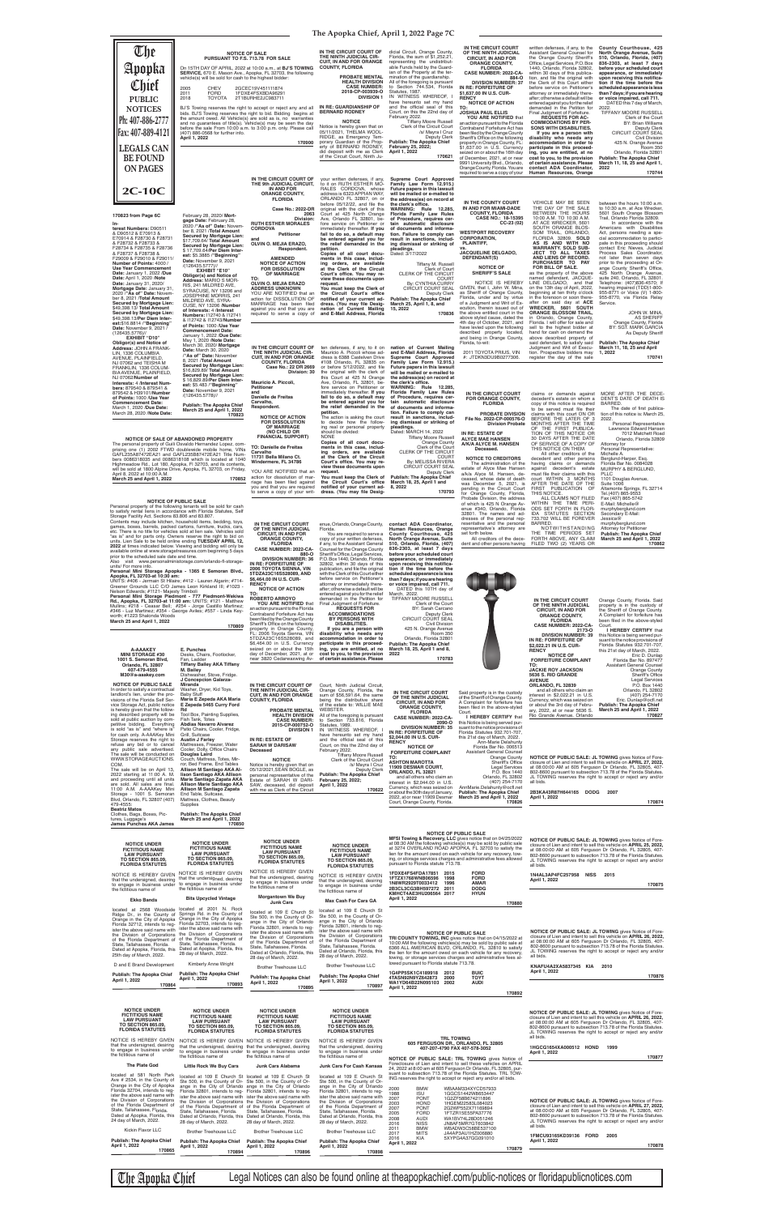# The Apopka Chief

**PUBLIC NOTICES**

Ph: 407-886-2777

Fax: 407-889-4121

**LEGALS CAN BE FOUND ON PAGES**

**2C-10C**

---

**NOTICE OF SALE PURSUANT TO F.S. 713.78 FOR SALE**

On 15TH DAY OF APRIL, 2022 at 10:00 a.m., at **BJ'S TOWING SERVICE**, 670 E. Mason Ave., Apopka, FL 32703, the following vehicle(s) will be sold for cash to the highest bidder:

2005 CHEV 2GCEC19V451111874
2011 FORD 1FDXE4FS9BDA99291
2018 TOYOTA 2T1BURHE2JC983711

BJ'S Towing reserves the right to accept or reject any and all bids. BJ'S Towing reserves the right to bid. Bidding begins at the amount owed. All vehicle(s) are sold as is, no warranties and no guarantees of title(s). Vehicle(s) may be viewed the day before the sale From 10:00 a.m. to 3:00 p.m. only. Please call (407) 886-0568 for further info.

**April 1, 2022**

**170900**

---

**IN THE CIRCUIT COURT OF THE NINTH JUDICIAL CIRCUIT, IN AND FOR ORANGE COUNTY, FLORIDA**

**PROBATE MENTAL HEALTH DIVISION CASE NUMBER: 2018-CP-003939-O DIVISION 1**

**IN RE: GUARDIANSHIP OF BERNARD RODNEY**

**NOTICE**

Notice is hereby given that on 05/11/2021, THELMA WOOLRIDGE, as Emergency Temporary Guardian of the Property of BERNARD RODNEY, did deposit with me as Clerk of the Circuit Court, Ninth Judicial Circuit, Orange County, Florida, the sum of $1,252.21, representing the undistributable Funds held by the Guardian of the Property at the termination of the guardianship. All of the foregoing is pursuant to Section 744.534, Florida Statutes, 1987.

IN WITNESS WHEREOF, I have hereunto set my hand and the official seal of this Court, on this the 22nd day of February 2022.

Tiffany Moore Russell
Clerk of the Circuit Court
/s/ Mayra I Cruz
Deputy Clerk

**Publish: The Apopka Chief**
**February 25, 2022;**
**April 1, 2022**

**170621**

---

**IN THE CIRCUIT COURT OF THE NINTH JUDICIAL CIRCUIT, IN AND FOR ORANGE COUNTY, FLORIDA**

**CASE NUMBER: 2022-CA-884-O**

**DIVISION NUMBER: 37**
**IN RE: FORFEITURE OF $1,637.00 IN U.S. CURRENCY**

**NOTICE OF ACTION**

**TO:**
**JOSHUA PAUL ELLIS**

**YOU ARE NOTIFIED** that an action pursuant to the Florida Contraband Forfeiture Act has been filed by the Orange County Sheriff's Office on the following property in Orange County, FL: $1,637.00 in U.S. Currency seized on or about the 16th day of December, 2021, at or near 6691 University Blvd., Orlando, Orange County, Florida. You are required to serve a copy of your written defenses, if any, to the Assistant General Counsel for the Orange County Sheriff's Office, Legal Services, P.O. Box 1440, Orlando, Florida 32802, within 20 days of this publication, and file the original with the Clerk of this Court either before service on Petitioner's attorney or immediately thereafter; otherwise a default will be entered against you for the relief demanded in the Petition for Final Judgment of Forfeiture.

**REQUESTS FOR ACCOMMODATIONS BY PERSONS WITH DISABILITIES.**

**If you are a person with disability who needs any accommodation in order to participate in this proceeding, you are entitled, at no cost to you, to the provision of certain assistance. Please contact ADA Coordinator, Human Resources, Orange County Courthouse, 425 North Orange Avenue, Suite 510, Orlando, Florida, (407) 836-2303, at least 7 days before your scheduled court appearance, or immediately upon receiving this notification if the time before the scheduled appearance is less than 7days; if you are hearing or voice impaired, call 711.**

DATED this 7 day of March, 2022.

TIFFANY MOORE RUSSELL
Clerk of the Court
BY: Brian Williams
Deputy Clerk
CIRCUIT COURT SEAL
Civil Division
425 N. Orange Avenue
Room 350
Orlando, Florida 32801

**Publish: The Apopka Chief**
**March 11, 18, 25 and April 1, 2022**

**170744**

---

**170823 from Page 6C**

**Interest Numbers:** D90511 & D90512 & E70913 & E70914 & F28730 & F28731 & F28732 & F28733 & F28734 & F28735 & F28736 & F28737 & F28738 & F29009 & F29010 & F29011/ **Number of Points:** 4000 / **Use Year Commencement Date:** January 1, 2022 /**Due Date:** April 1, 2020 /**Note Date:** January 31, 2020/ **Mortgage Date:** January 31, 2020 /**"As of" Date:** November 8, 2021 /**Total Amount Secured by Mortgage Lien:** $49,398.13/ **Total Amount Secured by Mortgage Lien:** $49,398.13/**Per Diem Interest:** $15.6871 /**"Beginning" Date:** November 9, 2021 /(126435.5776)//

**EXHIBIT "D10"**

**Obligor(s) and Notice of Address:** JOHN A FRANKLIN, 1336 COLUMBIA AVENUE, PLAINFIELD, NJ 07062 and TEISHA M FRANKLIN, 1336 COLUMBIA AVENUE, PLAINFIELD, NJ 07062/**Number of Interests:** 4 /**Interest Numbers:** 879540 & 879541 & 879542 & H39101/**Number of Points:** 1000 /**Use Year Commencement Date:** March 1, 2020 /**Due Date:** March 28, 2020 /**Note Date:** February 28, 2020/ **Mortgage Date:** February 28, 2020 /**"As of" Date:** November 8, 2021 /**Total Amount Secured by Mortgage Lien:** $17,709.64/ **Total Amount Secured by Mortgage Lien:** $ 17,709.64/**Per Diem Interest:** $5.3885 /**"Beginning" Date:** November 9, 2021 /(126435.5777)//

**EXHIBIT "E10"**

**Obligor(s) and Notice of Address:** MARIO S MORRIS, 241 MILDRED AVE, SYRACUSE, NY 13206 and JOSEPHINE MORRIS, 241 MILDRED AVE, SYRACUSE, NY 13206 /**Number of Interests:** 4 /**Interest Numbers:** I12740 & I12741 & I12742 & I12743/**Number of Points:** 1000 /**Use Year Commencement Date:** January 1, 2022 /**Due Date:** May 1, 2020 /**Note Date:** March 30, 2020/ **Mortgage Date:** March 30, 2020 /**"As of" Date:** November 8, 2021 /**Total Amount Secured by Mortgage Lien:** $16,829.83/ **Total Amount Secured by Mortgage Lien:** $ 16,829.83/**Per Diem Interest:** $5.463 /**"Beginning" Date:** November 9, 2021 /(126435.5778)//

**Publish: The Apopka Chief**
**March 25 and April 1, 2022**

**170823**

---

**IN THE CIRCUIT COURT OF THE 9th JUDICIAL CIRCUIT, IN AND FOR ORANGE COUNTY, FLORIDA**

**Case No.: 2022-DR-2063**
**Division:**
**RUTH ESTHER MORALES CORDOVA**
**Petitioner**
**and**
**OLVIN G. MEJIA ERAZO, Respondent.**

**AMENDED NOTICE OF ACTION FOR DISSOLUTION OF MARRIAGE**

**TO:**
**OLVIN G. MEJIA ERAZO**
**ADDRESS UNKNOWN**

YOU ARE NOTIFIED that an action for DISSOLUTION OF MARRIAGE has been filed against you and that you are required to serve a copy of your written defenses, if any, to it on RUTH ESTHER MORALES CORDOVA, whose address is 6323 APPIAN WAY, ORLANDO, FL 32807, on or before 05/12/22, and file the original with the clerk of this Court at 425 North Orange Ave, Orlando FL 32801, before service on Petitioner or immediately thereafter. **If you fail to do so, a default may be entered against you for the relief demanded in the petition.**

**Copies of all court documents in this case, including orders, are available at the Clerk of the Circuit Court's office. You may review these documents upon request.**

**You must keep the Clerk of the Circuit Court's office notified of your current address. (You may file Designation of Current Mailing and E-Mail Address, Florida Supreme Court Approved Family Law Form 12.915.) Future papers in this lawsuit will be mailed or e-mailed to the address(es) on record at the clerk's office.**

**WARNING: Rule 12.285, Florida Family Law Rules of Procedure, requires certain automatic disclosure of documents and information. Failure to comply can result in sanctions, including dismissal or striking of pleadings.**

Dated: 3/17/2022

Tiffany M. Russell
Clerk of Court
CLERK OF THE CIRCUIT COURT
By: CYNTHIA CURRY
CIRCUIT COURT SEAL
Deputy Clerk

**Publish: The Apopka Chief**
**March 25, April 1, 8, and 15, 2022**

**170836**

---

**IN THE COUNTY COURT IN AND FOR MIAMI-DADE COUNTY, FLORIDA**

**Case No.: 18-15395 CC-23 (02)**

**WESTPORT RECOVERY CORPORATION, PLAINTIFF,**
**vs.**
**JACQUELINE DELGADO, DEFENDANT(S)**

**NOTICE OF SHERIFF'S SALE**

NOTICE IS HEREBY GIVEN, that I, John W. Mina, as Sheriff of Orange County, Florida, under and by virtue of a Judgment and Writ of Execution, therein issued out of the above entitled court in the above styled cause, dated the 4th day of October, 2021, and have levied upon the following described property located, and being in Orange County, Florida, to-wit:

2011 TOYOTA PRIUS, VIN #: JTDKN3DU9B0273066.

VEHICLE MAY BE SEEN THE DAY OF THE SALE BETWEEN THE HOURS 10:00 A.M. TO 10:30 A.M. AT ACE WRECKER, 5601 SOUTH ORANGE BLOSSOM TRAIL, ORLANDO, FLORIDA 32809. **SOLD AS IS AND WITH NO WARRANTY. SOLD SUBJECT TO ALL TAXES AND LIENS OF RECORD. PURCHASER TO PAY FOR BILL OF SALE.**

as the property of the above named defendant, JACQUELINE DELGADO, and that on the 13th day of April, 2022, beginning at ten thirty o'clock in the forenoon or soon thereafter on said day at **ACE WRECKER, 5601 SOUTH ORANGE BLOSSOM TRAIL**, in Orlando, Orange County, Florida, I will offer for sale and sell to the highest bidder, for cash in hand, the above described property of said defendant, to satisfy said Judgment and Writ of Execution. Prospective bidders may register the day of the sale between the hours 10:00 a.m. to 10:30 a.m. at Ace Wrecker, 5601 South Orange Blossom Trail, Orlando Florida 32809.

In accordance with the Americans with Disabilities Act, persons needing a special accommodation to participate in this proceeding should contact Eric Nieves, Judicial Process Sales Coordinator, not later than seven days prior to the proceeding at Orange County Sheriff's Office, 425 North Orange Avenue, suite 240, Orlando, FL 32801. Telephone: (407)836-4570; If hearing impaired (TDD) 1-800-955-8771 or Voice (V) 1-800-955-8770, via Florida Relay Service.

JOHN W. MINA,
AS SHERIFF
Orange County, Florida
BY: SGT. MARK GARCIA
As Deputy Sheriff

**Publish: The Apopka Chief**
**March 11, 18, 25 and April 1, 2022**

**170741**

---

**NOTICE OF SALE OF ABANDONED PROPERTY**

The personal property of Gulli Osvaldo Hernandez Lopez, comprising one (1) 2002 FTWD doublewide mobile home, VINs GAFL235A87472EA21 and GAFL235B87472EA21 Title Numbers 0086518035 and 0086518100 which is located at 1045 Highmeadow Rd., Lot 180, Apopka, FL 32703, and its contents will be sold at 1800 Alpine Drive, Apopka, FL 32703, on Friday, April 8, 2022 at 10:00 A.M.

**March 25 and April 1, 2022**

**170852**

---

**IN THE CIRCUIT COURT OF THE NINTH JUDICIAL CIRCUIT, IN AND FOR ORANGE COUNTY, FLORIDA**

**Case No.: 22 DR 2669**
**Division: 30**

**Mauricio A. Piccoli, Petitioner**
**and**
**Camila de Freitas Carvalho, Respondent.**

**NOTICE OF ACTION FOR DISSOLUTION OF MARRIAGE (NO CHILD OR FINANCIAL SUPPORT)**

**TO: Danielle de Freitas Carvalho**
**11731 Bella Milano Ct. Windermere, FL 34786**

YOU ARE NOTIFIED that an action for dissolution of marriage has been filed against you and that you are required to serve a copy of your written defenses, if any, to it on Mauricio A. Piccoli whose address is 6368 Goldeneer Drive #1325 Orlando, FL 32835 on or before 5/12/2022, and file the original with the clerk of this Court at 425 N. Orange Ave., Orlando, FL 32801, before service on Petitioner or immediately thereafter. **If you fail to do so, a default may be entered against you for the relief demanded in the petition.**

The action is asking the court to decide how the following real or personal property should be divided: NONE

**Copies of all court documents in this case, including orders, are available at the Clerk of the Circuit Court's office. You may review these documents upon request.**

**You must keep the Clerk of the Circuit Court's office notified of your current address. (You may file Designation of Current Mailing and E-Mail Address, Florida Supreme Court Approved Family Law Form 12.915.) Future papers in this lawsuit will be mailed or e-mailed to the address(es) on record at the clerk's office.**

**WARNING: Rule 12.285, Florida Family Law Rules of Procedure, requires certain automatic disclosure of documents and information. Failure to comply can result in sanctions, including dismissal or striking of pleadings.**

Dated: MARCH 14, 2022

Tiffany Moore Russell
Clerk of Court
CLERK OF THE CIRCUIT COURT
By: MELISSA RIVERA
CIRCUIT COURT SEAL
Deputy Clerk

**Publish: The Apopka Chief**
**March 18, 25, April 1 and 8, 2022**

**170793**

---

**NOTICE OF PUBLIC SALE**

Personal property of the following tenants will be sold for cash to satisfy rental liens in accordance with Florida Statutes, Self Storage Facility Act, Sections 83.806 and 83.807.

Contents may include kitchen, household items, bedding, toys, games, boxes, barrels, packed cartons, furniture, trucks, cars, etc. There is no title for vehicles sold at lien sale. Vehicles sold "as is" and for parts only. Owners reserve the right to bid on units. Lien Sale to be held online ending **TUESDAY APRIL 12, 2022** at times indicated below. Viewing and bidding will only be available online at www.storagetreasures.com beginning 5 days prior to the scheduled sale date and time.

Also visit www.personalministorage.com/orlando-fl-storage-units/ For more info.

**Personal Mini Storage Apopka - 1365 E Semoran Blvd., Apopka, FL 32703-at 10:30 am:**

UNITS: #406 - Jermain St Hilaire; #412 - Lauren Algarin; #714-Greener Grounds LLC C/O James Leon Kirkland III; #1003 - Nelson Edwards; #1121- Majesty Trimbell

**Personal Mini Storage Piedmont - 777 Piedmont-Wekiwa Rd., Apopka, FL 32703-at 11:00 am:** UNITS: #121 - Matthew Mullins; #218 - Caesar Bell; #254 - Jorge Castillo Martinez; #346 - Luz Martinez; #354 - George Ayles; #557 - Linda Keyworth; #1223 Shalonda Woods

**March 25 and April 1, 2022**

**170809**

---

**IN THE CIRCUIT COURT OF THE NINTH JUDICIAL CIRCUIT, IN AND FOR ORANGE COUNTY, FLORIDA**

**CASE NUMBER: 2022-CA-880-O**

**DIVISION NUMBER: 36**
**IN RE: FORFEITURE OF 2006 TOYOTA SIENNA, VIN 5TDZA23C16S526089, AND $6,464.00 IN U.S. CURRENCY**

**NOTICE OF ACTION**

**TO:**
**ROBERTO ARROYO**

**YOU ARE NOTIFIED** that an action pursuant to the Florida Contraband Forfeiture Act has been filed by the Orange County Sheriff's Office on the following property in Orange County, FL: 2006 Toyota Sienna, VIN 5TDZA23C16S526089, and $6,464.00 in U.S. Currency seized on or about the 15th day of December, 2021, at or near 3820 Cedarwaxwing Avenue, Orlando, Orange County, Florida.

You are required to serve a copy of your written defenses, if any, to the Assistant General Counsel for the Orange County Sheriff's Office, Legal Services, P.O. Box 1440, Orlando, Florida 32802, within 20 days of this publication, and file the original with the Clerk of this Court either before service on Petitioner's attorney or immediately thereafter; otherwise a default will be entered against you for the relief demanded in the Petition for Final Judgment of Forfeiture.

**REQUESTS FOR ACCOMMODATIONS BY PERSONS WITH DISABILITIES.**

**If you are a person with disability who needs any accommodation in order to participate in this proceeding, you are entitled, at no cost to you, to the provision of certain assistance. Please contact ADA Coordinator, Human Resources, Orange County Courthouse, 425 North Orange Avenue, Suite 510, Orlando, Florida, (407) 836-2303, at least 7 days before your scheduled court appearance, or immediately upon receiving this notification if the time before the scheduled appearance is less than 7 days; if you are hearing or voice impaired, call 711.**

DATED this 10TH day of March, 2022.

TIFFANY MOORE RUSSELL
Clerk of the Court
BY: Sarah Carcano
Deputy Clerk
CIRCUIT COURT SEAL
Civil Division
425 N. Orange Avenue
Room 350
Orlando, Florida 32801

**Publish: The Apopka Chief**
**March 18, 25, April 1 and 8, 2022**

**170783**

---

**IN THE CIRCUIT COURT FOR ORANGE COUNTY, FLORIDA**

**PROBATE DIVISION**
**File No. 2022-CP-000576-O**
**Division Probate**

**IN RE: ESTATE OF ALYCE MAE HANSEN A/K/A ALYCE M. HANSEN Deceased.**

**NOTICE TO CREDITORS**

The administration of the estate of Alyce Mae Hansen a/k/a Alyce M. Hansen, deceased, whose date of death was December 5, 2021, is pending in the Circuit Court for Orange County, Florida, Probate Division, the address of which is 425 N Orange Avenue #340, Orlando, Florida 32801. The names and addresses of the personal representative and the personal representative's attorney are set forth below.

All creditors of the decedent and other persons having claims or demands against decedent's estate on whom a copy of this notice is required to be served must file their claims with this court ON OR BEFORE THE LATER OF 3 MONTHS AFTER THE TIME OF THE FIRST PUBLICATION OF THIS NOTICE OR 30 DAYS AFTER THE DATE OF SERVICE OF A COPY OF THIS NOTICE ON THEM.

All other creditors of the decedent and other persons having claims or demands against decedent's estate must file their claims with this court WITHIN 3 MONTHS AFTER THE DATE OF THE FIRST PUBLICATION OF THIS NOTICE.

ALL CLAIMS NOT FILED WITHIN THE TIME PERIODS SET FORTH IN FLORIDA STATUTES SECTION 733.702 WILL BE FOREVER BARRED.

NOTWITHSTANDING THE TIME PERIODS SET FORTH ABOVE, ANY CLAIM FILED TWO (2) YEARS OR MORE AFTER THE DECEDENT'S DATE OF DEATH IS BARRED.

The date of first publication of this notice is: March 25, 2022.

Personal Representative
Lawrence Edward Hansen
7012 Matchett Road
Orlando, Florida 32809

Attorney for
Personal Representative:
Michelle A.
Berglund-Harper, Esq.
Florida Bar No. 0084526
MURPHY & BERGLUND, PLLC
1101 Douglas Avenue,
Suite 1006
Altamonte Springs, FL 32714
Tel (407) 865-9553
Fax (407) 865-5742
E-Mail: Michelle@murphyberglund.com
Secondary E-Mail:
Jessica@murphyberglund.com
Attorney for Petitioner.

**Publish: The Apopka Chief**
**March 25 and April 1, 2022**

**170862**

---

**A-AAAKEY MINI STORAGE #30**
**1001 S. Semoran Blvd, Orlando, FL 32807**
**407-479-4555**
**M30@a-aaakey.com**

**NOTICE OF PUBLIC SALE**

In order to satisfy a contractual landlord's lien, under the provisions of the Florida Self Service Storage Act, public notice is hereby given that the following described property will be sold at public auction by competitive bidding. Everything is sold "as is" and "where is" for cash only. A-AAAKey Mini Storage reserves the right to refuse any bid or to cancel any public sale advertised. The sale will be conducted on WWW.STORAGEAUCTIONS.COM.

The sale will be on April 13, 2022 starting at 11:00 A. M. and proceeding until all units are sold. All sales are final. 11:00 A.M. A-AAAKey Mini Storage - 1001 S. Semoran Blvd, Orlando, FL 32807 (407) 479-4555

**Beatriz Matos**
Clothes, Bags, Boxes, Pictures, Luggage's
**James Punches AKA James E. Punches**
Desks, Chairs, Footlocker, Fan, Ladder
**Tiffany Bailey AKA Tiffany M. Bailey**
Dishwasher, Stove, Fridge.
**J Concepcion Galarza-Miranda**
Washer, Dryer, Kid Toys. Baby Stuff
**Maria E Zepeda AKA Maria E Zepeda 5465 Curry Ford Rd**
Tool Box, Painting Supplies, Fish Tank, Totes
**Abdias Navarro Alvarez**
Patio Chairs, Cooler, Fridge, Grill, Suitcase
**Austin J Farley**
Mattresses, Freezer, Water Cooler, Dolly, Office Chairs
**Douglas Lebel**
Couch, Mattress, Totes, Mirror, Bed Frame, End Tables
**Alison M Santiago AKA Alison Santiago AKA Allison Marie Santiago Zapata AKA Allison Marie Santiago AKA Allison M Santiago Zapata**
End Table, Suitcase, Mattress, Clothes, Beauty Supplies

**Publish: The Apopka Chief**
**March 25 and April 1, 2022**

**170850**

---

**IN THE CIRCUIT COURT OF THE NINTH JUDICIAL CIRCUIT, IN AND FOR ORANGE COUNTY, FLORIDA**

**PROBATE MENTAL HEALTH DIVISION CASE NUMBER: 2015-CP-000752-O DIVISION 1**

**IN RE: ESTATE OF SARAH W DANSAW, Deceased**

**NOTICE**

Notice is hereby given that on 05/12/2021, SEAN BOGLE, as personal representative of the Estate of SARAH W DANSAW, deceased, did deposit with me as Clerk of the Circuit Court, Ninth Judicial Circuit, Orange County, Florida, the sum of $56,591.64, the same being the distributive share of the estate to: WILLIE MAE WEBSTER.

All of the foregoing is pursuant to Section 733.816, Florida Statutes, 1989.

IN WITNESS WHEREOF, I have hereunto set my hand and the official seal of this Court, on this the 22nd day of February 2022.

Tiffany Moore Russell
Clerk of the Circuit Court
/s/ Mayra I Cruz
Deputy Clerk

**Publish: The Apopka Chief**
**February 25, 2022;**
**April 1, 2022**

**170622**

---

**IN THE CIRCUIT COURT OF THE NINTH JUDICIAL CIRCUIT, IN AND FOR ORANGE COUNTY, FLORIDA**

**CASE NUMBER: 2022-CA-2090-O**

**DIVISION NUMBER: 35**
**IN RE: FORFEITURE OF $2,044.00 IN U.S. CURRENCY**

**NOTICE OF FORFEITURE COMPLAINT**

**TO:**
**ASHTON MAROTTA**
**11909 DESMAR COURT, ORLANDO, FL 32821**

and all others who claim an interest in $2,044.00 in U.S. Currency, which was seized on or about the 29th day of January, 2022, at or near 11909 Desmar Court, Orange County, Florida. Said property is in the custody of the Sheriff of Orange County. A Complaint for forfeiture has been filed in the above-styled Court.

**I HEREBY CERTIFY** that this Notice is being served pursuant to the notice provisions of Florida Statutes 932.701-707, this 21st day of March, 2022.

Ann-Marie Delahunty
Florida Bar No. 006513
Assistant General Counsel
Orange County
Sheriff's Office
Legal Services
P.O. Box 1440
Orlando, FL 32802
(407) 254-7170
AnnMarie.Delahunty@ocfl.net

**Publish: The Apopka Chief**
**March 25 and April 1, 2022**

**170826**

---

**IN THE CIRCUIT COURT OF THE NINTH JUDICIAL CIRCUIT, IN AND FOR ORANGE COUNTY, FLORIDA**

**CASE NUMBER: 2022-CA-2173-O**

**DIVISION NUMBER: 39**
**IN RE: FORFEITURE OF $2,022.21 IN U.S. CURRENCY**

**NOTICE OF FORFEITURE COMPLAINT**

**TO:**
**JACKIE ROY JACKSON**
**5630 S. RIO GRANDE AVENUE ORLANDO, FL 32839**

and all others who claim an interest in $2,022.21 in U.S. Currency, which was seized on or about the 3rd day of February, 2022, at or near 5630 S. Rio Grande Avenue, Orlando, Orange County, Florida. Said property is in the custody of the Sheriff of Orange County. A Complaint for forfeiture has been filed in the above-styled Court.

**I HEREBY CERTIFY** that this Notice is being served pursuant to the notice provisions of Florida Statutes 932.701-707, this 21st day of March, 2022.

Eric D. Dunlap
Florida Bar No. 897477
Assistant General Counsel
Orange County
Sheriff's Office
Legal Services
P.O. Box 1440
Orlando, FL 32802
(407) 254-7170
Eric.Dunlap@ocfl.net

**Publish: The Apopka Chief**
**March 25 and April 1, 2022**

**170827**

---

**NOTICE OF PUBLIC SALE: JL TOWING** gives Notice of Foreclosure of Lien and intent to sell this vehicle on **APRIL 27, 2022**, at 08:00:00 AM at 605 Ferguson Dr. Orlando, FL 32805, 407-802-8600 pursuant to subsection 713.78 of the Florida Statutes. JL TOWING reserves the right to accept or reject any and/or all bids.

**2B3KA43R87H644165 DODG 2007**

**April 1, 2022**

**170874**

---

**NOTICE OF PUBLIC SALE**

**MFSI Towing & Recovery, LLC** gives notice that on 04/25/2022 at 08:30 AM the following vehicles(s) may be sold by public sale at 3274 OVERLAND ROAD APOPKA, FL 32703 to satisfy the lien for the amount owed on each vehicle for any recovery, towing, or storage services charges and administrative fees allowed pursuant to Florida statute 713.78.

1FDXE4FS4FDA17851 2015 FORD
1FTZX1768WNB06996 1998 FORD
1N6WR29297E003412 1996 AMAR
2B3CL3CG3BH597272 2011 DODG
KMHCT4AE3HU205564 2017 HYUN

**April 1, 2022**

**170880**

---

**NOTICE OF PUBLIC SALE: JL TOWING** gives Notice of Foreclosure of Lien and intent to sell this vehicle on **APRIL 25, 2022**, at 08:00:00 AM at 605 Ferguson Dr. Orlando, FL 32805, 407-802-8600 pursuant to subsection 713.78 of the Florida Statutes. JL TOWING reserves the right to accept or reject any and/or all bids.

**1N4AL3AP4FC297958 NISS 2015**

**April 1, 2022**

**170875**

---

**NOTICE UNDER FICTITIOUS NAME LAW PURSUANT TO SECTION 865.09, FLORIDA STATUTES**

NOTICE IS HEREBY GIVEN that the undersigned, desiring to engage in business under the fictitious name of

**Ekko Banda**

located at 2568 Woodside Ridge Dr., in the County of Orange in the City of Apopka Florida 32712, intends to register the above said name with the Division of Corporations of the Florida Department of State, Tallahassee, Florida. Dated at Apopka, Florida, this 25th day of March, 2022.

D and E Brand Development

**Publish: The Apopka Chief**
**April 1, 2022**

**170864**

---

**NOTICE UNDER FICTITIOUS NAME LAW PURSUANT TO SECTION 865.09, FLORIDA STATUTES**

NOTICE IS HEREBY GIVEN that the undersigned, desiring to engage in business under the fictitious name of

**Bits Upcycled Vintage**

located at 2001 N. Rock Springs Rd, in the County of Orange in the City of Apopka Florida 32712, intends to register the above said name with the Division of Corporations of the Florida Department of State, Tallahassee, Florida. Dated at Apopka, Florida, this 28 day of March, 2022.

Kimberly Anne Wright

**Publish: The Apopka Chief**
**April 1, 2022**

**170893**

---

**NOTICE UNDER FICTITIOUS NAME LAW PURSUANT TO SECTION 865.09, FLORIDA STATUTES**

NOTICE IS HEREBY GIVEN that the undersigned, desiring to engage in business under the fictitious name of

**Morgantown We Buy Junk Cars**

located at 109 E Church St Ste 500, in the County of Orange in the City of Orlando Florida 32801, intends to register the above said name with the Division of Corporations of the Florida Department of State, Tallahassee, Florida. Dated at Orlando, Florida, this 28 day of March, 2022.

Brother Treehouse LLC

**Publish: The Apopka Chief**
**April 1, 2022**

**170895**

---

**NOTICE UNDER FICTITIOUS NAME LAW PURSUANT TO SECTION 865.09, FLORIDA STATUTES**

NOTICE IS HEREBY GIVEN that the undersigned, desiring to engage in business under the fictitious name of

**Max Cash For Cars GA**

located at 109 E Church St Ste 500, in the County of Orange in the City of Orlando Florida 32801, intends to register the above said name with the Division of Corporations of the Florida Department of State, Tallahassee, Florida. Dated at Orlando, Florida, this 28 day of March, 2022.

Brother Treehouse LLC

**Publish: The Apopka Chief**
**April 1, 2022**

**170897**

---

**NOTICE OF PUBLIC SALE**

**TRI COUNTY TOWING INC** gives notice that on 04/15/2022 at 10:00 AM the following vehicles(s) may be sold by public sale at 6390 ALL AMERICAN BLVD, ORLANDO, FL 32810 to satisfy the lien for the amount owed on each vehicle for any recovery, towing, or storage services charges and administrative fees allowed pursuant to Florida statute 713.78.

1G4PP5SK1C4189918 2012 BUIC
4TASN92N9YZ642873 2000 TOYT
WA1YD64B22N095103 2002 AUDI

**April 1, 2022**

**170892**

---

**NOTICE OF PUBLIC SALE: JL TOWING** gives Notice of Foreclosure of Lien and intent to sell this vehicle on **APRIL 26, 2022**, at 08:00:00 AM at 605 Ferguson Dr. Orlando, FL 32805, 407-802-8600 pursuant to subsection 713.78 of the Florida Statutes. JL TOWING reserves the right to accept or reject any and/or all bids.

**KNAFU4A2XA5837345 KIA 2010**

**April 1, 2022**

**170876**

---

**NOTICE UNDER FICTITIOUS NAME LAW PURSUANT TO SECTION 865.09, FLORIDA STATUTES**

NOTICE IS HEREBY GIVEN that the undersigned, desiring to engage in business under the fictitious name of

**The Plate God**

located at 581 North Park Ave # 2534, in the County of Orange in the City of Apopka Florida 32704, intends to register the above said name with the Division of Corporations of the Florida Department of State, Tallahassee, Florida. Dated at Apopka, Florida, this 24 day of March, 2022.

Kickin Flavor LLC

**Publish: The Apopka Chief**
**April 1, 2022**

**170865**

---

**NOTICE UNDER FICTITIOUS NAME LAW PURSUANT TO SECTION 865.09, FLORIDA STATUTES**

NOTICE IS HEREBY GIVEN that the undersigned, desiring to engage in business under the fictitious name of

**Little Rock We Buy Cars**

located at 109 E Church St Ste 500, in the County of Orange in the City of Orlando Florida 32801, intends to register the above said name with the Division of Corporations of the Florida Department of State, Tallahassee, Florida. Dated at Orlando, Florida, this 28 day of March, 2022.

Brother Treehouse LLC

**Publish: The Apopka Chief**
**April 1, 2022**

**170894**

---

**NOTICE UNDER FICTITIOUS NAME LAW PURSUANT TO SECTION 865.09, FLORIDA STATUTES**

NOTICE IS HEREBY GIVEN that the undersigned, desiring to engage in business under the fictitious name of

**Junk Cars Alabama**

located at 109 E Church St Ste 500, in the County of Orange in the City of Orlando Florida 32801, intends to register the above said name with the Division of Corporations of the Florida Department of State, Tallahassee, Florida. Dated at Orlando, Florida, this 28 day of March, 2022.

Brother Treehouse LLC

**Publish: The Apopka Chief**
**April 1, 2022**

**170896**

---

**NOTICE UNDER FICTITIOUS NAME LAW PURSUANT TO SECTION 865.09, FLORIDA STATUTES**

NOTICE IS HEREBY GIVEN that the undersigned, desiring to engage in business under the fictitious name of

**Junk Cars For Cash Kansas**

located at 109 E Church St Ste 500, in the County of Orange in the City of Orlando Florida 32801, intends to register the above said name with the Division of Corporations of the Florida Department of State, Tallahassee, Florida. Dated at Orlando, Florida, this 28 day of March, 2022.

Brother Treehouse LLC

**Publish: The Apopka Chief**
**April 1, 2022**

**170898**

---

**TRL TOWING**
**605 FERGUSON DR., ORLANDO, FL 32805**
**407-207-4790 FAX 407-578-3052**

**NOTICE OF PUBLIC SALE: TRL TOWING** gives Notice of Foreclosure of Lien and intent to sell these vehicles on APRIL 24, 2022 at 8:00 am at 605 Ferguson Dr Orlando, FL 32805, pursuant to subsection 713.78 of the Florida Statutes. TRL TOWING reserves the right to accept or reject any and/or all bids.

2003 BMW WBAAM3345YCD57933
1988 ISU 1GGCS1442W8653447
2007 PONT 1G2ZF58B674211896
2003 HOND 1HGEM22583L084023
2007 PONT 2G2WP552X71169894
2005 FORD 1FTZR15E55PA37776
2008 AUDI WA1BV74L28D051246
2016 NISS JN8AF5MR7GT603842
2011 BMW WBADW3C59BE537100
2005 MITS JA4AP3AU1HZ005890
2016 KIA 5XYPG4A37GG091010

**April 1, 2022**

**170879**

---

**NOTICE OF PUBLIC SALE: JL TOWING** gives Notice of Foreclosure of Lien and intent to sell this vehicle on **APRIL 26, 2022**, at 08:00:00 AM at 605 Ferguson Dr. Orlando, FL 32805, 407-802-8600 pursuant to subsection 713.78 of the Florida Statutes. JL TOWING reserves the right to accept or reject any and/or all bids.

**1HGCG1654XA000512 HOND 1999**

**April 1, 2022**

**170877**

---

**NOTICE OF PUBLIC SALE: JL TOWING** gives Notice of Foreclosure of Lien and intent to sell this vehicle on **APRIL 25, 2022**, at 08:00:00 AM at 605 Ferguson Dr. Orlando, FL 32805, 407-802-8600 pursuant to subsection 713.78 of the Florida Statutes. JL TOWING reserves the right to accept or reject any and/or all bids.

**1FMCU93165KD39136 FORD 2005**

**April 1, 2022**

**170878**

---

The Apopka Chief — Legal Notices can also be found online at theapopkachief.com/public-notices or floridapublicnotices.com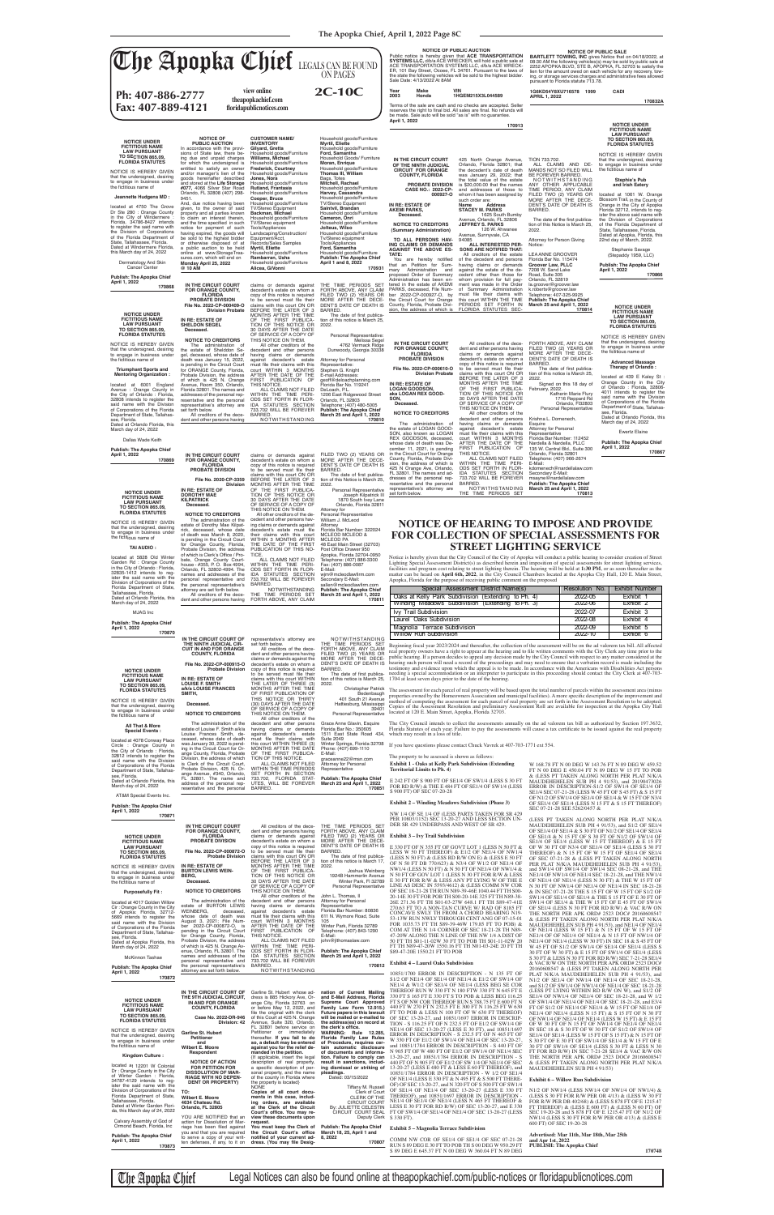# The Apopka Chief

LEGALS CAN BE FOUND ON PAGES **2C-10C**

**Ph: 407-886-2777**
**Fax: 407-889-4121**

view online
theapopkachief.com
floridapublicnotices.com

### NOTICE UNDER FICTITIOUS NAME LAW PURSUANT TO SECTION 865.09, FLORIDA STATUTES

NOTICE IS HEREBY GIVEN that the undersigned, desiring to engage in business under the fictitious name of

**Jeannette Hudgens MD :**

located at 4750 The Grove Dr Ste 280 : Orange County in the City of Windermere : Florida, 34786-8427 intends to register the said name with the Division of Corporations of the Florida Department of State, Tallahassee, Florida. Dated at Windermere Florida, this March day of 24, 2022

Dermatology And Skin Cancer Center

**Publish: The Apopka Chief April 1, 2022**

**170868**

### NOTICE UNDER FICTITIOUS NAME LAW PURSUANT TO SECTION 865.09, FLORIDA STATUTES

NOTICE IS HEREBY GIVEN that the undersigned, desiring to engage in business under the fictitious name of

**Triumphant Sports and Mentoring Organization :**

located at 6001 England Avenue : Orange County in the City of Orlando : Florida, 32808 intends to register the said name with the Division of Corporations of the Florida Department of State, Tallahassee, Florida. Dated at Orlando Florida, this March day of 24, 2022

Dallas Wade Keith

**Publish: The Apopka Chief April 1, 2022**

**170869**

### NOTICE UNDER FICTITIOUS NAME LAW PURSUANT TO SECTION 865.09, FLORIDA STATUTES

NOTICE IS HEREBY GIVEN that the undersigned, desiring to engage in business under the fictitious name of

**TAI AUDIO :**

located at 5828 Old Winter Garden Rd : Orange County in the City of Orlando : Florida, 32835-1412 intends to register the said name with the Division of Corporations of the Florida Department of State, Tallahassee, Florida. Dated at Orlando Florida, this March day of 24, 2022

MJAG Inc

**Publish: The Apopka Chief April 1, 2022**

**170870**

### NOTICE UNDER FICTITIOUS NAME LAW PURSUANT TO SECTION 865.09, FLORIDA STATUTES

NOTICE IS HEREBY GIVEN that the undersigned, desiring to engage in business under the fictitious name of

**All That & More Special Events :**

located at 4078 Conway Place Circle : Orange County in the City of Orlando : Florida, 32812 intends to register the said name with the Division of Corporations of the Florida Department of State, Tallahassee, Florida. Dated at Orlando Florida, this March day of 24, 2022

AT&M Special Events Inc.

**Publish: The Apopka Chief April 1, 2022**

**170871**

### NOTICE UNDER FICTITIOUS NAME LAW PURSUANT TO SECTION 865.09, FLORIDA STATUTES

NOTICE IS HEREBY GIVEN that the undersigned, desiring to engage in business under the fictitious name of

**Purposefully Fit :**

located at 4017 Golden Willow Dr : Orange County in the City of Apopka : Florida, 32712-5693 intends to register the said name with the Division of Corporations of the Florida Department of State, Tallahassee, Florida. Dated at Apopka Florida, this March day of 24, 2022

McKinnon Tashae

**Publish: The Apopka Chief April 1, 2022**

**170872**

### NOTICE UNDER FICTITIOUS NAME LAW PURSUANT TO SECTION 865.09, FLORIDA STATUTES

NOTICE IS HEREBY GIVEN that the undersigned, desiring to engage in business under the fictitious name of

**Kingdom Culture :**

located at 12201 W Colonial Dr : Orange County in the City of Winter Garden : Florida, 34787-4129 intends to register the said name with the Division of Corporations of the Florida Department of State, Tallahassee, Florida. Dated at Winter Garden Florida, this March day of 24, 2022

Calvary Assembly of God of Ormond Beach, Florida, Inc

**Publish: The Apopka Chief April 1, 2022**

**170873**

### NOTICE OF PUBLIC AUCTION

In accordance with the provisions of State law, there being due and unpaid charges for which the undersigned is entitled to satisfy an owner and/or manager's lien of the goods hereinafter described and stored at the **Life Storage #077**, 4066 Silver Star Road Orlando, FL 32808 (407) 298-9451.

And, due notice having been given, to the owner of said property and all parties known to claim an interest therein, and the time specified in such notice for payment of such having expired, the goods will be sold to the highest bidder or otherwise disposed of at a public auction to be held online at www.StorageTreasures.com, which will end on **Monday April 25, 2022 @ 10 AM**

**CUSTOMER NAME/ INVENTORY**
**Gilyard, Gretta**
Household goods/Furniture
**Williams, Michael**
Household goods/Furniture
**Frederick, Courtney**
Household goods/Furniture
**Jones, Nora**
Household goods/Furniture
**Rolland, Frantzson**
Household goods/Furniture
**Cooper, Bryce**
Household goods/Furniture
TV/Stereo Equipment
**Beckman, Michael**
Household goods/Furniture
TV/Stereo equipment
Tools/Appliances
Landscaping/Construction/
Equipment/Acct.
Records/Sales Samples
**Myrtil, Elette**
Household goods/Furniture
**Rembaum, Usha**
Household goods/Furniture
**Alicea, Gi'Vonni**
Household goods/Furniture
**Myrtil, Elette**
Household goods/Furniture
**Ford, Samantha**
Household Goods/ Furniture
**Moran, Enrique**
Household goods/Furniture
**Thomas III, William**
Bags, Totes
**Mitchell, Rachel**
Household goods/Furniture
**Harvey, Cassandra**
Household goods/Furniture
TV/Stereo Equipment
**Saintvil, Brandan**
Household goods/Furniture
**Cameron, Onri**
Household goods/Furniture
**Jolteau, Wilso**
Household goods/Furniture
Tv/Stereo equipment
Tools/Appliances
**Ford, Samantha**
Household goods/Furniture

**Publish: The Apopka Chief April 1 and 8, 2022**

**170931**

### NOTICE OF PUBLIC AUCTION

Public notice is hereby given that **ACE TRANSPORTATION SYSTEMS LLC**, d/b/a ACE WRECKER, will hold a public sale at ACE TRANSPORTATION SYSTEMS LLC, d/b/a ACE WRECKER, 101 Dry Street, Ocoee, FL 34761. Pursuant to the laws of the state the following vehicles will be sold to the highest bidder. Sale Date: 4/13/2022 at 8AM

| Year | Make | VIN |
|---|---|---|
| 2003 | Honda | 1HGEM21SX3L044589 |

Terms of the sale are cash and no checks are accepted. Seller reserves the right to final bid. All sales are final. No refunds will be made. Sale auto will be sold "as is" with no guarantee.

April 1, 2022

**170913**

### NOTICE OF PUBLIC SALE

**BARTLETT TOWING, INC** gives Notice that on 04/18/2022, at 08:30 AM the following vehicles(s) may be sold by public sale at 2252 APOPKA BLVD, STE B, APOPKA, FL 32703 to satisfy the lien for the amount owed on each vehicle for any recovery, towing, or storage services charges and administrative fees allowed pursuant to Florida statute 713.78.

**1G6KD54Y8XU716578 1999 CADI**

**APRIL 1, 2022**

**170932A**

### NOTICE UNDER FICTITIOUS NAME LAW PURSUANT TO SECTION 865.09, FLORIDA STATUTES

NOTICE IS HEREBY GIVEN that the undersigned, desiring to engage in business under the fictitious name of

**Stephe's Pub and Irish Eatery**

located at 1061 W. Orange Blossom Trail, in the County of Orange in the City of Apopka Florida 32712, intends to register the above said name with the Division of Corporations of the Florida Department of State, Tallahassee, Florida. Dated at Apopka, Florida, this 22nd day of March, 2022.

Stephanie Savage
(Stepahie 1959, LLC)

**Publish: The Apopka Chief April 1, 2022**

**170866**

### NOTICE UNDER FICTITIOUS NAME LAW PURSUANT TO SECTION 865.09, FLORIDA STATUTES

NOTICE IS HEREBY GIVEN that the undersigned, desiring to engage in business under the fictitious name of

**Advanced Massage Therapy of Orlando :**

located at 433 E Kaley St : Orange County in the City of Orlando : Florida, 32806-4011 intends to register the said name with the Division of Corporations of the Florida Department of State, Tallahassee, Florida. Dated at Orlando Florida, this March day of 24, 2022

Ewertz Elaine

**Publish: The Apopka Chief April 1, 2022**

**170867**

### IN THE CIRCUIT COURT FOR ORANGE COUNTY, FLORIDA PROBATE DIVISION
### File No. 2022-CP-000409-O Division Probate

**IN RE: ESTATE OF SHELDON SEGEL Deceased.**

**NOTICE TO CREDITORS**

The administration of the estate of Sheldon Segel, deceased, whose date of death was January 15, 2022, is pending in the Circuit Court for ORANGE County, Florida, Probate Division, the address of which is 425 N. Orange Avenue, Room 350, Orlando, Florida 32801. The names and addresses of the personal representative and the personal representative's attorney are set forth below.

All creditors of the decedent and other persons having claims or demands against decedent's estate on whom a copy of this notice is required to be served must file their claims with this court ON OR BEFORE THE LATER OF 3 MONTHS AFTER THE TIME OF THE FIRST PUBLICATION OF THIS NOTICE OR 30 DAYS AFTER THE DATE OF SERVICE OF A COPY OF THIS NOTICE ON THEM.

All other creditors of the decedent and other persons having claims or demands against decedent's estate must file their claims with this court WITHIN 3 MONTHS AFTER THE DATE OF THE FIRST PUBLICATION OF THIS NOTICE.

ALL CLAIMS NOT FILED WITHIN THE TIME PERIODS SET FORTH IN FLORIDA STATUTES SECTION 733.702 WILL BE FOREVER BARRED.

NOTWITHSTANDING THE TIME PERIODS SET FORTH ABOVE, ANY CLAIM FILED TWO (2) YEARS OR MORE AFTER THE DECEDENT'S DATE OF DEATH IS BARRED.

The date of first publication of this notice is March 25, 2022.

Personal Representative:
Melissa Segel
4762 Vermack Ridge
Dunwoody, Georgia 30338

Attorney for Personal Representative:
Stephen G. Knight
E-mail Addresses:
geoff@hledestateplanning.com
Florida Bar No. 0151986
DeLoach, P.L.
1208 East Ridgewood Street
Orlando, FL 32803
Telephone: (407) 490-5005

**Publish: The Apopka Chief March 25 and April 1, 2022**

**170810**

### IN THE CIRCUIT COURT FOR ORANGE COUNTY, FLORIDA PROBATE DIVISION
### File No. 2020-CP-3359 Division

**IN RE: ESTATE OF DOROTHY MAE KILPATRICK Deceased.**

**NOTICE TO CREDITORS**

The administration of the estate of Dorothy Mae Kilpatrick, deceased, whose date of death was March 8, 2020, is pending in the Circuit Court for Orange County, Florida, Probate Division, the address of which is Clerk's Office / Probate, Orange County Courthouse - #355, P. O. Box 4994, Orlando, FL 32802-4994. The names and addresses of the personal representative and the personal representative's attorney are set forth below.

All creditors of the decedent and other persons having claims or demands against decedent's estate on whom a copy of this notice is required to be served must file their claims with this court ON OR BEFORE THE LATER OF 3 MONTHS AFTER THE TIME OF THE FIRST PUBLICATION OF THIS NOTICE OR 30 DAYS AFTER THE DATE OF SERVICE OF A COPY OF THIS NOTICE ON THEM.

All other creditors of the decedent and other persons having claims or demands against decedent's estate must file their claims with this court WITHIN 3 MONTHS AFTER THE DATE OF THE FIRST PUBLICATION OF THIS NOTICE.

ALL CLAIMS NOT FILED WITHIN THE TIME PERIODS SET FORTH IN FLORIDA STATUTES SECTION 733.702 WILL BE FOREVER BARRED.

NOTWITHSTANDING THE TIME PERIODS SET FORTH ABOVE, ANY CLAIM FILED TWO (2) YEARS OR MORE AFTER THE DECEDENT'S DATE OF DEATH IS BARRED.

The date of first publication of this notice is March 25, 2022.

Personal Representative:
Joseph Kilpatrick III
1870 South Ivey Lane
Orlando, Florida 32811

Attorney for Personal Representative:
William J. McLeod
Attorney
Florida Bar Number: 322024
MCLEOD MCLEOD & MCLEOD PA
48 East Main Street (32703)
Post Office Drawer 950
Apopka, Florida 32704-0950
Telephone: (407) 886-3300
Fax: (407) 886-0087
E-Mail: wjm@mcleodlawfirm.com
Secondary E-Mail: sallen@mcleodlawfirm.com

**Publish: The Apopka Chief March 25 and April 1, 2022**

**170811**

### IN THE CIRCUIT COURT OF THE NINTH JUDICIAL CIRCUIT IN AND FOR ORANGE COUNTY, FLORIDA
### File No. 2022-CP-000915-O Probate Division

**IN RE: ESTATE OF LOUISE F. SMITH a/k/a LOUISE FRANCES SMITH, Deceased.**

**NOTICE TO CREDITORS**

The administration of the estate of Louise F. Smith a/k/a Louise Frances Smith, deceased, whose date of death was January 30, 2022 is pending in the Circuit Court for Orange County, Florida, Probate Division, the address of which is Clerk of the Circuit Court, Probate Division, 425 N. Orange Avenue, #340, Orlando, FL 32801. The name and address of the personal representative and the personal representative's attorney are set forth below.

All creditors of the decedent and other persons having claims or demands against decedent's estate on whom a copy of this notice is required to be served must file their claims with this court WITHIN THE LATER OF THREE (3) MONTHS AFTER THE TIME OF FIRST PUBLICATION OF THIS NOTICE OR THIRTY (30) DAYS AFTER THE DATE OF SERVICE OF A COPY OF THIS NOTICE ON THEM.

All other creditors of the decedent and other persons having claims or demands against decedent's estate must file their claims with this court WITHIN THREE (3) MONTHS AFTER THE DATE OF FIRST PUBLICATION OF THIS NOTICE.

ALL CLAIMS NOT FILED WITHIN THE TIME PERIODS SET FORTH IN SECTION 733.702, FLORIDA STATUTES, WILL BE FOREVER BARRED.

NOTWITHSTANDING THE TIME PERIODS SET FORTH ABOVE, ANY CLAIM FILED TWO (2) YEARS OR MORE AFTER THE DECEDENT'S DATE OF DEATH IS BARRED.

The date of first publication of this notice is March 25, 2022.

Christopher Patrick Bedenbaugh
401 South 21 Avenue
Hattiesburg, Mississippi 39401
Personal Representative

Grace Anne Glavin, Esquire
Florida Bar No.: 350605
1511 East State Road 434, Suite 2049
Winter Springs, Florida 32708
Phone: (407) 699-1110
E-Mail: graceanne22@msn.com
Attorney for Personal Representative

**Publish: The Apopka Chief March 25 and April 1, 2022**

**170851**

### IN THE CIRCUIT COURT FOR ORANGE COUNTY, FLORIDA PROBATE DIVISION
### File No. 2022-CP-000872-O Probate Division

**IN RE: ESTATE OF BURTON LEWIS WEINBERG, Deceased.**

**NOTICE TO CREDITORS**

The administration of the estate of BURTON LEWIS WEINBERG, deceased, whose date of death was August 3, 2021; File Number 2022-CP-000872-O, is pending in the Circuit Court for Orange County, Florida, Probate Division, the address of which is 425 N. Orange Avenue, Orlando, FL 32801. The names and addresses of the personal representative and the personal representative's attorney are set forth below.

All creditors of the decedent and other persons having claims or demands against decedent's estate on whom a copy of this notice is required to be served must file their claims with this court ON OR BEFORE THE LATER OF 3 MONTHS AFTER THE TIME OF THE FIRST PUBLICATION OF THIS NOTICE OR 30 DAYS AFTER THE DATE OF SERVICE OF A COPY OF THIS NOTICE ON THEM.

All other creditors of the decedent and other persons having claims or demands against decedent's estate must file their claims with this court WITHIN 3 MONTHS AFTER THE DATE OF THE FIRST PUBLICATION OF THIS NOTICE.

ALL CLAIMS NOT FILED WITHIN THE TIME PERIODS SET FORTH IN FLORIDA STATUTES SECTION 733.702 WILL BE FOREVER BARRED.

NOTWITHSTANDING THE TIME PERIODS SET FORTH ABOVE, ANY CLAIM FILED TWO (2) YEARS OR MORE AFTER THE DECEDENT'S DATE OF DEATH IS BARRED.

The date of first publication of this notice is March 17, 2022.

Joshua Weinberg
19248 Hammerink Avenue
Winter Park, Fl 32789
Personal Representative

John L. Thomas, II
Attorney for Personal Representative
Florida Bar Number: 80886
611 N. Wymore Road, Suite 105
Winter Park, Florida 32789
Telephone: (407) 843-1290
E-Mail: johnl@thomaslaw.com

**Publish: The Apopka Chief March 25 and April 1, 2022**

**170812**

### IN THE CIRCUIT COURT OF THE 9TH JUDICIAL CIRCUIT, IN AND FOR ORANGE COUNTY, FLORIDA
### Case No. 2022-DR-946 Division: 42

**Garline St. Hubert Petitioner**
**and**
**Wilbert E. Moore Respondent**

**NOTICE OF ACTION FOR PETITION FOR DISSOLUTION OF MARRIAGE WITH NO DEPENDENT OR PROPERTY)**

**TO:**
**Wilbert E. Moore**
**4634 Chateau Rd.**
**Orlando, FL 32805**

YOU ARE NOTIFIED that an action for Dissolution of Marriage has been filed against you and that you are required to serve a copy of your written defenses, if any, to it on Garline St. Hubert whose address is 883 Hickory Ave. Orange City, Florida 32763 on or before May 12, 2022, and file the original with the clerk of this Court at 425 N. Orange Avenue, Suite 320, Orlando, FL 32801 before service on Petitioner or immediately thereafter. **If you fail to do so, a default may be entered against you for the relief demanded in the petition.**

(If applicable, insert the legal description of real property, a specific description of personal property, and the name of the county in Florida where the property is located) N/A

**Copies of all court documents in this case, including orders, are available at the Clerk of the Circuit Court's office. You may review these documents upon request.**

**You must keep the Clerk of the Circuit Court's office notified of your current address. (You may file Designation of Current Mailing and E-Mail Address, Florida Supreme Court Approved Family Law Form 12.915.) Future papers in this lawsuit will be mailed or e-mailed to the address(es) on record at the clerk's office.**

**WARNING: Rule 12.285, Florida Family Law Rules of Procedure, requires certain automatic disclosure of documents and information. Failure to comply can result in sanctions, including dismissal or striking of pleadings.**

Dated: 03/15/2022

Tiffany M. Russell
Clerk of Court
CLERK OF THE CIRCUIT COURT
By: JULIETTE CELESTIN
CIRCUIT COURT SEAL
Deputy Clerk

**Publish: The Apopka Chief March 18, 25, April 1 and 8, 2022**

**170807**

### IN THE CIRCUIT COURT OF THE NINTH JUDICIAL CIRCUIT FOR ORANGE COUNTY, FLORIDA
### PROBATE DIVISION
### CASE NO.: 2022-CP-000927-O

**IN RE: ESTATE OF AKEMI PARKS, Deceased.**

**NOTICE TO CREDITORS (Summary Administration)**

**TO ALL PERSONS HAVING CLAIMS OR DEMANDS AGAINST THE ABOVE ESTATE:**

You are hereby notified that an Petition for Summary Administration and proposed Order of Summary Administration has been entered in the estate of AKEMI PARKS, deceased, File Number 2022-CP-000927-O, by the Circuit Court for Orange County, Florida, Probate Division, the address of which is 425 North Orange Avenue, Orlando, Florida 32801; that the decedent's date of death was January 29, 2022; that the total value of the estate is $20,000.00 that the names and addresses of those to whom it has been assigned by such order are:

**Name Address**
**STACEY M. PARKS**
1625 South Bumby Avenue, Orlando, FL 32806
**JEFFREY S. PARKS**
126 W. Ahwanee Avenue, Sunnyvale, CA 94085

**ALL INTERESTED PERSONS ARE NOTIFIED THAT:**

All creditors of the estate of the decedent and persons having claims or demands against the estate of the decedent other than those for whom provision for full payment was made in the Order of Summary Administration must file their claims with this court WITHIN THE TIME PERIODS SET FORTH IN FLORIDA STATUTES SECTION 733.702.

ALL CLAIMS AND DEMANDS NOT SO FILED WILL BE FOREVER BARRED.

NOTWITHSTANDING ANY OTHER APPLICABLE TIME PERIOD, ANY CLAIM FILED TWO (2) YEARS OR MORE AFTER THE DATE OF DEATH OF THE DECEDENT'S DATE OF DEATH IS BARRED.

The date of the first publication of this Notice is March 25, 2022.

Attorney for Person Giving Notice:
LEA ANNE GROOVER
Florida Bar No. 115474
**Groover Law, PLLC**
7208 W. Sand Lake Road, Suite 305
Orlando, FL 32819
la.groover@groover.law
s.roberts@groover.law
Telephone: 407-325-8925

**Publish: The Apopka Chief March 25 and April 1, 2022**

**170814**

### IN THE CIRCUIT COURT FOR ORANGE COUNTY, FLORIDA PROBATE DIVISION
### File No. 2022-CP-000610-O Division Probate

**IN RE: ESTATE OF LOGAN GOODSON, a/k/a LOGAN REX GOODSON, Deceased.**

**NOTICE TO CREDITORS**

The administration of the estate of LOGAN GOODSON, also known as LOGAN REX GOODSON, deceased, whose date of death was December 11, 2021, is pending in the Circuit Court for Orange County, Florida, Probate Division, the address of which is 425 N Orange Ave, Orlando, FL 32801. The names and addresses of the personal representative and the personal representative's attorney are set forth below.

All creditors of the decedent and other persons having claims or demands against decedent's estate on whom a copy of this notice is required to be served must file their claims with this court ON OR BEFORE THE LATER OF 3 MONTHS AFTER THE TIME OF THE FIRST PUBLICATION OF THIS NOTICE OR 30 DAYS AFTER THE DATE OF SERVICE OF A COPY OF THIS NOTICE ON THEM.

All other creditors of the decedent and other persons having claims or demands against decedent's estate must file their claims with this court WITHIN 3 MONTHS AFTER THE DATE OF THE FIRST PUBLICATION OF THIS NOTICE.

ALL CLAIMS NOT FILED WITHIN THE TIME PERIODS SET FORTH IN FLORIDA STATUTES SECTION 733.702 WILL BE FOREVER BARRED.

NOTWITHSTANDING THE TIME PERIODS SET FORTH ABOVE, ANY CLAIM FILED TWO (2) YEARS OR MORE AFTER THE DECEDENT'S DATE OF DEATH IS BARRED.

The date of first publication of this notice is March 25, 2022.

Signed on this 18 day of February, 2022.

Katherine Marie Flury
1716 Pegasus Rd
Orlando, Fl32803
Personal Representative

Krishna L. Domenech, Esquire
Attorney for Personal Representative
Florida Bar Number: 112452
Nardella & Nardella, PLLC
135 W. Central Blvd., Suite 300
Orlando, Florida 32801
Telephone: (407) 966-2674
E-Mail: kdomenech@nardellalaw.com
Secondary E-Mail: msayne@nardellalaw.com

**Publish: The Apopka Chief March 25 and April 1, 2022**

**170813**

## NOTICE OF HEARING TO IMPOSE AND PROVIDE FOR COLLECTION OF SPECIAL ASSESSMENTS FOR STREET LIGHTING SERVICE

Notice is hereby given that the City Council of the City of Apopka will conduct a public hearing to consider creation of Street Lighting Special Assessment District(s) as described herein and imposition of special assessments for street lighting services, facilities and program cost relating to street lighting therein. The hearing will be held at **1:30 PM**, or as soon thereafter as the matter can be heard on **April 6th, 2022**, in the City Council Chambers located at the Apopka City Hall, 120 E. Main Street, Apopka, Florida for the purpose of receiving public comment on the proposed

| Special Assessment District Name(s) | Resolution No. | Exhibit Number |
|---|---|---|
| Oaks at Kelly Park Subdivision (Extending to Ph. 4) | 2022-05 | Exhibit 1 |
| Winding Meadows Subdivision (Extending to Ph. 3) | 2022-06 | Exhibit 2 |
| Ivy Trail Subdivision | 2022-07 | Exhibit 3 |
| Laurel Oaks Subdivision | 2022-08 | Exhibit 4 |
| Magnolia Terrace Subdivision | 2022-09 | Exhibit 5 |
| Willow Run Subdivision | 2022-10 | Exhibit 6 |

Beginning fiscal year 2022/2023 and thereafter, the collection of the assessment will be on the ad valorem tax bill. All affected real property owners have a right to appear at the hearing and to file written comments with the City Clerk any time prior to the public hearing. If a person decides to appeal any decision made by the City Council with respect to any matter considered at the hearing such person will need a record of the proceedings and may need to ensure that a verbatim record is made including the testimony and evidence upon which the appeal is to be made. In accordance with the Americans with Disabilities Act persons needing a special accommodation or an interpreter to participate in this proceeding should contact the City Clerk at 407-703-1704 at least seven days prior to the date of the hearing.

The assessment for each parcel of real property will be based upon the total number of parcels within the assessment area (minus properties owned by the Homeowners Association and municipal facilities). A more specific description of the improvement and method of computing the assessment for each parcel of real property are set forth in the Assessment Resolution to be adopted. Copies of the Assessment Resolution and preliminary Assessment Roll are available for inspection at the Apopka City Hall located at 120 E. Main Street, Apopka, Florida 32703.

The City Council intends to collect the assessments annually on the ad valorem tax bill as authorized by Section 197.3632, Florida Statutes of each year. Failure to pay the assessments will cause a tax certificate to be issued against the real property which may result in a loss of title.

If you have questions please contact Chuck Vavrek at 407-703-1771 ext 554.

The property to be assessed is shown as follows:

**Exhibit 1 - Oaks at Kelly Park Subdivision (Extending Territorial Limits to Ph. 4)**

E 242 FT OF S 990 FT OF SE1/4 OF SW1/4 (LESS S 30 FT FOR RD R/W) & THE E 484 FT OF SE1/4 OF SW1/4 (LESS S 990 FT) OF SEC 07-20-28

**Exhibit 2 – Winding Meadows Subdivision (Phase 3)**

NW 1/4 OF SE 1/4 OF (LESS PARTS TAKEN FOR SR 429 PER 10803/1152) SEC 13-20-27 AND LESS SECTION UNDER SR 429 UNDERPASS AND WEST OF SR 429.

**Exhibit 3 – Ivy Trail Subdivision**

E 330 FT OF N 355 FT OF GOVT LOT 1 (LESS N 50 FT & LESS W 50 FT THEREOF) & E1/2 OF NE1/4 OF NW1/4 (LESS N 50 FT) & (LESS RD R/W ON E) & (LESS E 50 FT OF N 50 FT DB 770/623) & N3/4 OF W1/2 OF NE1/4 OF NW1/4 (LESS N 50 FT) & N 50 FT OF NE1/4 OF NW1/4 & N 50 FT OF GOV LOT 1 (LESS N 30 FT FOR R/W) & LESS E 60 FT FOR R/W & LESS ANY PT LYING W OF THE E LINE AS DESC IN 5593/4612) & (LESS COMM NW COR OF SEC 18-21-28 TH RUN N89-39-46E 1040.44 FT TH S00-20-14E 30 FT FOR POB TH S00-20-14E 323 FT TH N89-39-46E 271.56 FT TH N01-01-27W 648.1 FT TH S89-47-41E 270.63 FT TO A NON TAN CURVE W/ RAD OF 3085 FT CONCAVE SWLY TH FROM A CHORD BEARING N09-TH RUN S NWLY THROUGH CENT ANG OF 07-15-01 FOR 1035.73 FT TH S89-39-46W 179.85 FT TO POB) & (LESS ALL THE N 1/4 CORNER OF SEC 18-21-28 TH N89-47-20W ALONG THE N LINE OF THE NW 1/4 A DIST OF 50 FT TH S01-11-02W 30 FT TO POB TH S01-11-02W 20 FT TH N89-47-20W 1550.16 FT TH N01-03-24E 20 FT TH S89-47-20E 1550.21 FT TO POB

**Exhibit 4 – Laurel Oaks Subdivision**

10851/1700 ERROR IN DESCRIPTION - N 135 FT OF S1/2 OF NE1/4 OF SE1/4 OF NE1/4 & E1/2 OF SW1/4 OF NE1/4 & W1/2 OF SE1/4 OF NE1/4 (LESS BEG SE COR THEREOF RUN W 330 FT N 180 FTW 330 FT N 645 FT E 330 FT S 165 FT E 330 FT S TO POB & LESS BEG 116.25 FT S OF NW COR THEREOF RUN S 788.75 FT E 600 FT N 440 FT W 250 FT N 232.5 FT E 300 FT N 116.25 FT W 630 FT TO POB & LESS N 100 FT OF W 630 FT THEREOF) OF SEC 13-20-27, and 10851/1697 ERROR IN DESCRIPTION - S 116.25 FT OF N 232.5 FT OF E1/2 OF SW1/4 OF NE1/4 OF SEC 13-20-27 (LESS E 30 FT), and 10851/1695 ERROR IN DESCRIPTION - S 232.5 FT OF N 465 FT OF W 330 FT OF E1/2 OF SW1/4 OF NE1/4 OF SEC 13-20-27, and 10851/1784 ERROR IN DESCRIPTION - S 440 FT OF N 905 FT OF W 460 FT OF E1/2 OF SW1/4 OF NE1/4 SEC 13-20-27, and 10851/1784 ERROR IN DESCRIPTION - S 440 FT OF N 905 FT OF E1/2 OF SW1/4 OF NE1/4 OF SEC 13-20-27 (LESS E 460 FT & LESS E 60 FT THEREOF), and 10851/1675 ERROR IN DESCRIPTION - W 1/2 OF SE1/4 OF NE1/4 (LESS N 230 FT & N 495 FT & S 500 FT THEREOF) OF SEC 13-20-27, and N 320 FT OF S 500 FT OF SW1/4 OF SE1/4 OF NE1/4 OF SEC 13-20-27 (LESS E 330 FT THEREOF), and 10851/1697 ERROR IN DESCRIPTION - NE1/4 OF SE1/4 OF NE1/4 (LESS N 465 FT THEREOF & LESS E 30 FT FOR RD R/W) OF SEC 13-20-27, and E 330 FT OF SW1/4 OF SE1/4 OF NE1/4 OF SEC 13-20-27 (LESS S 330 FT).

**Exhibit 5 – Magnolia Terrace Subdivision**

COMM NW COR OF SE1/4 OF SE1/4 OF SEC 07-21-28 RUN S 89 DEG E 30 FT TO POB TH S 00 DEG W 950.29 FT S 89 DEG E 645.37 FT N 00 DEG W 360.04 FT N 89 DEG W 168.78 FT N 00 DEG W 143.76 FT N 89 DEG W 459.52 FT N 00 DEG E 450.04 FT N 89 DEG W 15 FT TO POB & (LESS PT TAKEN ALONG NORTH PER PLAT N/K/A MAUDEHEHELEN SUB PH 4 91/53), and 2019/473026 ERROR IN DESCRIPTION-S1/2 OF SW1/4 OF SE1/4 OF SE1/4 SEC 07-21-28 (LESS W 45 FT OF S 45 FT & S 15 FT OF N1/2 OF SW1/4 OF SE1/4 OF SE1/4 & W 15 FT OF N3/4 OF SE1/4 OF SE1/4 (LESS N 15 FT & S 15 FT THEREOF) SEC 07-21-28 SEE 5262/0457 &

(LESS PT TAKEN ALONG NORTH PER PLAT N/K/A MAUDEHEHELEN SUB PH 4 91/53), and S1/2 OF SE1/4 OF SE1/4 OF SE1/4 & S 30 FT OF N1/2 OF SE1/4 OF SE1/4 OF SE1/4 & N 15 FT OF S 30 FT OF N1/2 OF SW1/4 OF SE1/4 OF SE1/4 (LESS W 15 FT THEREOF) & E 15 FT OF W 30 FT OF N3/4 OF SE1/4 OF SE1/4 (LESS S 30 FT THEREOF) & N 15 FT OF W 15 FT OF SE1/4 OF SE1/4 OF SEC 07-21-28 & (LESS PT TAKEN ALONG NORTH PER PLAT N/K/A MAUDEHEHELEN SUB PH 4 91/53), and SW1/4 OF SW1/4 OF SW1/4 SEC 08-21-28, and THE NE1/4 OF NW1/4 OF NE1/4 SEC 18-21-28, and THE NW1/4 OF NE1/4 OF NE1/4 (LESS S 30 FT) & THE W 15 FT OF N 30 FT OF NW1/4 OF NE1/4 OF NE1/4 IN SEC 18-21-28 & IN SEC 07-21-28 THE S 15 FT OF W 15 FT OF S1/2 OF SW1/4 OF SE1/4 OF SE1/4 & THE S 15 FT OF E 30 FT OF SW1/4 OF SE1/4 & THE W 15 FT OF E 45 FT OF SW1/4 OF SE1/4 (LESS N 30 FT FOR RD R/W) & VAC R/W ON THE NORTH PER APL ORD# 2523 DOC# 20160608547 & (LESS PT TAKEN ALONG NORTH PER PLAT N/K/A MAUDEHEHELEN SUB PH 4 91/53), and W1/2 OF NE1/4 OF NE1/4 & E 15 FT OF SW1/4 OF NE1/4 (LESS N 30 FT) & E 15 FT OF NW1/4 OF NE1/4 (LESS N 30 FT) IN SEC 18-21-28 & S 15 FT OF W 45 FT OF S1/2 OF SW1/4 OF SE1/4 OF SE1/4 & S 30 FT OF W 30 FT (S 15 FT) & E 15 FT OF SW1/4 OF SE1/4 (LESS S 30 FT & LESS N 30 FT FOR RD R/W) SEC 7-21-28 SE1/4 & VAC R/W ON THE NORTH PER APL ORD# 2523 DOC# 20160608547 & (LESS PT TAKEN ALONG NORTH PER PLAT N/K/A MAUDEHEHELEN SUB PH 4 91/53), and N1/2 OF SE1/4 OF NW1/4 OF NE1/4 OF SEC 18-21-28, and S1/2 OF SW1/4 OF NW1/4 OF NE1/4 OF SEC 18-21-28 (LESS PT LYING WITHIN RD R/W ON W), and S1/2 OF SE1/4 OF NW1/4 OF NE1/4 OF SEC 18-21-28; and W 1/2 OF SW1/4 OF NE1/4 OF NE1/4 OF SEC 18-21-28, and E3/4 FT OF N1/2 OF NE1/4 OF NE1/4 & W 15 FT OF NE1/4 OF NE1/4 OF NE1/4 (LESS N 15 FT) & S 15 FT OF N 30 FT OF NW1/4 OF NE1/4 OF NE1/4 (LESS W 15 FT) & E 15 FT OF W 30 FT OF N 15 FT OF NW1/4 OF NE1/4 OF NE1/4 IN SEC 18 & S 30 FT OF W 15 FT OF S1/2 OF SE1/4 OF SE1/4 OF SE1/4 (LESS W 15 FT OF S 15 FT) & N 15 FT OF S 30 FT OF E 30 FT OF SW1/4 OF SE1/4 & W 15 FT OF E 30 FT OF S 15 FT OF SW1/4 OF SE1/4 OF SE1/4 & VAC R/W ON THE NORTH PER APL ORD# 2523 DOC# 20160608547 & (LESS PT TAKEN ALONG NORTH PER PLAT N/K/A MAUDEHEHELEN SUB PH 4 91/53)

**Exhibit 6 – Willow Run Subdivision**

N1/2 OF NW1/4 (LESS NW1/4 OF NW1/4 OF NW1/4) & (LESS S 30 FT FOR R/W PER OR 4/13) & (LESS W 30 FT FOR R/W PER DB 40/268) & (LESS S 8 FT OF E 1215.47 FT THEREOF) & (LESS E 600 FT) & (LESS S 60 FT) OF SEC 19-20-28 and S 8 FT OF E 1215.47 FT OF N1/2 OF NW1/4 (LESS S 30 FT FOR R/W PER OR 4/13) & (LESS E 600 FT) OF SEC 19-20-28

**Advertised: Mar 11th, Mar 18th, Mar 25th and Apr 1st, 2022**
**PUBLISH: The Apopka Chief**

**170748**

The Apopka Chief — Legal Notices can also be found online at theapopkachief.com/public-notices or floridapublicnotices.com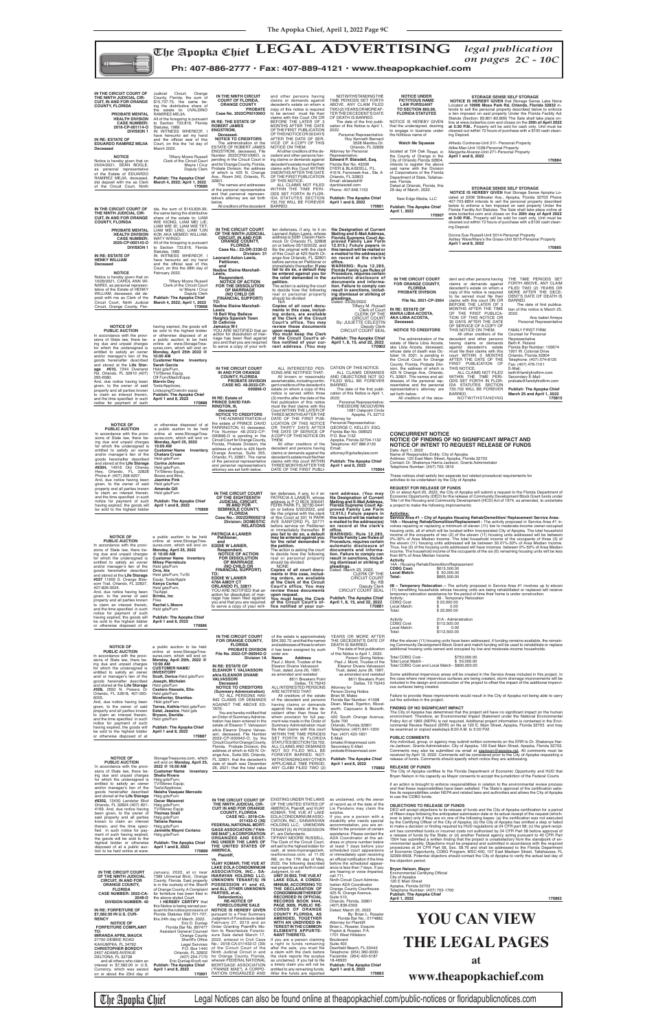# The Apopka Chief LEGAL ADVERTISING

*legal publication on pages 2C - 10C*

**Ph: 407-886-2777 • Fax: 407-889-4121 • www.theapopkachief.com**

**IN THE CIRCUIT COURT OF THE NINTH JUDICIAL CIRCUIT, IN AND FOR ORANGE COUNTY, FLORIDA**

**PROBATE MENTAL HEALTH DIVISION CASE NUMBER: 2016-CP-001114-O DIVISION 1**

**IN RE: ESTATE OF EDUARDO RAMIREZ MEJIA Deceased**

**NOTICE**

Notice is hereby given that on 05/04/2021, SEAN BOGLE, as personal representative of the Estate of EDUARDO RAMIREZ MEJIA, deceased, did deposit with me as Clerk of the Circuit Court, Ninth Judicial Circuit, Orange County, Florida, the sum of $15,737.75, the same being the distributive share of the estate to: UVALDINO RAMIREZ-MEJIA.

All of the foregoing is pursuant to Section 733.816, Florida Statutes, 1989.

IN WITNESS WHEREOF, I have hereunto set my hand and the official seal of this Court, on this the 1st day of March 2022.

Tiffany Moore Russell
Clerk of the Circuit Court
Mayra I Cruz
Deputy Clerk

**Publish: The Apopka Chief March 4, 2022; April 1, 2022**
**170889**

**IN THE CIRCUIT COURT OF THE NINTH JUDICIAL CIRCUIT, IN AND FOR ORANGE COUNTY, FLORIDA**

**PROBATE MENTAL HEALTH DIVISION CASE NUMBER: 2020-CP-000143-O DIVISION 1**

**IN RE: ESTATE OF HENKY WILLIAM Deceased**

**NOTICE**

Notice is hereby given that on 10/29/2021, CAROL ANN WINARDI, as personal representative of the Estate of HENKY WILLIAM, deceased, did deposit with me as Clerk of the Circuit Court, Ninth Judicial Circuit, Orange County, Florida, the sum of $143,835.99, the same being the distributive share of the estate to: LIAM WIE KIONG; LIAM MEI LIE; LIAM WIE JE; LIAM WIE TET; LIAM MEI LING; LIAM TJIN KOK AKA MEMED WILLIAM; WATY WIRGO.

All of the foregoing is pursuant to Section 733.816, Florida Statutes, 1989.

IN WITNESS WHEREOF, I have hereunto set my hand and the official seal of this Court, on this the 28th day of February 2022.

Tiffany Moore Russell
Clerk of the Circuit Court
Mayra I Cruz
Deputy Clerk

**Publish: The Apopka Chief March 4, 2022; April 1, 2022**
**170888**

**NOTICE OF PUBLIC AUCTION**

In accordance with the provisions of State law, there being due and unpaid charges for which the undersigned is entitled to satisfy an owner and/or manager's lien of the goods hereinafter described and stored at the **Life Storage #610**, 7244 Overland Rd. Orlando, FL 32810 (407) 295-6580.

And, due notice having been given, to the owner of said property and all parties known to claim an interest therein, and the time specified in such notice for payment of such having expired, the goods will be sold to the highest bidder or otherwise disposed of at a public auction to be held online at www.StorageTreasures.com, which will end on **Monday, April 25th 2022 @ 10:00 AM**

**Customer Name Inventory**
**Sarah Garcia**
Hsld gds/Furn,
TV/Stereo Equip,
Off Furn/Mach/Equip
Marvin Dey
Tools/Appliances,
Lndscpng/Cnstrctn equip

**Publish: The Apopka Chief April 1 and 8, 2022**
**170888**

**NOTICE OF PUBLIC AUCTION**

In accordance with the provisions of State law, there being due and unpaid charges for which the undersigned is entitled to satisfy an owner and/or manager's lien of the goods hereinafter described and stored at the **Life Storage #838**, 14916 Old Cheney Hwy. Orlando, FL 32828 Phone #: (407) 208-9221.

And, due notice having been given, to the owner of said property and all parties known to claim an interest therein, and the time specified in such notice for payment of such having expired, the goods will be sold to the highest bidder or otherwise disposed of at a public auction to be held online at www.StorageTreasures.com, which will end on **Monday, April 25, 2022 10:00 AM**

**Customer Name Inventory**
**Chatara Cruse**
Hsld gds/Furn
**Corina Johnson**
Hsld gds/Furn
TV/Stereo Equip,
Boxes and Bins,
**Jeamine Fink**
Hsld gds/Furn
**Amanda Gill**
Hsld gds/Furn

**Publish: The Apopka Chief April 1 and 8, 2022**
**170899**

**NOTICE OF PUBLIC AUCTION**

In accordance with the provisions of State law, there being due and unpaid charges for which the undersigned is entitled to satisfy an owner and/or manager's lien of the goods hereinafter described and stored at the **Life Storage #037** 11955 S. Orange Blossom Trail, Orlando, FL 32837, 407-826-0024.

And, due notice having been given, to the owner of said property and all parties known to claim an interest therein, and the time specified in such notice for payment of such having expired, the goods will be sold to the highest bidder or otherwise disposed of at a public auction to be held online at www.StorageTreasures.com, which will end on **Monday, April 25, 2022 @ 10:00 AM**

**Customer Name Inventory**
**Mileys Pierrelouis**
Hsld gds/Furn
**Orra, Ale**
Hsld gds/Furn; TvSt
Equip; Tools/Appls
**Kenya Cortez**
Hsld gds/Furn;
TIs/Appl
**Brinks, Inc**
Files
**Rachel L Moore**
Hsld gds/Furn

**Publish: The Apopka Chief April 1 and 8, 2022**
**170886**

**NOTICE OF PUBLIC AUCTION**

In accordance with the provisions of State law, there being due and unpaid charges for which the undersigned is entitled to satisfy an owner and/or manager's lien of the goods hereinafter described and stored at the **Life Storage #506**, 2650 N. Powers Dr Orlando, FL 32818, 407-293-8000.

And, due notice having been given, to the owner of said property and all parties known to claim an interest therein, and the time specified in such notice for payment of such having expired, the goods will be sold to the highest bidder or otherwise disposed of at a public auction to be held online at www.StorageTreasures.com, which will end on **Monday, April 25th, 2022 @ 10:00 AM**

**CUSTOMER NAME/ INVENTORY**
**Scott, Darius**-Hsld gds/Furn
**Joseph, Michelet**-
Hsld gds/Furn
**Castero Hassele, Elio**-
Hsld gds/Furn
**Alcevhebe, Shantiese**-
Hsld gds/Furn
**Torres, Kathia**-Hsld gds/Furn
**Estel, Jessica**- Hsld gds
**Bryson, Davidia**-
Hsld gds/Furn

**Publish: The Apopka Chief April 1 and 8, 2022**
**170887**

**NOTICE OF PUBLIC AUCTION**

In accordance with the provisions of State law, there being due and unpaid charges for which the undersigned is entitled to satisfy an owner and/or manager's lien of the goods hereinafter described and stored at the **Life Storage #8302**, 13450 Landstar Blvd Orlando, FL 32824 (407) 601-4169. And, due notice having been given, to the owner of said property and all parties known to claim an interest therein, and the time specified in such notice for payment of such having expired, the goods will be sold to the highest bidder or otherwise disposed of at a public auction to be held online at www.StorageTreasures.com, which will end on **Monday, April 25, 2022 @ 10:00 AM**

**Customer Name Inventory**
**Sheila Rivera**
Hsld gds/Furn;
TV/Stereo Equip;
Tools/Appliances
**Neisha Vasquez Mercado**
Hsld gds/Furn
**Oscar Maisonet**
Hsld gds/Furn
TV/Stereo Equip
**Thomas Snell**
Hsld gds/Furn
**Tatiana Ramos**
Hsld gds/Furn
**Jannette Maymi Coriano**
Hsld gds/Furn

**Publish: The Apopka Chief April 1 and 8, 2022**
**170890**

**IN THE CIRCUIT COURT OF THE NINTH JUDICIAL CIRCUIT IN AND FOR ORANGE COUNTY, FLORIDA CASE NUMBER: 2022-CA-2048-O DIVISION NUMBER: 40**

**IN RE: FORFEITURE OF $7,582.00 IN U.S. CURRENCY**

**NOTICE OF FORFEITURE COMPLAINT**

**TO: MIRANDA APRIL MAUCK** 27750 DEBBIE ROAD KANNAPOLIS, NC 28083 **CHRISTOPHER EDMUNDS** 2457 ASHBROOK AVENUE DELTONA, FL 32738

and all others who claim an interest in $7,582.00 in U.S. Currency, which was seized on or about the 23rd day of January, 2022, at or near 7389 Universal Blvd., Orange County, Florida. Said property is in the custody of the Sheriff of Orange County. A Complaint for forfeiture has been filed in the above-styled Court.

**I HEREBY CERTIFY** that this Notice is being served pursuant to the notice provisions of Florida Statutes 932.701-707, this 24th day of March, 2022.

Eric D. Dunlap
Florida Bar No. 897477
Assistant General Counsel
Orange County
Sheriff's Office
Legal Services
P.O. Box 1440
Orlando, FL 32802
(407) 254-7170
Eric.Dunlap@ocfl.net

**Publish: The Apopka Chief April 1 and 8, 2022**
**170891**

**IN THE NINTH CIRCUIT COURT OF FLORIDA, ORANGE COUNTY PROBATE Case No. 2022CP001060**

**IN RE: THE ESTATE OF ROBERT JAMES ENGSTROM, Deceased.**

**NOTICE TO CREDITORS**

The administration of the ESTATE OF ROBERT JAMES ENGSTROM, deceased, File Number 2022CP001060O, is pending in the Circuit Court in and for Orange County, Florida, Probate Division, the address of which is 425 N. Orange Ave., Room 340, Orlando, FL 32801.

The names and addresses of the personal representative and that personal representative's attorney are set forth below.

All creditors of the decedent and other persons having claims or demands against decedent's estate on whom a copy of this notice is required to be served must file their claims with this Court ON OR BEFORE THE LATER OF 3 MONTHS AFTER THE DATE OF THE FIRST PUBLICATION OF THIS NOTICE OR 30 DAYS AFTER THE DATE OF SERVICE OF A COPY OF THIS NOTICE ON THEM.

All other creditors of the decedent and other persons having claims or demands against decedent's estate must file their claims with this Court WITHIN 3 MONTHS AFTER THE DATE OF THE FIRST PUBLICATION OF THIS NOTICE.

ALL CLAIMS NOT FILED WITHIN THE TIME PERIODS SET FORTH IN FLORIDA STATUTES SECTION 733.702 WILL BE FOREVER BARRED.

NOTWITHSTANDING THE TIME PERIODS SET FORTH ABOVE, ANY CLAIM FILED TWO (2) YEARS OR MORE AFTER THE DECEDENT'S DATE OF DEATH IS BARRED.

The date of the first publication of this Notice is April 1, 2022.

Personal Representative:
Roy Kenneth Barnard
3528 Manitou Dr.
Orlando, FL 32839

Attorney for Personal Representative:
**Edward P. Blaisdell, Esq.**
Florida Bar No. 43336
DYER & BLAISDELL, P.L.
416 N. Fern creek Ave., Ste. A
Orlando, FL 32803
Email: eblaisdell@dyerblaisdell.com
Phone: 407.648.1153

**Publish: The Apopka Chief April 1 and 8, 2022**
**170901**

**IN THE CIRCUIT COURT OF THE NINTH JUDICIAL CIRCUIT IN AND FOR ORANGE COUNTY, FLORIDA Case No.: 22-DR-3330-O Division: 31**

**Leonard Aston Lewis, Petitioner, and Nadine Elaine Marshall-Lewis, Respondent.**

**NOTICE OF ACTION FOR DISSOLUTION OF MARRIAGE (NO CHILD OR FINANCIAL SUPPORT)**

**TO: Nadine Elaine Marshall-Lewis 18 Bell Way Bellevue Heights Spanish Town St Catherine Jamaica Jamaica CT-1**

YOU ARE NOTIFIED that an action for dissolution of marriage has been filed against you and that you are required to serve a copy of your written defenses, if any, to it on Leonard Aston Lewis, whose address is 5261 Clarion Hammock Dr Orlando FL 32808 on or before 05/12/2022, and file the original with the clerk of this Court at 425 North Orange Ave Orlando FL 32801 before service on Petitioner or immediately thereafter. **If you fail to do so, a default may be entered against you for the relief demanded in the petition.**

The action is asking the court to decide how the following real or personal property should be divided: N/A

**Copies of all court documents in this case, including orders, are available at the Clerk of the Circuit Court's office. You may review these documents upon request.**

**You must keep the Clerk of the Circuit Court's office notified of your current address. (You may file Designation of Current Mailing and E-Mail Address, Florida Supreme Court Approved Family Law Form 12.915.) Future papers in this lawsuit will be mailed or e-mailed to the address(es) on record at the clerk's office.**

**WARNING: Rule 12.285, Florida Family Law Rules of Procedure, requires certain automatic disclosure of documents and information. Failure to comply can result in sanctions, including dismissal or striking of pleadings.**

Dated: 03/25/2022

Tiffany M. Russell
Clerk of Court
CLERK OF THE CIRCUIT COURT
By: JULIETTE CELESTIN
Deputy Clerk
CIRCUIT COURT SEAL

**Publish: The Apopka Chief April 1, 8, 15 and 22, 2022**
**170902**

**IN THE CIRCUIT COURT FOR ORANGE COUNTY, FLORIDA PROBATE DIVISION Case No. 48-2022-CP-000896-O**

**IN RE: Estate of PRINCE DAVID FARRINGTON, III, deceased**

**NOTICE TO CREDITORS**

The administration of the estate of PRINCE DAVID FARRINGTON, III, deceased, File Number 48-2022-CP-000896-O is pending in the Circuit Court for Orange County, Florida, Probate Division, the address of which is 425 North Orange Avenue, Suite 355, Orlando, FL 32801. The name of the personal representative and personal representative's attorney are set forth below.

ALL INTERESTED PERSONS ARE NOTIFIED THAT:

All known or reasonably ascertainable, including contingent creditors of the decedent's estate on whom a copy of this notice is served within three (3) months after the date of the first publication of this notice must file their claims with this Court WITHIN THE LATER OF THREE MONTHS AFTER THE DATE OF THE FIRST PUBLICATION OF THIS NOTICE OR THIRTY DAYS AFTER THE DATE OF SERVICE OF A COPY OF THIS NOTICE ON THEM.

All other creditors of the decedent and persons having claims or demands against the decedent's estate must file their claims with this Court WITHIN THREE MONTHS AFTER THE DATE OF THE FIRST PUBLICATION OF THIS NOTICE.

ALL CLAIMS, DEMANDS AND OBJECTIONS NOT SO FILED WILL BE FOREVER BARRED.

The date of the first publication of this Notice is April 1, 2022.

Personal Representative:
THEODORE MCGOVERN
1081 Oakpoint Circle
Apopka, FL 32712

Attorney for Personal Representative:
GEORGE C. KELLEY, ESQ.
Florida Bar No. 098523
P.O. Box 1132
Apopka, Florida 32704-1132
Telephone: 407 886 2130
Email: attorney@gckelleylaw.com

**Publish: The Apopka Chief April 1 and 8, 2022**
**170904**

**IN THE CIRCUIT COURT OF THE EIGHTEENTH JUDICIAL CIRCUIT, IN AND FOR SEMINOLE COUNTY, FLORIDA Case No.: 2022DR000218 Division: DOMESTIC RELATIONS**

**PATRICIA A LANIER Petitioner, and EDDIE W LANIER, Respondent.**

**NOTICE OF ACTION FOR DISSOLUTION OF MARRIAGE (NO CHILD OR FINANCIAL SUPPORT)**

**TO: EDDIE W LANIER 2124 ARGYLE AVE APT 1 ORLANDO FL 32811**

YOU ARE NOTIFIED that an action for dissolution of marriage has been filed against you and that you are required to serve a copy of your written defenses, if any, to it on PATRICIA A LANIER, whose address is P O BOX 300441 FERN PARK FL 32730-0441 on or before 5/22/2022, and file the original with the clerk of this Court at 301 N PARK AVE SANFORD FL 32771 before service on Petitioner or immediately thereafter. **If you fail to do so, a default may be entered against you for the relief demanded in the petition.**

The action is asking the court to decide how the following real or personal property should be divided: NONE

**Copies of all court documents in this case, including orders, are available at the Clerk of the Circuit Court's office. You may review these documents upon request.**

**You must keep the Clerk of the Circuit Court's office notified of your current address. (You may file the Designation of Current Mailing and E-Mail Address, Florida Supreme Court Approved Family Law Form 12.915.) Future papers in this lawsuit will be mailed or e-mailed to the address(es) on record at the clerk's office.**

**WARNING: Rule 12.285, Florida Family Law Rules of Procedure, requires certain automatic disclosure of documents and information. Failure to comply can result in sanctions, including dismissal or striking of pleadings.**

Dated: March 23, 2022;

CLERK OF THE CIRCUIT COURT
By: KB
Deputy Clerk
CIRCUIT COURT SEAL

**Publish: The Apopka Chief April 1, 8, 15 and 22, 2022**
**170881**

**IN THE CIRCUIT COURT FOR ORANGE COUNTY, FLORIDA PROBATE DIVISION File No. 2022-CP-000942-O Division 1A**

**IN RE: ESTATE OF ELEANOR I. VALVASSORI a/k/a ELEANOR DIVANE VALVASSORI Deceased.**

**NOTICE TO CREDITORS (Summary Administration)**

TO ALL PERSONS HAVING CLAIMS OR DEMANDS AGAINST THE ABOVE ESTATE:

You are hereby notified that an Order of Summary Administration has been entered in the estate of Eleanor I. Valvassori a/k/a Eleanor Divane Valvassori, deceased, File Number 2022-CP-000942-O, by the Circuit Court for Orange County, Florida, Probate Division, the address of which is 425 N. Orange Ave., Suite 355, Orlando, FL 32801; that the decedent's date of death was December 26, 2021; that the total value of the estate is approximately $64,392.72; and that the names and addresses of those to whom it has been assigned by such order are:

| Name | Address |
|---|---|
| Paul J. Morel, Trustee of the Eleanor Divane Valvassori Trust, dated June 26, 1997, as amended and restated | 8611 Breakers Point Dallas, TX 75243 |

ALL INTERESTED PERSONS ARE NOTIFIED THAT:

All creditors of the estate of the decedent and persons having claims or demands against the estate of the decedent other than those for whom provision for full payment was made in the Order of Summary Administration must file their claims with this court WITHIN THE TIME PERIODS SET FORTH IN FLORIDA STATUTES SECTION 733.702. ALL CLAIMS AND DEMANDS NOT SO FILED WILL BE FOREVER BARRED. NOTWITHSTANDING ANY OTHER APPLICABLE TIME PERIOD, ANY CLAIM FILED TWO (2) YEARS OR MORE AFTER THE DECEDENT'S DATE OF DEATH IS BARRED.

The date of first publication of this Notice is April 1, 2022.

Person Giving Notice:
Paul J. Morel, Trustee of the Eleanor Divane Valvassori Trust, dated June 26, 1997, as amended and restated
8611 Breakers Point
Dallas, TX 75243

Attorney for Person Giving Notice:
Brian M. Malec
Florida Bar Number: 41498
Dean, Mead, Egerton, Bloodworth, Capouano & Bozarth, P.A.
420 South Orange Avenue, Ste 700
Orlando, Florida 32801
Telephone: (407) 841-1200
Fax: (407) 423-1831
E-Mail: bmalec@deanmead.com
Secondary E-Mail: probate@deanmead.com

**Publish: The Apopka Chief April 1 and 8, 2022**
**170882**

**IN THE CIRCUIT COURT OF THE NINTH JUDICIAL CIRCUIT IN AND FOR ORANGE COUNTY, FLORIDA CASE NO.: 2018-CA-011432-O (39)**

**FEDERAL NATIONAL MORTGAGE ASSOCIATION ("FANNIE MAE"), A CORPORATION ORGANIZED AND EXISTING UNDER THE LAWS OF THE UNITED STATES OF AMERICA, Plaintiff, vs. VIJAY KOMAR; THE VUE AT LAKE EOLA CONDOMINIUM ASSOCIATION, INC.; SAINARAYAN HOLDINGS LLC; UNKNOWN TENANT(S) IN POSSESSION #1 and #2, and ALL OTHER UNKNOWN PARTIES, et.al., Defendant(s).**

**RE-NOTICE OF FORECLOSURE SALE**

**NOTICE IS HEREBY GIVEN** pursuant to a Final Summary Judgment of Foreclosure dated February 27, 2019 and an Order Granting Plaintiff's Motion to Reschedule Foreclosure Sale dated March 17, 2022, entered in Civil Case No. 2018-CA-011432-O (39) of the Circuit Court of the Ninth Judicial Circuit in and for Orange County, Florida, wherein FEDERAL NATIONAL MORTGAGE ASSOCIATION ("FANNIE MAE"), A CORPORATION ORGANIZED AND EXISTING UNDER THE LAWS OF THE UNITED STATES OF AMERICA, Plaintiff and VIJAY KOMAR; THE VUE AT LAKE EOLA CONDOMINIUM ASSOCIATION, INC.; SAINARAYAN HOLDINGS LLC; UNKNOWN TENANT(S) IN POSSESSION #1, are Defendants.

TIFFANY MOORE RUSSELL, The Clerk of the Circuit Court, will sell to the highest and best bidder for cash, at www.myorangeclerk.realforeclose.com, at 11:00 AM, on the 17th day of May, 2022, the following described real property as set forth in said Judgment, to wit:

**UNIT 25 B02, THE VUE AT LAKE EOLA, A CONDOMINIUM, ACCORDING TO THE DECLARATION OF CONDOMINIUM THEREOF RECORDED IN OFFICIAL RECORDS BOOK 9444, PAGE 3609, PUBLIC RECORDS OF ORANGE COUNTY, FLORIDA, AS AMENDED, TOGETHER WITH AN UNDIVIDED INTEREST IN THE COMMON ELEMENTS APPURTENANT THERETO.**

If you are a person claiming a right to funds remaining after the sale, you must file a claim with the clerk before the clerk reports the surplus as unclaimed. If you fail to file a timely claim you will not be entitled to any remaining funds. After the funds are reported as unclaimed, only the owner of record as of the date of the Lis Pendens may claim the surplus.

If you are a person with a disability who needs special accommodation, you are entitled to the provision of certain assistance. Please contact the ADA Coordinator at the address or phone number below at least 7 days before your scheduled court appearance or immediately upon receiving an official notification if the time before the scheduled appearance is less than 7 days. If you are hearing or voice impaired, call 711.

Ninth Circuit Court Administration ADA Coordinator
Orange County Courthouse
425 N. Orange Avenue, Suite 510,
Orlando, Florida, 32801
(407) 836-2303

Dated: March 25, 2022

By: Brian L. Rosaler
Florida Bar No.: 0174882.
Attorney for Plaintiff:
Brian L. Rosaler, Esquire
Popkin & Rosaler, P.A.
1701 West Hillsboro Boulevard
Suite 400
Deerfield Beach, FL 33442
Telephone: (954) 360-9030
Facsimile: (954) 420-5187
18-46920

**Publish: The Apopka Chief April 1 and 8, 2022**
**170883**

**NOTICE UNDER FICTITIOUS NAME LAW PURSUANT TO SECTION 865.09, FLORIDA STATUTES**

NOTICE IS HEREBY GIVEN that the undersigned, desiring to engage in business under the fictitious name of

**Watch Me Squeeze**

located at 724 Oak Street, in the County of Orange in the City of Orlando Florida 32804, intends to register the above said name with the Division of Corporations of the Florida Department of State, Tallahassee, Florida.

Dated at Orlando, Florida, this 29 day of March, 2022.

New Edge Media, LLC

**Publish: The Apopka Chief April 1, 2022**
**170907**

**IN THE CIRCUIT COURT FOR ORANGE COUNTY, FLORIDA PROBATE DIVISION File No. 2021-CP-3954**

**IN RE: ESTATE OF MARIA LIDIA ACOSTA, AKA LIDIA ACOSTA, Deceased.**

**NOTICE TO CREDITORS**

The administration of the estate of Maria Lidia Acosta, aka Lidia Acosta, deceased, whose date of death was October 19, 2021, is pending in the Circuit Court for Orange County, Florida, Probate Division, the address of which is 425 N Orange Ave, Orlando, FL 32801. The names and addresses of the personal representative and the personal representative's attorney are set forth below.

All creditors of the decedent and other persons having claims or demands against decedent's estate on whom a copy of this notice is required to be served must file their claims with this court ON OR BEFORE THE LATER OF 3 MONTHS AFTER THE TIME OF THE FIRST PUBLICATION OF THIS NOTICE OR 30 DAYS AFTER THE DATE OF SERVICE OF A COPY OF THIS NOTICE ON THEM.

All other creditors of the decedent and other persons having claims or demands against decedent's estate must file their claims with this court WITHIN 3 MONTHS AFTER THE DATE OF THE FIRST PUBLICATION OF THIS NOTICE.

ALL CLAIMS NOT FILED WITHIN THE TIME PERIODS SET FORTH IN FLORIDA STATUTES SECTION 733.702 WILL BE FOREVER BARRED.

NOTWITHSTANDING THE TIME PERIODS SET FORTH ABOVE, ANY CLAIM FILED TWO (2) YEARS OR MORE AFTER THE DECEDENT'S DATE OF DEATH IS BARRED.

The date of first publication of this notice is March 25, 2022.

Ana Isabel Amaya
Personal Representative

FAMILY FIRST FIRM
Counsel for Personal Representative
Beth K. Roland
Florida Bar Number: 103674
1901 W. Colonial Drive
Orlando, Florida 32804
Telephone: (407) 574-8125
Fax: (407) 476-1101
E-Mail: beth@familyfirstfirm.com
Secondary E-Mail: probate@familyfirstfirm.com

**Publish: The Apopka Chief March 25 and April 1, 2022**
**170815**

**STORAGE SENSE SELF STORAGE**

**NOTICE IS HEREBY GIVEN** that Storage Sense Lake Nona Located at **10906 Moss Park Rd. Orlando, Florida 32832** intends to sell the personal property described below to enforce a lien imposed on said property Under the Florida Facility Act Statute (Section: 83.801-83.809) The Sale shall take place online at www.lockerfox.com and closes on the **20th day of April 2022 at 5:30 P.M.** Property will be sold for cash only. Unit must be cleaned out within 72 hours of purchase with a $100 cash cleaning Deposit.

Alfredo Contreras-Unit 311- Personal Property
Aliba Mac-Unit 1028-Personal Property
Margarita Alvarez-Unit 271-Personal Property

**April 1 and 8, 2022**
**170884**

**STORAGE SENSE SELF STORAGE**

**NOTICE IS HEREBY GIVEN** that Storage Sense Apopka Located at 2208 Stillwater Ave., Apopka, Florida 32703 Phone 407-703-8854 intends to sell the personal property described below to enforce a lien imposed on said property Under the Florida Facility Act Statutes. The Sale shall take place online at www.lockerfox.com and closes on the **20th day of April 2022 at 3:00 P.M.** Property will be sold for cash only. Unit must be cleaned out within 72 hours of purchase with a $100 cash cleaning Deposit.

Donna Sue Russell-Unit 5014-Personal Property
Ashley Ware/Ware's the Grass-Unit 5015-Personal Property

**April 1 and 8, 2022**
**170885**

**CONCURRENT NOTICE**
**NOTICE OF FINDING OF NO SIGNIFICANT IMPACT AND NOTICE OF INTENT TO REQUEST RELEASE OF FUNDS**

Date: April 1, 2022
Name of Responsible Entity: City of Apopka
Address: 120 East Main Street, Apopka, Florida 32703
Contact: Dr. Shakenya Harris-Jackson, Grants Administrator
Telephone Number: (407) 703-1818

These notices shall satisfy two separate but related procedural requirements for activities to be undertaken by the City of Apopka

**REQUEST FOR RELEASE OF FUNDS**

On or about April 20, 2022, the City of Apopka will submit a request to the Florida Department of Economic Opportunity (DEO) for the release of Community Development Block Grant funds under Title I of the Housing and Community Development (HCD) Act of 1974, as amended, to undertake a project to make the following improvements:

**Activities:**

**Service Area #1 – City of Apopka Housing Rehab/Demolition/ Replacement Service Area: 14A – Housing Rehab/Demolition/Replacement** - The activity proposed in Service Area #1 involves repairing or replacing a minimum of eleven (11) low to moderate-income owner-occupied housing units, all of which will be located within incorporated City of Apopka. The total household income of the occupants of the eleven (11) housing units addressed will be between 0%-30% of Area Median Income. The total household income of the occupants of three (3) of the eleven (11) housing units addressed will be between 30.01%-50% of Area Median Income. Thus, five (5) of the housing units addressed will have incomes between 0%-50% of Area Median Income. The household income of the occupants of the six (6) remaining housing units will be less than 80% of Area Median Income.

**Activity**
14A - Housing Rehab/Demolition/Replacement

| | |
|---|---|
| CDBG Cost: | $615,500.00 |
| Local Match: | $ 50,000.00 |
| Total: | $665,500.00 |

**08 – Temporary Relocation -** The activity proposed in Service Area #1 involves up to eleven (11) benefitting households whose housing units are being rehabilitated or replaced will receive temporary relocation assistance for the period of time their home is under construction.

| | |
|---|---|
| Activity: | 08 - Temporary Relocation |
| CDBG Cost: | $ 22,000.00 |
| Local Match: | $ 0.00 |
| Total: | $ 22,000.00 |

| | |
|---|---|
| Activity: | 21A - Administration |
| CDBG Cost: | $112,500.00 |
| Local Match: | $ 0.00 |
| Total: | $112,500.00 |

After the eleven (11) housing units have been addressed, if funding remains available, the remaining Community Development Block Grant and match funding will be used to rehabilitate or replace additional housing units owned and occupied by low and moderate-income households.

| | |
|---|---|
| Total CDBG Cost - | $750,000.00 |
| Total Local Match - | $ 50,000.00 |
| Total CDBG Cost and Local Match - | $800,000.00 |

Some additional impervious areas will be created in the Service Areas included in this project. In the case where new impervious surfaces are being created, storm drainage improvements will be included in the design and construction of the project to offset the impact of the additional impervious surfaces being created.

Failure to provide these improvements would result in the City of Apopka not being able to carry out the activities in the project.

**FINDING OF NO SIGNIFICANT IMPACT**

The City of Apopka has determined that the project will have no significant impact on the human environment. Therefore, an Environmental Impact Statement under the National Environmental Policy Act of 1969 (NEPA) is not required. Additional project information is contained in the Environmental Review Record (ERR) on file at 120 E. Main Street, Apopka, Florida 32703 and may be examined or copied weekdays 8:00 A.M. to 5:00 P.M.

**PUBLIC COMMENTS**

Any individual, group, or agency may submit written comments on the ERR to Dr. Shakenya Harris-Jackson, Grants Administrator, City of Apopka, 120 East Main Street, Apopka, Florida 32703. Comments may also be submitted via email at sjackson@apopka.net. All comments must be received by April 19, 2022. Comments will be considered prior to the City of Apopka requesting a release of funds. Comments should specify which notice they are addressing.

**RELEASE OF FUNDS**

The City of Apopka certifies to the Florida Department of Economic Opportunity and HUD that Bryan Nelson in his capacity as Mayor consents to accept the jurisdiction of the Federal Courts if an action is brought to enforce responsibilities in relation to the environmental review process and that these responsibilities have been satisfied. The State's approval of the certification satisfies its responsibilities under NEPA and related laws and authorities and allows the City of Apopka to use the CDBG funds.

**OBJECTIONS TO RELEASE OF FUNDS**

DEO will accept objections to its release of funds and the City of Apopka certification for a period of fifteen days following the anticipated submission date or its actual receipt of the request (whichever is later) only if they are on one of the following bases: (a) the certification was not executed by the Certifying Officer of the City of Apopka; (b) the City of Apopka has omitted a step or failed to make a decision or finding required by HUD regulations at 24 CFR part 58; (c) the grant recipient has committed funds or incurred costs not authorized by 24 CFR Part 58 before approval of a release of funds by the State; or (d) another Federal agency acting pursuant to 40 CFR Part 1504 has submitted a written finding that the project is unsatisfactory from the standpoint of environmental quality. Objections must be prepared and submitted in accordance with the required procedures at 24 CFR Part 58, Sec. 58.76 and shall be addressed to the Florida Department of Economic Opportunity, CDBG Program, MSC-400, 107 East Madison Street, Tallahassee, FL 32399-6508. Potential objectors should contact the City of Apopka to verify the actual last day of the objection period.

**Bryan Nelson, Mayor**
Environmental Certifying Official
City of Apopka
120 E Main Street
Apopka, Florida 32703
Telephone Number: (407) 703-1700

**Publish: The Apopka Chief April 1, 2022**
**170863**

# YOU CAN VIEW THE LEGAL PAGES at www.theapopkachief.com

Legal Notices can also be found online at theapopkachief.com/public-notices or floridapublicnotices.com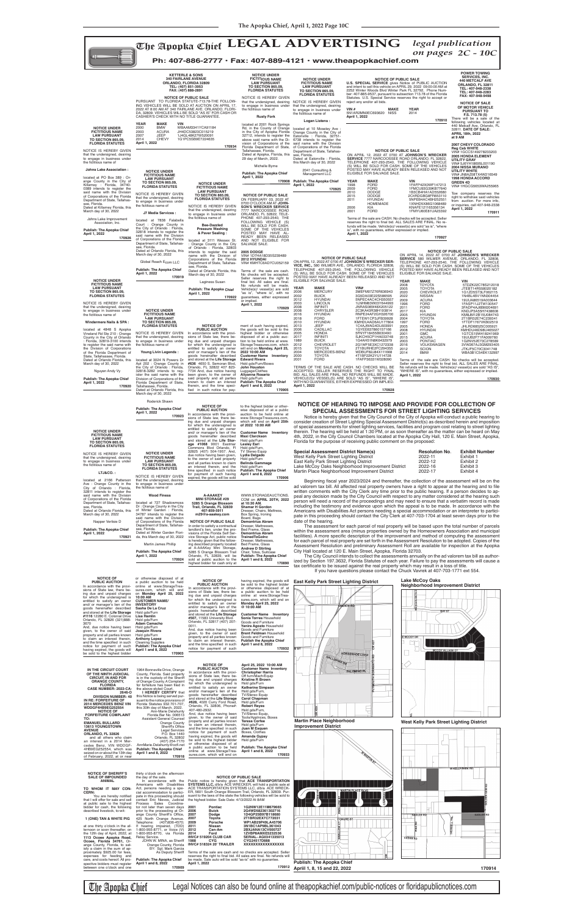# The Apopka Chief LEGAL ADVERTISING

*legal publication on pages 2C - 10C*

**Ph: 407-886-2777 · Fax: 407-889-4121 · www.theapopkachief.com**

---

**NOTICE UNDER FICTITIOUS NAME LAW PURSUANT TO SECTION 865.09, FLORIDA STATUTES**

NOTICE IS HEREBY GIVEN that the undersigned, desiring to engage in business under the fictitious name of

**Johns Lake Association :**

located at PO Box 389 : Orange County in the City of Killarney : Florida, 34740-0389 intends to register the said name with the Division of Corporations of the Florida Department of State, Tallahassee, Florida.
Dated at Killarney Florida, this March day of 30, 2022

Johns Lake Improvement Association, Inc.

**Publish: The Apopka Chief April 1, 2022** 170926

---

**NOTICE UNDER FICTITIOUS NAME LAW PURSUANT TO SECTION 865.09, FLORIDA STATUTES**

NOTICE IS HEREBY GIVEN that the undersigned, desiring to engage in business under the fictitious name of

**Windermere Nails & SPA :**

located at 4848 S Apopka Vineland Rd Ste 210 : Orange County in the City of Orlando : Florida, 32819-3100 intends to register the said name with the Division of Corporations of the Florida Department of State, Tallahassee, Florida.
Dated at Orlando Florida, this March day of 30, 2022

Nguyen Andy Vy

**Publish: The Apopka Chief April 1, 2022** 170920

---

**NOTICE UNDER FICTITIOUS NAME LAW PURSUANT TO SECTION 865.09, FLORIDA STATUTES**

NOTICE IS HEREBY GIVEN that the undersigned, desiring to engage in business under the fictitious name of

**LTJ&CO. :**

located at 2166 Patterson Ave : Orange County in the City of Orlando : Florida, 32811 intends to register the said name with the Division of Corporations of the Florida Department of State, Tallahassee, Florida.
Dated at Orlando Florida, this March day of 30, 2022

Napper Vertisia D

**Publish: The Apopka Chief April 1, 2022** 170921

---

**KETTERLE & SONS 340 FAIRLANE AVENUE ORLANDO, FLORIDA 32809 TEL: (407) 851-3953 FAX: (407) 888-2891**

**NOTICE OF PUBLIC SALE**

PURSUANT TO FLORIDA STATUTE 713.78 THE FOLLOWING VEHICLES WILL BE SOLD AT AUCTION ON APRIL 17, 2022 AT 8:00 AM AT 340 FAIRLANE AVE, ORLANDO, FLORIDA, 32809. VEHICLES WILL BE SOLD "AS IS" FOR CASH OR CASHIER'S CHECK WITH NO TITLE GUARANTEE.

| YEAR | MAKE | VIN |
|---|---|---|
| 2000 | BMW | WBAAM3341YCA91184 |
| 2003 | ACURA | JH4DC53823C015219 |
| 2008 | JEEP | 1J4GL48K27W520001 |
| 2014 | CHEVY | 1G1PC5SB9E7224635 |

**April 1, 2022** 170934

---

**NOTICE UNDER FICTITIOUS NAME LAW PURSUANT TO SECTION 865.09, FLORIDA STATUTES**

NOTICE IS HEREBY GIVEN that the undersigned, desiring to engage in business under the fictitious name of

**J7 Media Services :**

located at 7838 Falabella Court : Orange County in the City of Orlando : Florida, 32818 intends to register the said name with the Division of Corporations of the Florida Department of State, Tallahassee, Florida.
Dated at Orlando Florida, this March day of 30, 2022

Global Reach Ecom LLC

**Publish: The Apopka Chief April 1, 2022** 170919

---

**NOTICE UNDER FICTITIOUS NAME LAW PURSUANT TO SECTION 865.09, FLORIDA STATUTES**

NOTICE IS HEREBY GIVEN that the undersigned, desiring to engage in business under the fictitious name of

**Young Livin Legends :**

located at 3024 N Powers Dr Apt 202 : Orange County in the City of Orlando : Florida, 32818-3282 intends to register the said name with the Division of Corporations of the Florida Department of State, Tallahassee, Florida.
Dated at Orlando Florida, this March day of 30, 2022

Roderick Shawn

**Publish: The Apopka Chief April 1, 2022** 170923

---

**NOTICE UNDER FICTITIOUS NAME LAW PURSUANT TO SECTION 865.09, FLORIDA STATUTES**

NOTICE IS HEREBY GIVEN that the undersigned, desiring to engage in business under the fictitious name of

**Wood Finess**

located at 727 Shadowmoss Dr : Orange County in the City of Winter Garden : Florida, 34787 intends to register the said name with the Division of Corporations of the Florida Department of State, Tallahassee, Florida.
Dated at Winter Garden Florida, this March day of 30, 2022

Martin James Phillip

**Publish: The Apopka Chief April 1, 2022** 170924

---

**NOTICE UNDER FICTITIOUS NAME LAW PURSUANT TO SECTION 865.09, FLORIDA STATUTES**

NOTICE IS HEREBY GIVEN that the undersigned, desiring to engage in business under the fictitious name of

**Bes-Dazzled Pressure Washing & Paver Sealing :**

located at 3111 Wessex St. : Orange County in the City of Orlando : Florida, 32803 intends to register the said name with the Division of Corporations of the Florida Department of State, Tallahassee, Florida.
Dated at Orlando Florida, this March day of 30, 2022

Laginess Susan

**Publish: The Apopka Chief April 1, 2022** 170922

---

**NOTICE OF PUBLIC AUCTION**

In accordance with the provisions of State law, there being due and unpaid charges for which the undersigned is entitled to satisfy an owner and/ or manager's lien of the goods hereinafter described and stored at the **Life Storage #634**, 4650 S. Semoran Blvd, Orlando, FL 32822 407 823-7734 And, due notice having been given, to the owner of said property and all parties known to claim an interest therein, and the time specified in such notice for payment of such having expired, the goods will be sold to the highest bidder or otherwise disposed of at a public auction to be held online at www.StorageTreasures.com, which will end on **April 25th of 2022 10:00 AM**

**Customer Name Inventory**
**Maxi Clerisseau**
Hsld gds/Furn
**Lesley Earl**
Hsld gds/Furn, TV/Stereo Equip
**Lydia Delgado**
Hsld gds/Furn
**Belinda Gammage**
Hsld gds/Furn

**Publish: The Apopka Chief April 1 and 8, 2022** 170906

---

**NOTICE UNDER FICTITIOUS NAME LAW PURSUANT TO SECTION 865.09, FLORIDA STATUTES**

NOTICE IS HEREBY GIVEN that the undersigned, desiring to engage in business under the fictitious name of

**Rusty Fork**

located at 2001 Rock Springs Rd. in the County of Orange in the City of Apopka Florida 32712, intends to register the above said name with the Division of Corporations of the Florida Department of State, Tallahassee, Florida.
Dated at Apopka, Florida, this 29 day of March, 2022.

Michelle Byrne

**Publish: The Apopka Chief April 1, 2022** 170908

---

**NOTICE OF PUBLIC SALE**

ON FEBRUARY 03, 2022 AT 07:00 O'CLOCK AM AT **JOHNSON'S WRECKER SERVICE**, 7777 NARCOOSSEE ROAD ORLANDO, FL 32822. TELEPHONE 407-293-2540. THE FOLLOWING VEHICLE (S) WILL BE SOLD FOR CASH. SOME OF THE VEHICLES POSTED MAY HAVE ALREADY BEEN RELEASED AND NOT ELIGIBLE FOR SALVAGE SALE.

**2005 DODGE**
VIN# 1D7HA18D35S239489
**2012 HYUNDAI**
VIN# 5NPEB4AC0CH358100 (? best reading: 1KMHDA3DAD7CU052159)

Terms of the sale are cash. No checks will be accepted. Seller reserves the right to final bid. All sales are final. No refunds will be made. Vehicle(s)/ vessel(s) are sold "as is", "where is", with no guarantees, either expressed or implied.

**April 1, 2022** 170929

---

**NOTICE OF PUBLIC AUCTION**

In accordance with the provisions of State law, there being due and unpaid charges for which the undersigned is entitled to satisfy an owner and/ or manager's lien of the goods hereinafter described and stored at the **Life Storage #1068**, 3001 Eastmar Commons Blvd Orlando, Fl 32825 (407) 504-1957. And, due notice having been given, to the owner of said property and all parties known to claim an interest therein, and the time specified in such notice for payment of such having expired, the goods will be sold to the highest bidder or otherwise disposed of at a public auction to be held online at www.StorageTreasures.com, which will end on **Monday, April 25, 2022 10:00 AM**

**Customer Name Inventory**
**Edward Rivera**
Hsld gds/Furn/Boxes
**John Houston**
Luggage/Clothes
**Alejandro Rosario**
Hsld gds/Furn

**Publish: The Apopka Chief April 1 and 8, 2022** 170905

---

**A-AAAKEY MINI STORAGE #29 5285 S Orange Blossom Trail, Orlando, FL 32839 407-859-5911 m29@a-aakey.com**

**NOTICE OF PUBLIC SALE**

In order to satisfy a contractual landlord's lien, under the provisions of the Florida Self Storage Act, public notice is hereby given that the following described property located at A-AAAKey Mini Storage, 5285 S Orange Blossom Trail, Orlando, FL 32839, will be sold at public auction to the highest bidder for cash only at WWW.STORAGEAUCTIONS.COM on **APRIL 20TH, 2022 at 10:30 AM.**

**Sharnae H Gordon**
Dresser, Chairs, Mattress, Box Spring, Ironing Board, Bags
**Demontrius Abram**
Dresser, Mattresses, Bed Frames, Glass
**Demontrius Abram**
Mattresses, Bed Frames, Dresser, Mattresses, Bed Frame, Glass
**Andrew D Stirling**
Chair, Totes, Suitcase

**Publish: The Apopka Chief April 1 and 8, 2022** 170890

---

**NOTICE UNDER FICTITIOUS NAME LAW PURSUANT TO SECTION 865.09, FLORIDA STATUTES**

NOTICE IS HEREBY GIVEN that the undersigned, desiring to engage in business under the fictitious name of

**Logan Listens :**

located at 10 Moseley Ave : Orange County in the City of Eatonville : Florida, 32751-6738 intends to register the said name with the Division of Corporations of the Florida Department of State, Tallahassee, Florida.
Dated at Eatonville : Florida, this March day of 30, 2022

2041 Consulting & Management LLC

**Publish: The Apopka Chief April 1, 2022** 170925

---

**NOTICE OF PUBLIC SALE**

**U.S. SPECIAL SERVICE** gives Notice of PUBLIC AUCTION and intent to sell this vehicle on APRIL 29, 2022 09:00:00 AM at 2252 Winter Woods Blvd Winter Park FL 32792, Phone Number 407-895-9537, pursuant to subsection 713.78 of the Florida Statutes. U.S. Special Service reserves the right to accept or reject any and/or all bids.

| VIN # | MAKE | YEAR |
|---|---|---|
| 5N1AR2MN0EC693620 | NISS | 2014 |

**April 1, 2022** 170910

---

**NOTICE OF PUBLIC SALE**

ON APRIL 12, 2022 AT 07:00 AT **JOHNSON'S WRECKER SERVICE** 7777 NARCOOSSEE ROAD ORLANDO, FL 32822. TELEPHONE 407-293-2540. THE FOLLOWING VEHICLE (S) WILL BE SOLD FOR CASH. SOME OF THE VEHICLES POSTED MAY HAVE ALREADY BEEN RELEASED AND NOT ELIGIBLE FOR SALVAGE SALE.

| YEAR | MAKE | VIN |
|---|---|---|
| 1998 | FORD | 1FAFP42X0WF147213 |
| 2009 | FORD | 1FMCU93G39KB77640 |
| 2010 | DODGE | 1B3CB4HA1AD532280 |
| 2015 | DODGE | 2C4RDGBG8FR653110 |
| 2011 | HYUNDAI | 5NPEB4AC4BH252551 |
| | HOMEMADE | 1XNHD5X86G1069489 |
| 2006 | KIA | KNAFE121165358134 |
| 2001 | FORD | 1FMYU60E81UA23392 |

Terms of the sale are CASH. No checks will be accepted. Seller reserves the right to final bid. ALL SALES ARE FINAL. No refunds will be made. Vehicle(s)/ vessel(s) are sold "as is", "where is", with no guarantees, either expressed or implied.

**April 1, 2022** 170927

---

**POWER TOWING SERVICES, INC. 440 METCALF AVE ORLANDO, FL 32811 TEL: 407-948-2338 TEL: 407-948-2363 FAX: 407-948-9498**

**NOTICE OF SALE OF MOTOR VEHICLE PURSUANT TO F.S. 713.78 (5)**

There will be a sale of the following vehicles located at 440 Metcalf Ave, Orlando, FL 32811. **DATE OF SALE: APRIL 18th, 2022 at 9 AM**

**2007 CHEVY COLORADO Reg Cab WHITE**
VIN# 1GCCS149278233203
**2005 HONDA ELEMENT UTILITY GRAY**
VIN# 5J6YH18635L001190
**2004 NISSA MURANO UTILITY WHITE**
VIN# JN8AZ08TX4W216549
**1998 HONDA ACCORD GREEN 4D**
VIN# 1HGCG6653WA255965

Tow company reserves the right to withdraw said vehicles from auction. For more info, or inquiries, call 407-948-2338

**April 1, 2022** 170911

---

**NOTICE OF PUBLIC SALE**

ON APRIL 12, 2022 AT 07:00 AT **JOHNSON'S WRECKER SERVICE, INC.**, 580 WILMER AVE., ORLANDO, FLORIDA 32808. TELEPHONE 407-293-2540. THE FOLLOWING VEHICLE (S) WILL BE SOLD FOR CASH. SOME OF THE VEHICLES POSTED MAY HAVE ALREADY BEEN RELEASED AND NOT ELIGIBLE FOR SALVAGE SALE.

| YEAR | MAKE | VIN# |
|---|---|---|
| 2006 | MERCURY | 3MEFM07Z76R636943 |
| 2002 | BUICK | 3G5DA03E02S586595 |
| 2012 | HYUNDAI | 5NPEC4AC4CH350557 |
| 2003 | LINCOLN | 1LNHM83W03Y644693 |
| 2005 | INFINITI | JNRAS08W45X205122 |
| 2008 | CHRYSLER | 2C3KA43R38H193814 |
| 2016 | HYUNDAI | 5NPE24AF2GH326700 |
| 2018 | FORD | 1FTEW1CP3JFB39928 |
| 2010 | HYUNDAI | KMHDU4AD6AU177804 |
| 2013 | JEEP | 1C4AJWAG4DL603991 |
| 2006 | CADILLAC | 1GYEE637860157166 |
| 2005 | HONDA | 5FNYF18455B030490 |
| 2017 | INFINITI | 5JKCH5CP1HA033748 |
| 1999 | BUICK | 1G4HR52K1XH418222 (? best reading: 1G4HR54K6X4232979) |
| 2012 | CHEVROLET | 2G1WF5E3XC1272338 |
| 2015 | TOYOTA | 2T1BURHE2FC294355 |
| 2004 | MERCEDES-BENZ | WDBUF82J84X111668 |
| 2000 | TOYOTA | 4T1BF22K2YU114728 |
| 2001 | FORD | 1FAFP36331W328090 |

TERMS OF THE SALE ARE CASH. NO CHECKS WILL BE ACCEPTED. SELLER RESERVES THE RIGHT TO FINAL BID. ALL SALES ARE FINAL. NO REFUNDS WILL BE MADE. VEHICLE(S)/ VESSEL(S) ARE SOLD "AS IS", "WHERE IS", WITH NO GUARANTEES, EITHER EXPRESSED OR IMPLIED.

**April 1, 2022** 170928

---

**NOTICE OF PUBLIC SALE**

ON APRIL 14, 2022 AT 07:00 AT **JOHNSON'S WRECKER SERVICE** 580 WILMER AVENUE, ORLANDO, FL 32808. TELEPHONE 407-293-2540. THE FOLLOWING VEHICLE (S) WILL BE SOLD FOR CASH. SOME OF THE VEHICLES POSTED MAY HAVE ALREADY BEEN RELEASED AND NOT ELIGIBLE FOR SALVAGE SALE.

| YEAR | MAKE | VIN |
|---|---|---|
| 2008 | TOYOTA | 5TDZK22C78S212018 |
| 2005 | TOYOTA | JTEBT14R558020182 |
| 2020 | CHEVROLET | 1G1ZD5ST3LF062115 |
| 2022 | NISSAN | 1N4BL4BV3NC004455 |
| 2009 | ACURA | 19UUA86519A003644 |
| 1995 | FORD | 1FASP11J0TW136547 |
| 2011 | FORD | 2FMDK3GC8BBA04891 |
| 2017 | KIA | KNDJP3A55H7438608 |
| 2005 | HYUNDAI | KM8JM12B15U084743 |
| 2004 | TOYOTA | 2T1BR32E74C239341 |
| 1997 | FORD | 1FTDF17W3VKB25519 |
| 2005 | HONDA | JHLRD68525C005921 |
| 2008 | HYUNDAI | KMHDU46D88U465027 |
| 2001 | GMC | 1GTCS19W418241989 |
| 2015 | ACURA | 19UUB2F71FA009760 |
| 2003 | PONTIAC | 1G2NV52E13C278089 |
| 2016 | VOLKSWAGEN | 3VW267AJ3GM293405 |
| 2012 | SCION | JTKJF5C79C3041748 |
| 2014 | BMW | WBA3B1C54EK132997 |

Terms of the sale are CASH. No checks will be accepted. Seller reserves the right to final bid. ALL SALES ARE FINAL. No refunds will be made. Vehicle(s)/ vessel(s) are sold "AS IS", "WHERE IS", with no guarantees, either expressed or implied.

**April 1, 2022** 170930

---

**NOTICE OF PUBLIC AUCTION**

In accordance with the provisions of State law, there being due and unpaid charges for which the undersigned is entitled to satisfy an owner and/ or manager's lien of the goods hereinafter described and stored at the **Life Storage #1016** 12280 E. Colonial Drive Orlando, FL 32826 (321)888-3070
And, due notice having been given, to the owner of said property and all parties known to claim an interest therein, and the time specified in such notice for payment of such having expired, the goods will be sold to the highest bidder or otherwise disposed of at a public auction to be held online at www.StorageTreasures.com, which will end on **Monday April 25, 2022 10:00 AM**

**CUSTOMER NAME/ INVENTORY**
**Sasha De La Cruz**
Hsld gds/Furn
**Lisa Hamlin**
Hsld gds/Furn
**Adam Camacho**
Hsld gds/Furn
**Joaquin Rivera**
Hsld gds/Furn
**Anthony Lopez**
Cleaning Supplies

**Publish: The Apopka Chief April 1 and 8, 2022** 170903

---

**NOTICE OF PUBLIC AUCTION**

In accordance with the provisions of State law, there being due and unpaid charges for which the undersigned is entitled to satisfy an owner and/or manager's lien of the goods hereinafter described and stored at the **Life Storage #507**, 11583 University Blvd. Orlando, FL 32817 (407) 207-0011.
And, due notice having been given, to the owner of said property and all parties known to claim an interest therein, and the time specified in such notice for payment of such having expired, the goods will be sold to the highest bidder or otherwise disposed of at a public auction to be held online at www.StorageTreasures.com, which will end on **Monday April 25, 2022 @ 10:00 AM**

**Customer Name Inventory**
**Sonia Torres** Household Goods and Furniture
**Yanira Agosto** Household Goods and Furniture
**Brent Feldman** Household Goods and Furniture

**Publish the Apopka Chief April 1 and 8, 2022** 170902

---

# NOTICE OF HEARING TO IMPOSE AND PROVIDE FOR COLLECTION OF SPECIAL ASSESSMENTS FOR STREET LIGHTING SERVICES

Notice is hereby given that the City Council of the City of Apopka will conduct a public hearing to consider creation of Street Lighting Special Assessment District(s) as described herein and imposition of special assessments for street lighting services, facilities and program cost relating to street lighting therein. The hearing will be held at 1:30 PM, or as soon thereafter as the matter can be heard on May 4th, 2022, in the City Council Chambers located at the Apopka City Hall, 120 E. Main Street, Apopka, Florida for the purpose of receiving public comment on the proposed:

| Special Assessment District Name(s) | Resolution No. | Exhibit Number |
|---|---|---|
| West Kelly Park Street Lighting District | 2022-11 | Exhibit 1 |
| East Kelly Park Street Lighting District | 2022-12 | Exhibit 2 |
| Lake McCoy Oaks Neighborhood Improvement District | 2022-16 | Exhibit 3 |
| Martin Place Neighborhood Improvement District | 2022-17 | Exhibit 4 |

Beginning fiscal year 2023/2024 and thereafter, the collection of the assessment will be on the ad valorem tax bill. All affected real property owners have a right to appear at the hearing and to file written comments with the City Clerk any time prior to the public hearing. If a person decides to appeal any decision made by the City Council with respect to any matter considered at the hearing such person will need a record of the proceedings and may need to ensure that a verbatim record is made including the testimony and evidence upon which the appeal is to be made. In accordance with the Americans with Disabilities Act persons needing a special accommodation or an interpreter to participate in this proceeding should contact the City Clerk at 407-703-1704 at least seven days prior to the date of the hearing.

The assessment for each parcel of real property will be based upon the total number of parcels within the assessment area (minus properties owned by the Homeowners Association and municipal facilities). A more specific description of the improvement and method of computing the assessment for each parcel of real property are set forth in the Assessment Resolution to be adopted. Copies of the Assessment Resolution and preliminary Assessment Roll are available for inspection at the Apopka City Hall located at 120 E. Main Street, Apopka, Florida 32703.

The City Council intends to collect the assessments annually on the ad valorem tax bill as authorized by Section 197.3632, Florida Statutes of each year. Failure to pay the assessments will cause a tax certificate to be issued against the real property which may result in a loss of title.

If you have questions please contact the Chuck Vavrek at 407-703-1771 ext 554.

**East Kelly Park Street Lighting District**

**Lake McCoy Oaks Neighborhood Improvement District**

**Martin Place Neighborhood Improvement District**

**West Kelly Park Street Lighting District**

**Publish: The Apopka Chief Apriil 1, 8, 15 and 22, 2022** 170914

---

**IN THE CIRCUIT COURT OF THE NINTH JUDICIAL CIRCUIT, IN AND FOR ORANGE COUNTY, FLORIDA CASE NUMBER: 2022-CA-2646-O DIVISION NUMBER: 40 IN RE: FORFEITURE OF 2014 MERCEDES BENZ VIN WDDGF4HB9EG252554**

**NOTICE OF FORFEITURE COMPLAINT**

**TO: EMANUEL BULLARD 13613 YOUNGSTOWN AVENUE ORLANDO, FL 32826**

and all others who claim an interest in a 2014 Mercedes Benz, VIN WDDGF4HB9EG252554, which was seized on or about the 13th day of February, 2022, at or near 1964 Bonneville Drive, Orange County, Florida. Said property is in the custody of the Sheriff of Orange County. A Complaint for forfeiture has been filed in the above-styled Court.

**I HEREBY CERTIFY** that this Notice is being served pursuant to the notice provisions of Florida Statutes 932.701-707, this 30th day of March, 2022.

Ann-Marie Delahunty
Florida Bar No. 006513
Assistant General Counsel
Orange County Sheriff's Office
Legal Services
P.O. Box 1440
Orlando, FL 32802
(407) 254-7170
AnnMarie.Delahunty@ocfl.net

**Publish: The Apopka Chief April 1 and 8, 2022** 170918

---

**NOTICE OF PUBLIC AUCTION**

In accordance with the provisions of State law, there being due and unpaid charges for which the undersigned is entitled to satisfy an owner and/or manager's lien of the goods hereinafter described and stored at the **Life Storage #628**, 4020 Curry Ford Road, Orlando, FL 32806, Phone: 407-480-2932.
And, due notice having been given, to the owner of said property and all parties known to claim an interest therein, and the time specified in such notice for payment of such having expired, the goods will be sold to the highest bidder or otherwise disposed of at a public auction to be held online at www.StorageTreasures.com, which will end on **April 25, 2022 10:00 AM**

**Customer Name Inventory**
**Christopher Harris**
Off furn/Mach/Equip
**Kristine R Brown**
Hsld gds/Furn
**Katherine Simpson**
Hsld gds/Furn, TV/Stereo Equip
**Carol Chapman**
Hsld gds/Furn
**Robert Reyes**
Hsld gds/Furn, TV/Stereo Equip, Tools/Appliances, Boxes
**Teresa Cortes**
Hsld gds/Furn
**Juan M Esquen**
Boxes, Clothes
**Amanda Gypay**
Hsld gds/Furn

**Publish: The Apopka Chief April 1 and 8, 2022** 170933

---

**NOTICE OF SHERIFF'S SALE OF IMPOUNDED ANIMAL**

**TO WHOM IT MAY CONCERN:**

You are hereby notified that I will offer for sale and sell at public sale to the highest bidder for cash, the following described livestock, to-wit:

**1 (ONE) TAN & WHITE PIG**

at one thirty o'clock in the afternoon or soon thereafter, on the 12th day of April, 2022, at **1113 Ocoee Apopka Road, Ocoee, Florida 34761**, Orange County, Florida to satisfy a claim in the sum of approximately $925.00 for fees, expenses for feeding and care, and costs hereof. All prospective bidders must register between one o'clock and one thirty o'clock on the afternoon of the day of the sale.

In accordance with the Americans with Disabilities Act, persons needing a special accommodation to participate in this proceeding should contact Eric Nieves, Judicial Process Sales Coordinator not later than seven days prior to the proceeding at Orange County Sheriff's Office, 425 North Orange Avenue, Telephone: (407)836-4570; If hearing impaired, (TDD) 1-800-955-8771, or Voice (V) 1-800-955-8770, via Florida Relay Service.

JOHN W. MINA, as Sheriff
Orange County, Florida
BY: Sgt. Mark Garcia
As Deputy Sheriff

**Publish: The Apopka Chief April 1 and 8, 2022** 170909

---

**NOTICE OF PUBLIC SALE**

Public notice is hereby given that **ACE TRANSPORTATION SYSTEMS LLC**, d/b/a: ACE WRECKER, will hold a public sale at ACE TRANSPORTATION SYSTEMS LLC, d/b/a: ACE WRECKER, 5601 South Orange Blossom Trail, Orlando, FL 32839. Pursuant to the laws of the state the following vehicles will be sold to the highest bidder. Sale Date: 4/13/2022 At 8AM

| | | |
|---|---|---|
| 2001 | Pontiac | 1G2NW12E11M679685 |
| 2006 | Buick | 2G4WD582361302716 |
| 2007 | Dodge | 1D4GP25B97B118680 |
| 2007 | Toyota | 2T1BR32EX7C772031 |
| 2009 | Porsche | WP1AB29P49LA45706 |
| 2011 | Nissan | 3N1BC1AP9BL361043 |
| 2012 | Can-Am | 2BXJAHA13CV000727 |
| 2014 | Ford | 1ZVBP8AM5E5326536 |
| INV# 518323 | CLUB CAR | SERIAL- AG0343135013 |
| 1988 | CYG | CYG24517D888 |
| INV# 518324 | 26' TRAILER | XXXXXXXXXXXXXXXXX |

Terms of the sale are cash and no checks will be accepted. Seller reserves the right to final bid. All sales are final. No refunds will be made. Sale auto will be sold "as-is" with no guarantee.

**April 1, 2022** 170912

---

The Apopka Chief — Legal Notices can also be found online at theapopkachief.com/public-notices or floridapublicnotices.com